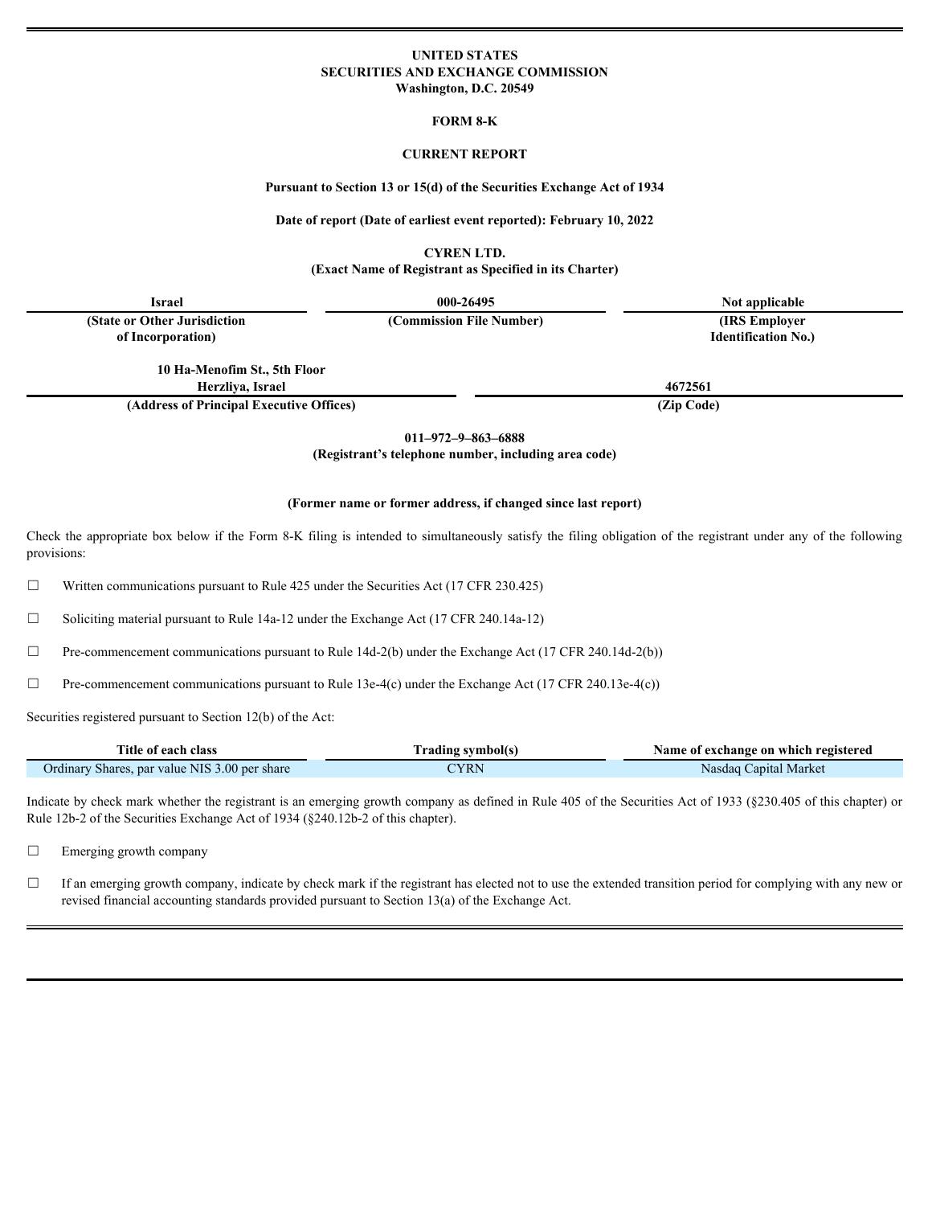**UNITED STATES**
**SECURITIES AND EXCHANGE COMMISSION**
**Washington, D.C. 20549**

**FORM 8-K**

**CURRENT REPORT**

**Pursuant to Section 13 or 15(d) of the Securities Exchange Act of 1934**

**Date of report (Date of earliest event reported): February 10, 2022**

**CYREN LTD.**
**(Exact Name of Registrant as Specified in its Charter)**

| Israel | 000-26495 | Not applicable |
|---|---|---|
| (State or Other Jurisdiction of Incorporation) | (Commission File Number) | (IRS Employer Identification No.) |

| 10 Ha-Menofim St., 5th Floor Herzliya, Israel | 4672561 |
|---|---|
| (Address of Principal Executive Offices) | (Zip Code) |

**011–972–9–863–6888**
**(Registrant's telephone number, including area code)**

**(Former name or former address, if changed since last report)**

Check the appropriate box below if the Form 8-K filing is intended to simultaneously satisfy the filing obligation of the registrant under any of the following provisions:

☐ Written communications pursuant to Rule 425 under the Securities Act (17 CFR 230.425)

☐ Soliciting material pursuant to Rule 14a-12 under the Exchange Act (17 CFR 240.14a-12)

☐ Pre-commencement communications pursuant to Rule 14d-2(b) under the Exchange Act (17 CFR 240.14d-2(b))

☐ Pre-commencement communications pursuant to Rule 13e-4(c) under the Exchange Act (17 CFR 240.13e-4(c))

Securities registered pursuant to Section 12(b) of the Act:

| Title of each class | Trading symbol(s) | Name of exchange on which registered |
|---|---|---|
| Ordinary Shares, par value NIS 3.00 per share | CYRN | Nasdaq Capital Market |

Indicate by check mark whether the registrant is an emerging growth company as defined in Rule 405 of the Securities Act of 1933 (§230.405 of this chapter) or Rule 12b-2 of the Securities Exchange Act of 1934 (§240.12b-2 of this chapter).

☐ Emerging growth company

☐ If an emerging growth company, indicate by check mark if the registrant has elected not to use the extended transition period for complying with any new or revised financial accounting standards provided pursuant to Section 13(a) of the Exchange Act.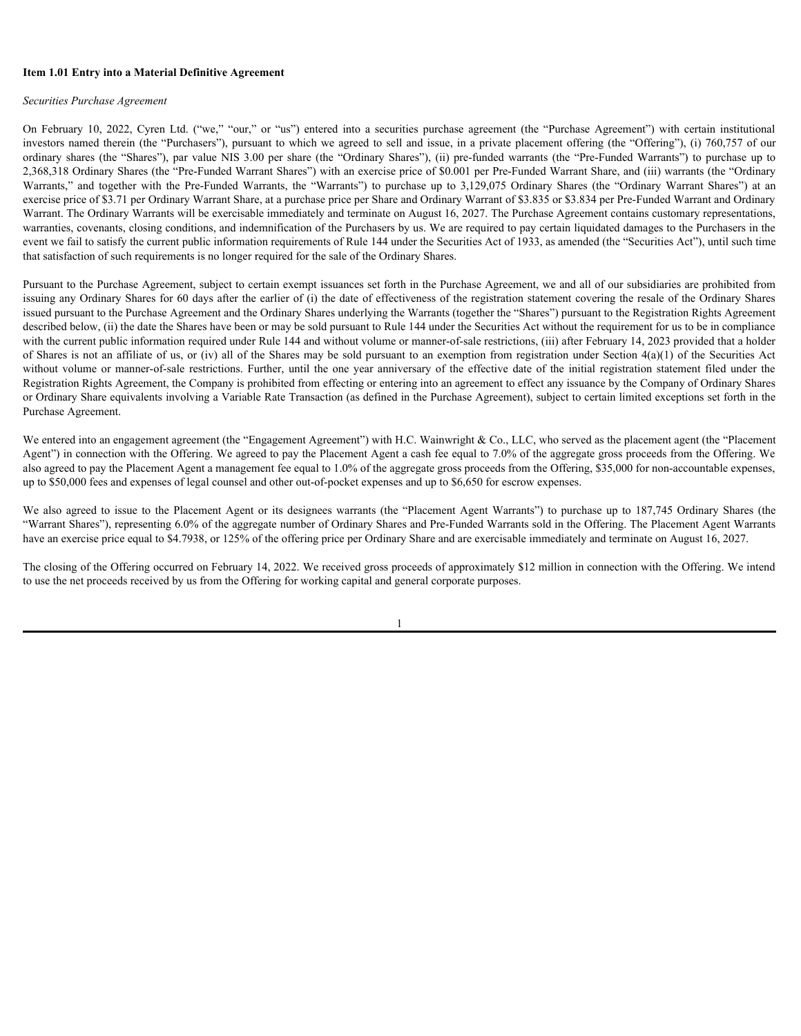**Item 1.01 Entry into a Material Definitive Agreement**

*Securities Purchase Agreement*

On February 10, 2022, Cyren Ltd. ("we," "our," or "us") entered into a securities purchase agreement (the "Purchase Agreement") with certain institutional investors named therein (the "Purchasers"), pursuant to which we agreed to sell and issue, in a private placement offering (the "Offering"), (i) 760,757 of our ordinary shares (the "Shares"), par value NIS 3.00 per share (the "Ordinary Shares"), (ii) pre-funded warrants (the "Pre-Funded Warrants") to purchase up to 2,368,318 Ordinary Shares (the "Pre-Funded Warrant Shares") with an exercise price of $0.001 per Pre-Funded Warrant Share, and (iii) warrants (the "Ordinary Warrants," and together with the Pre-Funded Warrants, the "Warrants") to purchase up to 3,129,075 Ordinary Shares (the "Ordinary Warrant Shares") at an exercise price of $3.71 per Ordinary Warrant Share, at a purchase price per Share and Ordinary Warrant of $3.835 or $3.834 per Pre-Funded Warrant and Ordinary Warrant. The Ordinary Warrants will be exercisable immediately and terminate on August 16, 2027. The Purchase Agreement contains customary representations, warranties, covenants, closing conditions, and indemnification of the Purchasers by us. We are required to pay certain liquidated damages to the Purchasers in the event we fail to satisfy the current public information requirements of Rule 144 under the Securities Act of 1933, as amended (the "Securities Act"), until such time that satisfaction of such requirements is no longer required for the sale of the Ordinary Shares.

Pursuant to the Purchase Agreement, subject to certain exempt issuances set forth in the Purchase Agreement, we and all of our subsidiaries are prohibited from issuing any Ordinary Shares for 60 days after the earlier of (i) the date of effectiveness of the registration statement covering the resale of the Ordinary Shares issued pursuant to the Purchase Agreement and the Ordinary Shares underlying the Warrants (together the "Shares") pursuant to the Registration Rights Agreement described below, (ii) the date the Shares have been or may be sold pursuant to Rule 144 under the Securities Act without the requirement for us to be in compliance with the current public information required under Rule 144 and without volume or manner-of-sale restrictions, (iii) after February 14, 2023 provided that a holder of Shares is not an affiliate of us, or (iv) all of the Shares may be sold pursuant to an exemption from registration under Section 4(a)(1) of the Securities Act without volume or manner-of-sale restrictions. Further, until the one year anniversary of the effective date of the initial registration statement filed under the Registration Rights Agreement, the Company is prohibited from effecting or entering into an agreement to effect any issuance by the Company of Ordinary Shares or Ordinary Share equivalents involving a Variable Rate Transaction (as defined in the Purchase Agreement), subject to certain limited exceptions set forth in the Purchase Agreement.

We entered into an engagement agreement (the "Engagement Agreement") with H.C. Wainwright & Co., LLC, who served as the placement agent (the "Placement Agent") in connection with the Offering. We agreed to pay the Placement Agent a cash fee equal to 7.0% of the aggregate gross proceeds from the Offering. We also agreed to pay the Placement Agent a management fee equal to 1.0% of the aggregate gross proceeds from the Offering, $35,000 for non-accountable expenses, up to $50,000 fees and expenses of legal counsel and other out-of-pocket expenses and up to $6,650 for escrow expenses.

We also agreed to issue to the Placement Agent or its designees warrants (the "Placement Agent Warrants") to purchase up to 187,745 Ordinary Shares (the "Warrant Shares"), representing 6.0% of the aggregate number of Ordinary Shares and Pre-Funded Warrants sold in the Offering. The Placement Agent Warrants have an exercise price equal to $4.7938, or 125% of the offering price per Ordinary Share and are exercisable immediately and terminate on August 16, 2027.

The closing of the Offering occurred on February 14, 2022. We received gross proceeds of approximately $12 million in connection with the Offering. We intend to use the net proceeds received by us from the Offering for working capital and general corporate purposes.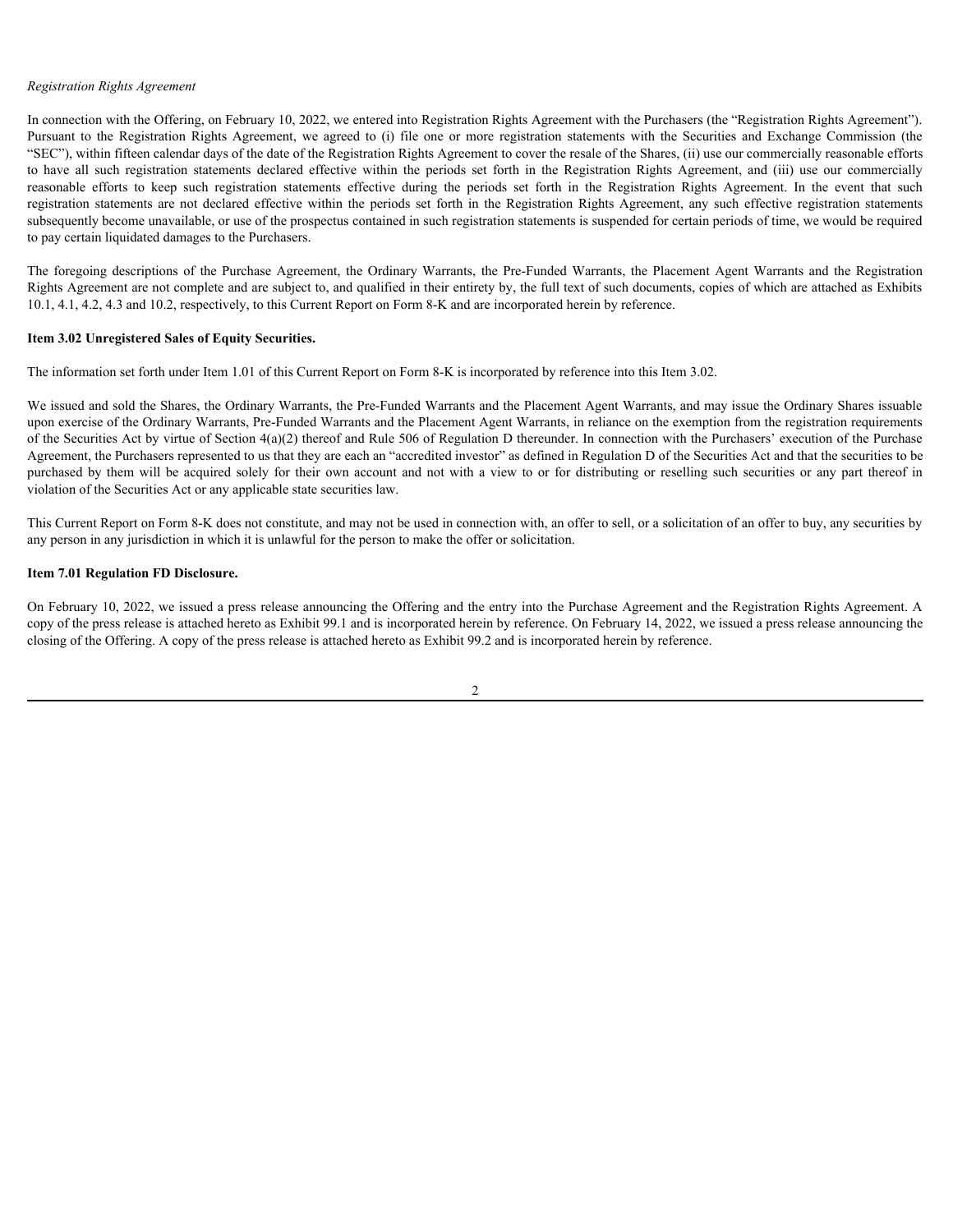*Registration Rights Agreement*

In connection with the Offering, on February 10, 2022, we entered into Registration Rights Agreement with the Purchasers (the "Registration Rights Agreement"). Pursuant to the Registration Rights Agreement, we agreed to (i) file one or more registration statements with the Securities and Exchange Commission (the "SEC"), within fifteen calendar days of the date of the Registration Rights Agreement to cover the resale of the Shares, (ii) use our commercially reasonable efforts to have all such registration statements declared effective within the periods set forth in the Registration Rights Agreement, and (iii) use our commercially reasonable efforts to keep such registration statements effective during the periods set forth in the Registration Rights Agreement. In the event that such registration statements are not declared effective within the periods set forth in the Registration Rights Agreement, any such effective registration statements subsequently become unavailable, or use of the prospectus contained in such registration statements is suspended for certain periods of time, we would be required to pay certain liquidated damages to the Purchasers.

The foregoing descriptions of the Purchase Agreement, the Ordinary Warrants, the Pre-Funded Warrants, the Placement Agent Warrants and the Registration Rights Agreement are not complete and are subject to, and qualified in their entirety by, the full text of such documents, copies of which are attached as Exhibits 10.1, 4.1, 4.2, 4.3 and 10.2, respectively, to this Current Report on Form 8-K and are incorporated herein by reference.

**Item 3.02 Unregistered Sales of Equity Securities.**

The information set forth under Item 1.01 of this Current Report on Form 8-K is incorporated by reference into this Item 3.02.

We issued and sold the Shares, the Ordinary Warrants, the Pre-Funded Warrants and the Placement Agent Warrants, and may issue the Ordinary Shares issuable upon exercise of the Ordinary Warrants, Pre-Funded Warrants and the Placement Agent Warrants, in reliance on the exemption from the registration requirements of the Securities Act by virtue of Section 4(a)(2) thereof and Rule 506 of Regulation D thereunder. In connection with the Purchasers' execution of the Purchase Agreement, the Purchasers represented to us that they are each an "accredited investor" as defined in Regulation D of the Securities Act and that the securities to be purchased by them will be acquired solely for their own account and not with a view to or for distributing or reselling such securities or any part thereof in violation of the Securities Act or any applicable state securities law.

This Current Report on Form 8-K does not constitute, and may not be used in connection with, an offer to sell, or a solicitation of an offer to buy, any securities by any person in any jurisdiction in which it is unlawful for the person to make the offer or solicitation.

**Item 7.01 Regulation FD Disclosure.**

On February 10, 2022, we issued a press release announcing the Offering and the entry into the Purchase Agreement and the Registration Rights Agreement. A copy of the press release is attached hereto as Exhibit 99.1 and is incorporated herein by reference. On February 14, 2022, we issued a press release announcing the closing of the Offering. A copy of the press release is attached hereto as Exhibit 99.2 and is incorporated herein by reference.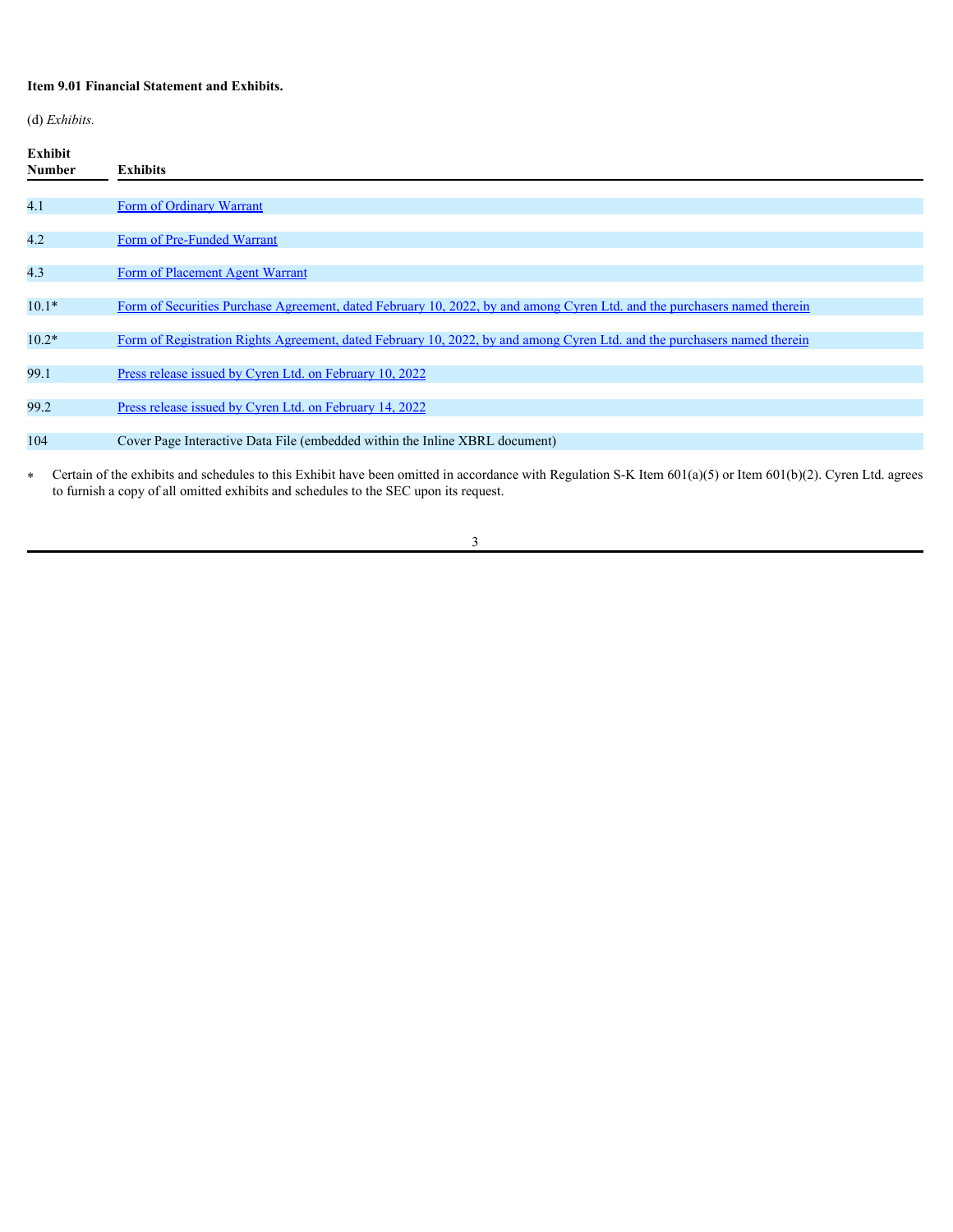**Item 9.01 Financial Statement and Exhibits.**

(d) *Exhibits.*

| Exhibit Number | Exhibits |
|---|---|
| 4.1 | Form of Ordinary Warrant |
| 4.2 | Form of Pre-Funded Warrant |
| 4.3 | Form of Placement Agent Warrant |
| 10.1* | Form of Securities Purchase Agreement, dated February 10, 2022, by and among Cyren Ltd. and the purchasers named therein |
| 10.2* | Form of Registration Rights Agreement, dated February 10, 2022, by and among Cyren Ltd. and the purchasers named therein |
| 99.1 | Press release issued by Cyren Ltd. on February 10, 2022 |
| 99.2 | Press release issued by Cyren Ltd. on February 14, 2022 |
| 104 | Cover Page Interactive Data File (embedded within the Inline XBRL document) |

* Certain of the exhibits and schedules to this Exhibit have been omitted in accordance with Regulation S-K Item 601(a)(5) or Item 601(b)(2). Cyren Ltd. agrees to furnish a copy of all omitted exhibits and schedules to the SEC upon its request.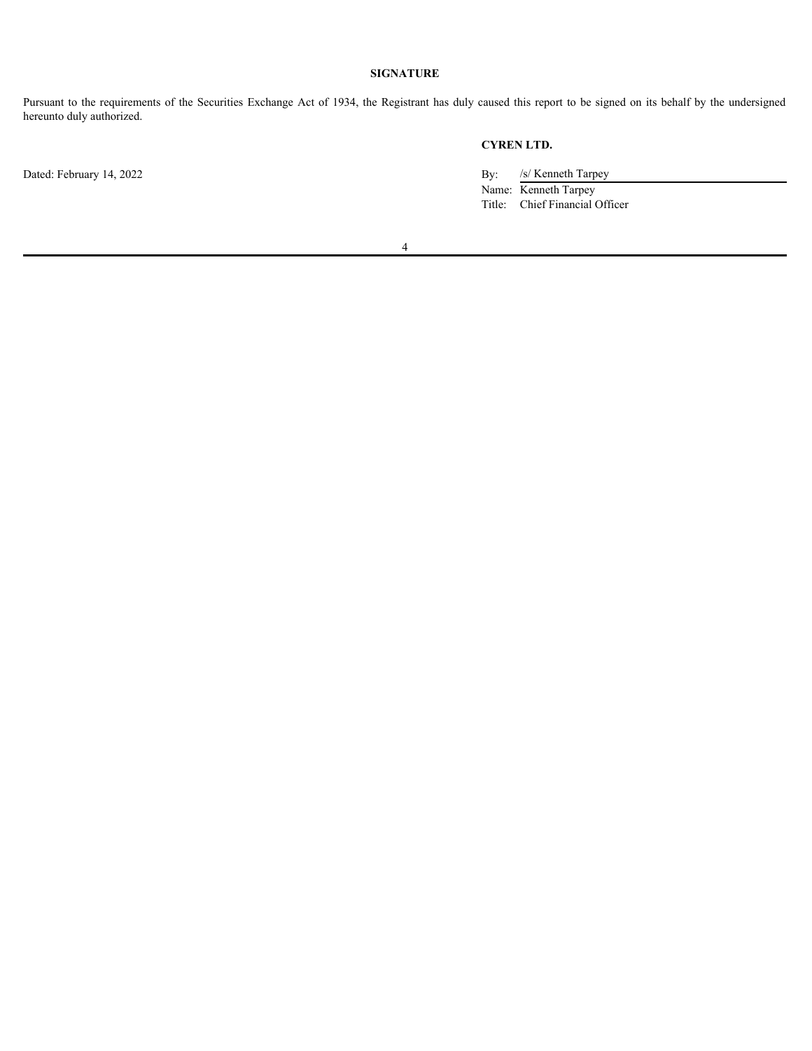## SIGNATURE

Pursuant to the requirements of the Securities Exchange Act of 1934, the Registrant has duly caused this report to be signed on its behalf by the undersigned hereunto duly authorized.

**CYREN LTD.**

Dated: February 14, 2022

By: /s/ Kenneth Tarpey
Name: Kenneth Tarpey
Title: Chief Financial Officer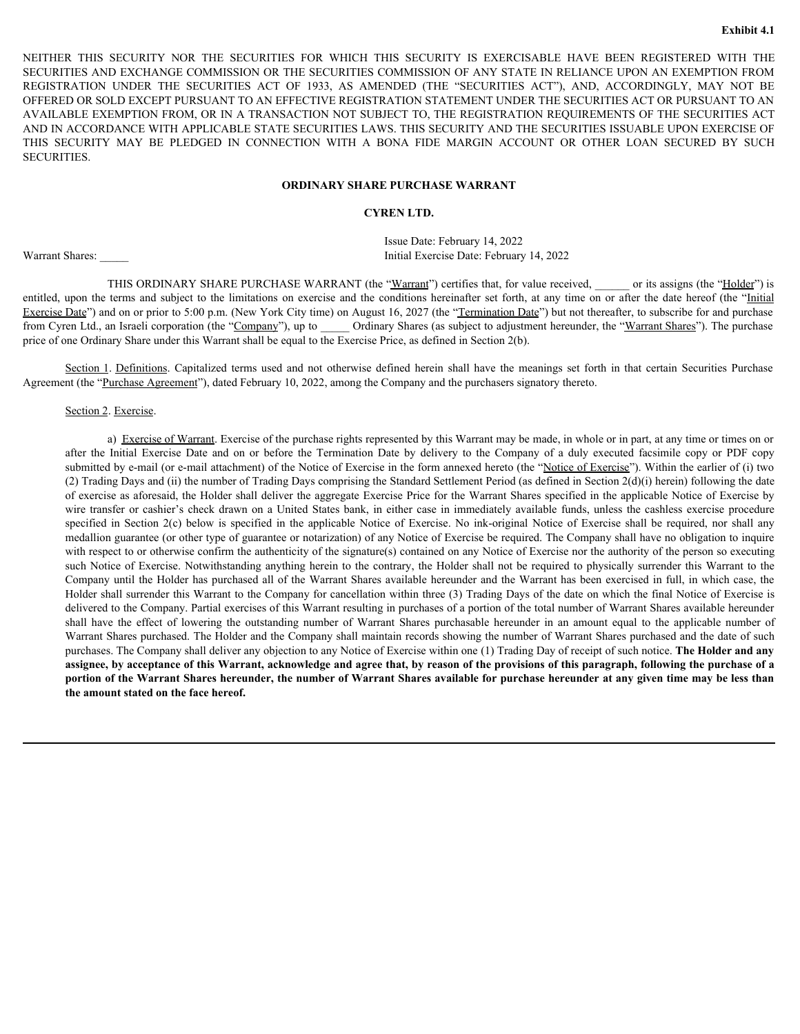**Exhibit 4.1**

NEITHER THIS SECURITY NOR THE SECURITIES FOR WHICH THIS SECURITY IS EXERCISABLE HAVE BEEN REGISTERED WITH THE SECURITIES AND EXCHANGE COMMISSION OR THE SECURITIES COMMISSION OF ANY STATE IN RELIANCE UPON AN EXEMPTION FROM REGISTRATION UNDER THE SECURITIES ACT OF 1933, AS AMENDED (THE "SECURITIES ACT"), AND, ACCORDINGLY, MAY NOT BE OFFERED OR SOLD EXCEPT PURSUANT TO AN EFFECTIVE REGISTRATION STATEMENT UNDER THE SECURITIES ACT OR PURSUANT TO AN AVAILABLE EXEMPTION FROM, OR IN A TRANSACTION NOT SUBJECT TO, THE REGISTRATION REQUIREMENTS OF THE SECURITIES ACT AND IN ACCORDANCE WITH APPLICABLE STATE SECURITIES LAWS. THIS SECURITY AND THE SECURITIES ISSUABLE UPON EXERCISE OF THIS SECURITY MAY BE PLEDGED IN CONNECTION WITH A BONA FIDE MARGIN ACCOUNT OR OTHER LOAN SECURED BY SUCH SECURITIES.

**ORDINARY SHARE PURCHASE WARRANT**

**CYREN LTD.**

Warrant Shares: _____

Issue Date: February 14, 2022
Initial Exercise Date: February 14, 2022

THIS ORDINARY SHARE PURCHASE WARRANT (the "Warrant") certifies that, for value received, ______ or its assigns (the "Holder") is entitled, upon the terms and subject to the limitations on exercise and the conditions hereinafter set forth, at any time on or after the date hereof (the "Initial Exercise Date") and on or prior to 5:00 p.m. (New York City time) on August 16, 2027 (the "Termination Date") but not thereafter, to subscribe for and purchase from Cyren Ltd., an Israeli corporation (the "Company"), up to _____ Ordinary Shares (as subject to adjustment hereunder, the "Warrant Shares"). The purchase price of one Ordinary Share under this Warrant shall be equal to the Exercise Price, as defined in Section 2(b).

Section 1. Definitions. Capitalized terms used and not otherwise defined herein shall have the meanings set forth in that certain Securities Purchase Agreement (the "Purchase Agreement"), dated February 10, 2022, among the Company and the purchasers signatory thereto.

Section 2. Exercise.

a) Exercise of Warrant. Exercise of the purchase rights represented by this Warrant may be made, in whole or in part, at any time or times on or after the Initial Exercise Date and on or before the Termination Date by delivery to the Company of a duly executed facsimile copy or PDF copy submitted by e-mail (or e-mail attachment) of the Notice of Exercise in the form annexed hereto (the "Notice of Exercise"). Within the earlier of (i) two (2) Trading Days and (ii) the number of Trading Days comprising the Standard Settlement Period (as defined in Section 2(d)(i) herein) following the date of exercise as aforesaid, the Holder shall deliver the aggregate Exercise Price for the Warrant Shares specified in the applicable Notice of Exercise by wire transfer or cashier's check drawn on a United States bank, in either case in immediately available funds, unless the cashless exercise procedure specified in Section 2(c) below is specified in the applicable Notice of Exercise. No ink-original Notice of Exercise shall be required, nor shall any medallion guarantee (or other type of guarantee or notarization) of any Notice of Exercise be required. The Company shall have no obligation to inquire with respect to or otherwise confirm the authenticity of the signature(s) contained on any Notice of Exercise nor the authority of the person so executing such Notice of Exercise. Notwithstanding anything herein to the contrary, the Holder shall not be required to physically surrender this Warrant to the Company until the Holder has purchased all of the Warrant Shares available hereunder and the Warrant has been exercised in full, in which case, the Holder shall surrender this Warrant to the Company for cancellation within three (3) Trading Days of the date on which the final Notice of Exercise is delivered to the Company. Partial exercises of this Warrant resulting in purchases of a portion of the total number of Warrant Shares available hereunder shall have the effect of lowering the outstanding number of Warrant Shares purchasable hereunder in an amount equal to the applicable number of Warrant Shares purchased. The Holder and the Company shall maintain records showing the number of Warrant Shares purchased and the date of such purchases. The Company shall deliver any objection to any Notice of Exercise within one (1) Trading Day of receipt of such notice. **The Holder and any assignee, by acceptance of this Warrant, acknowledge and agree that, by reason of the provisions of this paragraph, following the purchase of a portion of the Warrant Shares hereunder, the number of Warrant Shares available for purchase hereunder at any given time may be less than the amount stated on the face hereof.**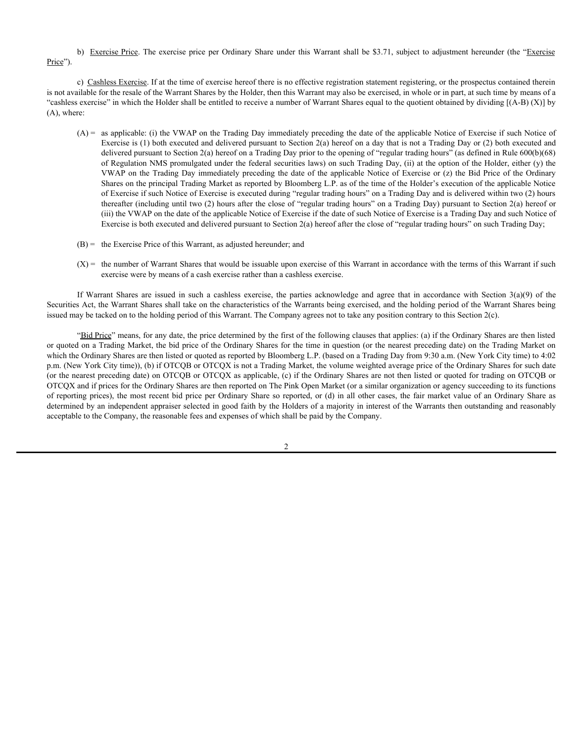b) Exercise Price. The exercise price per Ordinary Share under this Warrant shall be $3.71, subject to adjustment hereunder (the "Exercise Price").

c) Cashless Exercise. If at the time of exercise hereof there is no effective registration statement registering, or the prospectus contained therein is not available for the resale of the Warrant Shares by the Holder, then this Warrant may also be exercised, in whole or in part, at such time by means of a "cashless exercise" in which the Holder shall be entitled to receive a number of Warrant Shares equal to the quotient obtained by dividing [(A-B) (X)] by (A), where:

(A) = as applicable: (i) the VWAP on the Trading Day immediately preceding the date of the applicable Notice of Exercise if such Notice of Exercise is (1) both executed and delivered pursuant to Section 2(a) hereof on a day that is not a Trading Day or (2) both executed and delivered pursuant to Section 2(a) hereof on a Trading Day prior to the opening of "regular trading hours" (as defined in Rule 600(b)(68) of Regulation NMS promulgated under the federal securities laws) on such Trading Day, (ii) at the option of the Holder, either (y) the VWAP on the Trading Day immediately preceding the date of the applicable Notice of Exercise or (z) the Bid Price of the Ordinary Shares on the principal Trading Market as reported by Bloomberg L.P. as of the time of the Holder's execution of the applicable Notice of Exercise if such Notice of Exercise is executed during "regular trading hours" on a Trading Day and is delivered within two (2) hours thereafter (including until two (2) hours after the close of "regular trading hours" on a Trading Day) pursuant to Section 2(a) hereof or (iii) the VWAP on the date of the applicable Notice of Exercise if the date of such Notice of Exercise is a Trading Day and such Notice of Exercise is both executed and delivered pursuant to Section 2(a) hereof after the close of "regular trading hours" on such Trading Day;

(B) = the Exercise Price of this Warrant, as adjusted hereunder; and

(X) = the number of Warrant Shares that would be issuable upon exercise of this Warrant in accordance with the terms of this Warrant if such exercise were by means of a cash exercise rather than a cashless exercise.

If Warrant Shares are issued in such a cashless exercise, the parties acknowledge and agree that in accordance with Section 3(a)(9) of the Securities Act, the Warrant Shares shall take on the characteristics of the Warrants being exercised, and the holding period of the Warrant Shares being issued may be tacked on to the holding period of this Warrant. The Company agrees not to take any position contrary to this Section 2(c).

"Bid Price" means, for any date, the price determined by the first of the following clauses that applies: (a) if the Ordinary Shares are then listed or quoted on a Trading Market, the bid price of the Ordinary Shares for the time in question (or the nearest preceding date) on the Trading Market on which the Ordinary Shares are then listed or quoted as reported by Bloomberg L.P. (based on a Trading Day from 9:30 a.m. (New York City time) to 4:02 p.m. (New York City time)), (b) if OTCQB or OTCQX is not a Trading Market, the volume weighted average price of the Ordinary Shares for such date (or the nearest preceding date) on OTCQB or OTCQX as applicable, (c) if the Ordinary Shares are not then listed or quoted for trading on OTCQB or OTCQX and if prices for the Ordinary Shares are then reported on The Pink Open Market (or a similar organization or agency succeeding to its functions of reporting prices), the most recent bid price per Ordinary Share so reported, or (d) in all other cases, the fair market value of an Ordinary Share as determined by an independent appraiser selected in good faith by the Holders of a majority in interest of the Warrants then outstanding and reasonably acceptable to the Company, the reasonable fees and expenses of which shall be paid by the Company.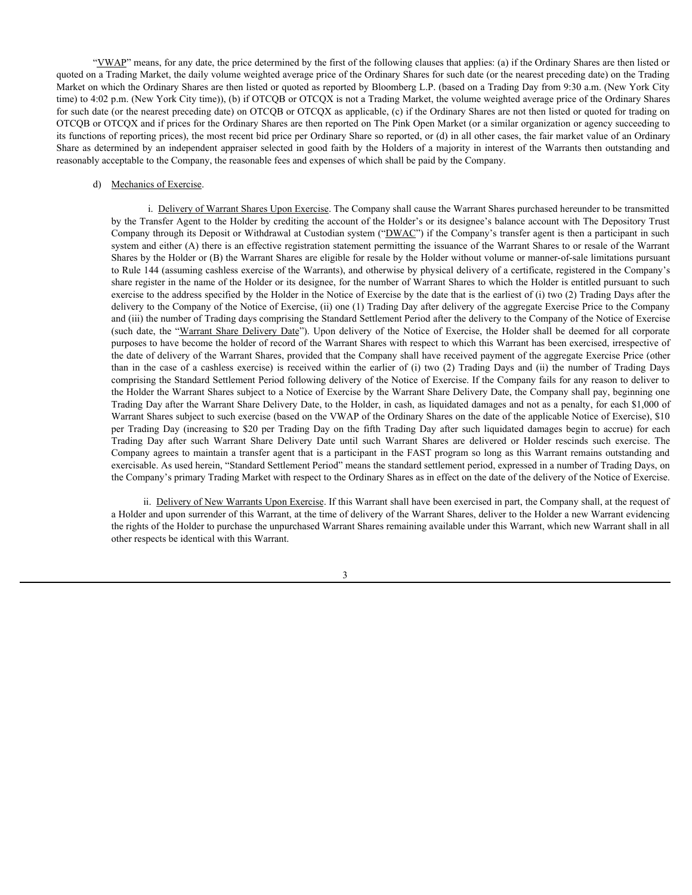"<u>VWAP</u>" means, for any date, the price determined by the first of the following clauses that applies: (a) if the Ordinary Shares are then listed or quoted on a Trading Market, the daily volume weighted average price of the Ordinary Shares for such date (or the nearest preceding date) on the Trading Market on which the Ordinary Shares are then listed or quoted as reported by Bloomberg L.P. (based on a Trading Day from 9:30 a.m. (New York City time) to 4:02 p.m. (New York City time)), (b) if OTCQB or OTCQX is not a Trading Market, the volume weighted average price of the Ordinary Shares for such date (or the nearest preceding date) on OTCQB or OTCQX as applicable, (c) if the Ordinary Shares are not then listed or quoted for trading on OTCQB or OTCQX and if prices for the Ordinary Shares are then reported on The Pink Open Market (or a similar organization or agency succeeding to its functions of reporting prices), the most recent bid price per Ordinary Share so reported, or (d) in all other cases, the fair market value of an Ordinary Share as determined by an independent appraiser selected in good faith by the Holders of a majority in interest of the Warrants then outstanding and reasonably acceptable to the Company, the reasonable fees and expenses of which shall be paid by the Company.

d) <u>Mechanics of Exercise</u>.

i. <u>Delivery of Warrant Shares Upon Exercise</u>. The Company shall cause the Warrant Shares purchased hereunder to be transmitted by the Transfer Agent to the Holder by crediting the account of the Holder's or its designee's balance account with The Depository Trust Company through its Deposit or Withdrawal at Custodian system ("<u>DWAC</u>") if the Company's transfer agent is then a participant in such system and either (A) there is an effective registration statement permitting the issuance of the Warrant Shares to or resale of the Warrant Shares by the Holder or (B) the Warrant Shares are eligible for resale by the Holder without volume or manner-of-sale limitations pursuant to Rule 144 (assuming cashless exercise of the Warrants), and otherwise by physical delivery of a certificate, registered in the Company's share register in the name of the Holder or its designee, for the number of Warrant Shares to which the Holder is entitled pursuant to such exercise to the address specified by the Holder in the Notice of Exercise by the date that is the earliest of (i) two (2) Trading Days after the delivery to the Company of the Notice of Exercise, (ii) one (1) Trading Day after delivery of the aggregate Exercise Price to the Company and (iii) the number of Trading days comprising the Standard Settlement Period after the delivery to the Company of the Notice of Exercise (such date, the "<u>Warrant Share Delivery Date</u>"). Upon delivery of the Notice of Exercise, the Holder shall be deemed for all corporate purposes to have become the holder of record of the Warrant Shares with respect to which this Warrant has been exercised, irrespective of the date of delivery of the Warrant Shares, provided that the Company shall have received payment of the aggregate Exercise Price (other than in the case of a cashless exercise) is received within the earlier of (i) two (2) Trading Days and (ii) the number of Trading Days comprising the Standard Settlement Period following delivery of the Notice of Exercise. If the Company fails for any reason to deliver to the Holder the Warrant Shares subject to a Notice of Exercise by the Warrant Share Delivery Date, the Company shall pay, beginning one Trading Day after the Warrant Share Delivery Date, to the Holder, in cash, as liquidated damages and not as a penalty, for each $1,000 of Warrant Shares subject to such exercise (based on the VWAP of the Ordinary Shares on the date of the applicable Notice of Exercise), $10 per Trading Day (increasing to $20 per Trading Day on the fifth Trading Day after such liquidated damages begin to accrue) for each Trading Day after such Warrant Share Delivery Date until such Warrant Shares are delivered or Holder rescinds such exercise. The Company agrees to maintain a transfer agent that is a participant in the FAST program so long as this Warrant remains outstanding and exercisable. As used herein, "Standard Settlement Period" means the standard settlement period, expressed in a number of Trading Days, on the Company's primary Trading Market with respect to the Ordinary Shares as in effect on the date of the delivery of the Notice of Exercise.

ii. <u>Delivery of New Warrants Upon Exercise</u>. If this Warrant shall have been exercised in part, the Company shall, at the request of a Holder and upon surrender of this Warrant, at the time of delivery of the Warrant Shares, deliver to the Holder a new Warrant evidencing the rights of the Holder to purchase the unpurchased Warrant Shares remaining available under this Warrant, which new Warrant shall in all other respects be identical with this Warrant.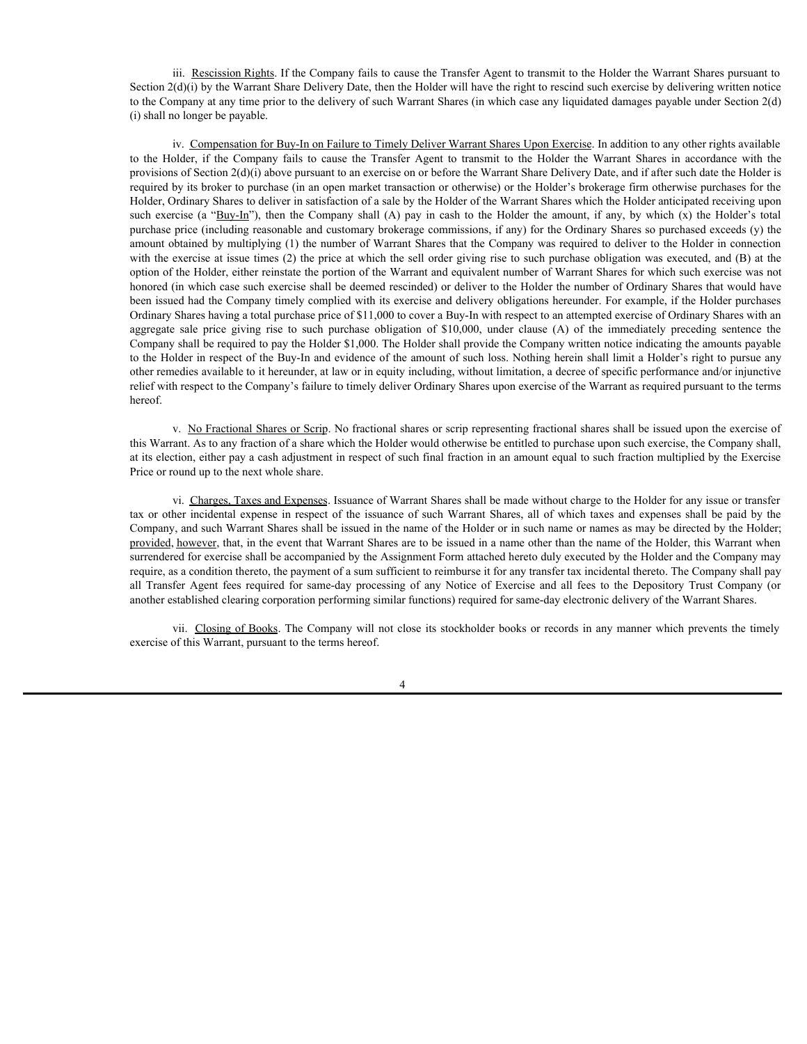iii. Rescission Rights. If the Company fails to cause the Transfer Agent to transmit to the Holder the Warrant Shares pursuant to Section 2(d)(i) by the Warrant Share Delivery Date, then the Holder will have the right to rescind such exercise by delivering written notice to the Company at any time prior to the delivery of such Warrant Shares (in which case any liquidated damages payable under Section 2(d)(i) shall no longer be payable.

iv. Compensation for Buy-In on Failure to Timely Deliver Warrant Shares Upon Exercise. In addition to any other rights available to the Holder, if the Company fails to cause the Transfer Agent to transmit to the Holder the Warrant Shares in accordance with the provisions of Section 2(d)(i) above pursuant to an exercise on or before the Warrant Share Delivery Date, and if after such date the Holder is required by its broker to purchase (in an open market transaction or otherwise) or the Holder's brokerage firm otherwise purchases for the Holder, Ordinary Shares to deliver in satisfaction of a sale by the Holder of the Warrant Shares which the Holder anticipated receiving upon such exercise (a "Buy-In"), then the Company shall (A) pay in cash to the Holder the amount, if any, by which (x) the Holder's total purchase price (including reasonable and customary brokerage commissions, if any) for the Ordinary Shares so purchased exceeds (y) the amount obtained by multiplying (1) the number of Warrant Shares that the Company was required to deliver to the Holder in connection with the exercise at issue times (2) the price at which the sell order giving rise to such purchase obligation was executed, and (B) at the option of the Holder, either reinstate the portion of the Warrant and equivalent number of Warrant Shares for which such exercise was not honored (in which case such exercise shall be deemed rescinded) or deliver to the Holder the number of Ordinary Shares that would have been issued had the Company timely complied with its exercise and delivery obligations hereunder. For example, if the Holder purchases Ordinary Shares having a total purchase price of $11,000 to cover a Buy-In with respect to an attempted exercise of Ordinary Shares with an aggregate sale price giving rise to such purchase obligation of $10,000, under clause (A) of the immediately preceding sentence the Company shall be required to pay the Holder $1,000. The Holder shall provide the Company written notice indicating the amounts payable to the Holder in respect of the Buy-In and evidence of the amount of such loss. Nothing herein shall limit a Holder's right to pursue any other remedies available to it hereunder, at law or in equity including, without limitation, a decree of specific performance and/or injunctive relief with respect to the Company's failure to timely deliver Ordinary Shares upon exercise of the Warrant as required pursuant to the terms hereof.

v. No Fractional Shares or Scrip. No fractional shares or scrip representing fractional shares shall be issued upon the exercise of this Warrant. As to any fraction of a share which the Holder would otherwise be entitled to purchase upon such exercise, the Company shall, at its election, either pay a cash adjustment in respect of such final fraction in an amount equal to such fraction multiplied by the Exercise Price or round up to the next whole share.

vi. Charges, Taxes and Expenses. Issuance of Warrant Shares shall be made without charge to the Holder for any issue or transfer tax or other incidental expense in respect of the issuance of such Warrant Shares, all of which taxes and expenses shall be paid by the Company, and such Warrant Shares shall be issued in the name of the Holder or in such name or names as may be directed by the Holder; provided, however, that, in the event that Warrant Shares are to be issued in a name other than the name of the Holder, this Warrant when surrendered for exercise shall be accompanied by the Assignment Form attached hereto duly executed by the Holder and the Company may require, as a condition thereto, the payment of a sum sufficient to reimburse it for any transfer tax incidental thereto. The Company shall pay all Transfer Agent fees required for same-day processing of any Notice of Exercise and all fees to the Depository Trust Company (or another established clearing corporation performing similar functions) required for same-day electronic delivery of the Warrant Shares.

vii. Closing of Books. The Company will not close its stockholder books or records in any manner which prevents the timely exercise of this Warrant, pursuant to the terms hereof.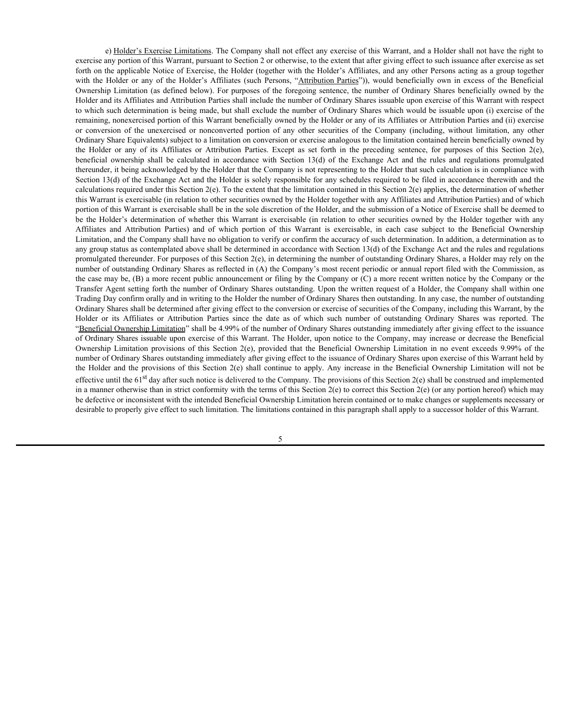e) Holder's Exercise Limitations. The Company shall not effect any exercise of this Warrant, and a Holder shall not have the right to exercise any portion of this Warrant, pursuant to Section 2 or otherwise, to the extent that after giving effect to such issuance after exercise as set forth on the applicable Notice of Exercise, the Holder (together with the Holder's Affiliates, and any other Persons acting as a group together with the Holder or any of the Holder's Affiliates (such Persons, "Attribution Parties")), would beneficially own in excess of the Beneficial Ownership Limitation (as defined below). For purposes of the foregoing sentence, the number of Ordinary Shares beneficially owned by the Holder and its Affiliates and Attribution Parties shall include the number of Ordinary Shares issuable upon exercise of this Warrant with respect to which such determination is being made, but shall exclude the number of Ordinary Shares which would be issuable upon (i) exercise of the remaining, nonexercised portion of this Warrant beneficially owned by the Holder or any of its Affiliates or Attribution Parties and (ii) exercise or conversion of the unexercised or nonconverted portion of any other securities of the Company (including, without limitation, any other Ordinary Share Equivalents) subject to a limitation on conversion or exercise analogous to the limitation contained herein beneficially owned by the Holder or any of its Affiliates or Attribution Parties. Except as set forth in the preceding sentence, for purposes of this Section 2(e), beneficial ownership shall be calculated in accordance with Section 13(d) of the Exchange Act and the rules and regulations promulgated thereunder, it being acknowledged by the Holder that the Company is not representing to the Holder that such calculation is in compliance with Section 13(d) of the Exchange Act and the Holder is solely responsible for any schedules required to be filed in accordance therewith and the calculations required under this Section 2(e). To the extent that the limitation contained in this Section 2(e) applies, the determination of whether this Warrant is exercisable (in relation to other securities owned by the Holder together with any Affiliates and Attribution Parties) and of which portion of this Warrant is exercisable shall be in the sole discretion of the Holder, and the submission of a Notice of Exercise shall be deemed to be the Holder's determination of whether this Warrant is exercisable (in relation to other securities owned by the Holder together with any Affiliates and Attribution Parties) and of which portion of this Warrant is exercisable, in each case subject to the Beneficial Ownership Limitation, and the Company shall have no obligation to verify or confirm the accuracy of such determination. In addition, a determination as to any group status as contemplated above shall be determined in accordance with Section 13(d) of the Exchange Act and the rules and regulations promulgated thereunder. For purposes of this Section 2(e), in determining the number of outstanding Ordinary Shares, a Holder may rely on the number of outstanding Ordinary Shares as reflected in (A) the Company's most recent periodic or annual report filed with the Commission, as the case may be, (B) a more recent public announcement or filing by the Company or (C) a more recent written notice by the Company or the Transfer Agent setting forth the number of Ordinary Shares outstanding. Upon the written request of a Holder, the Company shall within one Trading Day confirm orally and in writing to the Holder the number of Ordinary Shares then outstanding. In any case, the number of outstanding Ordinary Shares shall be determined after giving effect to the conversion or exercise of securities of the Company, including this Warrant, by the Holder or its Affiliates or Attribution Parties since the date as of which such number of outstanding Ordinary Shares was reported. The "Beneficial Ownership Limitation" shall be 4.99% of the number of Ordinary Shares outstanding immediately after giving effect to the issuance of Ordinary Shares issuable upon exercise of this Warrant. The Holder, upon notice to the Company, may increase or decrease the Beneficial Ownership Limitation provisions of this Section 2(e), provided that the Beneficial Ownership Limitation in no event exceeds 9.99% of the number of Ordinary Shares outstanding immediately after giving effect to the issuance of Ordinary Shares upon exercise of this Warrant held by the Holder and the provisions of this Section 2(e) shall continue to apply. Any increase in the Beneficial Ownership Limitation will not be effective until the 61st day after such notice is delivered to the Company. The provisions of this Section 2(e) shall be construed and implemented in a manner otherwise than in strict conformity with the terms of this Section 2(e) to correct this Section 2(e) (or any portion hereof) which may be defective or inconsistent with the intended Beneficial Ownership Limitation herein contained or to make changes or supplements necessary or desirable to properly give effect to such limitation. The limitations contained in this paragraph shall apply to a successor holder of this Warrant.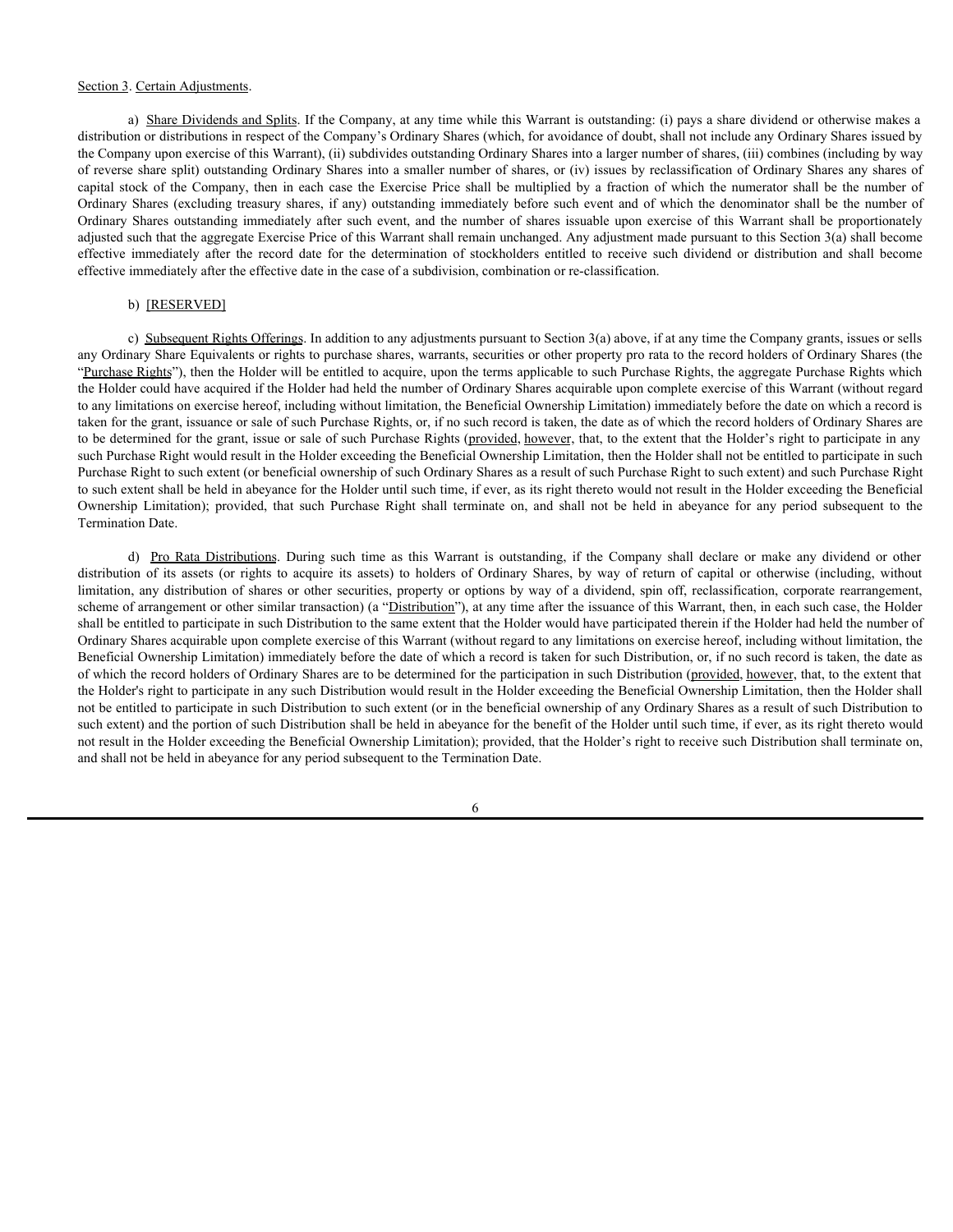Section 3. Certain Adjustments.

a) Share Dividends and Splits. If the Company, at any time while this Warrant is outstanding: (i) pays a share dividend or otherwise makes a distribution or distributions in respect of the Company's Ordinary Shares (which, for avoidance of doubt, shall not include any Ordinary Shares issued by the Company upon exercise of this Warrant), (ii) subdivides outstanding Ordinary Shares into a larger number of shares, (iii) combines (including by way of reverse share split) outstanding Ordinary Shares into a smaller number of shares, or (iv) issues by reclassification of Ordinary Shares any shares of capital stock of the Company, then in each case the Exercise Price shall be multiplied by a fraction of which the numerator shall be the number of Ordinary Shares (excluding treasury shares, if any) outstanding immediately before such event and of which the denominator shall be the number of Ordinary Shares outstanding immediately after such event, and the number of shares issuable upon exercise of this Warrant shall be proportionately adjusted such that the aggregate Exercise Price of this Warrant shall remain unchanged. Any adjustment made pursuant to this Section 3(a) shall become effective immediately after the record date for the determination of stockholders entitled to receive such dividend or distribution and shall become effective immediately after the effective date in the case of a subdivision, combination or re-classification.

b) [RESERVED]

c) Subsequent Rights Offerings. In addition to any adjustments pursuant to Section 3(a) above, if at any time the Company grants, issues or sells any Ordinary Share Equivalents or rights to purchase shares, warrants, securities or other property pro rata to the record holders of Ordinary Shares (the "Purchase Rights"), then the Holder will be entitled to acquire, upon the terms applicable to such Purchase Rights, the aggregate Purchase Rights which the Holder could have acquired if the Holder had held the number of Ordinary Shares acquirable upon complete exercise of this Warrant (without regard to any limitations on exercise hereof, including without limitation, the Beneficial Ownership Limitation) immediately before the date on which a record is taken for the grant, issuance or sale of such Purchase Rights, or, if no such record is taken, the date as of which the record holders of Ordinary Shares are to be determined for the grant, issue or sale of such Purchase Rights (provided, however, that, to the extent that the Holder's right to participate in any such Purchase Right would result in the Holder exceeding the Beneficial Ownership Limitation, then the Holder shall not be entitled to participate in such Purchase Right to such extent (or beneficial ownership of such Ordinary Shares as a result of such Purchase Right to such extent) and such Purchase Right to such extent shall be held in abeyance for the Holder until such time, if ever, as its right thereto would not result in the Holder exceeding the Beneficial Ownership Limitation); provided, that such Purchase Right shall terminate on, and shall not be held in abeyance for any period subsequent to the Termination Date.

d) Pro Rata Distributions. During such time as this Warrant is outstanding, if the Company shall declare or make any dividend or other distribution of its assets (or rights to acquire its assets) to holders of Ordinary Shares, by way of return of capital or otherwise (including, without limitation, any distribution of shares or other securities, property or options by way of a dividend, spin off, reclassification, corporate rearrangement, scheme of arrangement or other similar transaction) (a "Distribution"), at any time after the issuance of this Warrant, then, in each such case, the Holder shall be entitled to participate in such Distribution to the same extent that the Holder would have participated therein if the Holder had held the number of Ordinary Shares acquirable upon complete exercise of this Warrant (without regard to any limitations on exercise hereof, including without limitation, the Beneficial Ownership Limitation) immediately before the date of which a record is taken for such Distribution, or, if no such record is taken, the date as of which the record holders of Ordinary Shares are to be determined for the participation in such Distribution (provided, however, that, to the extent that the Holder's right to participate in any such Distribution would result in the Holder exceeding the Beneficial Ownership Limitation, then the Holder shall not be entitled to participate in such Distribution to such extent (or in the beneficial ownership of any Ordinary Shares as a result of such Distribution to such extent) and the portion of such Distribution shall be held in abeyance for the benefit of the Holder until such time, if ever, as its right thereto would not result in the Holder exceeding the Beneficial Ownership Limitation); provided, that the Holder's right to receive such Distribution shall terminate on, and shall not be held in abeyance for any period subsequent to the Termination Date.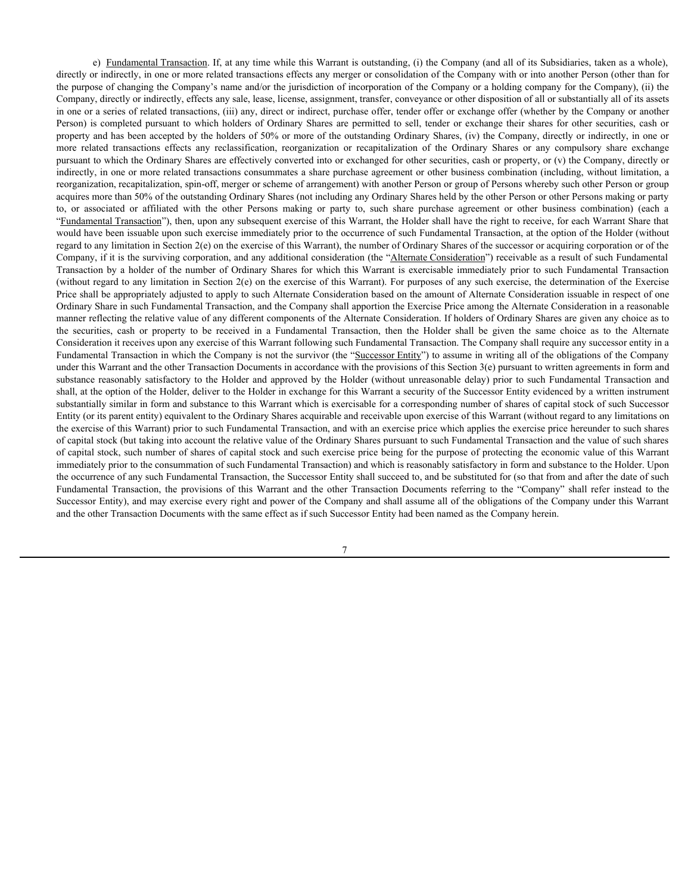e) Fundamental Transaction. If, at any time while this Warrant is outstanding, (i) the Company (and all of its Subsidiaries, taken as a whole), directly or indirectly, in one or more related transactions effects any merger or consolidation of the Company with or into another Person (other than for the purpose of changing the Company's name and/or the jurisdiction of incorporation of the Company or a holding company for the Company), (ii) the Company, directly or indirectly, effects any sale, lease, license, assignment, transfer, conveyance or other disposition of all or substantially all of its assets in one or a series of related transactions, (iii) any, direct or indirect, purchase offer, tender offer or exchange offer (whether by the Company or another Person) is completed pursuant to which holders of Ordinary Shares are permitted to sell, tender or exchange their shares for other securities, cash or property and has been accepted by the holders of 50% or more of the outstanding Ordinary Shares, (iv) the Company, directly or indirectly, in one or more related transactions effects any reclassification, reorganization or recapitalization of the Ordinary Shares or any compulsory share exchange pursuant to which the Ordinary Shares are effectively converted into or exchanged for other securities, cash or property, or (v) the Company, directly or indirectly, in one or more related transactions consummates a share purchase agreement or other business combination (including, without limitation, a reorganization, recapitalization, spin-off, merger or scheme of arrangement) with another Person or group of Persons whereby such other Person or group acquires more than 50% of the outstanding Ordinary Shares (not including any Ordinary Shares held by the other Person or other Persons making or party to, or associated or affiliated with the other Persons making or party to, such share purchase agreement or other business combination) (each a "Fundamental Transaction"), then, upon any subsequent exercise of this Warrant, the Holder shall have the right to receive, for each Warrant Share that would have been issuable upon such exercise immediately prior to the occurrence of such Fundamental Transaction, at the option of the Holder (without regard to any limitation in Section 2(e) on the exercise of this Warrant), the number of Ordinary Shares of the successor or acquiring corporation or of the Company, if it is the surviving corporation, and any additional consideration (the "Alternate Consideration") receivable as a result of such Fundamental Transaction by a holder of the number of Ordinary Shares for which this Warrant is exercisable immediately prior to such Fundamental Transaction (without regard to any limitation in Section 2(e) on the exercise of this Warrant). For purposes of any such exercise, the determination of the Exercise Price shall be appropriately adjusted to apply to such Alternate Consideration based on the amount of Alternate Consideration issuable in respect of one Ordinary Share in such Fundamental Transaction, and the Company shall apportion the Exercise Price among the Alternate Consideration in a reasonable manner reflecting the relative value of any different components of the Alternate Consideration. If holders of Ordinary Shares are given any choice as to the securities, cash or property to be received in a Fundamental Transaction, then the Holder shall be given the same choice as to the Alternate Consideration it receives upon any exercise of this Warrant following such Fundamental Transaction. The Company shall require any successor entity in a Fundamental Transaction in which the Company is not the survivor (the "Successor Entity") to assume in writing all of the obligations of the Company under this Warrant and the other Transaction Documents in accordance with the provisions of this Section 3(e) pursuant to written agreements in form and substance reasonably satisfactory to the Holder and approved by the Holder (without unreasonable delay) prior to such Fundamental Transaction and shall, at the option of the Holder, deliver to the Holder in exchange for this Warrant a security of the Successor Entity evidenced by a written instrument substantially similar in form and substance to this Warrant which is exercisable for a corresponding number of shares of capital stock of such Successor Entity (or its parent entity) equivalent to the Ordinary Shares acquirable and receivable upon exercise of this Warrant (without regard to any limitations on the exercise of this Warrant) prior to such Fundamental Transaction, and with an exercise price which applies the exercise price hereunder to such shares of capital stock (but taking into account the relative value of the Ordinary Shares pursuant to such Fundamental Transaction and the value of such shares of capital stock, such number of shares of capital stock and such exercise price being for the purpose of protecting the economic value of this Warrant immediately prior to the consummation of such Fundamental Transaction) and which is reasonably satisfactory in form and substance to the Holder. Upon the occurrence of any such Fundamental Transaction, the Successor Entity shall succeed to, and be substituted for (so that from and after the date of such Fundamental Transaction, the provisions of this Warrant and the other Transaction Documents referring to the "Company" shall refer instead to the Successor Entity), and may exercise every right and power of the Company and shall assume all of the obligations of the Company under this Warrant and the other Transaction Documents with the same effect as if such Successor Entity had been named as the Company herein.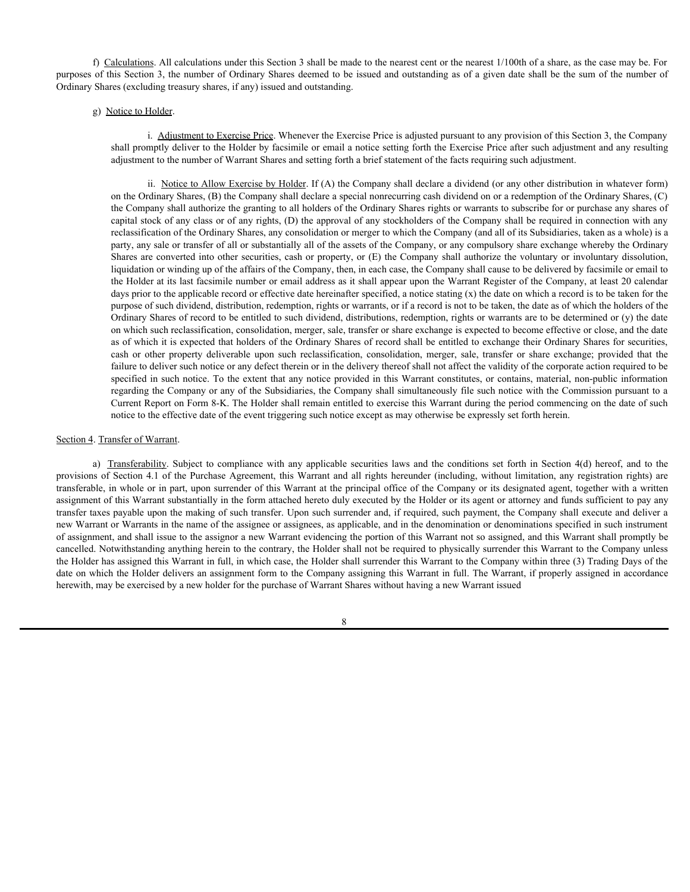f) Calculations. All calculations under this Section 3 shall be made to the nearest cent or the nearest 1/100th of a share, as the case may be. For purposes of this Section 3, the number of Ordinary Shares deemed to be issued and outstanding as of a given date shall be the sum of the number of Ordinary Shares (excluding treasury shares, if any) issued and outstanding.

g) Notice to Holder.

i. Adjustment to Exercise Price. Whenever the Exercise Price is adjusted pursuant to any provision of this Section 3, the Company shall promptly deliver to the Holder by facsimile or email a notice setting forth the Exercise Price after such adjustment and any resulting adjustment to the number of Warrant Shares and setting forth a brief statement of the facts requiring such adjustment.

ii. Notice to Allow Exercise by Holder. If (A) the Company shall declare a dividend (or any other distribution in whatever form) on the Ordinary Shares, (B) the Company shall declare a special nonrecurring cash dividend on or a redemption of the Ordinary Shares, (C) the Company shall authorize the granting to all holders of the Ordinary Shares rights or warrants to subscribe for or purchase any shares of capital stock of any class or of any rights, (D) the approval of any stockholders of the Company shall be required in connection with any reclassification of the Ordinary Shares, any consolidation or merger to which the Company (and all of its Subsidiaries, taken as a whole) is a party, any sale or transfer of all or substantially all of the assets of the Company, or any compulsory share exchange whereby the Ordinary Shares are converted into other securities, cash or property, or (E) the Company shall authorize the voluntary or involuntary dissolution, liquidation or winding up of the affairs of the Company, then, in each case, the Company shall cause to be delivered by facsimile or email to the Holder at its last facsimile number or email address as it shall appear upon the Warrant Register of the Company, at least 20 calendar days prior to the applicable record or effective date hereinafter specified, a notice stating (x) the date on which a record is to be taken for the purpose of such dividend, distribution, redemption, rights or warrants, or if a record is not to be taken, the date as of which the holders of the Ordinary Shares of record to be entitled to such dividend, distributions, redemption, rights or warrants are to be determined or (y) the date on which such reclassification, consolidation, merger, sale, transfer or share exchange is expected to become effective or close, and the date as of which it is expected that holders of the Ordinary Shares of record shall be entitled to exchange their Ordinary Shares for securities, cash or other property deliverable upon such reclassification, consolidation, merger, sale, transfer or share exchange; provided that the failure to deliver such notice or any defect therein or in the delivery thereof shall not affect the validity of the corporate action required to be specified in such notice. To the extent that any notice provided in this Warrant constitutes, or contains, material, non-public information regarding the Company or any of the Subsidiaries, the Company shall simultaneously file such notice with the Commission pursuant to a Current Report on Form 8-K. The Holder shall remain entitled to exercise this Warrant during the period commencing on the date of such notice to the effective date of the event triggering such notice except as may otherwise be expressly set forth herein.

Section 4. Transfer of Warrant.

a) Transferability. Subject to compliance with any applicable securities laws and the conditions set forth in Section 4(d) hereof, and to the provisions of Section 4.1 of the Purchase Agreement, this Warrant and all rights hereunder (including, without limitation, any registration rights) are transferable, in whole or in part, upon surrender of this Warrant at the principal office of the Company or its designated agent, together with a written assignment of this Warrant substantially in the form attached hereto duly executed by the Holder or its agent or attorney and funds sufficient to pay any transfer taxes payable upon the making of such transfer. Upon such surrender and, if required, such payment, the Company shall execute and deliver a new Warrant or Warrants in the name of the assignee or assignees, as applicable, and in the denomination or denominations specified in such instrument of assignment, and shall issue to the assignor a new Warrant evidencing the portion of this Warrant not so assigned, and this Warrant shall promptly be cancelled. Notwithstanding anything herein to the contrary, the Holder shall not be required to physically surrender this Warrant to the Company unless the Holder has assigned this Warrant in full, in which case, the Holder shall surrender this Warrant to the Company within three (3) Trading Days of the date on which the Holder delivers an assignment form to the Company assigning this Warrant in full. The Warrant, if properly assigned in accordance herewith, may be exercised by a new holder for the purchase of Warrant Shares without having a new Warrant issued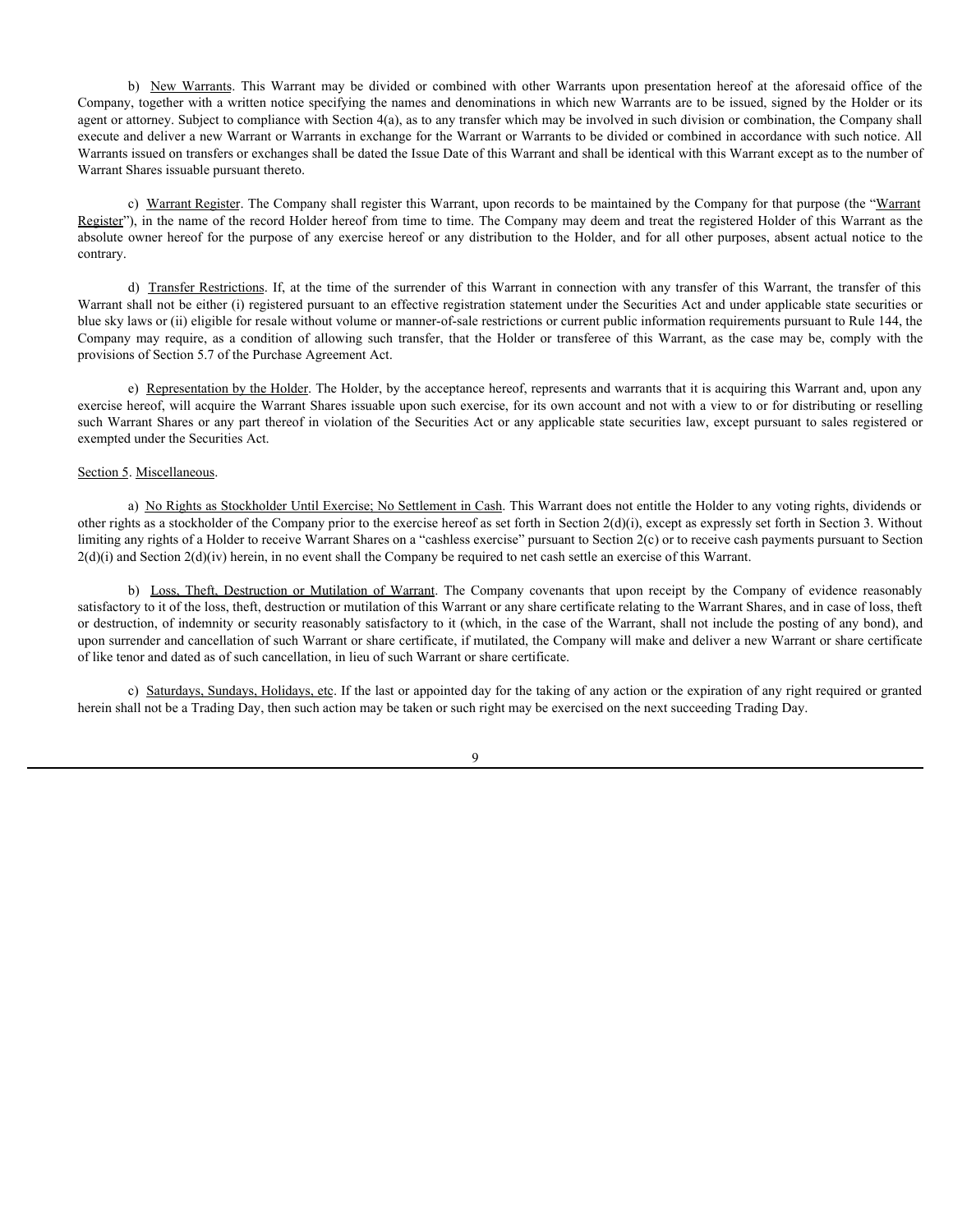b) New Warrants. This Warrant may be divided or combined with other Warrants upon presentation hereof at the aforesaid office of the Company, together with a written notice specifying the names and denominations in which new Warrants are to be issued, signed by the Holder or its agent or attorney. Subject to compliance with Section 4(a), as to any transfer which may be involved in such division or combination, the Company shall execute and deliver a new Warrant or Warrants in exchange for the Warrant or Warrants to be divided or combined in accordance with such notice. All Warrants issued on transfers or exchanges shall be dated the Issue Date of this Warrant and shall be identical with this Warrant except as to the number of Warrant Shares issuable pursuant thereto.

c) Warrant Register. The Company shall register this Warrant, upon records to be maintained by the Company for that purpose (the "Warrant Register"), in the name of the record Holder hereof from time to time. The Company may deem and treat the registered Holder of this Warrant as the absolute owner hereof for the purpose of any exercise hereof or any distribution to the Holder, and for all other purposes, absent actual notice to the contrary.

d) Transfer Restrictions. If, at the time of the surrender of this Warrant in connection with any transfer of this Warrant, the transfer of this Warrant shall not be either (i) registered pursuant to an effective registration statement under the Securities Act and under applicable state securities or blue sky laws or (ii) eligible for resale without volume or manner-of-sale restrictions or current public information requirements pursuant to Rule 144, the Company may require, as a condition of allowing such transfer, that the Holder or transferee of this Warrant, as the case may be, comply with the provisions of Section 5.7 of the Purchase Agreement Act.

e) Representation by the Holder. The Holder, by the acceptance hereof, represents and warrants that it is acquiring this Warrant and, upon any exercise hereof, will acquire the Warrant Shares issuable upon such exercise, for its own account and not with a view to or for distributing or reselling such Warrant Shares or any part thereof in violation of the Securities Act or any applicable state securities law, except pursuant to sales registered or exempted under the Securities Act.

Section 5. Miscellaneous.

a) No Rights as Stockholder Until Exercise; No Settlement in Cash. This Warrant does not entitle the Holder to any voting rights, dividends or other rights as a stockholder of the Company prior to the exercise hereof as set forth in Section 2(d)(i), except as expressly set forth in Section 3. Without limiting any rights of a Holder to receive Warrant Shares on a "cashless exercise" pursuant to Section 2(c) or to receive cash payments pursuant to Section 2(d)(i) and Section 2(d)(iv) herein, in no event shall the Company be required to net cash settle an exercise of this Warrant.

b) Loss, Theft, Destruction or Mutilation of Warrant. The Company covenants that upon receipt by the Company of evidence reasonably satisfactory to it of the loss, theft, destruction or mutilation of this Warrant or any share certificate relating to the Warrant Shares, and in case of loss, theft or destruction, of indemnity or security reasonably satisfactory to it (which, in the case of the Warrant, shall not include the posting of any bond), and upon surrender and cancellation of such Warrant or share certificate, if mutilated, the Company will make and deliver a new Warrant or share certificate of like tenor and dated as of such cancellation, in lieu of such Warrant or share certificate.

c) Saturdays, Sundays, Holidays, etc. If the last or appointed day for the taking of any action or the expiration of any right required or granted herein shall not be a Trading Day, then such action may be taken or such right may be exercised on the next succeeding Trading Day.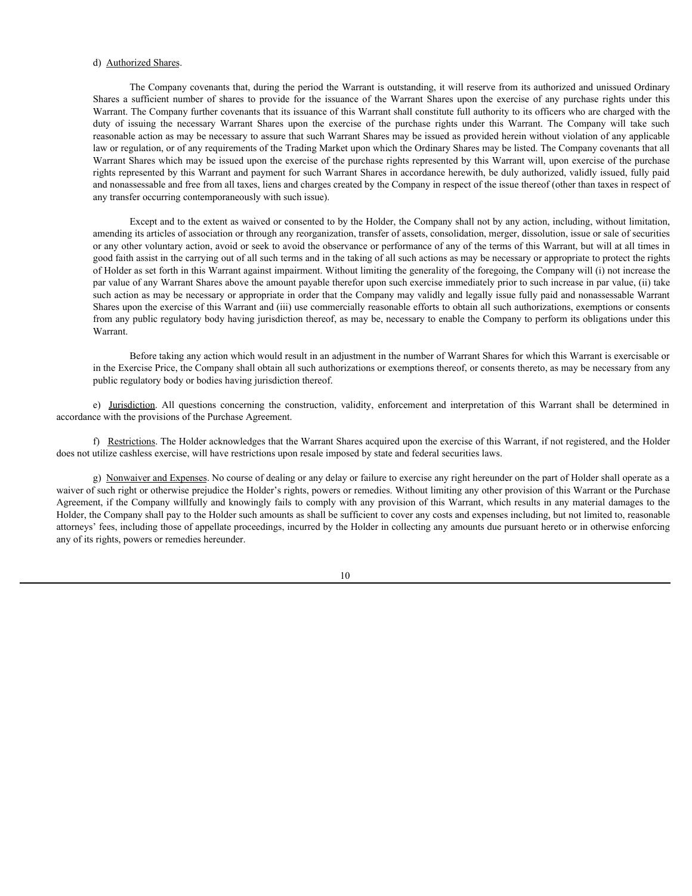d) <u>Authorized Shares</u>.

The Company covenants that, during the period the Warrant is outstanding, it will reserve from its authorized and unissued Ordinary Shares a sufficient number of shares to provide for the issuance of the Warrant Shares upon the exercise of any purchase rights under this Warrant. The Company further covenants that its issuance of this Warrant shall constitute full authority to its officers who are charged with the duty of issuing the necessary Warrant Shares upon the exercise of the purchase rights under this Warrant. The Company will take such reasonable action as may be necessary to assure that such Warrant Shares may be issued as provided herein without violation of any applicable law or regulation, or of any requirements of the Trading Market upon which the Ordinary Shares may be listed. The Company covenants that all Warrant Shares which may be issued upon the exercise of the purchase rights represented by this Warrant will, upon exercise of the purchase rights represented by this Warrant and payment for such Warrant Shares in accordance herewith, be duly authorized, validly issued, fully paid and nonassessable and free from all taxes, liens and charges created by the Company in respect of the issue thereof (other than taxes in respect of any transfer occurring contemporaneously with such issue).

Except and to the extent as waived or consented to by the Holder, the Company shall not by any action, including, without limitation, amending its articles of association or through any reorganization, transfer of assets, consolidation, merger, dissolution, issue or sale of securities or any other voluntary action, avoid or seek to avoid the observance or performance of any of the terms of this Warrant, but will at all times in good faith assist in the carrying out of all such terms and in the taking of all such actions as may be necessary or appropriate to protect the rights of Holder as set forth in this Warrant against impairment. Without limiting the generality of the foregoing, the Company will (i) not increase the par value of any Warrant Shares above the amount payable therefor upon such exercise immediately prior to such increase in par value, (ii) take such action as may be necessary or appropriate in order that the Company may validly and legally issue fully paid and nonassessable Warrant Shares upon the exercise of this Warrant and (iii) use commercially reasonable efforts to obtain all such authorizations, exemptions or consents from any public regulatory body having jurisdiction thereof, as may be, necessary to enable the Company to perform its obligations under this Warrant.

Before taking any action which would result in an adjustment in the number of Warrant Shares for which this Warrant is exercisable or in the Exercise Price, the Company shall obtain all such authorizations or exemptions thereof, or consents thereto, as may be necessary from any public regulatory body or bodies having jurisdiction thereof.

e) <u>Jurisdiction</u>. All questions concerning the construction, validity, enforcement and interpretation of this Warrant shall be determined in accordance with the provisions of the Purchase Agreement.

f) <u>Restrictions</u>. The Holder acknowledges that the Warrant Shares acquired upon the exercise of this Warrant, if not registered, and the Holder does not utilize cashless exercise, will have restrictions upon resale imposed by state and federal securities laws.

g) <u>Nonwaiver and Expenses</u>. No course of dealing or any delay or failure to exercise any right hereunder on the part of Holder shall operate as a waiver of such right or otherwise prejudice the Holder's rights, powers or remedies. Without limiting any other provision of this Warrant or the Purchase Agreement, if the Company willfully and knowingly fails to comply with any provision of this Warrant, which results in any material damages to the Holder, the Company shall pay to the Holder such amounts as shall be sufficient to cover any costs and expenses including, but not limited to, reasonable attorneys' fees, including those of appellate proceedings, incurred by the Holder in collecting any amounts due pursuant hereto or in otherwise enforcing any of its rights, powers or remedies hereunder.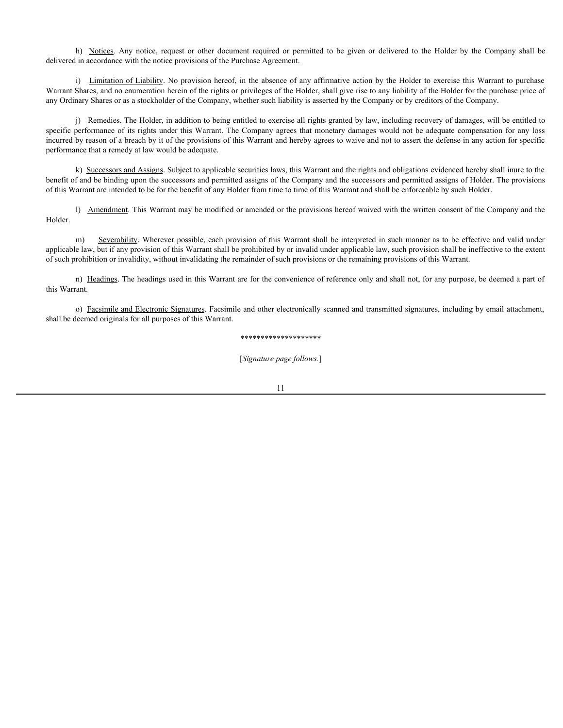h) Notices. Any notice, request or other document required or permitted to be given or delivered to the Holder by the Company shall be delivered in accordance with the notice provisions of the Purchase Agreement.

i) Limitation of Liability. No provision hereof, in the absence of any affirmative action by the Holder to exercise this Warrant to purchase Warrant Shares, and no enumeration herein of the rights or privileges of the Holder, shall give rise to any liability of the Holder for the purchase price of any Ordinary Shares or as a stockholder of the Company, whether such liability is asserted by the Company or by creditors of the Company.

j) Remedies. The Holder, in addition to being entitled to exercise all rights granted by law, including recovery of damages, will be entitled to specific performance of its rights under this Warrant. The Company agrees that monetary damages would not be adequate compensation for any loss incurred by reason of a breach by it of the provisions of this Warrant and hereby agrees to waive and not to assert the defense in any action for specific performance that a remedy at law would be adequate.

k) Successors and Assigns. Subject to applicable securities laws, this Warrant and the rights and obligations evidenced hereby shall inure to the benefit of and be binding upon the successors and permitted assigns of the Company and the successors and permitted assigns of Holder. The provisions of this Warrant are intended to be for the benefit of any Holder from time to time of this Warrant and shall be enforceable by such Holder.

l) Amendment. This Warrant may be modified or amended or the provisions hereof waived with the written consent of the Company and the Holder.

m) Severability. Wherever possible, each provision of this Warrant shall be interpreted in such manner as to be effective and valid under applicable law, but if any provision of this Warrant shall be prohibited by or invalid under applicable law, such provision shall be ineffective to the extent of such prohibition or invalidity, without invalidating the remainder of such provisions or the remaining provisions of this Warrant.

n) Headings. The headings used in this Warrant are for the convenience of reference only and shall not, for any purpose, be deemed a part of this Warrant.

o) Facsimile and Electronic Signatures. Facsimile and other electronically scanned and transmitted signatures, including by email attachment, shall be deemed originals for all purposes of this Warrant.

********************

[*Signature page follows.*]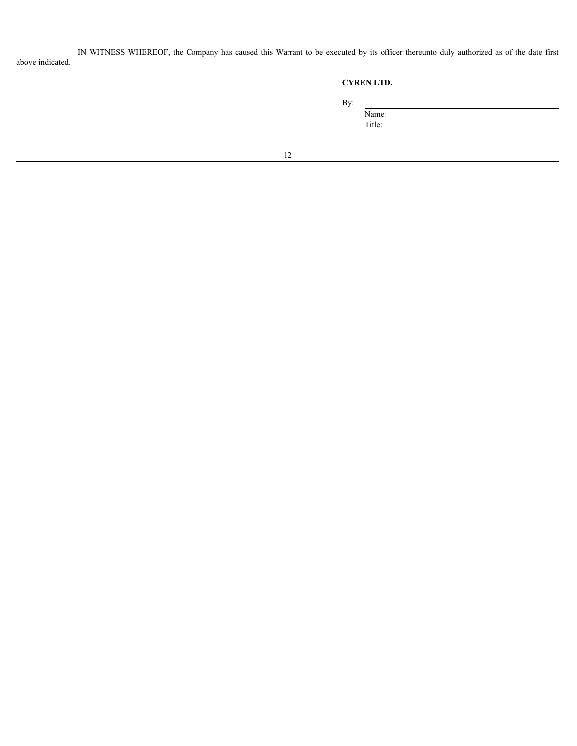IN WITNESS WHEREOF, the Company has caused this Warrant to be executed by its officer thereunto duly authorized as of the date first above indicated.

**CYREN LTD.**

By: \_\_\_\_\_\_\_\_\_\_\_\_\_\_\_\_\_\_\_\_\_\_\_\_\_\_\_\_\_\_

Name:

Title: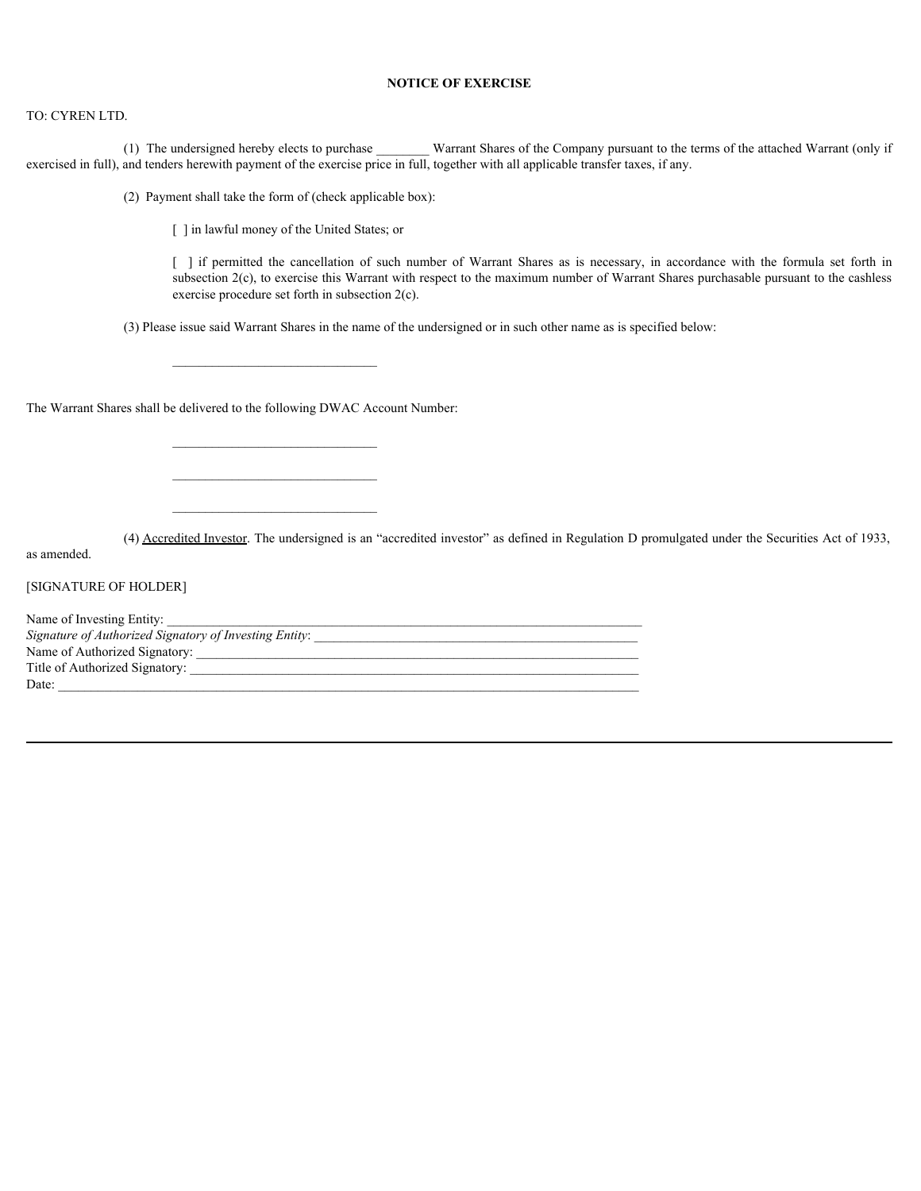**NOTICE OF EXERCISE**

TO: CYREN LTD.

(1) The undersigned hereby elects to purchase ________ Warrant Shares of the Company pursuant to the terms of the attached Warrant (only if exercised in full), and tenders herewith payment of the exercise price in full, together with all applicable transfer taxes, if any.

(2) Payment shall take the form of (check applicable box):

[ ] in lawful money of the United States; or

[ ] if permitted the cancellation of such number of Warrant Shares as is necessary, in accordance with the formula set forth in subsection 2(c), to exercise this Warrant with respect to the maximum number of Warrant Shares purchasable pursuant to the cashless exercise procedure set forth in subsection 2(c).

(3) Please issue said Warrant Shares in the name of the undersigned or in such other name as is specified below:

_______________________________

The Warrant Shares shall be delivered to the following DWAC Account Number:

_______________________________

_______________________________

_______________________________

(4) Accredited Investor. The undersigned is an "accredited investor" as defined in Regulation D promulgated under the Securities Act of 1933, as amended.

[SIGNATURE OF HOLDER]

Name of Investing Entity: ___________________________________________________________________________

*Signature of Authorized Signatory of Investing Entity*: _________________________________________________

Name of Authorized Signatory: ______________________________________________________________________

Title of Authorized Signatory: _______________________________________________________________________

Date: __________________________________________________________________________________________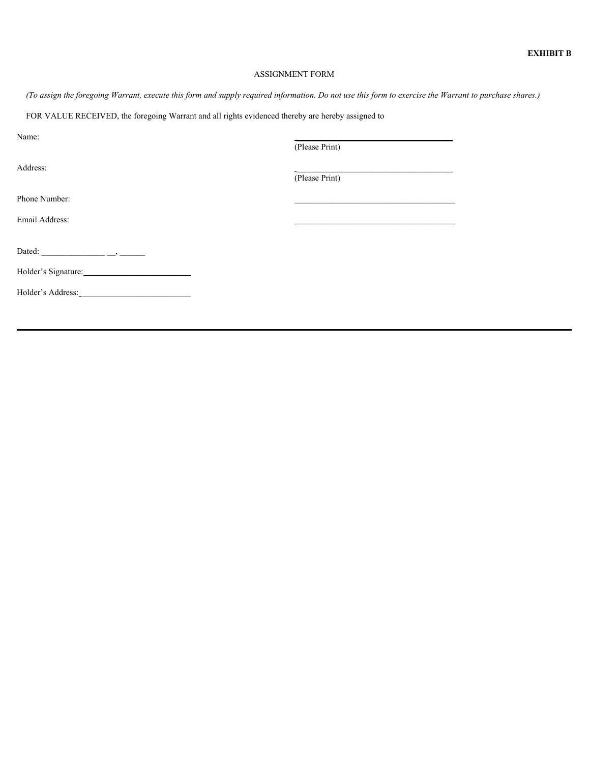**EXHIBIT B**

ASSIGNMENT FORM

*(To assign the foregoing Warrant, execute this form and supply required information. Do not use this form to exercise the Warrant to purchase shares.)*

FOR VALUE RECEIVED, the foregoing Warrant and all rights evidenced thereby are hereby assigned to

Name: ______________________________
(Please Print)

Address: ______________________________
(Please Print)

Phone Number: ______________________________

Email Address: ______________________________

Dated: _______________ __, ______

Holder's Signature: ______________________________

Holder's Address: ______________________________

---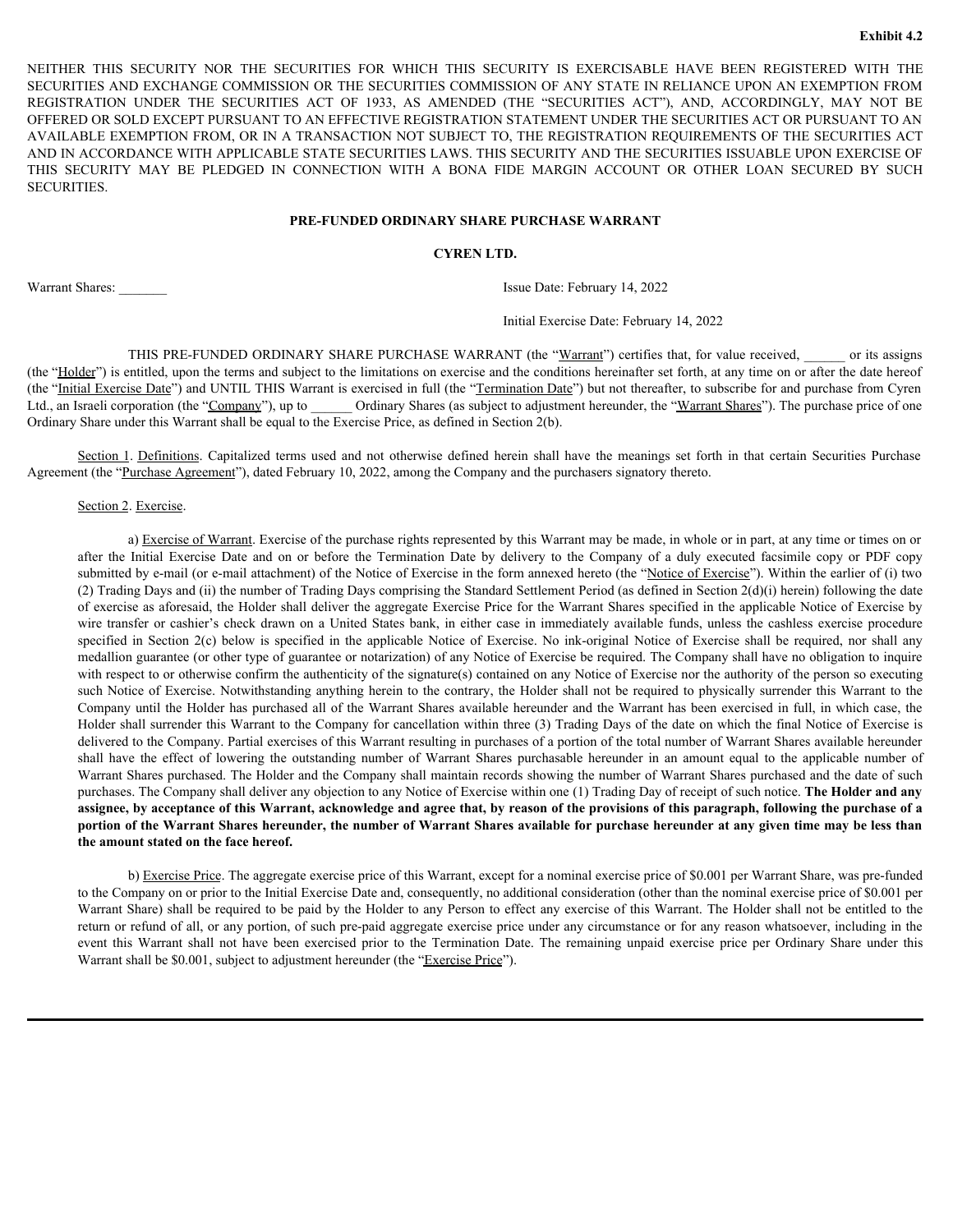**Exhibit 4.2**

NEITHER THIS SECURITY NOR THE SECURITIES FOR WHICH THIS SECURITY IS EXERCISABLE HAVE BEEN REGISTERED WITH THE SECURITIES AND EXCHANGE COMMISSION OR THE SECURITIES COMMISSION OF ANY STATE IN RELIANCE UPON AN EXEMPTION FROM REGISTRATION UNDER THE SECURITIES ACT OF 1933, AS AMENDED (THE "SECURITIES ACT"), AND, ACCORDINGLY, MAY NOT BE OFFERED OR SOLD EXCEPT PURSUANT TO AN EFFECTIVE REGISTRATION STATEMENT UNDER THE SECURITIES ACT OR PURSUANT TO AN AVAILABLE EXEMPTION FROM, OR IN A TRANSACTION NOT SUBJECT TO, THE REGISTRATION REQUIREMENTS OF THE SECURITIES ACT AND IN ACCORDANCE WITH APPLICABLE STATE SECURITIES LAWS. THIS SECURITY AND THE SECURITIES ISSUABLE UPON EXERCISE OF THIS SECURITY MAY BE PLEDGED IN CONNECTION WITH A BONA FIDE MARGIN ACCOUNT OR OTHER LOAN SECURED BY SUCH SECURITIES.

**PRE-FUNDED ORDINARY SHARE PURCHASE WARRANT**

**CYREN LTD.**

Warrant Shares: _______ Issue Date: February 14, 2022

Initial Exercise Date: February 14, 2022

THIS PRE-FUNDED ORDINARY SHARE PURCHASE WARRANT (the "Warrant") certifies that, for value received, ______ or its assigns (the "Holder") is entitled, upon the terms and subject to the limitations on exercise and the conditions hereinafter set forth, at any time on or after the date hereof (the "Initial Exercise Date") and UNTIL THIS Warrant is exercised in full (the "Termination Date") but not thereafter, to subscribe for and purchase from Cyren Ltd., an Israeli corporation (the "Company"), up to ______ Ordinary Shares (as subject to adjustment hereunder, the "Warrant Shares"). The purchase price of one Ordinary Share under this Warrant shall be equal to the Exercise Price, as defined in Section 2(b).

Section 1. Definitions. Capitalized terms used and not otherwise defined herein shall have the meanings set forth in that certain Securities Purchase Agreement (the "Purchase Agreement"), dated February 10, 2022, among the Company and the purchasers signatory thereto.

Section 2. Exercise.

a) Exercise of Warrant. Exercise of the purchase rights represented by this Warrant may be made, in whole or in part, at any time or times on or after the Initial Exercise Date and on or before the Termination Date by delivery to the Company of a duly executed facsimile copy or PDF copy submitted by e-mail (or e-mail attachment) of the Notice of Exercise in the form annexed hereto (the "Notice of Exercise"). Within the earlier of (i) two (2) Trading Days and (ii) the number of Trading Days comprising the Standard Settlement Period (as defined in Section 2(d)(i) herein) following the date of exercise as aforesaid, the Holder shall deliver the aggregate Exercise Price for the Warrant Shares specified in the applicable Notice of Exercise by wire transfer or cashier's check drawn on a United States bank, in either case in immediately available funds, unless the cashless exercise procedure specified in Section 2(c) below is specified in the applicable Notice of Exercise. No ink-original Notice of Exercise shall be required, nor shall any medallion guarantee (or other type of guarantee or notarization) of any Notice of Exercise be required. The Company shall have no obligation to inquire with respect to or otherwise confirm the authenticity of the signature(s) contained on any Notice of Exercise nor the authority of the person so executing such Notice of Exercise. Notwithstanding anything herein to the contrary, the Holder shall not be required to physically surrender this Warrant to the Company until the Holder has purchased all of the Warrant Shares available hereunder and the Warrant has been exercised in full, in which case, the Holder shall surrender this Warrant to the Company for cancellation within three (3) Trading Days of the date on which the final Notice of Exercise is delivered to the Company. Partial exercises of this Warrant resulting in purchases of a portion of the total number of Warrant Shares available hereunder shall have the effect of lowering the outstanding number of Warrant Shares purchasable hereunder in an amount equal to the applicable number of Warrant Shares purchased. The Holder and the Company shall maintain records showing the number of Warrant Shares purchased and the date of such purchases. The Company shall deliver any objection to any Notice of Exercise within one (1) Trading Day of receipt of such notice. **The Holder and any assignee, by acceptance of this Warrant, acknowledge and agree that, by reason of the provisions of this paragraph, following the purchase of a portion of the Warrant Shares hereunder, the number of Warrant Shares available for purchase hereunder at any given time may be less than the amount stated on the face hereof.**

b) Exercise Price. The aggregate exercise price of this Warrant, except for a nominal exercise price of $0.001 per Warrant Share, was pre-funded to the Company on or prior to the Initial Exercise Date and, consequently, no additional consideration (other than the nominal exercise price of $0.001 per Warrant Share) shall be required to be paid by the Holder to any Person to effect any exercise of this Warrant. The Holder shall not be entitled to the return or refund of all, or any portion, of such pre-paid aggregate exercise price under any circumstance or for any reason whatsoever, including in the event this Warrant shall not have been exercised prior to the Termination Date. The remaining unpaid exercise price per Ordinary Share under this Warrant shall be $0.001, subject to adjustment hereunder (the "Exercise Price").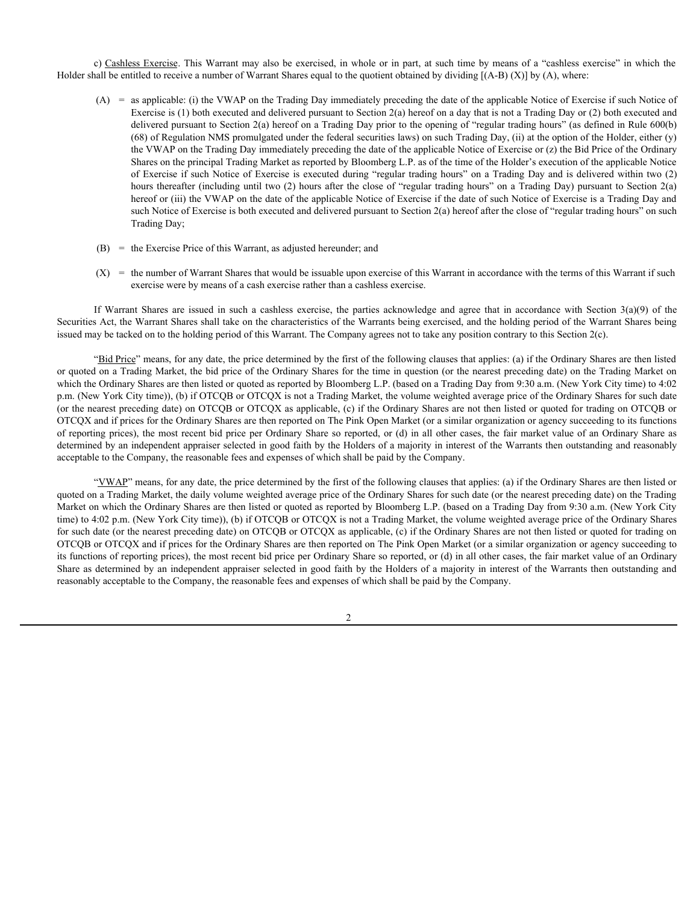c) Cashless Exercise. This Warrant may also be exercised, in whole or in part, at such time by means of a "cashless exercise" in which the Holder shall be entitled to receive a number of Warrant Shares equal to the quotient obtained by dividing [(A-B) (X)] by (A), where:

(A) = as applicable: (i) the VWAP on the Trading Day immediately preceding the date of the applicable Notice of Exercise if such Notice of Exercise is (1) both executed and delivered pursuant to Section 2(a) hereof on a day that is not a Trading Day or (2) both executed and delivered pursuant to Section 2(a) hereof on a Trading Day prior to the opening of "regular trading hours" (as defined in Rule 600(b) (68) of Regulation NMS promulgated under the federal securities laws) on such Trading Day, (ii) at the option of the Holder, either (y) the VWAP on the Trading Day immediately preceding the date of the applicable Notice of Exercise or (z) the Bid Price of the Ordinary Shares on the principal Trading Market as reported by Bloomberg L.P. as of the time of the Holder's execution of the applicable Notice of Exercise if such Notice of Exercise is executed during "regular trading hours" on a Trading Day and is delivered within two (2) hours thereafter (including until two (2) hours after the close of "regular trading hours" on a Trading Day) pursuant to Section 2(a) hereof or (iii) the VWAP on the date of the applicable Notice of Exercise if the date of such Notice of Exercise is a Trading Day and such Notice of Exercise is both executed and delivered pursuant to Section 2(a) hereof after the close of "regular trading hours" on such Trading Day;

(B) = the Exercise Price of this Warrant, as adjusted hereunder; and

(X) = the number of Warrant Shares that would be issuable upon exercise of this Warrant in accordance with the terms of this Warrant if such exercise were by means of a cash exercise rather than a cashless exercise.

If Warrant Shares are issued in such a cashless exercise, the parties acknowledge and agree that in accordance with Section 3(a)(9) of the Securities Act, the Warrant Shares shall take on the characteristics of the Warrants being exercised, and the holding period of the Warrant Shares being issued may be tacked on to the holding period of this Warrant. The Company agrees not to take any position contrary to this Section 2(c).

"Bid Price" means, for any date, the price determined by the first of the following clauses that applies: (a) if the Ordinary Shares are then listed or quoted on a Trading Market, the bid price of the Ordinary Shares for the time in question (or the nearest preceding date) on the Trading Market on which the Ordinary Shares are then listed or quoted as reported by Bloomberg L.P. (based on a Trading Day from 9:30 a.m. (New York City time) to 4:02 p.m. (New York City time)), (b) if OTCQB or OTCQX is not a Trading Market, the volume weighted average price of the Ordinary Shares for such date (or the nearest preceding date) on OTCQB or OTCQX as applicable, (c) if the Ordinary Shares are not then listed or quoted for trading on OTCQB or OTCQX and if prices for the Ordinary Shares are then reported on The Pink Open Market (or a similar organization or agency succeeding to its functions of reporting prices), the most recent bid price per Ordinary Share so reported, or (d) in all other cases, the fair market value of an Ordinary Share as determined by an independent appraiser selected in good faith by the Holders of a majority in interest of the Warrants then outstanding and reasonably acceptable to the Company, the reasonable fees and expenses of which shall be paid by the Company.

"VWAP" means, for any date, the price determined by the first of the following clauses that applies: (a) if the Ordinary Shares are then listed or quoted on a Trading Market, the daily volume weighted average price of the Ordinary Shares for such date (or the nearest preceding date) on the Trading Market on which the Ordinary Shares are then listed or quoted as reported by Bloomberg L.P. (based on a Trading Day from 9:30 a.m. (New York City time) to 4:02 p.m. (New York City time)), (b) if OTCQB or OTCQX is not a Trading Market, the volume weighted average price of the Ordinary Shares for such date (or the nearest preceding date) on OTCQB or OTCQX as applicable, (c) if the Ordinary Shares are not then listed or quoted for trading on OTCQB or OTCQX and if prices for the Ordinary Shares are then reported on The Pink Open Market (or a similar organization or agency succeeding to its functions of reporting prices), the most recent bid price per Ordinary Share so reported, or (d) in all other cases, the fair market value of an Ordinary Share as determined by an independent appraiser selected in good faith by the Holders of a majority in interest of the Warrants then outstanding and reasonably acceptable to the Company, the reasonable fees and expenses of which shall be paid by the Company.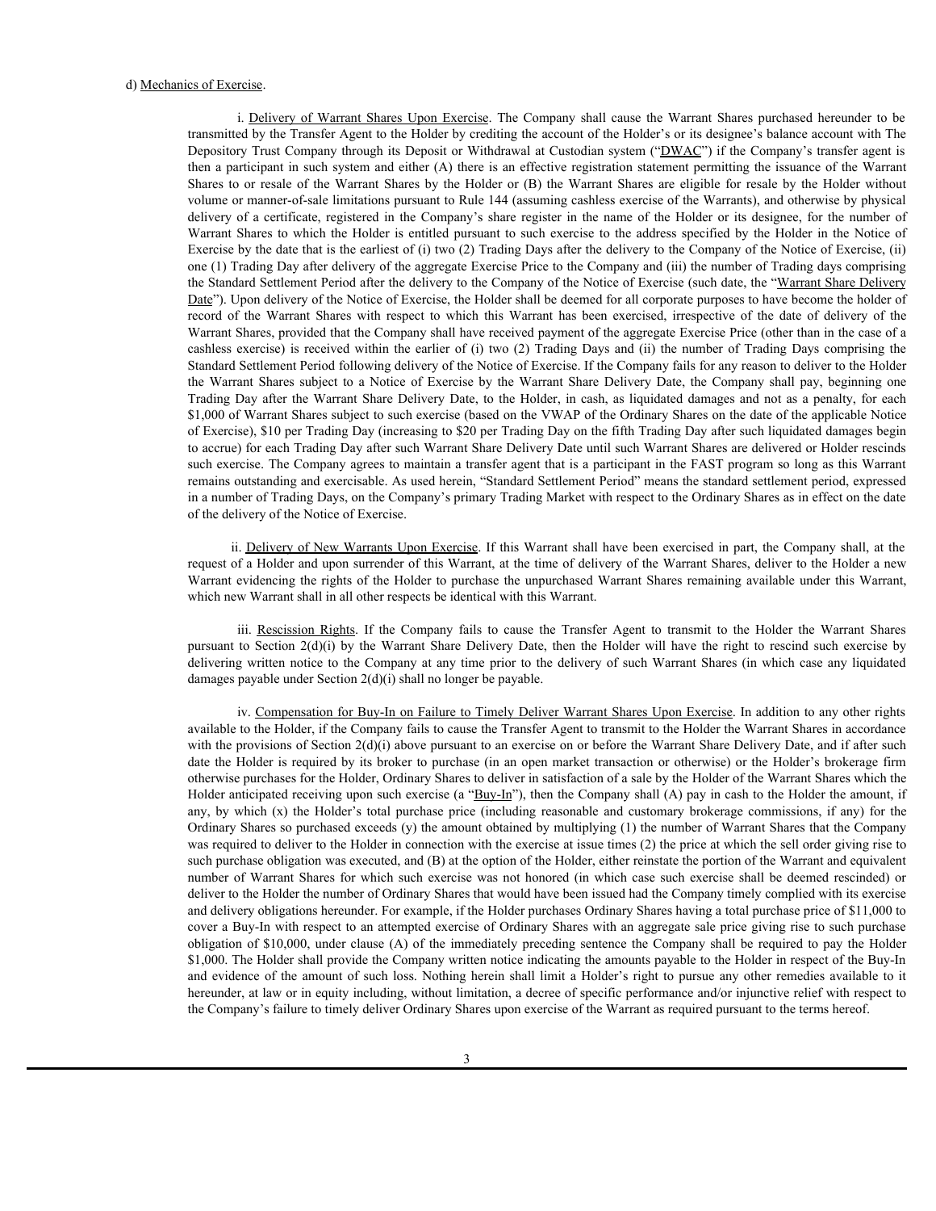d) Mechanics of Exercise.

i. Delivery of Warrant Shares Upon Exercise. The Company shall cause the Warrant Shares purchased hereunder to be transmitted by the Transfer Agent to the Holder by crediting the account of the Holder's or its designee's balance account with The Depository Trust Company through its Deposit or Withdrawal at Custodian system ("DWAC") if the Company's transfer agent is then a participant in such system and either (A) there is an effective registration statement permitting the issuance of the Warrant Shares to or resale of the Warrant Shares by the Holder or (B) the Warrant Shares are eligible for resale by the Holder without volume or manner-of-sale limitations pursuant to Rule 144 (assuming cashless exercise of the Warrants), and otherwise by physical delivery of a certificate, registered in the Company's share register in the name of the Holder or its designee, for the number of Warrant Shares to which the Holder is entitled pursuant to such exercise to the address specified by the Holder in the Notice of Exercise by the date that is the earliest of (i) two (2) Trading Days after the delivery to the Company of the Notice of Exercise, (ii) one (1) Trading Day after delivery of the aggregate Exercise Price to the Company and (iii) the number of Trading days comprising the Standard Settlement Period after the delivery to the Company of the Notice of Exercise (such date, the "Warrant Share Delivery Date"). Upon delivery of the Notice of Exercise, the Holder shall be deemed for all corporate purposes to have become the holder of record of the Warrant Shares with respect to which this Warrant has been exercised, irrespective of the date of delivery of the Warrant Shares, provided that the Company shall have received payment of the aggregate Exercise Price (other than in the case of a cashless exercise) is received within the earlier of (i) two (2) Trading Days and (ii) the number of Trading Days comprising the Standard Settlement Period following delivery of the Notice of Exercise. If the Company fails for any reason to deliver to the Holder the Warrant Shares subject to a Notice of Exercise by the Warrant Share Delivery Date, the Company shall pay, beginning one Trading Day after the Warrant Share Delivery Date, to the Holder, in cash, as liquidated damages and not as a penalty, for each $1,000 of Warrant Shares subject to such exercise (based on the VWAP of the Ordinary Shares on the date of the applicable Notice of Exercise), $10 per Trading Day (increasing to $20 per Trading Day on the fifth Trading Day after such liquidated damages begin to accrue) for each Trading Day after such Warrant Share Delivery Date until such Warrant Shares are delivered or Holder rescinds such exercise. The Company agrees to maintain a transfer agent that is a participant in the FAST program so long as this Warrant remains outstanding and exercisable. As used herein, "Standard Settlement Period" means the standard settlement period, expressed in a number of Trading Days, on the Company's primary Trading Market with respect to the Ordinary Shares as in effect on the date of the delivery of the Notice of Exercise.

ii. Delivery of New Warrants Upon Exercise. If this Warrant shall have been exercised in part, the Company shall, at the request of a Holder and upon surrender of this Warrant, at the time of delivery of the Warrant Shares, deliver to the Holder a new Warrant evidencing the rights of the Holder to purchase the unpurchased Warrant Shares remaining available under this Warrant, which new Warrant shall in all other respects be identical with this Warrant.

iii. Rescission Rights. If the Company fails to cause the Transfer Agent to transmit to the Holder the Warrant Shares pursuant to Section 2(d)(i) by the Warrant Share Delivery Date, then the Holder will have the right to rescind such exercise by delivering written notice to the Company at any time prior to the delivery of such Warrant Shares (in which case any liquidated damages payable under Section 2(d)(i) shall no longer be payable.

iv. Compensation for Buy-In on Failure to Timely Deliver Warrant Shares Upon Exercise. In addition to any other rights available to the Holder, if the Company fails to cause the Transfer Agent to transmit to the Holder the Warrant Shares in accordance with the provisions of Section 2(d)(i) above pursuant to an exercise on or before the Warrant Share Delivery Date, and if after such date the Holder is required by its broker to purchase (in an open market transaction or otherwise) or the Holder's brokerage firm otherwise purchases for the Holder, Ordinary Shares to deliver in satisfaction of a sale by the Holder of the Warrant Shares which the Holder anticipated receiving upon such exercise (a "Buy-In"), then the Company shall (A) pay in cash to the Holder the amount, if any, by which (x) the Holder's total purchase price (including reasonable and customary brokerage commissions, if any) for the Ordinary Shares so purchased exceeds (y) the amount obtained by multiplying (1) the number of Warrant Shares that the Company was required to deliver to the Holder in connection with the exercise at issue times (2) the price at which the sell order giving rise to such purchase obligation was executed, and (B) at the option of the Holder, either reinstate the portion of the Warrant and equivalent number of Warrant Shares for which such exercise was not honored (in which case such exercise shall be deemed rescinded) or deliver to the Holder the number of Ordinary Shares that would have been issued had the Company timely complied with its exercise and delivery obligations hereunder. For example, if the Holder purchases Ordinary Shares having a total purchase price of $11,000 to cover a Buy-In with respect to an attempted exercise of Ordinary Shares with an aggregate sale price giving rise to such purchase obligation of $10,000, under clause (A) of the immediately preceding sentence the Company shall be required to pay the Holder $1,000. The Holder shall provide the Company written notice indicating the amounts payable to the Holder in respect of the Buy-In and evidence of the amount of such loss. Nothing herein shall limit a Holder's right to pursue any other remedies available to it hereunder, at law or in equity including, without limitation, a decree of specific performance and/or injunctive relief with respect to the Company's failure to timely deliver Ordinary Shares upon exercise of the Warrant as required pursuant to the terms hereof.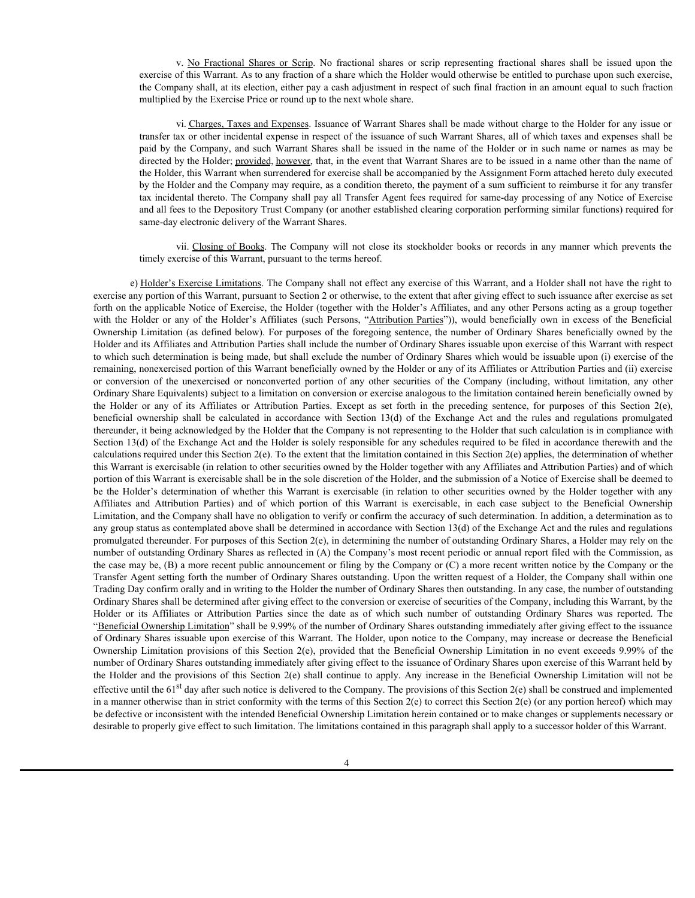v. No Fractional Shares or Scrip. No fractional shares or scrip representing fractional shares shall be issued upon the exercise of this Warrant. As to any fraction of a share which the Holder would otherwise be entitled to purchase upon such exercise, the Company shall, at its election, either pay a cash adjustment in respect of such final fraction in an amount equal to such fraction multiplied by the Exercise Price or round up to the next whole share.

vi. Charges, Taxes and Expenses. Issuance of Warrant Shares shall be made without charge to the Holder for any issue or transfer tax or other incidental expense in respect of the issuance of such Warrant Shares, all of which taxes and expenses shall be paid by the Company, and such Warrant Shares shall be issued in the name of the Holder or in such name or names as may be directed by the Holder; provided, however, that, in the event that Warrant Shares are to be issued in a name other than the name of the Holder, this Warrant when surrendered for exercise shall be accompanied by the Assignment Form attached hereto duly executed by the Holder and the Company may require, as a condition thereto, the payment of a sum sufficient to reimburse it for any transfer tax incidental thereto. The Company shall pay all Transfer Agent fees required for same-day processing of any Notice of Exercise and all fees to the Depository Trust Company (or another established clearing corporation performing similar functions) required for same-day electronic delivery of the Warrant Shares.

vii. Closing of Books. The Company will not close its stockholder books or records in any manner which prevents the timely exercise of this Warrant, pursuant to the terms hereof.

e) Holder's Exercise Limitations. The Company shall not effect any exercise of this Warrant, and a Holder shall not have the right to exercise any portion of this Warrant, pursuant to Section 2 or otherwise, to the extent that after giving effect to such issuance after exercise as set forth on the applicable Notice of Exercise, the Holder (together with the Holder's Affiliates, and any other Persons acting as a group together with the Holder or any of the Holder's Affiliates (such Persons, "Attribution Parties")), would beneficially own in excess of the Beneficial Ownership Limitation (as defined below). For purposes of the foregoing sentence, the number of Ordinary Shares beneficially owned by the Holder and its Affiliates and Attribution Parties shall include the number of Ordinary Shares issuable upon exercise of this Warrant with respect to which such determination is being made, but shall exclude the number of Ordinary Shares which would be issuable upon (i) exercise of the remaining, nonexercised portion of this Warrant beneficially owned by the Holder or any of its Affiliates or Attribution Parties and (ii) exercise or conversion of the unexercised or nonconverted portion of any other securities of the Company (including, without limitation, any other Ordinary Share Equivalents) subject to a limitation on conversion or exercise analogous to the limitation contained herein beneficially owned by the Holder or any of its Affiliates or Attribution Parties. Except as set forth in the preceding sentence, for purposes of this Section 2(e), beneficial ownership shall be calculated in accordance with Section 13(d) of the Exchange Act and the rules and regulations promulgated thereunder, it being acknowledged by the Holder that the Company is not representing to the Holder that such calculation is in compliance with Section 13(d) of the Exchange Act and the Holder is solely responsible for any schedules required to be filed in accordance therewith and the calculations required under this Section 2(e). To the extent that the limitation contained in this Section 2(e) applies, the determination of whether this Warrant is exercisable (in relation to other securities owned by the Holder together with any Affiliates and Attribution Parties) and of which portion of this Warrant is exercisable shall be in the sole discretion of the Holder, and the submission of a Notice of Exercise shall be deemed to be the Holder's determination of whether this Warrant is exercisable (in relation to other securities owned by the Holder together with any Affiliates and Attribution Parties) and of which portion of this Warrant is exercisable, in each case subject to the Beneficial Ownership Limitation, and the Company shall have no obligation to verify or confirm the accuracy of such determination. In addition, a determination as to any group status as contemplated above shall be determined in accordance with Section 13(d) of the Exchange Act and the rules and regulations promulgated thereunder. For purposes of this Section 2(e), in determining the number of outstanding Ordinary Shares, a Holder may rely on the number of outstanding Ordinary Shares as reflected in (A) the Company's most recent periodic or annual report filed with the Commission, as the case may be, (B) a more recent public announcement or filing by the Company or (C) a more recent written notice by the Company or the Transfer Agent setting forth the number of Ordinary Shares outstanding. Upon the written request of a Holder, the Company shall within one Trading Day confirm orally and in writing to the Holder the number of Ordinary Shares then outstanding. In any case, the number of outstanding Ordinary Shares shall be determined after giving effect to the conversion or exercise of securities of the Company, including this Warrant, by the Holder or its Affiliates or Attribution Parties since the date as of which such number of outstanding Ordinary Shares was reported. The "Beneficial Ownership Limitation" shall be 9.99% of the number of Ordinary Shares outstanding immediately after giving effect to the issuance of Ordinary Shares issuable upon exercise of this Warrant. The Holder, upon notice to the Company, may increase or decrease the Beneficial Ownership Limitation provisions of this Section 2(e), provided that the Beneficial Ownership Limitation in no event exceeds 9.99% of the number of Ordinary Shares outstanding immediately after giving effect to the issuance of Ordinary Shares upon exercise of this Warrant held by the Holder and the provisions of this Section 2(e) shall continue to apply. Any increase in the Beneficial Ownership Limitation will not be effective until the 61st day after such notice is delivered to the Company. The provisions of this Section 2(e) shall be construed and implemented in a manner otherwise than in strict conformity with the terms of this Section 2(e) to correct this Section 2(e) (or any portion hereof) which may be defective or inconsistent with the intended Beneficial Ownership Limitation herein contained or to make changes or supplements necessary or desirable to properly give effect to such limitation. The limitations contained in this paragraph shall apply to a successor holder of this Warrant.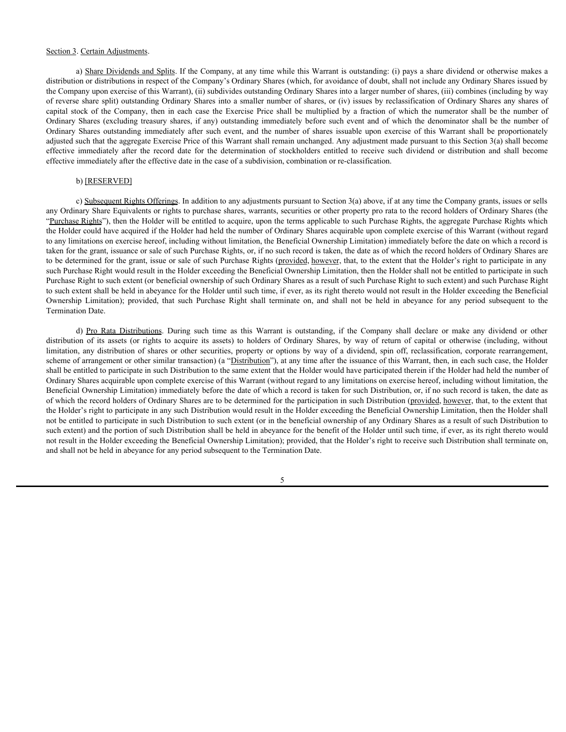Section 3. Certain Adjustments.

a) Share Dividends and Splits. If the Company, at any time while this Warrant is outstanding: (i) pays a share dividend or otherwise makes a distribution or distributions in respect of the Company's Ordinary Shares (which, for avoidance of doubt, shall not include any Ordinary Shares issued by the Company upon exercise of this Warrant), (ii) subdivides outstanding Ordinary Shares into a larger number of shares, (iii) combines (including by way of reverse share split) outstanding Ordinary Shares into a smaller number of shares, or (iv) issues by reclassification of Ordinary Shares any shares of capital stock of the Company, then in each case the Exercise Price shall be multiplied by a fraction of which the numerator shall be the number of Ordinary Shares (excluding treasury shares, if any) outstanding immediately before such event and of which the denominator shall be the number of Ordinary Shares outstanding immediately after such event, and the number of shares issuable upon exercise of this Warrant shall be proportionately adjusted such that the aggregate Exercise Price of this Warrant shall remain unchanged. Any adjustment made pursuant to this Section 3(a) shall become effective immediately after the record date for the determination of stockholders entitled to receive such dividend or distribution and shall become effective immediately after the effective date in the case of a subdivision, combination or re-classification.

b) [RESERVED]

c) Subsequent Rights Offerings. In addition to any adjustments pursuant to Section 3(a) above, if at any time the Company grants, issues or sells any Ordinary Share Equivalents or rights to purchase shares, warrants, securities or other property pro rata to the record holders of Ordinary Shares (the "Purchase Rights"), then the Holder will be entitled to acquire, upon the terms applicable to such Purchase Rights, the aggregate Purchase Rights which the Holder could have acquired if the Holder had held the number of Ordinary Shares acquirable upon complete exercise of this Warrant (without regard to any limitations on exercise hereof, including without limitation, the Beneficial Ownership Limitation) immediately before the date on which a record is taken for the grant, issuance or sale of such Purchase Rights, or, if no such record is taken, the date as of which the record holders of Ordinary Shares are to be determined for the grant, issue or sale of such Purchase Rights (provided, however, that, to the extent that the Holder's right to participate in any such Purchase Right would result in the Holder exceeding the Beneficial Ownership Limitation, then the Holder shall not be entitled to participate in such Purchase Right to such extent (or beneficial ownership of such Ordinary Shares as a result of such Purchase Right to such extent) and such Purchase Right to such extent shall be held in abeyance for the Holder until such time, if ever, as its right thereto would not result in the Holder exceeding the Beneficial Ownership Limitation); provided, that such Purchase Right shall terminate on, and shall not be held in abeyance for any period subsequent to the Termination Date.

d) Pro Rata Distributions. During such time as this Warrant is outstanding, if the Company shall declare or make any dividend or other distribution of its assets (or rights to acquire its assets) to holders of Ordinary Shares, by way of return of capital or otherwise (including, without limitation, any distribution of shares or other securities, property or options by way of a dividend, spin off, reclassification, corporate rearrangement, scheme of arrangement or other similar transaction) (a "Distribution"), at any time after the issuance of this Warrant, then, in each such case, the Holder shall be entitled to participate in such Distribution to the same extent that the Holder would have participated therein if the Holder had held the number of Ordinary Shares acquirable upon complete exercise of this Warrant (without regard to any limitations on exercise hereof, including without limitation, the Beneficial Ownership Limitation) immediately before the date of which a record is taken for such Distribution, or, if no such record is taken, the date as of which the record holders of Ordinary Shares are to be determined for the participation in such Distribution (provided, however, that, to the extent that the Holder's right to participate in any such Distribution would result in the Holder exceeding the Beneficial Ownership Limitation, then the Holder shall not be entitled to participate in such Distribution to such extent (or in the beneficial ownership of any Ordinary Shares as a result of such Distribution to such extent) and the portion of such Distribution shall be held in abeyance for the benefit of the Holder until such time, if ever, as its right thereto would not result in the Holder exceeding the Beneficial Ownership Limitation); provided, that the Holder's right to receive such Distribution shall terminate on, and shall not be held in abeyance for any period subsequent to the Termination Date.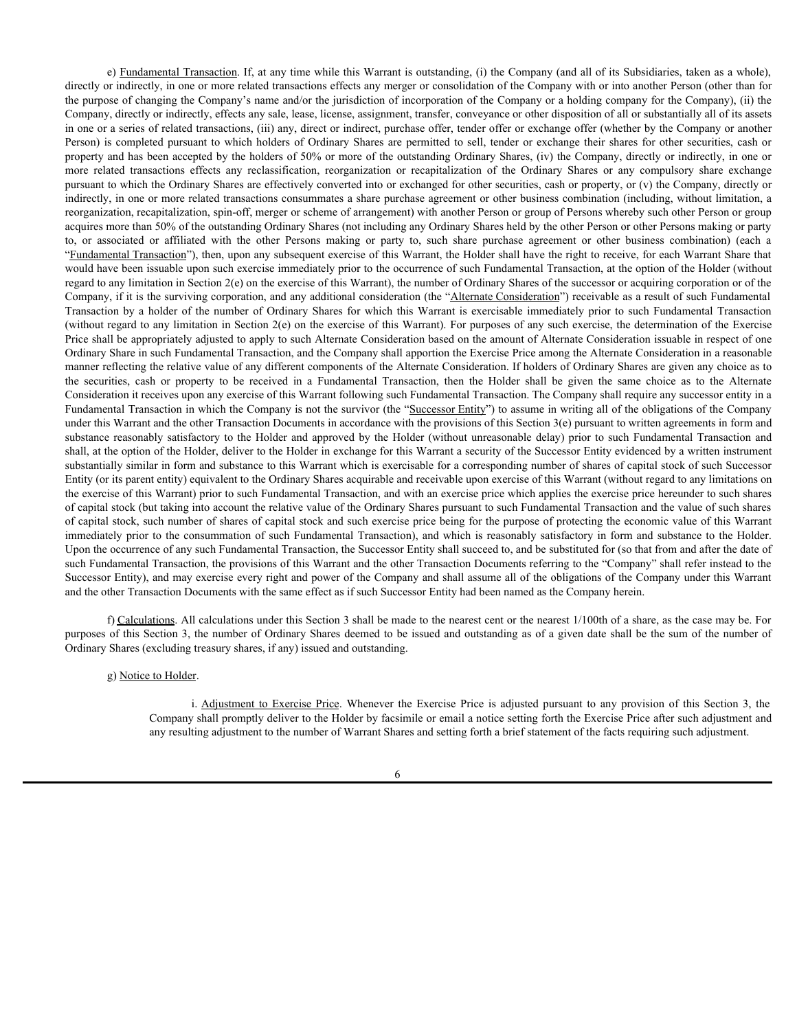e) Fundamental Transaction. If, at any time while this Warrant is outstanding, (i) the Company (and all of its Subsidiaries, taken as a whole), directly or indirectly, in one or more related transactions effects any merger or consolidation of the Company with or into another Person (other than for the purpose of changing the Company's name and/or the jurisdiction of incorporation of the Company or a holding company for the Company), (ii) the Company, directly or indirectly, effects any sale, lease, license, assignment, transfer, conveyance or other disposition of all or substantially all of its assets in one or a series of related transactions, (iii) any, direct or indirect, purchase offer, tender offer or exchange offer (whether by the Company or another Person) is completed pursuant to which holders of Ordinary Shares are permitted to sell, tender or exchange their shares for other securities, cash or property and has been accepted by the holders of 50% or more of the outstanding Ordinary Shares, (iv) the Company, directly or indirectly, in one or more related transactions effects any reclassification, reorganization or recapitalization of the Ordinary Shares or any compulsory share exchange pursuant to which the Ordinary Shares are effectively converted into or exchanged for other securities, cash or property, or (v) the Company, directly or indirectly, in one or more related transactions consummates a share purchase agreement or other business combination (including, without limitation, a reorganization, recapitalization, spin-off, merger or scheme of arrangement) with another Person or group of Persons whereby such other Person or group acquires more than 50% of the outstanding Ordinary Shares (not including any Ordinary Shares held by the other Person or other Persons making or party to, or associated or affiliated with the other Persons making or party to, such share purchase agreement or other business combination) (each a "Fundamental Transaction"), then, upon any subsequent exercise of this Warrant, the Holder shall have the right to receive, for each Warrant Share that would have been issuable upon such exercise immediately prior to the occurrence of such Fundamental Transaction, at the option of the Holder (without regard to any limitation in Section 2(e) on the exercise of this Warrant), the number of Ordinary Shares of the successor or acquiring corporation or of the Company, if it is the surviving corporation, and any additional consideration (the "Alternate Consideration") receivable as a result of such Fundamental Transaction by a holder of the number of Ordinary Shares for which this Warrant is exercisable immediately prior to such Fundamental Transaction (without regard to any limitation in Section 2(e) on the exercise of this Warrant). For purposes of any such exercise, the determination of the Exercise Price shall be appropriately adjusted to apply to such Alternate Consideration based on the amount of Alternate Consideration issuable in respect of one Ordinary Share in such Fundamental Transaction, and the Company shall apportion the Exercise Price among the Alternate Consideration in a reasonable manner reflecting the relative value of any different components of the Alternate Consideration. If holders of Ordinary Shares are given any choice as to the securities, cash or property to be received in a Fundamental Transaction, then the Holder shall be given the same choice as to the Alternate Consideration it receives upon any exercise of this Warrant following such Fundamental Transaction. The Company shall require any successor entity in a Fundamental Transaction in which the Company is not the survivor (the "Successor Entity") to assume in writing all of the obligations of the Company under this Warrant and the other Transaction Documents in accordance with the provisions of this Section 3(e) pursuant to written agreements in form and substance reasonably satisfactory to the Holder and approved by the Holder (without unreasonable delay) prior to such Fundamental Transaction and shall, at the option of the Holder, deliver to the Holder in exchange for this Warrant a security of the Successor Entity evidenced by a written instrument substantially similar in form and substance to this Warrant which is exercisable for a corresponding number of shares of capital stock of such Successor Entity (or its parent entity) equivalent to the Ordinary Shares acquirable and receivable upon exercise of this Warrant (without regard to any limitations on the exercise of this Warrant) prior to such Fundamental Transaction, and with an exercise price which applies the exercise price hereunder to such shares of capital stock (but taking into account the relative value of the Ordinary Shares pursuant to such Fundamental Transaction and the value of such shares of capital stock, such number of shares of capital stock and such exercise price being for the purpose of protecting the economic value of this Warrant immediately prior to the consummation of such Fundamental Transaction), and which is reasonably satisfactory in form and substance to the Holder. Upon the occurrence of any such Fundamental Transaction, the Successor Entity shall succeed to, and be substituted for (so that from and after the date of such Fundamental Transaction, the provisions of this Warrant and the other Transaction Documents referring to the "Company" shall refer instead to the Successor Entity), and may exercise every right and power of the Company and shall assume all of the obligations of the Company under this Warrant and the other Transaction Documents with the same effect as if such Successor Entity had been named as the Company herein.

f) Calculations. All calculations under this Section 3 shall be made to the nearest cent or the nearest 1/100th of a share, as the case may be. For purposes of this Section 3, the number of Ordinary Shares deemed to be issued and outstanding as of a given date shall be the sum of the number of Ordinary Shares (excluding treasury shares, if any) issued and outstanding.

g) Notice to Holder.

i. Adjustment to Exercise Price. Whenever the Exercise Price is adjusted pursuant to any provision of this Section 3, the Company shall promptly deliver to the Holder by facsimile or email a notice setting forth the Exercise Price after such adjustment and any resulting adjustment to the number of Warrant Shares and setting forth a brief statement of the facts requiring such adjustment.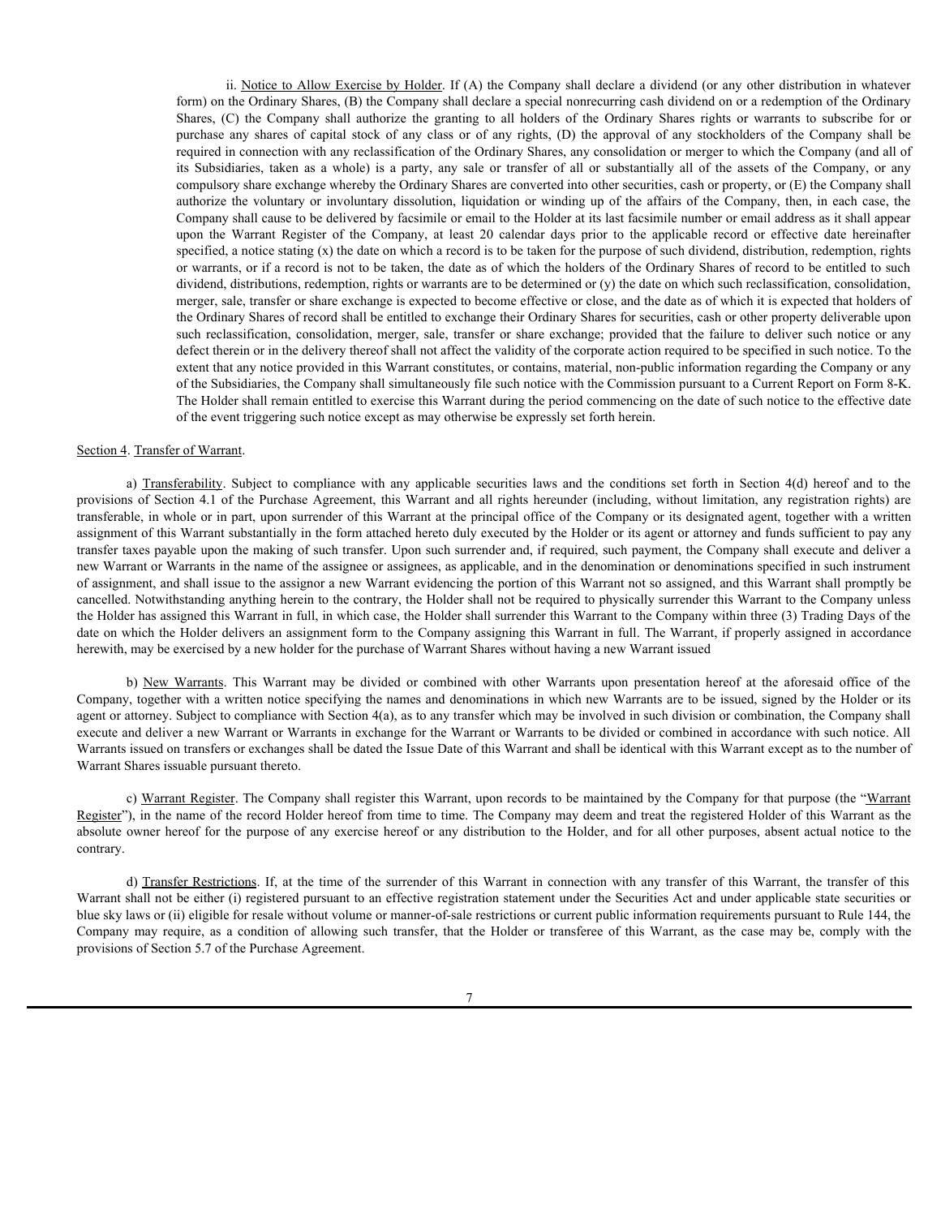ii. Notice to Allow Exercise by Holder. If (A) the Company shall declare a dividend (or any other distribution in whatever form) on the Ordinary Shares, (B) the Company shall declare a special nonrecurring cash dividend on or a redemption of the Ordinary Shares, (C) the Company shall authorize the granting to all holders of the Ordinary Shares rights or warrants to subscribe for or purchase any shares of capital stock of any class or of any rights, (D) the approval of any stockholders of the Company shall be required in connection with any reclassification of the Ordinary Shares, any consolidation or merger to which the Company (and all of its Subsidiaries, taken as a whole) is a party, any sale or transfer of all or substantially all of the assets of the Company, or any compulsory share exchange whereby the Ordinary Shares are converted into other securities, cash or property, or (E) the Company shall authorize the voluntary or involuntary dissolution, liquidation or winding up of the affairs of the Company, then, in each case, the Company shall cause to be delivered by facsimile or email to the Holder at its last facsimile number or email address as it shall appear upon the Warrant Register of the Company, at least 20 calendar days prior to the applicable record or effective date hereinafter specified, a notice stating (x) the date on which a record is to be taken for the purpose of such dividend, distribution, redemption, rights or warrants, or if a record is not to be taken, the date as of which the holders of the Ordinary Shares of record to be entitled to such dividend, distributions, redemption, rights or warrants are to be determined or (y) the date on which such reclassification, consolidation, merger, sale, transfer or share exchange is expected to become effective or close, and the date as of which it is expected that holders of the Ordinary Shares of record shall be entitled to exchange their Ordinary Shares for securities, cash or other property deliverable upon such reclassification, consolidation, merger, sale, transfer or share exchange; provided that the failure to deliver such notice or any defect therein or in the delivery thereof shall not affect the validity of the corporate action required to be specified in such notice. To the extent that any notice provided in this Warrant constitutes, or contains, material, non-public information regarding the Company or any of the Subsidiaries, the Company shall simultaneously file such notice with the Commission pursuant to a Current Report on Form 8-K. The Holder shall remain entitled to exercise this Warrant during the period commencing on the date of such notice to the effective date of the event triggering such notice except as may otherwise be expressly set forth herein.

Section 4. Transfer of Warrant.

a) Transferability. Subject to compliance with any applicable securities laws and the conditions set forth in Section 4(d) hereof and to the provisions of Section 4.1 of the Purchase Agreement, this Warrant and all rights hereunder (including, without limitation, any registration rights) are transferable, in whole or in part, upon surrender of this Warrant at the principal office of the Company or its designated agent, together with a written assignment of this Warrant substantially in the form attached hereto duly executed by the Holder or its agent or attorney and funds sufficient to pay any transfer taxes payable upon the making of such transfer. Upon such surrender and, if required, such payment, the Company shall execute and deliver a new Warrant or Warrants in the name of the assignee or assignees, as applicable, and in the denomination or denominations specified in such instrument of assignment, and shall issue to the assignor a new Warrant evidencing the portion of this Warrant not so assigned, and this Warrant shall promptly be cancelled. Notwithstanding anything herein to the contrary, the Holder shall not be required to physically surrender this Warrant to the Company unless the Holder has assigned this Warrant in full, in which case, the Holder shall surrender this Warrant to the Company within three (3) Trading Days of the date on which the Holder delivers an assignment form to the Company assigning this Warrant in full. The Warrant, if properly assigned in accordance herewith, may be exercised by a new holder for the purchase of Warrant Shares without having a new Warrant issued

b) New Warrants. This Warrant may be divided or combined with other Warrants upon presentation hereof at the aforesaid office of the Company, together with a written notice specifying the names and denominations in which new Warrants are to be issued, signed by the Holder or its agent or attorney. Subject to compliance with Section 4(a), as to any transfer which may be involved in such division or combination, the Company shall execute and deliver a new Warrant or Warrants in exchange for the Warrant or Warrants to be divided or combined in accordance with such notice. All Warrants issued on transfers or exchanges shall be dated the Issue Date of this Warrant and shall be identical with this Warrant except as to the number of Warrant Shares issuable pursuant thereto.

c) Warrant Register. The Company shall register this Warrant, upon records to be maintained by the Company for that purpose (the "Warrant Register"), in the name of the record Holder hereof from time to time. The Company may deem and treat the registered Holder of this Warrant as the absolute owner hereof for the purpose of any exercise hereof or any distribution to the Holder, and for all other purposes, absent actual notice to the contrary.

d) Transfer Restrictions. If, at the time of the surrender of this Warrant in connection with any transfer of this Warrant, the transfer of this Warrant shall not be either (i) registered pursuant to an effective registration statement under the Securities Act and under applicable state securities or blue sky laws or (ii) eligible for resale without volume or manner-of-sale restrictions or current public information requirements pursuant to Rule 144, the Company may require, as a condition of allowing such transfer, that the Holder or transferee of this Warrant, as the case may be, comply with the provisions of Section 5.7 of the Purchase Agreement.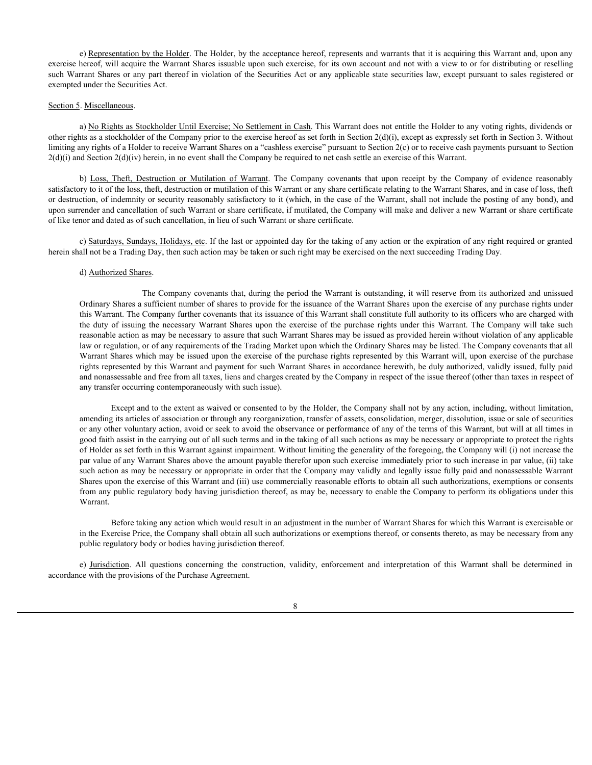e) Representation by the Holder. The Holder, by the acceptance hereof, represents and warrants that it is acquiring this Warrant and, upon any exercise hereof, will acquire the Warrant Shares issuable upon such exercise, for its own account and not with a view to or for distributing or reselling such Warrant Shares or any part thereof in violation of the Securities Act or any applicable state securities law, except pursuant to sales registered or exempted under the Securities Act.

Section 5. Miscellaneous.

a) No Rights as Stockholder Until Exercise; No Settlement in Cash. This Warrant does not entitle the Holder to any voting rights, dividends or other rights as a stockholder of the Company prior to the exercise hereof as set forth in Section 2(d)(i), except as expressly set forth in Section 3. Without limiting any rights of a Holder to receive Warrant Shares on a "cashless exercise" pursuant to Section 2(c) or to receive cash payments pursuant to Section 2(d)(i) and Section 2(d)(iv) herein, in no event shall the Company be required to net cash settle an exercise of this Warrant.

b) Loss, Theft, Destruction or Mutilation of Warrant. The Company covenants that upon receipt by the Company of evidence reasonably satisfactory to it of the loss, theft, destruction or mutilation of this Warrant or any share certificate relating to the Warrant Shares, and in case of loss, theft or destruction, of indemnity or security reasonably satisfactory to it (which, in the case of the Warrant, shall not include the posting of any bond), and upon surrender and cancellation of such Warrant or share certificate, if mutilated, the Company will make and deliver a new Warrant or share certificate of like tenor and dated as of such cancellation, in lieu of such Warrant or share certificate.

c) Saturdays, Sundays, Holidays, etc. If the last or appointed day for the taking of any action or the expiration of any right required or granted herein shall not be a Trading Day, then such action may be taken or such right may be exercised on the next succeeding Trading Day.

d) Authorized Shares.

The Company covenants that, during the period the Warrant is outstanding, it will reserve from its authorized and unissued Ordinary Shares a sufficient number of shares to provide for the issuance of the Warrant Shares upon the exercise of any purchase rights under this Warrant. The Company further covenants that its issuance of this Warrant shall constitute full authority to its officers who are charged with the duty of issuing the necessary Warrant Shares upon the exercise of the purchase rights under this Warrant. The Company will take such reasonable action as may be necessary to assure that such Warrant Shares may be issued as provided herein without violation of any applicable law or regulation, or of any requirements of the Trading Market upon which the Ordinary Shares may be listed. The Company covenants that all Warrant Shares which may be issued upon the exercise of the purchase rights represented by this Warrant will, upon exercise of the purchase rights represented by this Warrant and payment for such Warrant Shares in accordance herewith, be duly authorized, validly issued, fully paid and nonassessable and free from all taxes, liens and charges created by the Company in respect of the issue thereof (other than taxes in respect of any transfer occurring contemporaneously with such issue).

Except and to the extent as waived or consented to by the Holder, the Company shall not by any action, including, without limitation, amending its articles of association or through any reorganization, transfer of assets, consolidation, merger, dissolution, issue or sale of securities or any other voluntary action, avoid or seek to avoid the observance or performance of any of the terms of this Warrant, but will at all times in good faith assist in the carrying out of all such terms and in the taking of all such actions as may be necessary or appropriate to protect the rights of Holder as set forth in this Warrant against impairment. Without limiting the generality of the foregoing, the Company will (i) not increase the par value of any Warrant Shares above the amount payable therefor upon such exercise immediately prior to such increase in par value, (ii) take such action as may be necessary or appropriate in order that the Company may validly and legally issue fully paid and nonassessable Warrant Shares upon the exercise of this Warrant and (iii) use commercially reasonable efforts to obtain all such authorizations, exemptions or consents from any public regulatory body having jurisdiction thereof, as may be, necessary to enable the Company to perform its obligations under this Warrant.

Before taking any action which would result in an adjustment in the number of Warrant Shares for which this Warrant is exercisable or in the Exercise Price, the Company shall obtain all such authorizations or exemptions thereof, or consents thereto, as may be necessary from any public regulatory body or bodies having jurisdiction thereof.

e) Jurisdiction. All questions concerning the construction, validity, enforcement and interpretation of this Warrant shall be determined in accordance with the provisions of the Purchase Agreement.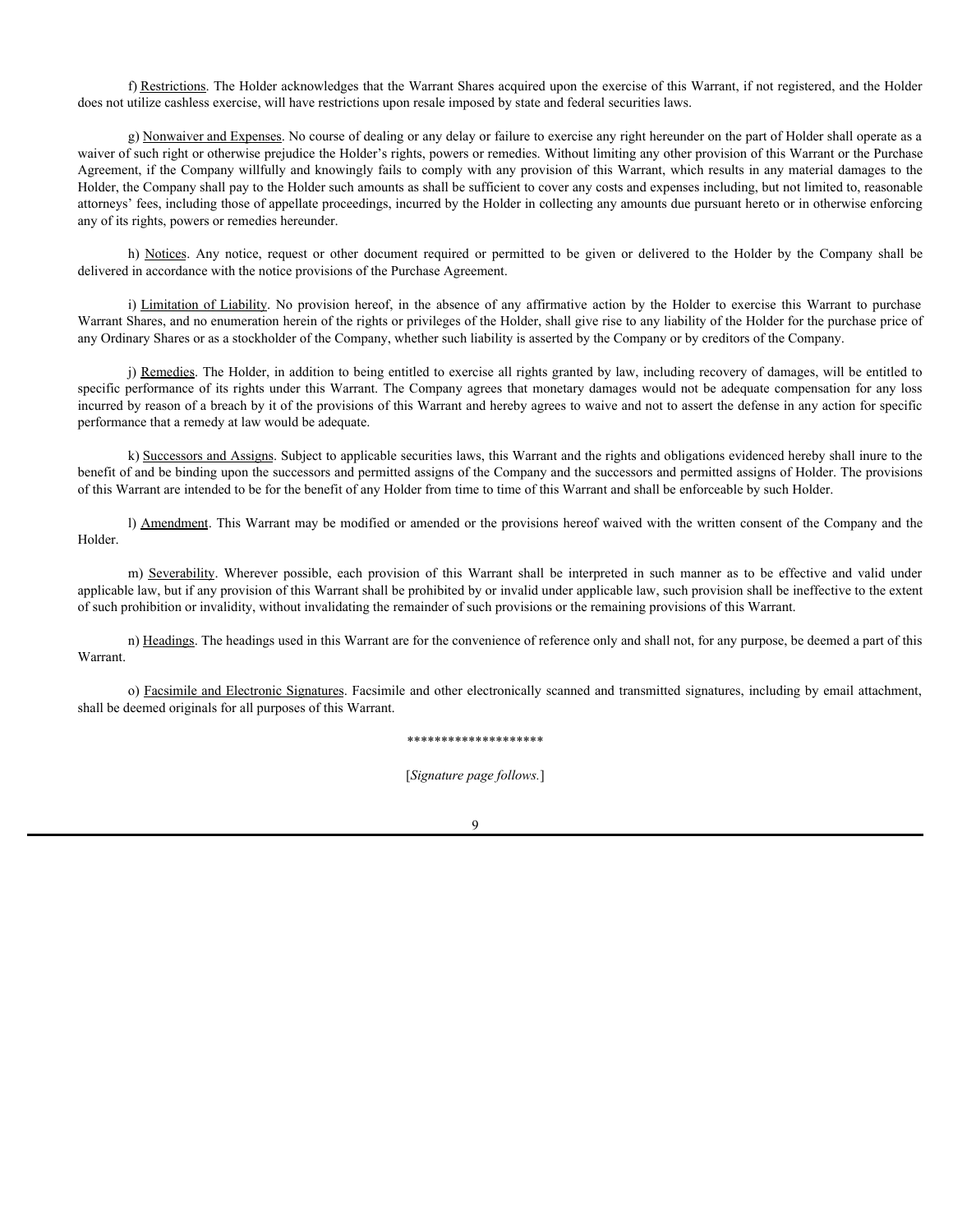f) Restrictions. The Holder acknowledges that the Warrant Shares acquired upon the exercise of this Warrant, if not registered, and the Holder does not utilize cashless exercise, will have restrictions upon resale imposed by state and federal securities laws.

g) Nonwaiver and Expenses. No course of dealing or any delay or failure to exercise any right hereunder on the part of Holder shall operate as a waiver of such right or otherwise prejudice the Holder's rights, powers or remedies. Without limiting any other provision of this Warrant or the Purchase Agreement, if the Company willfully and knowingly fails to comply with any provision of this Warrant, which results in any material damages to the Holder, the Company shall pay to the Holder such amounts as shall be sufficient to cover any costs and expenses including, but not limited to, reasonable attorneys' fees, including those of appellate proceedings, incurred by the Holder in collecting any amounts due pursuant hereto or in otherwise enforcing any of its rights, powers or remedies hereunder.

h) Notices. Any notice, request or other document required or permitted to be given or delivered to the Holder by the Company shall be delivered in accordance with the notice provisions of the Purchase Agreement.

i) Limitation of Liability. No provision hereof, in the absence of any affirmative action by the Holder to exercise this Warrant to purchase Warrant Shares, and no enumeration herein of the rights or privileges of the Holder, shall give rise to any liability of the Holder for the purchase price of any Ordinary Shares or as a stockholder of the Company, whether such liability is asserted by the Company or by creditors of the Company.

j) Remedies. The Holder, in addition to being entitled to exercise all rights granted by law, including recovery of damages, will be entitled to specific performance of its rights under this Warrant. The Company agrees that monetary damages would not be adequate compensation for any loss incurred by reason of a breach by it of the provisions of this Warrant and hereby agrees to waive and not to assert the defense in any action for specific performance that a remedy at law would be adequate.

k) Successors and Assigns. Subject to applicable securities laws, this Warrant and the rights and obligations evidenced hereby shall inure to the benefit of and be binding upon the successors and permitted assigns of the Company and the successors and permitted assigns of Holder. The provisions of this Warrant are intended to be for the benefit of any Holder from time to time of this Warrant and shall be enforceable by such Holder.

l) Amendment. This Warrant may be modified or amended or the provisions hereof waived with the written consent of the Company and the Holder.

m) Severability. Wherever possible, each provision of this Warrant shall be interpreted in such manner as to be effective and valid under applicable law, but if any provision of this Warrant shall be prohibited by or invalid under applicable law, such provision shall be ineffective to the extent of such prohibition or invalidity, without invalidating the remainder of such provisions or the remaining provisions of this Warrant.

n) Headings. The headings used in this Warrant are for the convenience of reference only and shall not, for any purpose, be deemed a part of this Warrant.

o) Facsimile and Electronic Signatures. Facsimile and other electronically scanned and transmitted signatures, including by email attachment, shall be deemed originals for all purposes of this Warrant.

********************

[*Signature page follows.*]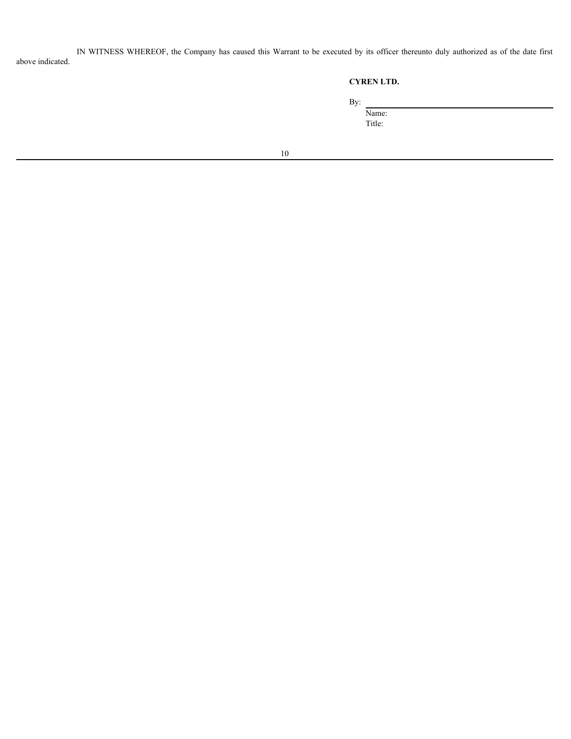IN WITNESS WHEREOF, the Company has caused this Warrant to be executed by its officer thereunto duly authorized as of the date first above indicated.

**CYREN LTD.**

By: \_\_\_\_\_\_\_\_\_\_\_\_\_\_\_\_\_\_\_\_\_\_\_\_\_\_\_\_

Name:

Title: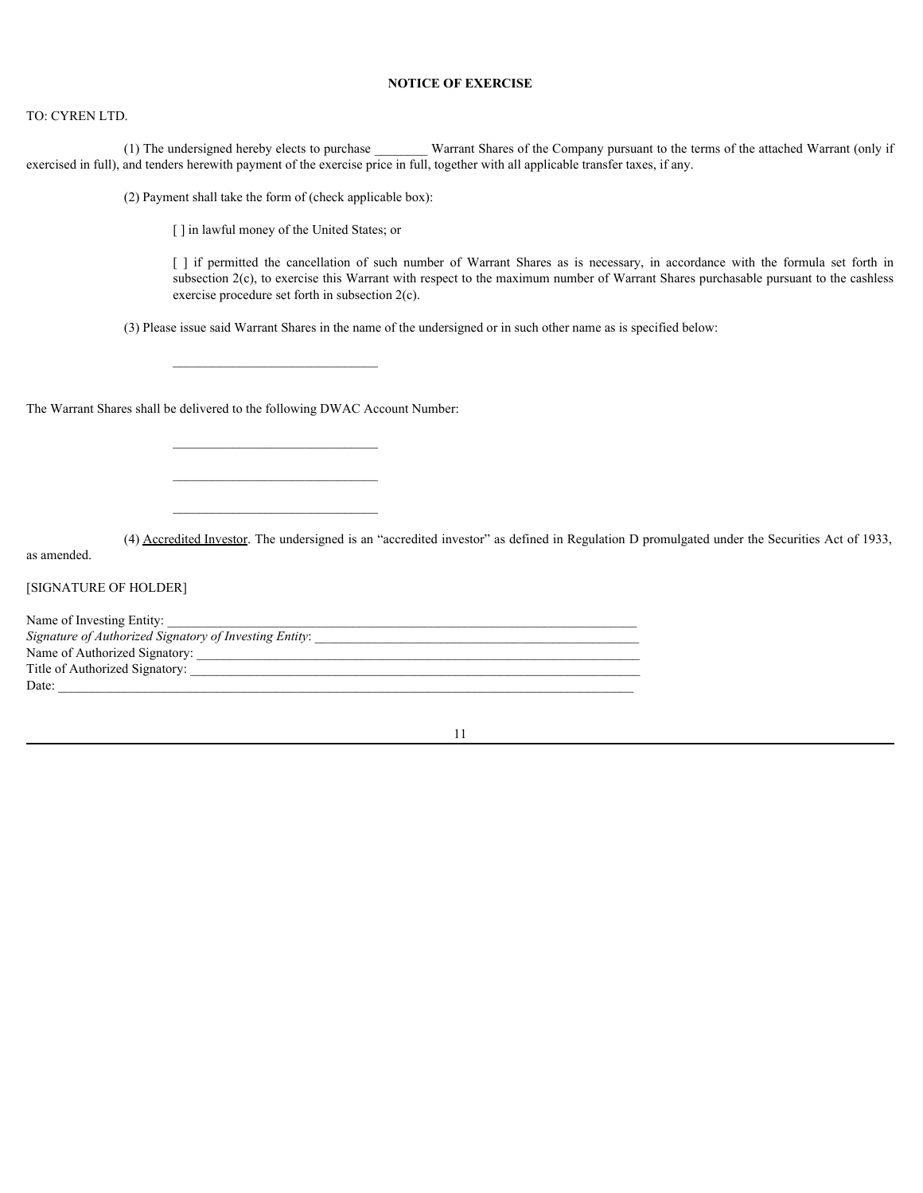**NOTICE OF EXERCISE**

TO: CYREN LTD.

(1) The undersigned hereby elects to purchase ________ Warrant Shares of the Company pursuant to the terms of the attached Warrant (only if exercised in full), and tenders herewith payment of the exercise price in full, together with all applicable transfer taxes, if any.

(2) Payment shall take the form of (check applicable box):

[ ] in lawful money of the United States; or

[ ] if permitted the cancellation of such number of Warrant Shares as is necessary, in accordance with the formula set forth in subsection 2(c), to exercise this Warrant with respect to the maximum number of Warrant Shares purchasable pursuant to the cashless exercise procedure set forth in subsection 2(c).

(3) Please issue said Warrant Shares in the name of the undersigned or in such other name as is specified below:

_______________________________

The Warrant Shares shall be delivered to the following DWAC Account Number:

_______________________________

_______________________________

_______________________________

(4) Accredited Investor. The undersigned is an "accredited investor" as defined in Regulation D promulgated under the Securities Act of 1933, as amended.

[SIGNATURE OF HOLDER]

Name of Investing Entity: ___________________________________________________________________________

*Signature of Authorized Signatory of Investing Entity*: __________________________________________________

Name of Authorized Signatory: _______________________________________________________________________

Title of Authorized Signatory: ________________________________________________________________________

Date: __________________________________________________________________________________________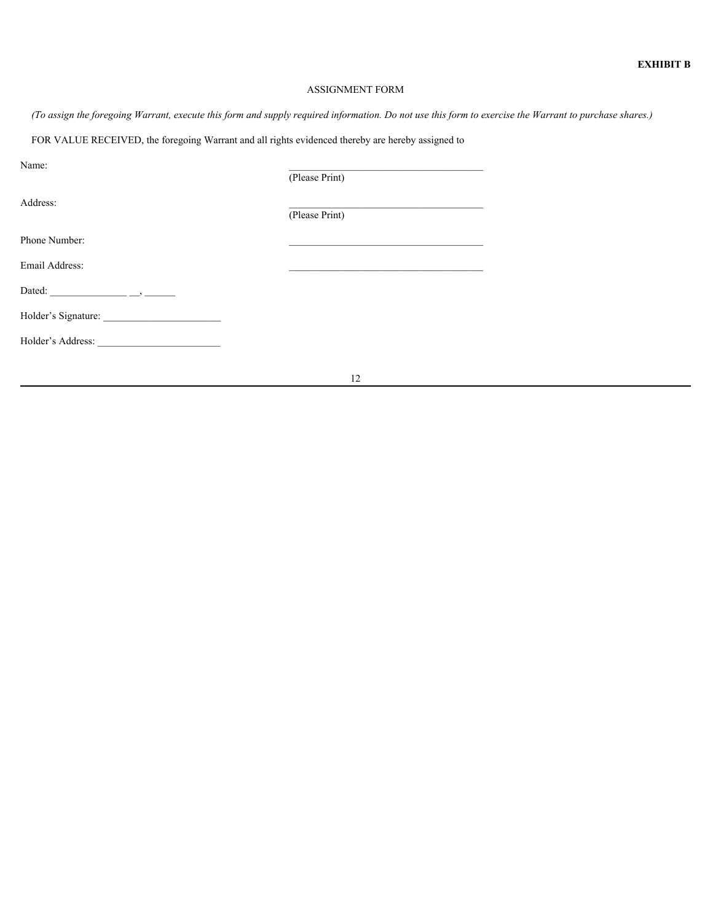**EXHIBIT B**

ASSIGNMENT FORM

*(To assign the foregoing Warrant, execute this form and supply required information. Do not use this form to exercise the Warrant to purchase shares.)*

FOR VALUE RECEIVED, the foregoing Warrant and all rights evidenced thereby are hereby assigned to

Name: ______________________________________
(Please Print)

Address: ______________________________________
(Please Print)

Phone Number: ______________________________________

Email Address: ______________________________________

Dated: _______________ __, ______

Holder's Signature: _______________________

Holder's Address: ________________________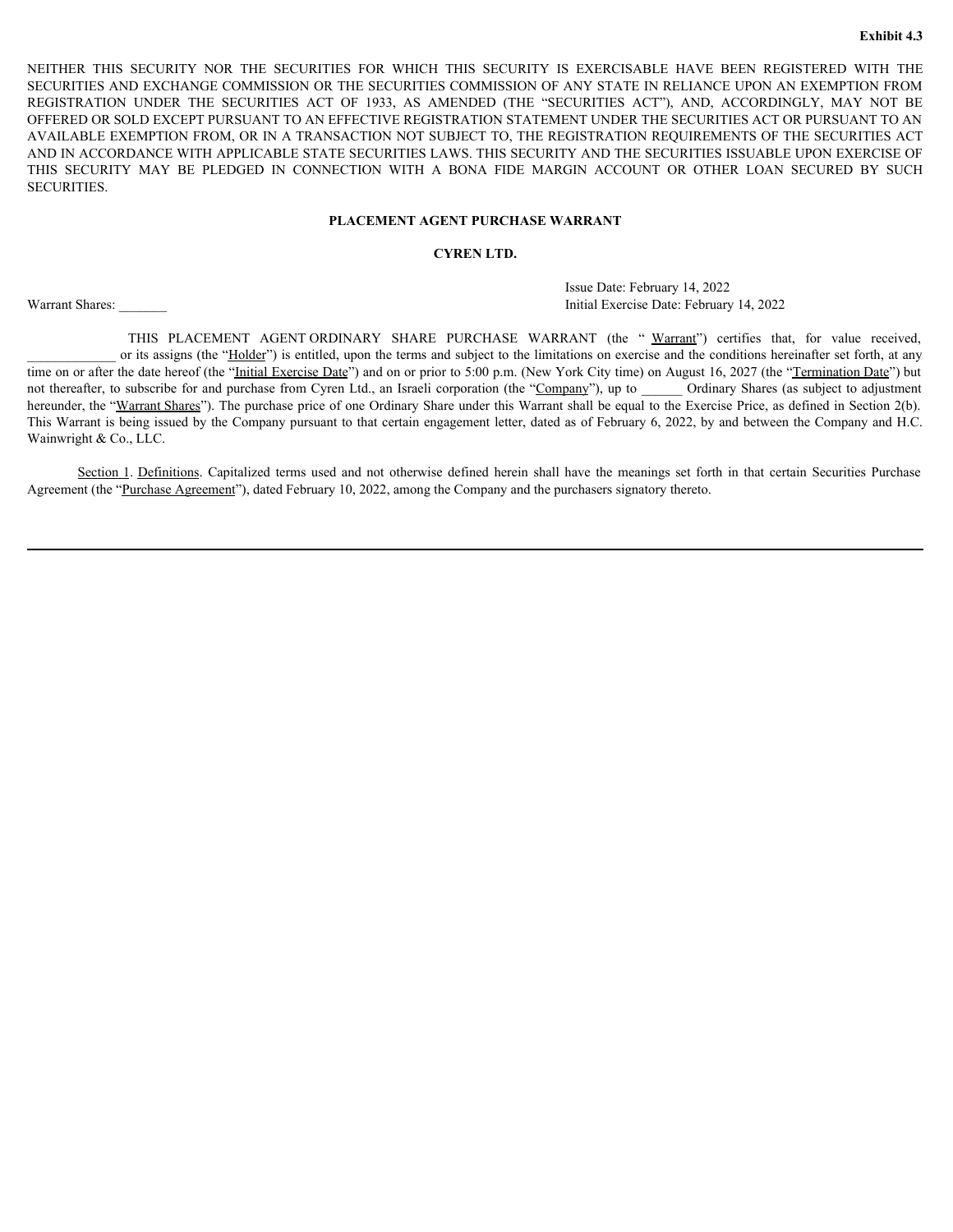**Exhibit 4.3**

NEITHER THIS SECURITY NOR THE SECURITIES FOR WHICH THIS SECURITY IS EXERCISABLE HAVE BEEN REGISTERED WITH THE SECURITIES AND EXCHANGE COMMISSION OR THE SECURITIES COMMISSION OF ANY STATE IN RELIANCE UPON AN EXEMPTION FROM REGISTRATION UNDER THE SECURITIES ACT OF 1933, AS AMENDED (THE "SECURITIES ACT"), AND, ACCORDINGLY, MAY NOT BE OFFERED OR SOLD EXCEPT PURSUANT TO AN EFFECTIVE REGISTRATION STATEMENT UNDER THE SECURITIES ACT OR PURSUANT TO AN AVAILABLE EXEMPTION FROM, OR IN A TRANSACTION NOT SUBJECT TO, THE REGISTRATION REQUIREMENTS OF THE SECURITIES ACT AND IN ACCORDANCE WITH APPLICABLE STATE SECURITIES LAWS. THIS SECURITY AND THE SECURITIES ISSUABLE UPON EXERCISE OF THIS SECURITY MAY BE PLEDGED IN CONNECTION WITH A BONA FIDE MARGIN ACCOUNT OR OTHER LOAN SECURED BY SUCH SECURITIES.

**PLACEMENT AGENT PURCHASE WARRANT**

**CYREN LTD.**

Warrant Shares: _______

Issue Date: February 14, 2022
Initial Exercise Date: February 14, 2022

THIS PLACEMENT AGENT ORDINARY SHARE PURCHASE WARRANT (the "Warrant") certifies that, for value received, ____________ or its assigns (the "Holder") is entitled, upon the terms and subject to the limitations on exercise and the conditions hereinafter set forth, at any time on or after the date hereof (the "Initial Exercise Date") and on or prior to 5:00 p.m. (New York City time) on August 16, 2027 (the "Termination Date") but not thereafter, to subscribe for and purchase from Cyren Ltd., an Israeli corporation (the "Company"), up to ______ Ordinary Shares (as subject to adjustment hereunder, the "Warrant Shares"). The purchase price of one Ordinary Share under this Warrant shall be equal to the Exercise Price, as defined in Section 2(b). This Warrant is being issued by the Company pursuant to that certain engagement letter, dated as of February 6, 2022, by and between the Company and H.C. Wainwright & Co., LLC.

Section 1. Definitions. Capitalized terms used and not otherwise defined herein shall have the meanings set forth in that certain Securities Purchase Agreement (the "Purchase Agreement"), dated February 10, 2022, among the Company and the purchasers signatory thereto.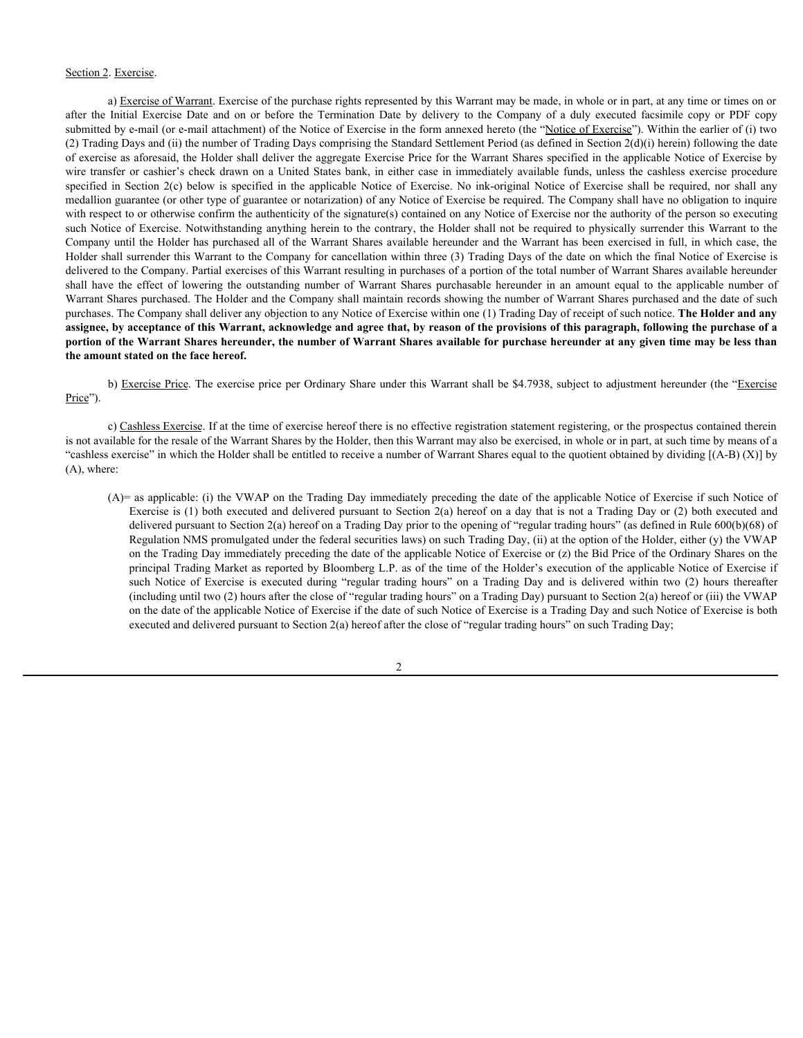Section 2. Exercise.

a) Exercise of Warrant. Exercise of the purchase rights represented by this Warrant may be made, in whole or in part, at any time or times on or after the Initial Exercise Date and on or before the Termination Date by delivery to the Company of a duly executed facsimile copy or PDF copy submitted by e-mail (or e-mail attachment) of the Notice of Exercise in the form annexed hereto (the "Notice of Exercise"). Within the earlier of (i) two (2) Trading Days and (ii) the number of Trading Days comprising the Standard Settlement Period (as defined in Section 2(d)(i) herein) following the date of exercise as aforesaid, the Holder shall deliver the aggregate Exercise Price for the Warrant Shares specified in the applicable Notice of Exercise by wire transfer or cashier's check drawn on a United States bank, in either case in immediately available funds, unless the cashless exercise procedure specified in Section 2(c) below is specified in the applicable Notice of Exercise. No ink-original Notice of Exercise shall be required, nor shall any medallion guarantee (or other type of guarantee or notarization) of any Notice of Exercise be required. The Company shall have no obligation to inquire with respect to or otherwise confirm the authenticity of the signature(s) contained on any Notice of Exercise nor the authority of the person so executing such Notice of Exercise. Notwithstanding anything herein to the contrary, the Holder shall not be required to physically surrender this Warrant to the Company until the Holder has purchased all of the Warrant Shares available hereunder and the Warrant has been exercised in full, in which case, the Holder shall surrender this Warrant to the Company for cancellation within three (3) Trading Days of the date on which the final Notice of Exercise is delivered to the Company. Partial exercises of this Warrant resulting in purchases of a portion of the total number of Warrant Shares available hereunder shall have the effect of lowering the outstanding number of Warrant Shares purchasable hereunder in an amount equal to the applicable number of Warrant Shares purchased. The Holder and the Company shall maintain records showing the number of Warrant Shares purchased and the date of such purchases. The Company shall deliver any objection to any Notice of Exercise within one (1) Trading Day of receipt of such notice. **The Holder and any assignee, by acceptance of this Warrant, acknowledge and agree that, by reason of the provisions of this paragraph, following the purchase of a portion of the Warrant Shares hereunder, the number of Warrant Shares available for purchase hereunder at any given time may be less than the amount stated on the face hereof.**

b) Exercise Price. The exercise price per Ordinary Share under this Warrant shall be $4.7938, subject to adjustment hereunder (the "Exercise Price").

c) Cashless Exercise. If at the time of exercise hereof there is no effective registration statement registering, or the prospectus contained therein is not available for the resale of the Warrant Shares by the Holder, then this Warrant may also be exercised, in whole or in part, at such time by means of a "cashless exercise" in which the Holder shall be entitled to receive a number of Warrant Shares equal to the quotient obtained by dividing [(A-B) (X)] by (A), where:

(A)= as applicable: (i) the VWAP on the Trading Day immediately preceding the date of the applicable Notice of Exercise if such Notice of Exercise is (1) both executed and delivered pursuant to Section 2(a) hereof on a day that is not a Trading Day or (2) both executed and delivered pursuant to Section 2(a) hereof on a Trading Day prior to the opening of "regular trading hours" (as defined in Rule 600(b)(68) of Regulation NMS promulgated under the federal securities laws) on such Trading Day, (ii) at the option of the Holder, either (y) the VWAP on the Trading Day immediately preceding the date of the applicable Notice of Exercise or (z) the Bid Price of the Ordinary Shares on the principal Trading Market as reported by Bloomberg L.P. as of the time of the Holder's execution of the applicable Notice of Exercise if such Notice of Exercise is executed during "regular trading hours" on a Trading Day and is delivered within two (2) hours thereafter (including until two (2) hours after the close of "regular trading hours" on a Trading Day) pursuant to Section 2(a) hereof or (iii) the VWAP on the date of the applicable Notice of Exercise if the date of such Notice of Exercise is a Trading Day and such Notice of Exercise is both executed and delivered pursuant to Section 2(a) hereof after the close of "regular trading hours" on such Trading Day;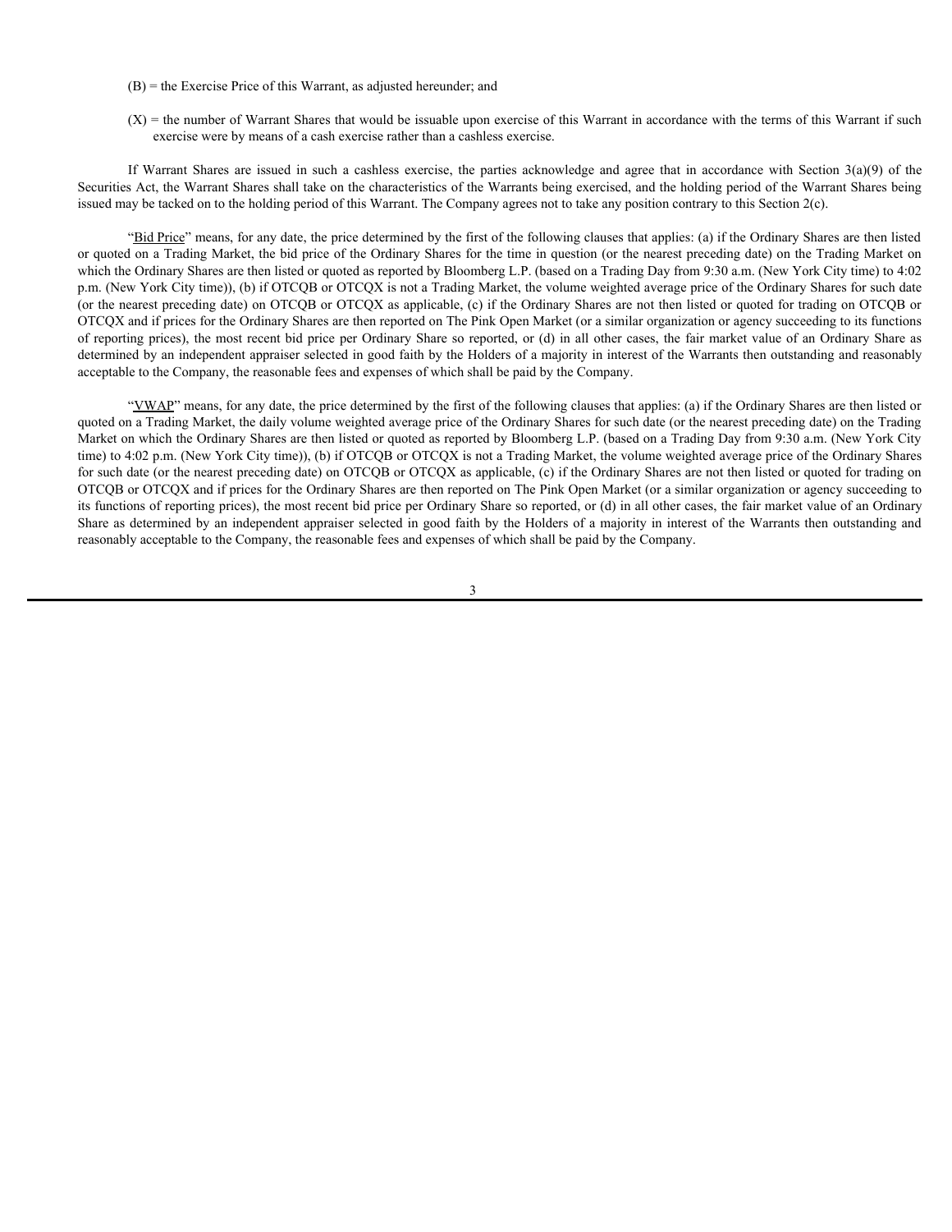(B) = the Exercise Price of this Warrant, as adjusted hereunder; and

(X) = the number of Warrant Shares that would be issuable upon exercise of this Warrant in accordance with the terms of this Warrant if such exercise were by means of a cash exercise rather than a cashless exercise.

If Warrant Shares are issued in such a cashless exercise, the parties acknowledge and agree that in accordance with Section 3(a)(9) of the Securities Act, the Warrant Shares shall take on the characteristics of the Warrants being exercised, and the holding period of the Warrant Shares being issued may be tacked on to the holding period of this Warrant. The Company agrees not to take any position contrary to this Section 2(c).

"Bid Price" means, for any date, the price determined by the first of the following clauses that applies: (a) if the Ordinary Shares are then listed or quoted on a Trading Market, the bid price of the Ordinary Shares for the time in question (or the nearest preceding date) on the Trading Market on which the Ordinary Shares are then listed or quoted as reported by Bloomberg L.P. (based on a Trading Day from 9:30 a.m. (New York City time) to 4:02 p.m. (New York City time)), (b) if OTCQB or OTCQX is not a Trading Market, the volume weighted average price of the Ordinary Shares for such date (or the nearest preceding date) on OTCQB or OTCQX as applicable, (c) if the Ordinary Shares are not then listed or quoted for trading on OTCQB or OTCQX and if prices for the Ordinary Shares are then reported on The Pink Open Market (or a similar organization or agency succeeding to its functions of reporting prices), the most recent bid price per Ordinary Share so reported, or (d) in all other cases, the fair market value of an Ordinary Share as determined by an independent appraiser selected in good faith by the Holders of a majority in interest of the Warrants then outstanding and reasonably acceptable to the Company, the reasonable fees and expenses of which shall be paid by the Company.

"VWAP" means, for any date, the price determined by the first of the following clauses that applies: (a) if the Ordinary Shares are then listed or quoted on a Trading Market, the daily volume weighted average price of the Ordinary Shares for such date (or the nearest preceding date) on the Trading Market on which the Ordinary Shares are then listed or quoted as reported by Bloomberg L.P. (based on a Trading Day from 9:30 a.m. (New York City time) to 4:02 p.m. (New York City time)), (b) if OTCQB or OTCQX is not a Trading Market, the volume weighted average price of the Ordinary Shares for such date (or the nearest preceding date) on OTCQB or OTCQX as applicable, (c) if the Ordinary Shares are not then listed or quoted for trading on OTCQB or OTCQX and if prices for the Ordinary Shares are then reported on The Pink Open Market (or a similar organization or agency succeeding to its functions of reporting prices), the most recent bid price per Ordinary Share so reported, or (d) in all other cases, the fair market value of an Ordinary Share as determined by an independent appraiser selected in good faith by the Holders of a majority in interest of the Warrants then outstanding and reasonably acceptable to the Company, the reasonable fees and expenses of which shall be paid by the Company.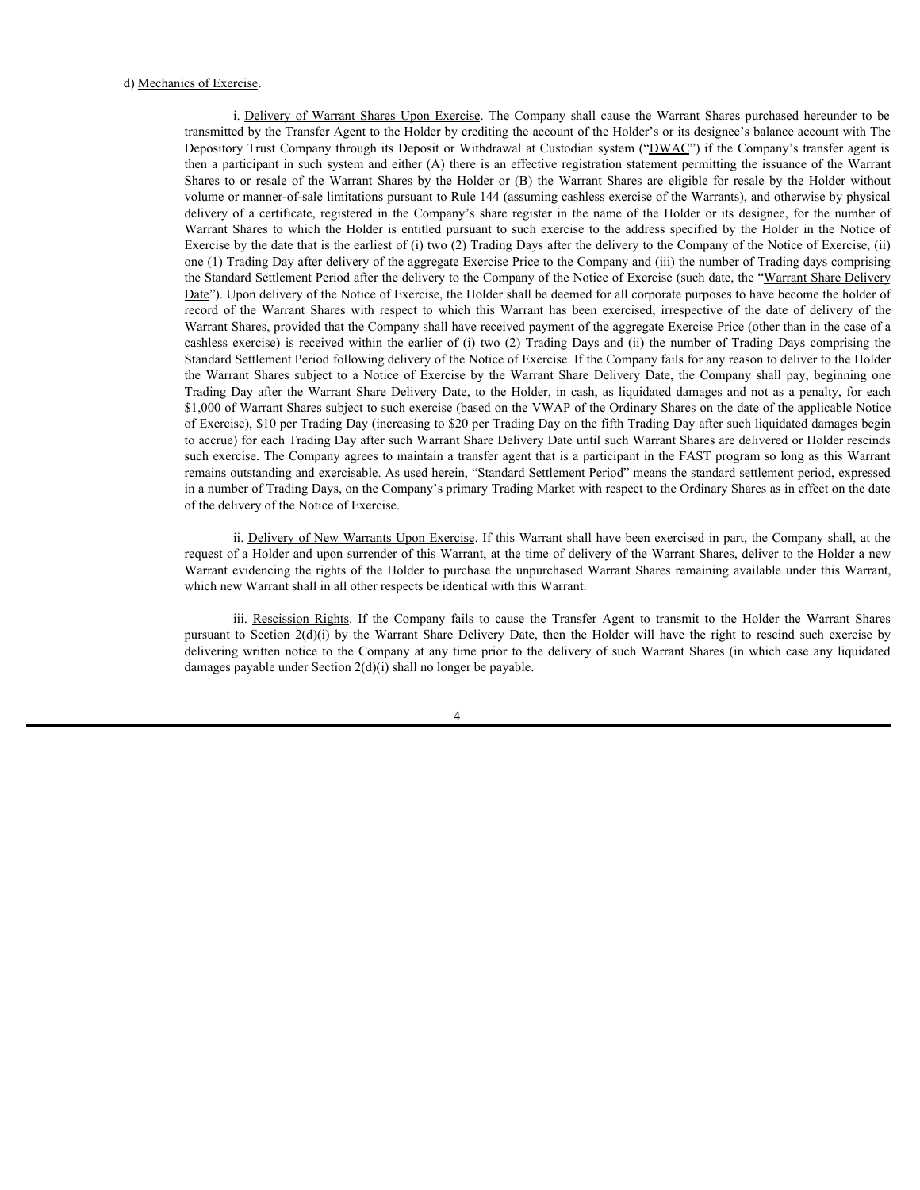d) Mechanics of Exercise.

i. Delivery of Warrant Shares Upon Exercise. The Company shall cause the Warrant Shares purchased hereunder to be transmitted by the Transfer Agent to the Holder by crediting the account of the Holder's or its designee's balance account with The Depository Trust Company through its Deposit or Withdrawal at Custodian system ("DWAC") if the Company's transfer agent is then a participant in such system and either (A) there is an effective registration statement permitting the issuance of the Warrant Shares to or resale of the Warrant Shares by the Holder or (B) the Warrant Shares are eligible for resale by the Holder without volume or manner-of-sale limitations pursuant to Rule 144 (assuming cashless exercise of the Warrants), and otherwise by physical delivery of a certificate, registered in the Company's share register in the name of the Holder or its designee, for the number of Warrant Shares to which the Holder is entitled pursuant to such exercise to the address specified by the Holder in the Notice of Exercise by the date that is the earliest of (i) two (2) Trading Days after the delivery to the Company of the Notice of Exercise, (ii) one (1) Trading Day after delivery of the aggregate Exercise Price to the Company and (iii) the number of Trading days comprising the Standard Settlement Period after the delivery to the Company of the Notice of Exercise (such date, the "Warrant Share Delivery Date"). Upon delivery of the Notice of Exercise, the Holder shall be deemed for all corporate purposes to have become the holder of record of the Warrant Shares with respect to which this Warrant has been exercised, irrespective of the date of delivery of the Warrant Shares, provided that the Company shall have received payment of the aggregate Exercise Price (other than in the case of a cashless exercise) is received within the earlier of (i) two (2) Trading Days and (ii) the number of Trading Days comprising the Standard Settlement Period following delivery of the Notice of Exercise. If the Company fails for any reason to deliver to the Holder the Warrant Shares subject to a Notice of Exercise by the Warrant Share Delivery Date, the Company shall pay, beginning one Trading Day after the Warrant Share Delivery Date, to the Holder, in cash, as liquidated damages and not as a penalty, for each $1,000 of Warrant Shares subject to such exercise (based on the VWAP of the Ordinary Shares on the date of the applicable Notice of Exercise), $10 per Trading Day (increasing to $20 per Trading Day on the fifth Trading Day after such liquidated damages begin to accrue) for each Trading Day after such Warrant Share Delivery Date until such Warrant Shares are delivered or Holder rescinds such exercise. The Company agrees to maintain a transfer agent that is a participant in the FAST program so long as this Warrant remains outstanding and exercisable. As used herein, "Standard Settlement Period" means the standard settlement period, expressed in a number of Trading Days, on the Company's primary Trading Market with respect to the Ordinary Shares as in effect on the date of the delivery of the Notice of Exercise.

ii. Delivery of New Warrants Upon Exercise. If this Warrant shall have been exercised in part, the Company shall, at the request of a Holder and upon surrender of this Warrant, at the time of delivery of the Warrant Shares, deliver to the Holder a new Warrant evidencing the rights of the Holder to purchase the unpurchased Warrant Shares remaining available under this Warrant, which new Warrant shall in all other respects be identical with this Warrant.

iii. Rescission Rights. If the Company fails to cause the Transfer Agent to transmit to the Holder the Warrant Shares pursuant to Section 2(d)(i) by the Warrant Share Delivery Date, then the Holder will have the right to rescind such exercise by delivering written notice to the Company at any time prior to the delivery of such Warrant Shares (in which case any liquidated damages payable under Section 2(d)(i) shall no longer be payable.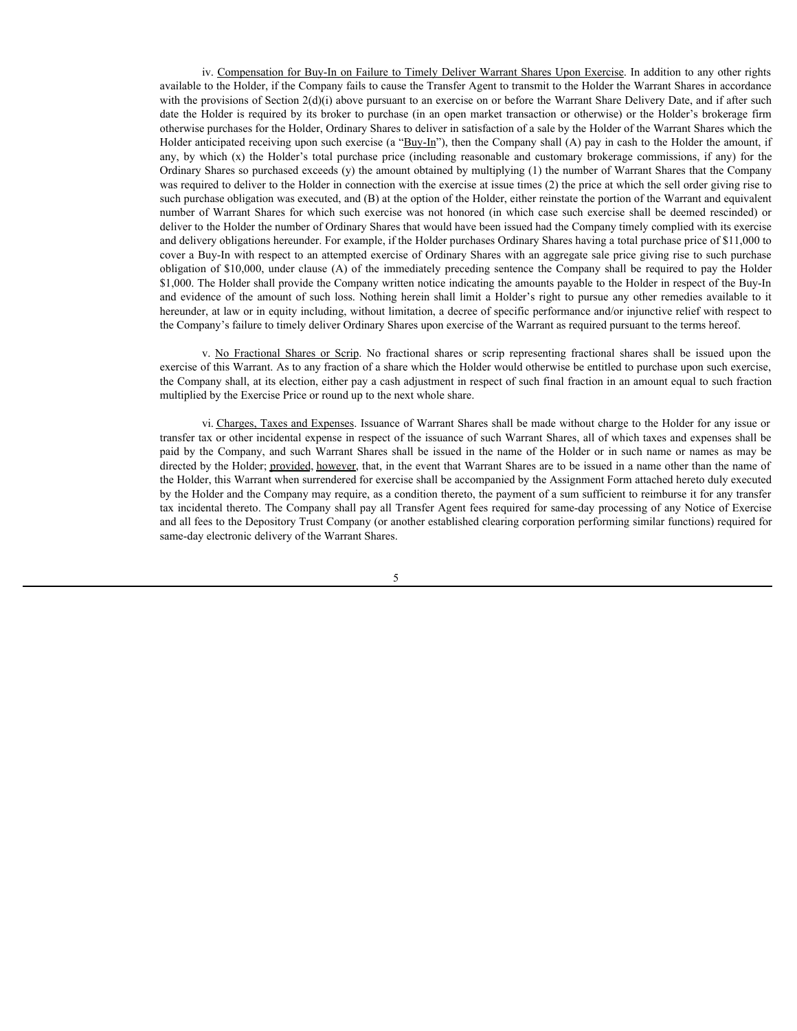iv. <u>Compensation for Buy-In on Failure to Timely Deliver Warrant Shares Upon Exercise</u>. In addition to any other rights available to the Holder, if the Company fails to cause the Transfer Agent to transmit to the Holder the Warrant Shares in accordance with the provisions of Section 2(d)(i) above pursuant to an exercise on or before the Warrant Share Delivery Date, and if after such date the Holder is required by its broker to purchase (in an open market transaction or otherwise) or the Holder's brokerage firm otherwise purchases for the Holder, Ordinary Shares to deliver in satisfaction of a sale by the Holder of the Warrant Shares which the Holder anticipated receiving upon such exercise (a "<u>Buy-In</u>"), then the Company shall (A) pay in cash to the Holder the amount, if any, by which (x) the Holder's total purchase price (including reasonable and customary brokerage commissions, if any) for the Ordinary Shares so purchased exceeds (y) the amount obtained by multiplying (1) the number of Warrant Shares that the Company was required to deliver to the Holder in connection with the exercise at issue times (2) the price at which the sell order giving rise to such purchase obligation was executed, and (B) at the option of the Holder, either reinstate the portion of the Warrant and equivalent number of Warrant Shares for which such exercise was not honored (in which case such exercise shall be deemed rescinded) or deliver to the Holder the number of Ordinary Shares that would have been issued had the Company timely complied with its exercise and delivery obligations hereunder. For example, if the Holder purchases Ordinary Shares having a total purchase price of $11,000 to cover a Buy-In with respect to an attempted exercise of Ordinary Shares with an aggregate sale price giving rise to such purchase obligation of $10,000, under clause (A) of the immediately preceding sentence the Company shall be required to pay the Holder $1,000. The Holder shall provide the Company written notice indicating the amounts payable to the Holder in respect of the Buy-In and evidence of the amount of such loss. Nothing herein shall limit a Holder's right to pursue any other remedies available to it hereunder, at law or in equity including, without limitation, a decree of specific performance and/or injunctive relief with respect to the Company's failure to timely deliver Ordinary Shares upon exercise of the Warrant as required pursuant to the terms hereof.

v. <u>No Fractional Shares or Scrip</u>. No fractional shares or scrip representing fractional shares shall be issued upon the exercise of this Warrant. As to any fraction of a share which the Holder would otherwise be entitled to purchase upon such exercise, the Company shall, at its election, either pay a cash adjustment in respect of such final fraction in an amount equal to such fraction multiplied by the Exercise Price or round up to the next whole share.

vi. <u>Charges, Taxes and Expenses</u>. Issuance of Warrant Shares shall be made without charge to the Holder for any issue or transfer tax or other incidental expense in respect of the issuance of such Warrant Shares, all of which taxes and expenses shall be paid by the Company, and such Warrant Shares shall be issued in the name of the Holder or in such name or names as may be directed by the Holder; <u>provided</u>, <u>however</u>, that, in the event that Warrant Shares are to be issued in a name other than the name of the Holder, this Warrant when surrendered for exercise shall be accompanied by the Assignment Form attached hereto duly executed by the Holder and the Company may require, as a condition thereto, the payment of a sum sufficient to reimburse it for any transfer tax incidental thereto. The Company shall pay all Transfer Agent fees required for same-day processing of any Notice of Exercise and all fees to the Depository Trust Company (or another established clearing corporation performing similar functions) required for same-day electronic delivery of the Warrant Shares.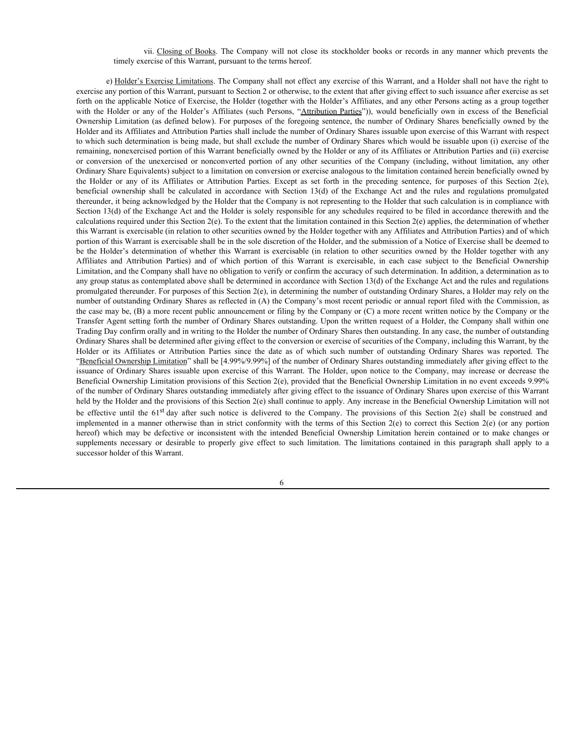vii. Closing of Books. The Company will not close its stockholder books or records in any manner which prevents the timely exercise of this Warrant, pursuant to the terms hereof.

e) Holder's Exercise Limitations. The Company shall not effect any exercise of this Warrant, and a Holder shall not have the right to exercise any portion of this Warrant, pursuant to Section 2 or otherwise, to the extent that after giving effect to such issuance after exercise as set forth on the applicable Notice of Exercise, the Holder (together with the Holder's Affiliates, and any other Persons acting as a group together with the Holder or any of the Holder's Affiliates (such Persons, "Attribution Parties")), would beneficially own in excess of the Beneficial Ownership Limitation (as defined below). For purposes of the foregoing sentence, the number of Ordinary Shares beneficially owned by the Holder and its Affiliates and Attribution Parties shall include the number of Ordinary Shares issuable upon exercise of this Warrant with respect to which such determination is being made, but shall exclude the number of Ordinary Shares which would be issuable upon (i) exercise of the remaining, nonexercised portion of this Warrant beneficially owned by the Holder or any of its Affiliates or Attribution Parties and (ii) exercise or conversion of the unexercised or nonconverted portion of any other securities of the Company (including, without limitation, any other Ordinary Share Equivalents) subject to a limitation on conversion or exercise analogous to the limitation contained herein beneficially owned by the Holder or any of its Affiliates or Attribution Parties. Except as set forth in the preceding sentence, for purposes of this Section 2(e), beneficial ownership shall be calculated in accordance with Section 13(d) of the Exchange Act and the rules and regulations promulgated thereunder, it being acknowledged by the Holder that the Company is not representing to the Holder that such calculation is in compliance with Section 13(d) of the Exchange Act and the Holder is solely responsible for any schedules required to be filed in accordance therewith and the calculations required under this Section 2(e). To the extent that the limitation contained in this Section 2(e) applies, the determination of whether this Warrant is exercisable (in relation to other securities owned by the Holder together with any Affiliates and Attribution Parties) and of which portion of this Warrant is exercisable shall be in the sole discretion of the Holder, and the submission of a Notice of Exercise shall be deemed to be the Holder's determination of whether this Warrant is exercisable (in relation to other securities owned by the Holder together with any Affiliates and Attribution Parties) and of which portion of this Warrant is exercisable, in each case subject to the Beneficial Ownership Limitation, and the Company shall have no obligation to verify or confirm the accuracy of such determination. In addition, a determination as to any group status as contemplated above shall be determined in accordance with Section 13(d) of the Exchange Act and the rules and regulations promulgated thereunder. For purposes of this Section 2(e), in determining the number of outstanding Ordinary Shares, a Holder may rely on the number of outstanding Ordinary Shares as reflected in (A) the Company's most recent periodic or annual report filed with the Commission, as the case may be, (B) a more recent public announcement or filing by the Company or (C) a more recent written notice by the Company or the Transfer Agent setting forth the number of Ordinary Shares outstanding. Upon the written request of a Holder, the Company shall within one Trading Day confirm orally and in writing to the Holder the number of Ordinary Shares then outstanding. In any case, the number of outstanding Ordinary Shares shall be determined after giving effect to the conversion or exercise of securities of the Company, including this Warrant, by the Holder or its Affiliates or Attribution Parties since the date as of which such number of outstanding Ordinary Shares was reported. The "Beneficial Ownership Limitation" shall be [4.99%/9.99%] of the number of Ordinary Shares outstanding immediately after giving effect to the issuance of Ordinary Shares issuable upon exercise of this Warrant. The Holder, upon notice to the Company, may increase or decrease the Beneficial Ownership Limitation provisions of this Section 2(e), provided that the Beneficial Ownership Limitation in no event exceeds 9.99% of the number of Ordinary Shares outstanding immediately after giving effect to the issuance of Ordinary Shares upon exercise of this Warrant held by the Holder and the provisions of this Section 2(e) shall continue to apply. Any increase in the Beneficial Ownership Limitation will not be effective until the 61st day after such notice is delivered to the Company. The provisions of this Section 2(e) shall be construed and implemented in a manner otherwise than in strict conformity with the terms of this Section 2(e) to correct this Section 2(e) (or any portion hereof) which may be defective or inconsistent with the intended Beneficial Ownership Limitation herein contained or to make changes or supplements necessary or desirable to properly give effect to such limitation. The limitations contained in this paragraph shall apply to a successor holder of this Warrant.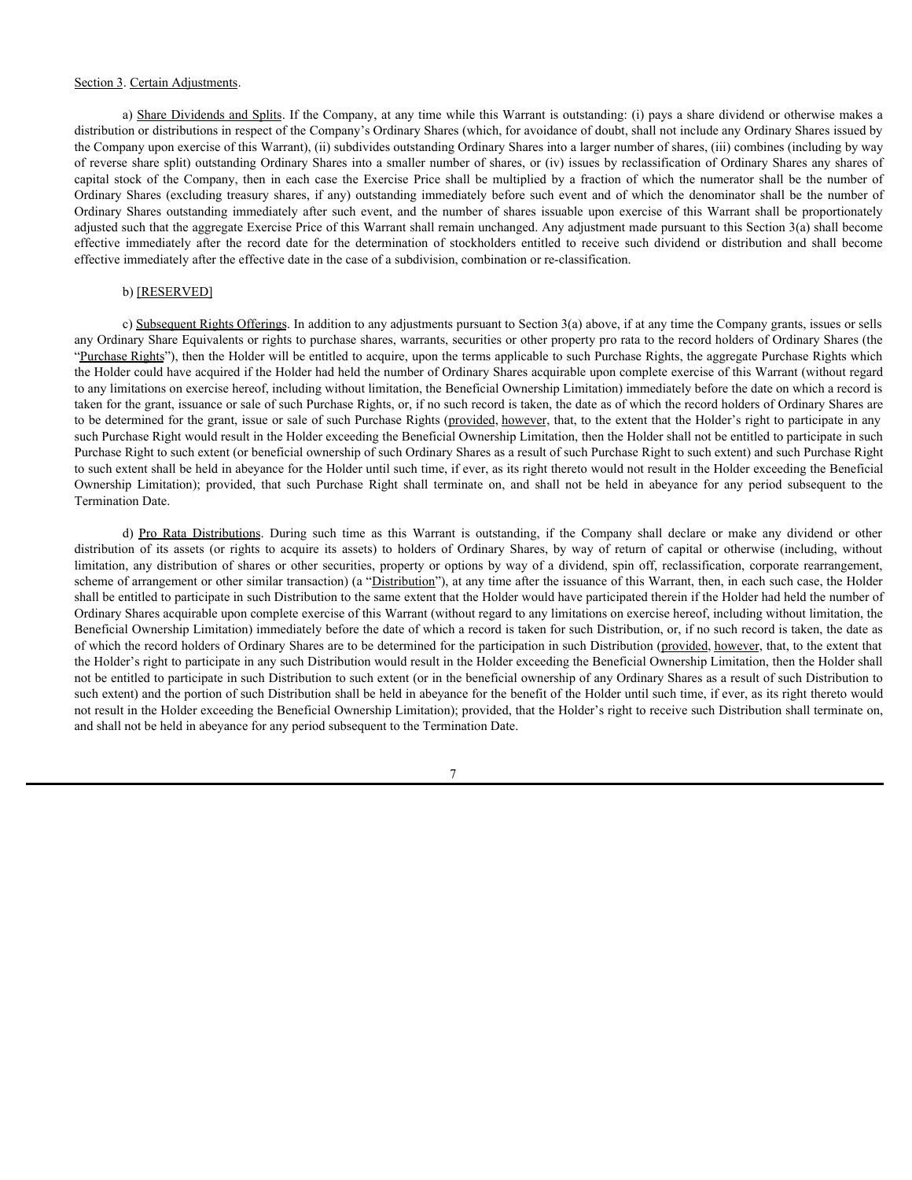Section 3. Certain Adjustments.

a) Share Dividends and Splits. If the Company, at any time while this Warrant is outstanding: (i) pays a share dividend or otherwise makes a distribution or distributions in respect of the Company's Ordinary Shares (which, for avoidance of doubt, shall not include any Ordinary Shares issued by the Company upon exercise of this Warrant), (ii) subdivides outstanding Ordinary Shares into a larger number of shares, (iii) combines (including by way of reverse share split) outstanding Ordinary Shares into a smaller number of shares, or (iv) issues by reclassification of Ordinary Shares any shares of capital stock of the Company, then in each case the Exercise Price shall be multiplied by a fraction of which the numerator shall be the number of Ordinary Shares (excluding treasury shares, if any) outstanding immediately before such event and of which the denominator shall be the number of Ordinary Shares outstanding immediately after such event, and the number of shares issuable upon exercise of this Warrant shall be proportionately adjusted such that the aggregate Exercise Price of this Warrant shall remain unchanged. Any adjustment made pursuant to this Section 3(a) shall become effective immediately after the record date for the determination of stockholders entitled to receive such dividend or distribution and shall become effective immediately after the effective date in the case of a subdivision, combination or re-classification.

b) [RESERVED]

c) Subsequent Rights Offerings. In addition to any adjustments pursuant to Section 3(a) above, if at any time the Company grants, issues or sells any Ordinary Share Equivalents or rights to purchase shares, warrants, securities or other property pro rata to the record holders of Ordinary Shares (the "Purchase Rights"), then the Holder will be entitled to acquire, upon the terms applicable to such Purchase Rights, the aggregate Purchase Rights which the Holder could have acquired if the Holder had held the number of Ordinary Shares acquirable upon complete exercise of this Warrant (without regard to any limitations on exercise hereof, including without limitation, the Beneficial Ownership Limitation) immediately before the date on which a record is taken for the grant, issuance or sale of such Purchase Rights, or, if no such record is taken, the date as of which the record holders of Ordinary Shares are to be determined for the grant, issue or sale of such Purchase Rights (provided, however, that, to the extent that the Holder's right to participate in any such Purchase Right would result in the Holder exceeding the Beneficial Ownership Limitation, then the Holder shall not be entitled to participate in such Purchase Right to such extent (or beneficial ownership of such Ordinary Shares as a result of such Purchase Right to such extent) and such Purchase Right to such extent shall be held in abeyance for the Holder until such time, if ever, as its right thereto would not result in the Holder exceeding the Beneficial Ownership Limitation); provided, that such Purchase Right shall terminate on, and shall not be held in abeyance for any period subsequent to the Termination Date.

d) Pro Rata Distributions. During such time as this Warrant is outstanding, if the Company shall declare or make any dividend or other distribution of its assets (or rights to acquire its assets) to holders of Ordinary Shares, by way of return of capital or otherwise (including, without limitation, any distribution of shares or other securities, property or options by way of a dividend, spin off, reclassification, corporate rearrangement, scheme of arrangement or other similar transaction) (a "Distribution"), at any time after the issuance of this Warrant, then, in each such case, the Holder shall be entitled to participate in such Distribution to the same extent that the Holder would have participated therein if the Holder had held the number of Ordinary Shares acquirable upon complete exercise of this Warrant (without regard to any limitations on exercise hereof, including without limitation, the Beneficial Ownership Limitation) immediately before the date of which a record is taken for such Distribution, or, if no such record is taken, the date as of which the record holders of Ordinary Shares are to be determined for the participation in such Distribution (provided, however, that, to the extent that the Holder's right to participate in any such Distribution would result in the Holder exceeding the Beneficial Ownership Limitation, then the Holder shall not be entitled to participate in such Distribution to such extent (or in the beneficial ownership of any Ordinary Shares as a result of such Distribution to such extent) and the portion of such Distribution shall be held in abeyance for the benefit of the Holder until such time, if ever, as its right thereto would not result in the Holder exceeding the Beneficial Ownership Limitation); provided, that the Holder's right to receive such Distribution shall terminate on, and shall not be held in abeyance for any period subsequent to the Termination Date.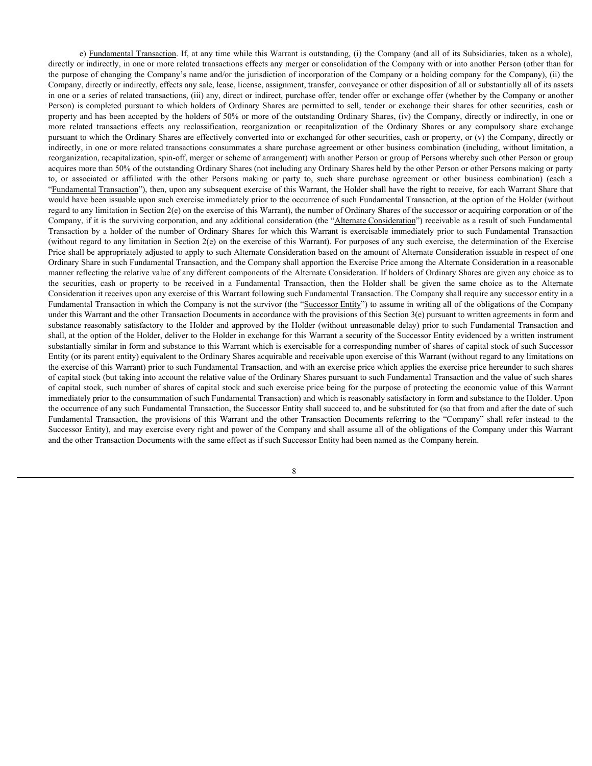e) Fundamental Transaction. If, at any time while this Warrant is outstanding, (i) the Company (and all of its Subsidiaries, taken as a whole), directly or indirectly, in one or more related transactions effects any merger or consolidation of the Company with or into another Person (other than for the purpose of changing the Company's name and/or the jurisdiction of incorporation of the Company or a holding company for the Company), (ii) the Company, directly or indirectly, effects any sale, lease, license, assignment, transfer, conveyance or other disposition of all or substantially all of its assets in one or a series of related transactions, (iii) any, direct or indirect, purchase offer, tender offer or exchange offer (whether by the Company or another Person) is completed pursuant to which holders of Ordinary Shares are permitted to sell, tender or exchange their shares for other securities, cash or property and has been accepted by the holders of 50% or more of the outstanding Ordinary Shares, (iv) the Company, directly or indirectly, in one or more related transactions effects any reclassification, reorganization or recapitalization of the Ordinary Shares or any compulsory share exchange pursuant to which the Ordinary Shares are effectively converted into or exchanged for other securities, cash or property, or (v) the Company, directly or indirectly, in one or more related transactions consummates a share purchase agreement or other business combination (including, without limitation, a reorganization, recapitalization, spin-off, merger or scheme of arrangement) with another Person or group of Persons whereby such other Person or group acquires more than 50% of the outstanding Ordinary Shares (not including any Ordinary Shares held by the other Person or other Persons making or party to, or associated or affiliated with the other Persons making or party to, such share purchase agreement or other business combination) (each a "Fundamental Transaction"), then, upon any subsequent exercise of this Warrant, the Holder shall have the right to receive, for each Warrant Share that would have been issuable upon such exercise immediately prior to the occurrence of such Fundamental Transaction, at the option of the Holder (without regard to any limitation in Section 2(e) on the exercise of this Warrant), the number of Ordinary Shares of the successor or acquiring corporation or of the Company, if it is the surviving corporation, and any additional consideration (the "Alternate Consideration") receivable as a result of such Fundamental Transaction by a holder of the number of Ordinary Shares for which this Warrant is exercisable immediately prior to such Fundamental Transaction (without regard to any limitation in Section 2(e) on the exercise of this Warrant). For purposes of any such exercise, the determination of the Exercise Price shall be appropriately adjusted to apply to such Alternate Consideration based on the amount of Alternate Consideration issuable in respect of one Ordinary Share in such Fundamental Transaction, and the Company shall apportion the Exercise Price among the Alternate Consideration in a reasonable manner reflecting the relative value of any different components of the Alternate Consideration. If holders of Ordinary Shares are given any choice as to the securities, cash or property to be received in a Fundamental Transaction, then the Holder shall be given the same choice as to the Alternate Consideration it receives upon any exercise of this Warrant following such Fundamental Transaction. The Company shall require any successor entity in a Fundamental Transaction in which the Company is not the survivor (the "Successor Entity") to assume in writing all of the obligations of the Company under this Warrant and the other Transaction Documents in accordance with the provisions of this Section 3(e) pursuant to written agreements in form and substance reasonably satisfactory to the Holder and approved by the Holder (without unreasonable delay) prior to such Fundamental Transaction and shall, at the option of the Holder, deliver to the Holder in exchange for this Warrant a security of the Successor Entity evidenced by a written instrument substantially similar in form and substance to this Warrant which is exercisable for a corresponding number of shares of capital stock of such Successor Entity (or its parent entity) equivalent to the Ordinary Shares acquirable and receivable upon exercise of this Warrant (without regard to any limitations on the exercise of this Warrant) prior to such Fundamental Transaction, and with an exercise price which applies the exercise price hereunder to such shares of capital stock (but taking into account the relative value of the Ordinary Shares pursuant to such Fundamental Transaction and the value of such shares of capital stock, such number of shares of capital stock and such exercise price being for the purpose of protecting the economic value of this Warrant immediately prior to the consummation of such Fundamental Transaction) and which is reasonably satisfactory in form and substance to the Holder. Upon the occurrence of any such Fundamental Transaction, the Successor Entity shall succeed to, and be substituted for (so that from and after the date of such Fundamental Transaction, the provisions of this Warrant and the other Transaction Documents referring to the "Company" shall refer instead to the Successor Entity), and may exercise every right and power of the Company and shall assume all of the obligations of the Company under this Warrant and the other Transaction Documents with the same effect as if such Successor Entity had been named as the Company herein.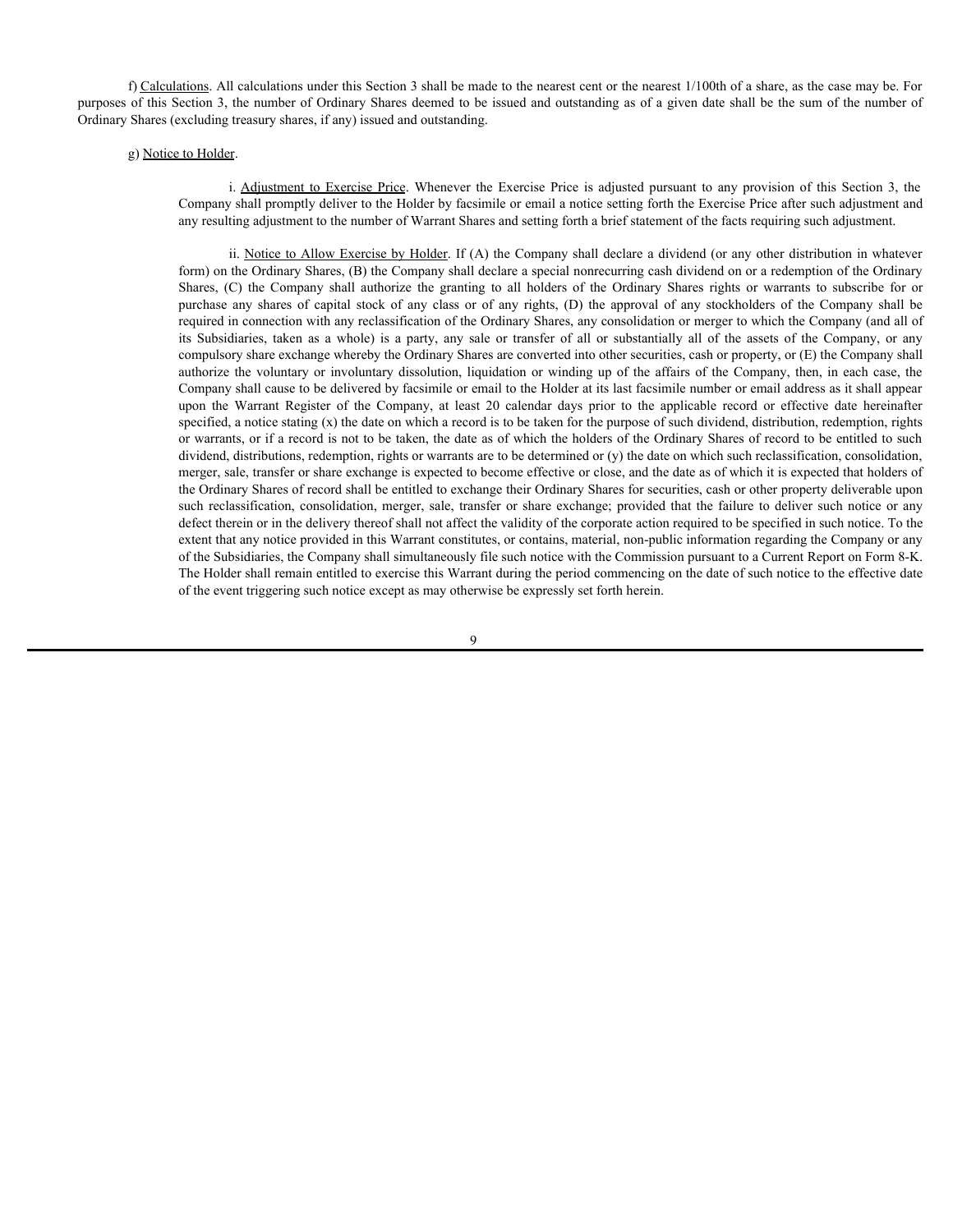f) Calculations. All calculations under this Section 3 shall be made to the nearest cent or the nearest 1/100th of a share, as the case may be. For purposes of this Section 3, the number of Ordinary Shares deemed to be issued and outstanding as of a given date shall be the sum of the number of Ordinary Shares (excluding treasury shares, if any) issued and outstanding.

g) Notice to Holder.

i. Adjustment to Exercise Price. Whenever the Exercise Price is adjusted pursuant to any provision of this Section 3, the Company shall promptly deliver to the Holder by facsimile or email a notice setting forth the Exercise Price after such adjustment and any resulting adjustment to the number of Warrant Shares and setting forth a brief statement of the facts requiring such adjustment.

ii. Notice to Allow Exercise by Holder. If (A) the Company shall declare a dividend (or any other distribution in whatever form) on the Ordinary Shares, (B) the Company shall declare a special nonrecurring cash dividend on or a redemption of the Ordinary Shares, (C) the Company shall authorize the granting to all holders of the Ordinary Shares rights or warrants to subscribe for or purchase any shares of capital stock of any class or of any rights, (D) the approval of any stockholders of the Company shall be required in connection with any reclassification of the Ordinary Shares, any consolidation or merger to which the Company (and all of its Subsidiaries, taken as a whole) is a party, any sale or transfer of all or substantially all of the assets of the Company, or any compulsory share exchange whereby the Ordinary Shares are converted into other securities, cash or property, or (E) the Company shall authorize the voluntary or involuntary dissolution, liquidation or winding up of the affairs of the Company, then, in each case, the Company shall cause to be delivered by facsimile or email to the Holder at its last facsimile number or email address as it shall appear upon the Warrant Register of the Company, at least 20 calendar days prior to the applicable record or effective date hereinafter specified, a notice stating (x) the date on which a record is to be taken for the purpose of such dividend, distribution, redemption, rights or warrants, or if a record is not to be taken, the date as of which the holders of the Ordinary Shares of record to be entitled to such dividend, distributions, redemption, rights or warrants are to be determined or (y) the date on which such reclassification, consolidation, merger, sale, transfer or share exchange is expected to become effective or close, and the date as of which it is expected that holders of the Ordinary Shares of record shall be entitled to exchange their Ordinary Shares for securities, cash or other property deliverable upon such reclassification, consolidation, merger, sale, transfer or share exchange; provided that the failure to deliver such notice or any defect therein or in the delivery thereof shall not affect the validity of the corporate action required to be specified in such notice. To the extent that any notice provided in this Warrant constitutes, or contains, material, non-public information regarding the Company or any of the Subsidiaries, the Company shall simultaneously file such notice with the Commission pursuant to a Current Report on Form 8-K. The Holder shall remain entitled to exercise this Warrant during the period commencing on the date of such notice to the effective date of the event triggering such notice except as may otherwise be expressly set forth herein.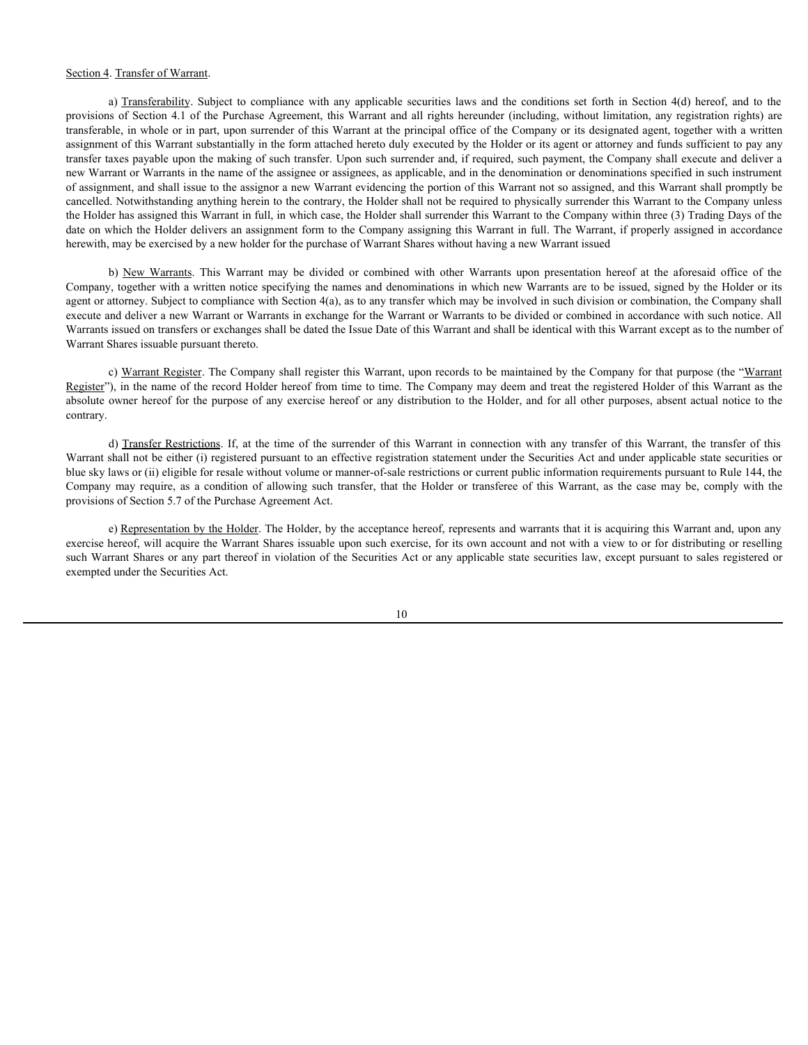Section 4. Transfer of Warrant.

a) Transferability. Subject to compliance with any applicable securities laws and the conditions set forth in Section 4(d) hereof, and to the provisions of Section 4.1 of the Purchase Agreement, this Warrant and all rights hereunder (including, without limitation, any registration rights) are transferable, in whole or in part, upon surrender of this Warrant at the principal office of the Company or its designated agent, together with a written assignment of this Warrant substantially in the form attached hereto duly executed by the Holder or its agent or attorney and funds sufficient to pay any transfer taxes payable upon the making of such transfer. Upon such surrender and, if required, such payment, the Company shall execute and deliver a new Warrant or Warrants in the name of the assignee or assignees, as applicable, and in the denomination or denominations specified in such instrument of assignment, and shall issue to the assignor a new Warrant evidencing the portion of this Warrant not so assigned, and this Warrant shall promptly be cancelled. Notwithstanding anything herein to the contrary, the Holder shall not be required to physically surrender this Warrant to the Company unless the Holder has assigned this Warrant in full, in which case, the Holder shall surrender this Warrant to the Company within three (3) Trading Days of the date on which the Holder delivers an assignment form to the Company assigning this Warrant in full. The Warrant, if properly assigned in accordance herewith, may be exercised by a new holder for the purchase of Warrant Shares without having a new Warrant issued

b) New Warrants. This Warrant may be divided or combined with other Warrants upon presentation hereof at the aforesaid office of the Company, together with a written notice specifying the names and denominations in which new Warrants are to be issued, signed by the Holder or its agent or attorney. Subject to compliance with Section 4(a), as to any transfer which may be involved in such division or combination, the Company shall execute and deliver a new Warrant or Warrants in exchange for the Warrant or Warrants to be divided or combined in accordance with such notice. All Warrants issued on transfers or exchanges shall be dated the Issue Date of this Warrant and shall be identical with this Warrant except as to the number of Warrant Shares issuable pursuant thereto.

c) Warrant Register. The Company shall register this Warrant, upon records to be maintained by the Company for that purpose (the "Warrant Register"), in the name of the record Holder hereof from time to time. The Company may deem and treat the registered Holder of this Warrant as the absolute owner hereof for the purpose of any exercise hereof or any distribution to the Holder, and for all other purposes, absent actual notice to the contrary.

d) Transfer Restrictions. If, at the time of the surrender of this Warrant in connection with any transfer of this Warrant, the transfer of this Warrant shall not be either (i) registered pursuant to an effective registration statement under the Securities Act and under applicable state securities or blue sky laws or (ii) eligible for resale without volume or manner-of-sale restrictions or current public information requirements pursuant to Rule 144, the Company may require, as a condition of allowing such transfer, that the Holder or transferee of this Warrant, as the case may be, comply with the provisions of Section 5.7 of the Purchase Agreement Act.

e) Representation by the Holder. The Holder, by the acceptance hereof, represents and warrants that it is acquiring this Warrant and, upon any exercise hereof, will acquire the Warrant Shares issuable upon such exercise, for its own account and not with a view to or for distributing or reselling such Warrant Shares or any part thereof in violation of the Securities Act or any applicable state securities law, except pursuant to sales registered or exempted under the Securities Act.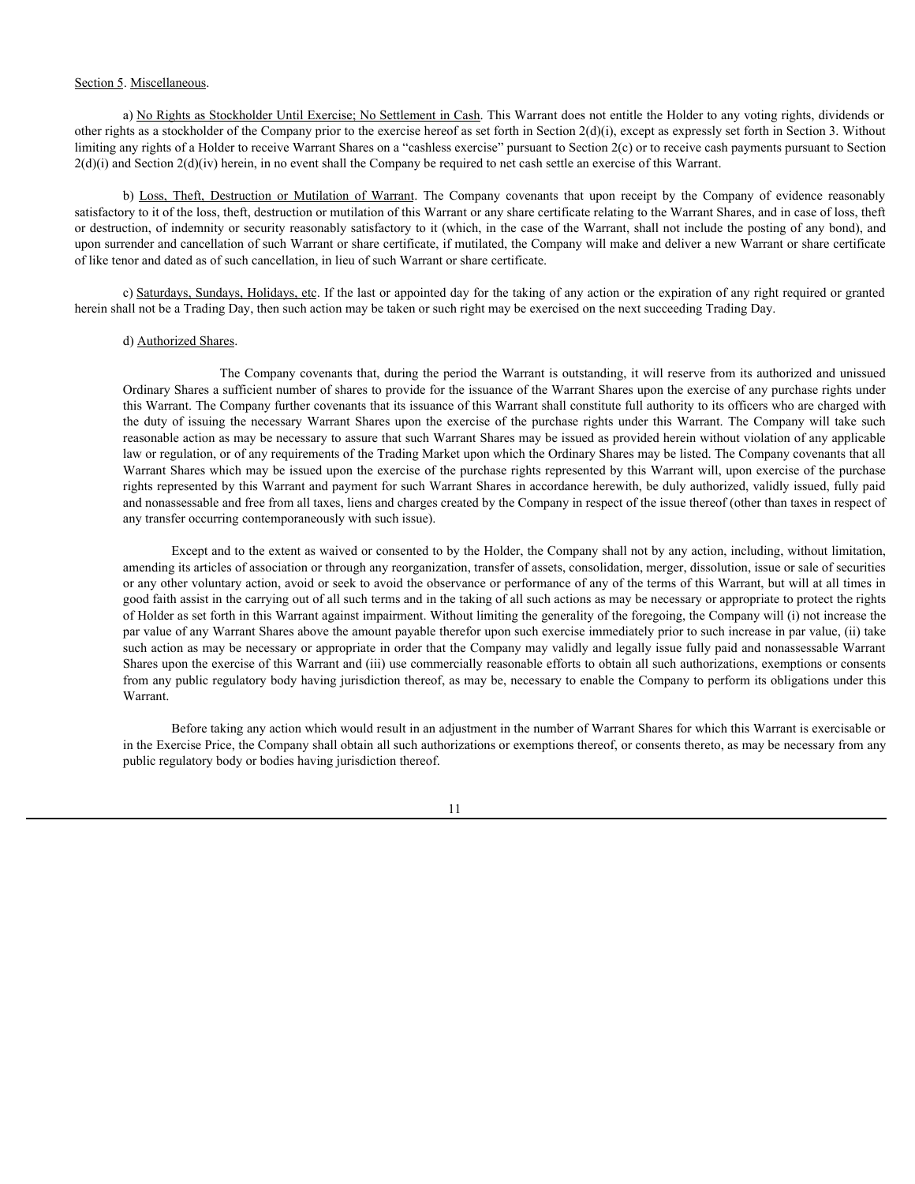Section 5. Miscellaneous.

a) No Rights as Stockholder Until Exercise; No Settlement in Cash. This Warrant does not entitle the Holder to any voting rights, dividends or other rights as a stockholder of the Company prior to the exercise hereof as set forth in Section 2(d)(i), except as expressly set forth in Section 3. Without limiting any rights of a Holder to receive Warrant Shares on a "cashless exercise" pursuant to Section 2(c) or to receive cash payments pursuant to Section 2(d)(i) and Section 2(d)(iv) herein, in no event shall the Company be required to net cash settle an exercise of this Warrant.

b) Loss, Theft, Destruction or Mutilation of Warrant. The Company covenants that upon receipt by the Company of evidence reasonably satisfactory to it of the loss, theft, destruction or mutilation of this Warrant or any share certificate relating to the Warrant Shares, and in case of loss, theft or destruction, of indemnity or security reasonably satisfactory to it (which, in the case of the Warrant, shall not include the posting of any bond), and upon surrender and cancellation of such Warrant or share certificate, if mutilated, the Company will make and deliver a new Warrant or share certificate of like tenor and dated as of such cancellation, in lieu of such Warrant or share certificate.

c) Saturdays, Sundays, Holidays, etc. If the last or appointed day for the taking of any action or the expiration of any right required or granted herein shall not be a Trading Day, then such action may be taken or such right may be exercised on the next succeeding Trading Day.

d) Authorized Shares.

The Company covenants that, during the period the Warrant is outstanding, it will reserve from its authorized and unissued Ordinary Shares a sufficient number of shares to provide for the issuance of the Warrant Shares upon the exercise of any purchase rights under this Warrant. The Company further covenants that its issuance of this Warrant shall constitute full authority to its officers who are charged with the duty of issuing the necessary Warrant Shares upon the exercise of the purchase rights under this Warrant. The Company will take such reasonable action as may be necessary to assure that such Warrant Shares may be issued as provided herein without violation of any applicable law or regulation, or of any requirements of the Trading Market upon which the Ordinary Shares may be listed. The Company covenants that all Warrant Shares which may be issued upon the exercise of the purchase rights represented by this Warrant will, upon exercise of the purchase rights represented by this Warrant and payment for such Warrant Shares in accordance herewith, be duly authorized, validly issued, fully paid and nonassessable and free from all taxes, liens and charges created by the Company in respect of the issue thereof (other than taxes in respect of any transfer occurring contemporaneously with such issue).

Except and to the extent as waived or consented to by the Holder, the Company shall not by any action, including, without limitation, amending its articles of association or through any reorganization, transfer of assets, consolidation, merger, dissolution, issue or sale of securities or any other voluntary action, avoid or seek to avoid the observance or performance of any of the terms of this Warrant, but will at all times in good faith assist in the carrying out of all such terms and in the taking of all such actions as may be necessary or appropriate to protect the rights of Holder as set forth in this Warrant against impairment. Without limiting the generality of the foregoing, the Company will (i) not increase the par value of any Warrant Shares above the amount payable therefor upon such exercise immediately prior to such increase in par value, (ii) take such action as may be necessary or appropriate in order that the Company may validly and legally issue fully paid and nonassessable Warrant Shares upon the exercise of this Warrant and (iii) use commercially reasonable efforts to obtain all such authorizations, exemptions or consents from any public regulatory body having jurisdiction thereof, as may be, necessary to enable the Company to perform its obligations under this Warrant.

Before taking any action which would result in an adjustment in the number of Warrant Shares for which this Warrant is exercisable or in the Exercise Price, the Company shall obtain all such authorizations or exemptions thereof, or consents thereto, as may be necessary from any public regulatory body or bodies having jurisdiction thereof.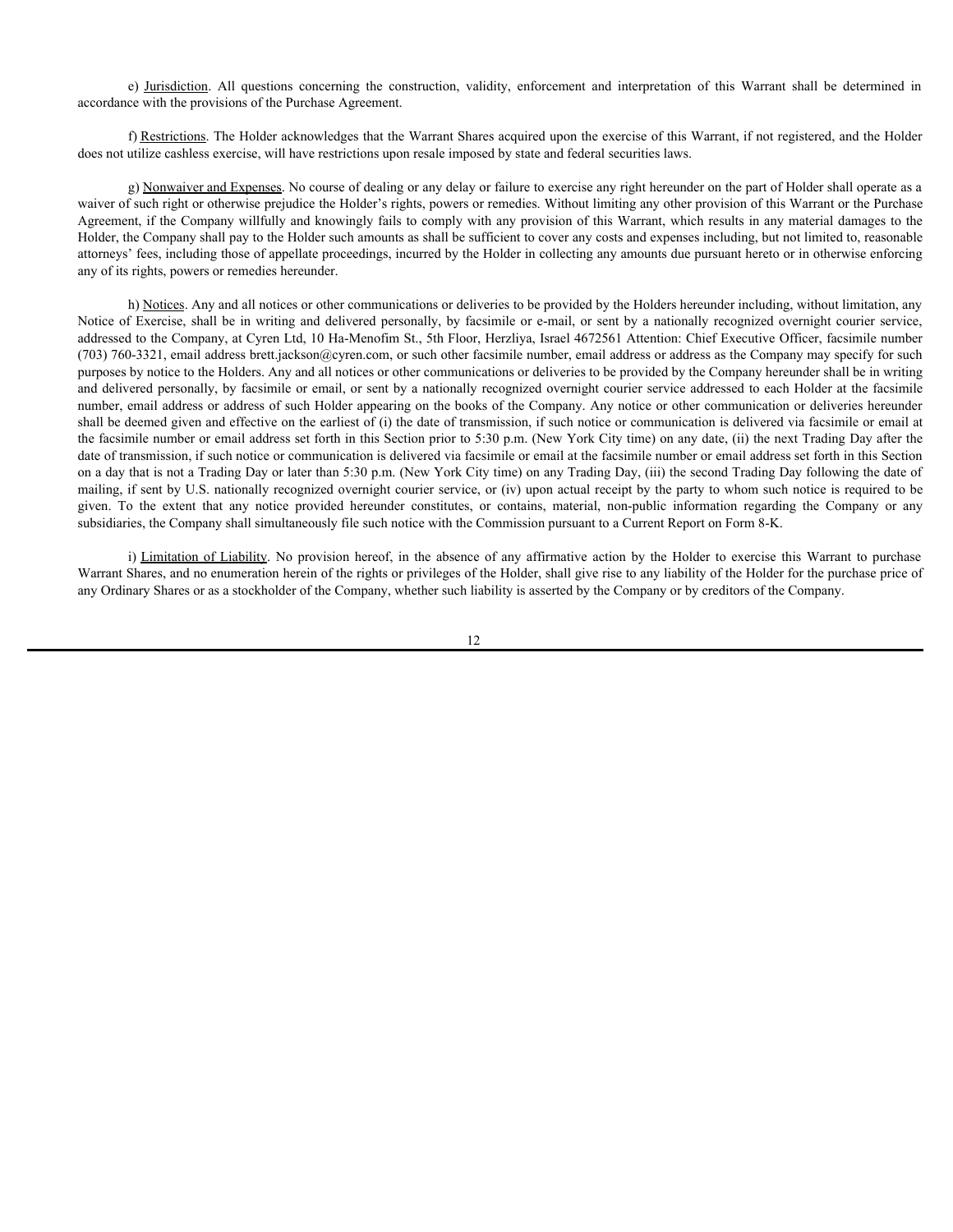e) Jurisdiction. All questions concerning the construction, validity, enforcement and interpretation of this Warrant shall be determined in accordance with the provisions of the Purchase Agreement.

f) Restrictions. The Holder acknowledges that the Warrant Shares acquired upon the exercise of this Warrant, if not registered, and the Holder does not utilize cashless exercise, will have restrictions upon resale imposed by state and federal securities laws.

g) Nonwaiver and Expenses. No course of dealing or any delay or failure to exercise any right hereunder on the part of Holder shall operate as a waiver of such right or otherwise prejudice the Holder's rights, powers or remedies. Without limiting any other provision of this Warrant or the Purchase Agreement, if the Company willfully and knowingly fails to comply with any provision of this Warrant, which results in any material damages to the Holder, the Company shall pay to the Holder such amounts as shall be sufficient to cover any costs and expenses including, but not limited to, reasonable attorneys' fees, including those of appellate proceedings, incurred by the Holder in collecting any amounts due pursuant hereto or in otherwise enforcing any of its rights, powers or remedies hereunder.

h) Notices. Any and all notices or other communications or deliveries to be provided by the Holders hereunder including, without limitation, any Notice of Exercise, shall be in writing and delivered personally, by facsimile or e-mail, or sent by a nationally recognized overnight courier service, addressed to the Company, at Cyren Ltd, 10 Ha-Menofim St., 5th Floor, Herzliya, Israel 4672561 Attention: Chief Executive Officer, facsimile number (703) 760-3321, email address brett.jackson@cyren.com, or such other facsimile number, email address or address as the Company may specify for such purposes by notice to the Holders. Any and all notices or other communications or deliveries to be provided by the Company hereunder shall be in writing and delivered personally, by facsimile or email, or sent by a nationally recognized overnight courier service addressed to each Holder at the facsimile number, email address or address of such Holder appearing on the books of the Company. Any notice or other communication or deliveries hereunder shall be deemed given and effective on the earliest of (i) the date of transmission, if such notice or communication is delivered via facsimile or email at the facsimile number or email address set forth in this Section prior to 5:30 p.m. (New York City time) on any date, (ii) the next Trading Day after the date of transmission, if such notice or communication is delivered via facsimile or email at the facsimile number or email address set forth in this Section on a day that is not a Trading Day or later than 5:30 p.m. (New York City time) on any Trading Day, (iii) the second Trading Day following the date of mailing, if sent by U.S. nationally recognized overnight courier service, or (iv) upon actual receipt by the party to whom such notice is required to be given. To the extent that any notice provided hereunder constitutes, or contains, material, non-public information regarding the Company or any subsidiaries, the Company shall simultaneously file such notice with the Commission pursuant to a Current Report on Form 8-K.

i) Limitation of Liability. No provision hereof, in the absence of any affirmative action by the Holder to exercise this Warrant to purchase Warrant Shares, and no enumeration herein of the rights or privileges of the Holder, shall give rise to any liability of the Holder for the purchase price of any Ordinary Shares or as a stockholder of the Company, whether such liability is asserted by the Company or by creditors of the Company.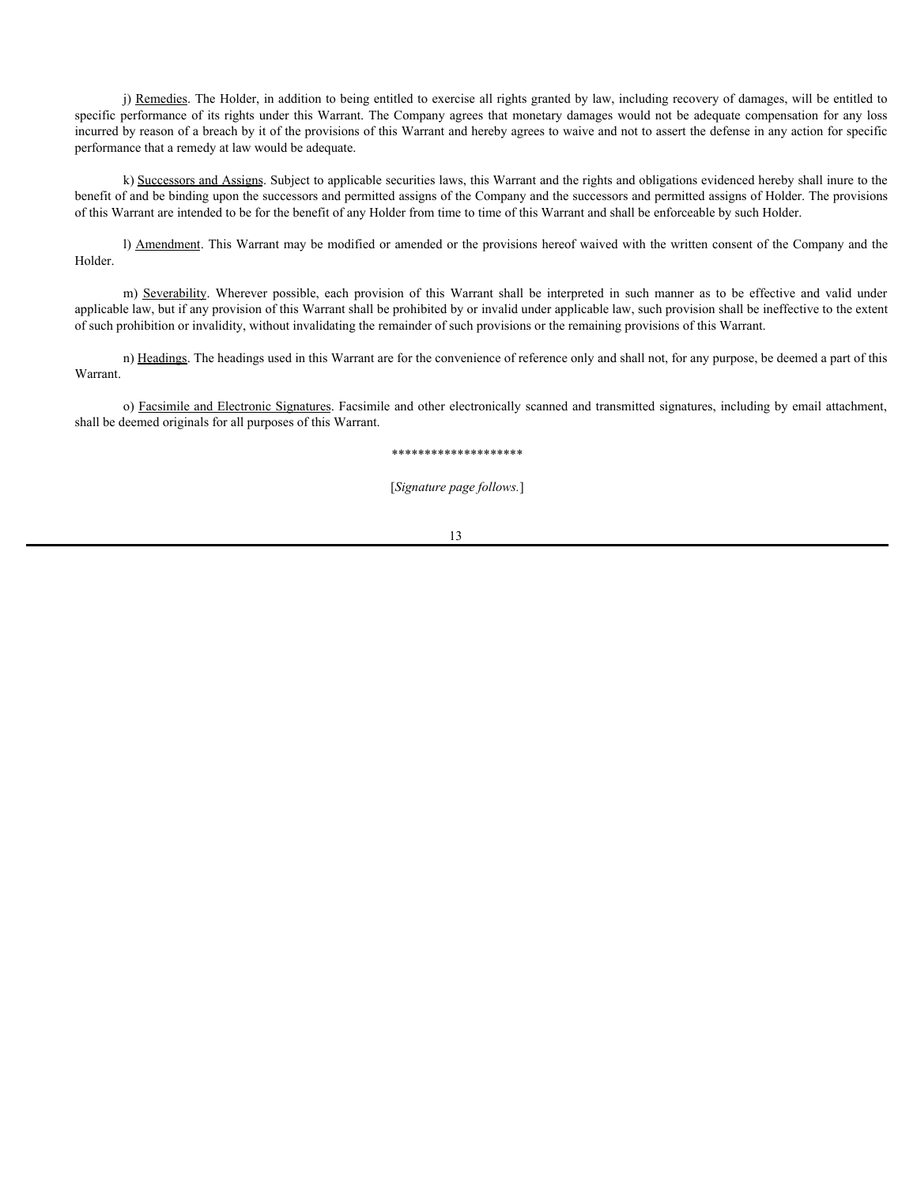j) Remedies. The Holder, in addition to being entitled to exercise all rights granted by law, including recovery of damages, will be entitled to specific performance of its rights under this Warrant. The Company agrees that monetary damages would not be adequate compensation for any loss incurred by reason of a breach by it of the provisions of this Warrant and hereby agrees to waive and not to assert the defense in any action for specific performance that a remedy at law would be adequate.

k) Successors and Assigns. Subject to applicable securities laws, this Warrant and the rights and obligations evidenced hereby shall inure to the benefit of and be binding upon the successors and permitted assigns of the Company and the successors and permitted assigns of Holder. The provisions of this Warrant are intended to be for the benefit of any Holder from time to time of this Warrant and shall be enforceable by such Holder.

l) Amendment. This Warrant may be modified or amended or the provisions hereof waived with the written consent of the Company and the Holder.

m) Severability. Wherever possible, each provision of this Warrant shall be interpreted in such manner as to be effective and valid under applicable law, but if any provision of this Warrant shall be prohibited by or invalid under applicable law, such provision shall be ineffective to the extent of such prohibition or invalidity, without invalidating the remainder of such provisions or the remaining provisions of this Warrant.

n) Headings. The headings used in this Warrant are for the convenience of reference only and shall not, for any purpose, be deemed a part of this Warrant.

o) Facsimile and Electronic Signatures. Facsimile and other electronically scanned and transmitted signatures, including by email attachment, shall be deemed originals for all purposes of this Warrant.

********************

[*Signature page follows.*]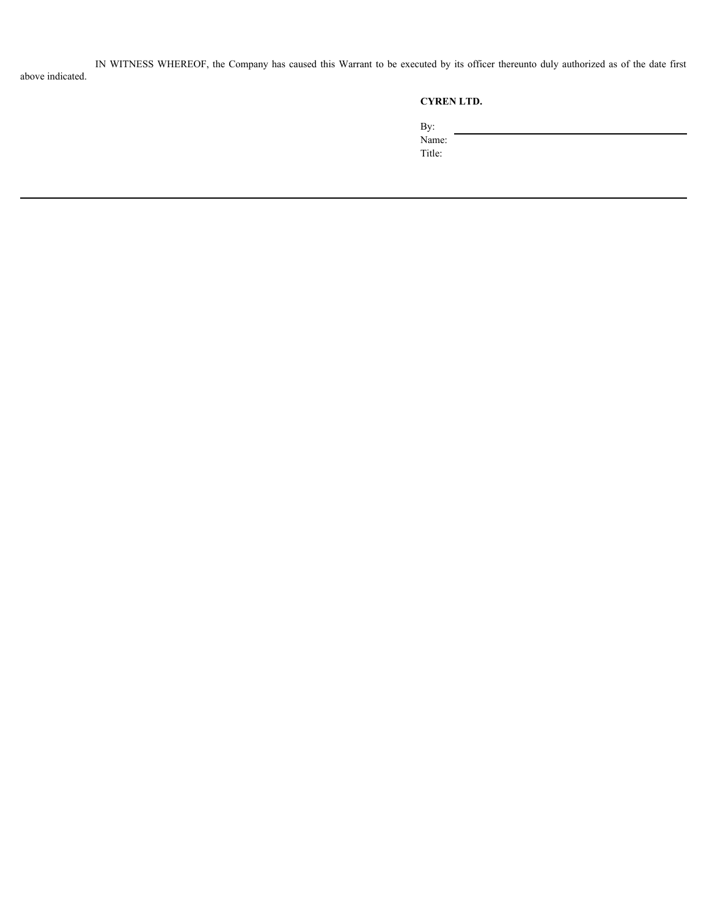IN WITNESS WHEREOF, the Company has caused this Warrant to be executed by its officer thereunto duly authorized as of the date first above indicated.

**CYREN LTD.**

By: \_\_\_\_\_\_\_\_\_\_\_\_\_\_\_\_\_\_\_\_\_\_\_\_\_\_\_\_\_\_  
Name:  
Title: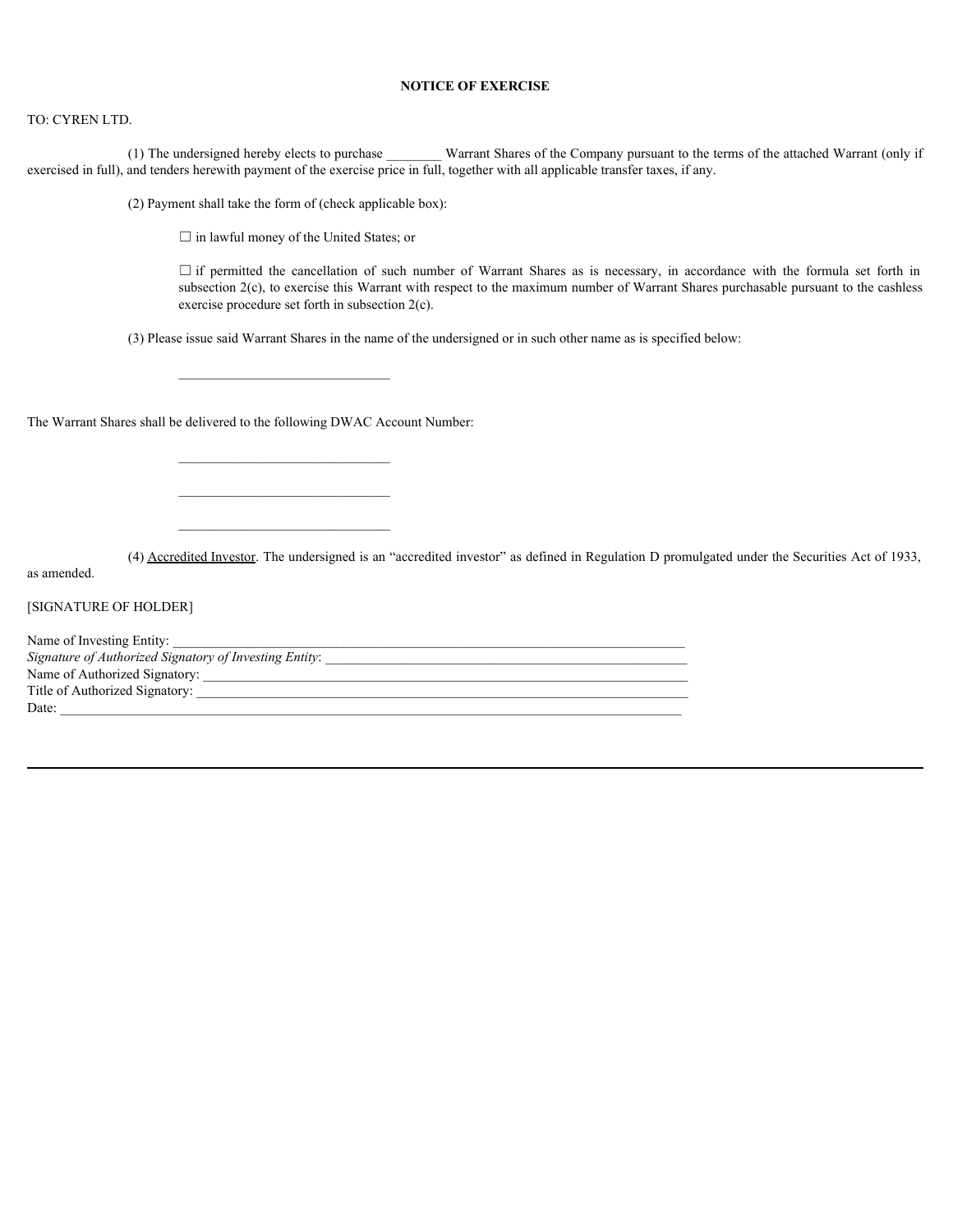**NOTICE OF EXERCISE**

TO: CYREN LTD.

(1) The undersigned hereby elects to purchase ________ Warrant Shares of the Company pursuant to the terms of the attached Warrant (only if exercised in full), and tenders herewith payment of the exercise price in full, together with all applicable transfer taxes, if any.

(2) Payment shall take the form of (check applicable box):

☐ in lawful money of the United States; or

☐ if permitted the cancellation of such number of Warrant Shares as is necessary, in accordance with the formula set forth in subsection 2(c), to exercise this Warrant with respect to the maximum number of Warrant Shares purchasable pursuant to the cashless exercise procedure set forth in subsection 2(c).

(3) Please issue said Warrant Shares in the name of the undersigned or in such other name as is specified below:

_______________________________

The Warrant Shares shall be delivered to the following DWAC Account Number:

_______________________________

_______________________________

_______________________________

(4) Accredited Investor. The undersigned is an "accredited investor" as defined in Regulation D promulgated under the Securities Act of 1933, as amended.

[SIGNATURE OF HOLDER]

Name of Investing Entity: ________________________________________________________________________________
*Signature of Authorized Signatory of Investing Entity*: _____________________________________________________
Name of Authorized Signatory: ____________________________________________________________________________
Title of Authorized Signatory: _____________________________________________________________________________
Date: ___________________________________________________________________________________________________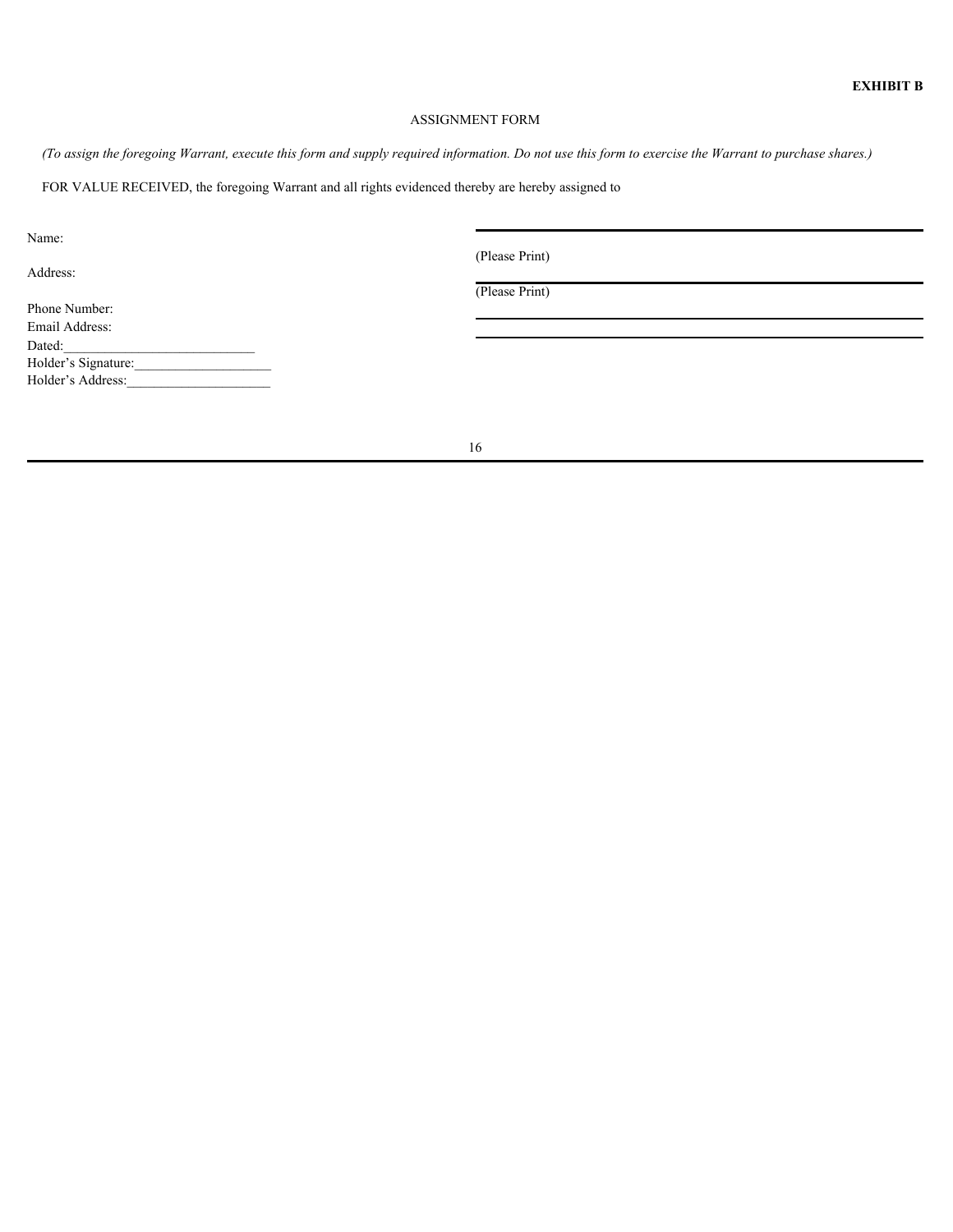**EXHIBIT B**

ASSIGNMENT FORM

*(To assign the foregoing Warrant, execute this form and supply required information. Do not use this form to exercise the Warrant to purchase shares.)*

FOR VALUE RECEIVED, the foregoing Warrant and all rights evidenced thereby are hereby assigned to

Name: ______________________________ (Please Print)

Address: ______________________________ (Please Print)

Phone Number: ______________________________

Email Address: ______________________________

Dated:____________________________

Holder's Signature:____________________

Holder's Address:_____________________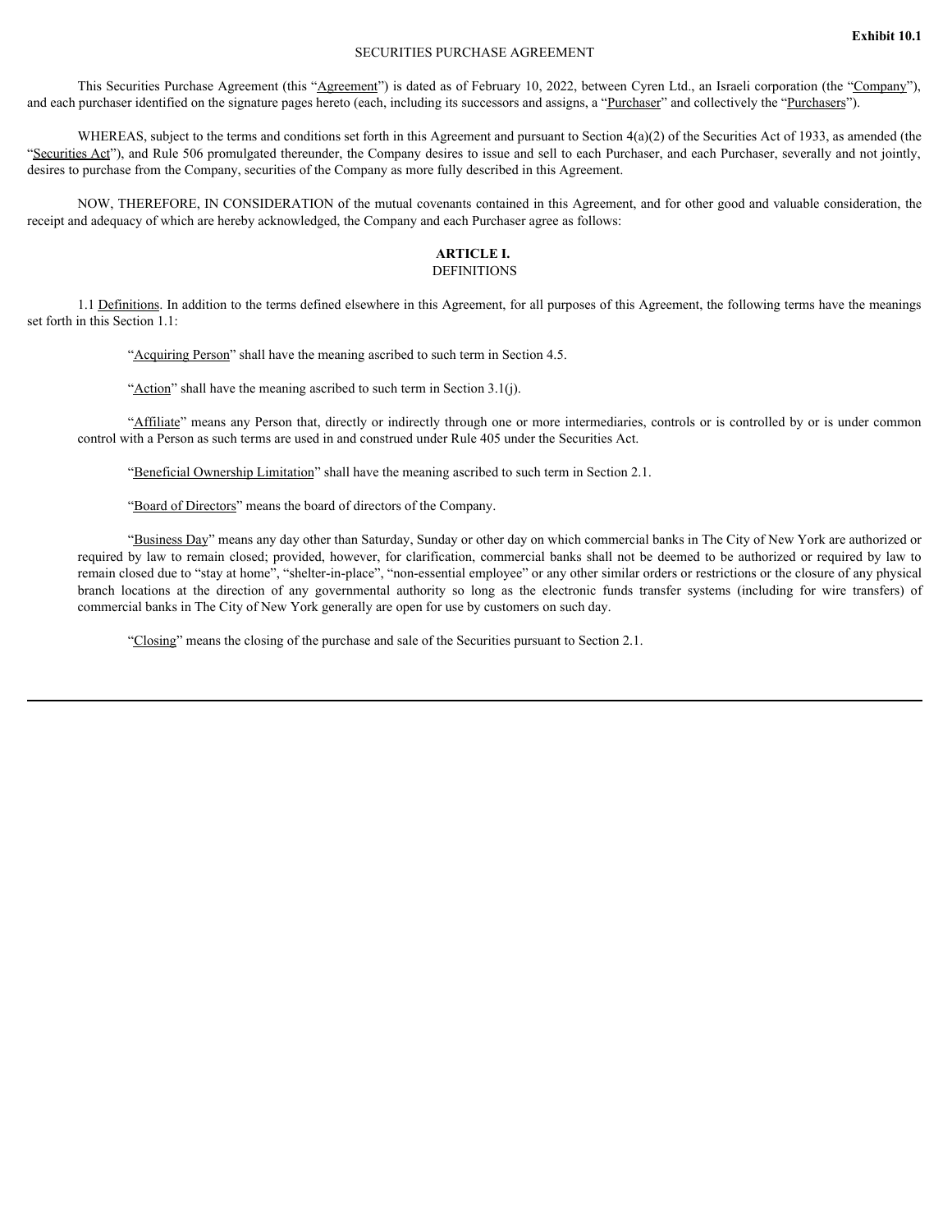**Exhibit 10.1**

SECURITIES PURCHASE AGREEMENT

This Securities Purchase Agreement (this "Agreement") is dated as of February 10, 2022, between Cyren Ltd., an Israeli corporation (the "Company"), and each purchaser identified on the signature pages hereto (each, including its successors and assigns, a "Purchaser" and collectively the "Purchasers").

WHEREAS, subject to the terms and conditions set forth in this Agreement and pursuant to Section 4(a)(2) of the Securities Act of 1933, as amended (the "Securities Act"), and Rule 506 promulgated thereunder, the Company desires to issue and sell to each Purchaser, and each Purchaser, severally and not jointly, desires to purchase from the Company, securities of the Company as more fully described in this Agreement.

NOW, THEREFORE, IN CONSIDERATION of the mutual covenants contained in this Agreement, and for other good and valuable consideration, the receipt and adequacy of which are hereby acknowledged, the Company and each Purchaser agree as follows:

## ARTICLE I.
DEFINITIONS

1.1 Definitions. In addition to the terms defined elsewhere in this Agreement, for all purposes of this Agreement, the following terms have the meanings set forth in this Section 1.1:

"Acquiring Person" shall have the meaning ascribed to such term in Section 4.5.

"Action" shall have the meaning ascribed to such term in Section 3.1(j).

"Affiliate" means any Person that, directly or indirectly through one or more intermediaries, controls or is controlled by or is under common control with a Person as such terms are used in and construed under Rule 405 under the Securities Act.

"Beneficial Ownership Limitation" shall have the meaning ascribed to such term in Section 2.1.

"Board of Directors" means the board of directors of the Company.

"Business Day" means any day other than Saturday, Sunday or other day on which commercial banks in The City of New York are authorized or required by law to remain closed; provided, however, for clarification, commercial banks shall not be deemed to be authorized or required by law to remain closed due to "stay at home", "shelter-in-place", "non-essential employee" or any other similar orders or restrictions or the closure of any physical branch locations at the direction of any governmental authority so long as the electronic funds transfer systems (including for wire transfers) of commercial banks in The City of New York generally are open for use by customers on such day.

"Closing" means the closing of the purchase and sale of the Securities pursuant to Section 2.1.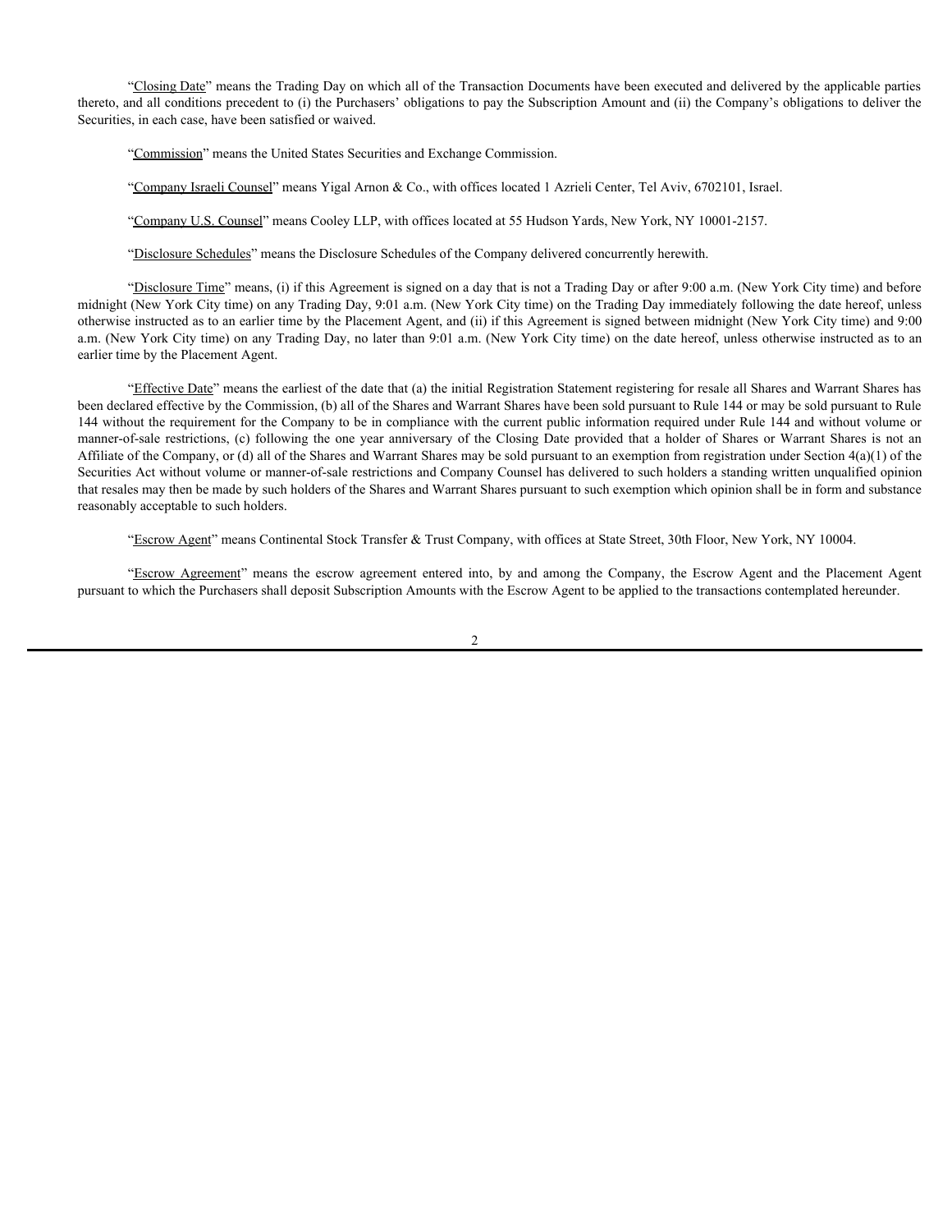"Closing Date" means the Trading Day on which all of the Transaction Documents have been executed and delivered by the applicable parties thereto, and all conditions precedent to (i) the Purchasers' obligations to pay the Subscription Amount and (ii) the Company's obligations to deliver the Securities, in each case, have been satisfied or waived.

"Commission" means the United States Securities and Exchange Commission.

"Company Israeli Counsel" means Yigal Arnon & Co., with offices located 1 Azrieli Center, Tel Aviv, 6702101, Israel.

"Company U.S. Counsel" means Cooley LLP, with offices located at 55 Hudson Yards, New York, NY 10001-2157.

"Disclosure Schedules" means the Disclosure Schedules of the Company delivered concurrently herewith.

"Disclosure Time" means, (i) if this Agreement is signed on a day that is not a Trading Day or after 9:00 a.m. (New York City time) and before midnight (New York City time) on any Trading Day, 9:01 a.m. (New York City time) on the Trading Day immediately following the date hereof, unless otherwise instructed as to an earlier time by the Placement Agent, and (ii) if this Agreement is signed between midnight (New York City time) and 9:00 a.m. (New York City time) on any Trading Day, no later than 9:01 a.m. (New York City time) on the date hereof, unless otherwise instructed as to an earlier time by the Placement Agent.

"Effective Date" means the earliest of the date that (a) the initial Registration Statement registering for resale all Shares and Warrant Shares has been declared effective by the Commission, (b) all of the Shares and Warrant Shares have been sold pursuant to Rule 144 or may be sold pursuant to Rule 144 without the requirement for the Company to be in compliance with the current public information required under Rule 144 and without volume or manner-of-sale restrictions, (c) following the one year anniversary of the Closing Date provided that a holder of Shares or Warrant Shares is not an Affiliate of the Company, or (d) all of the Shares and Warrant Shares may be sold pursuant to an exemption from registration under Section 4(a)(1) of the Securities Act without volume or manner-of-sale restrictions and Company Counsel has delivered to such holders a standing written unqualified opinion that resales may then be made by such holders of the Shares and Warrant Shares pursuant to such exemption which opinion shall be in form and substance reasonably acceptable to such holders.

"Escrow Agent" means Continental Stock Transfer & Trust Company, with offices at State Street, 30th Floor, New York, NY 10004.

"Escrow Agreement" means the escrow agreement entered into, by and among the Company, the Escrow Agent and the Placement Agent pursuant to which the Purchasers shall deposit Subscription Amounts with the Escrow Agent to be applied to the transactions contemplated hereunder.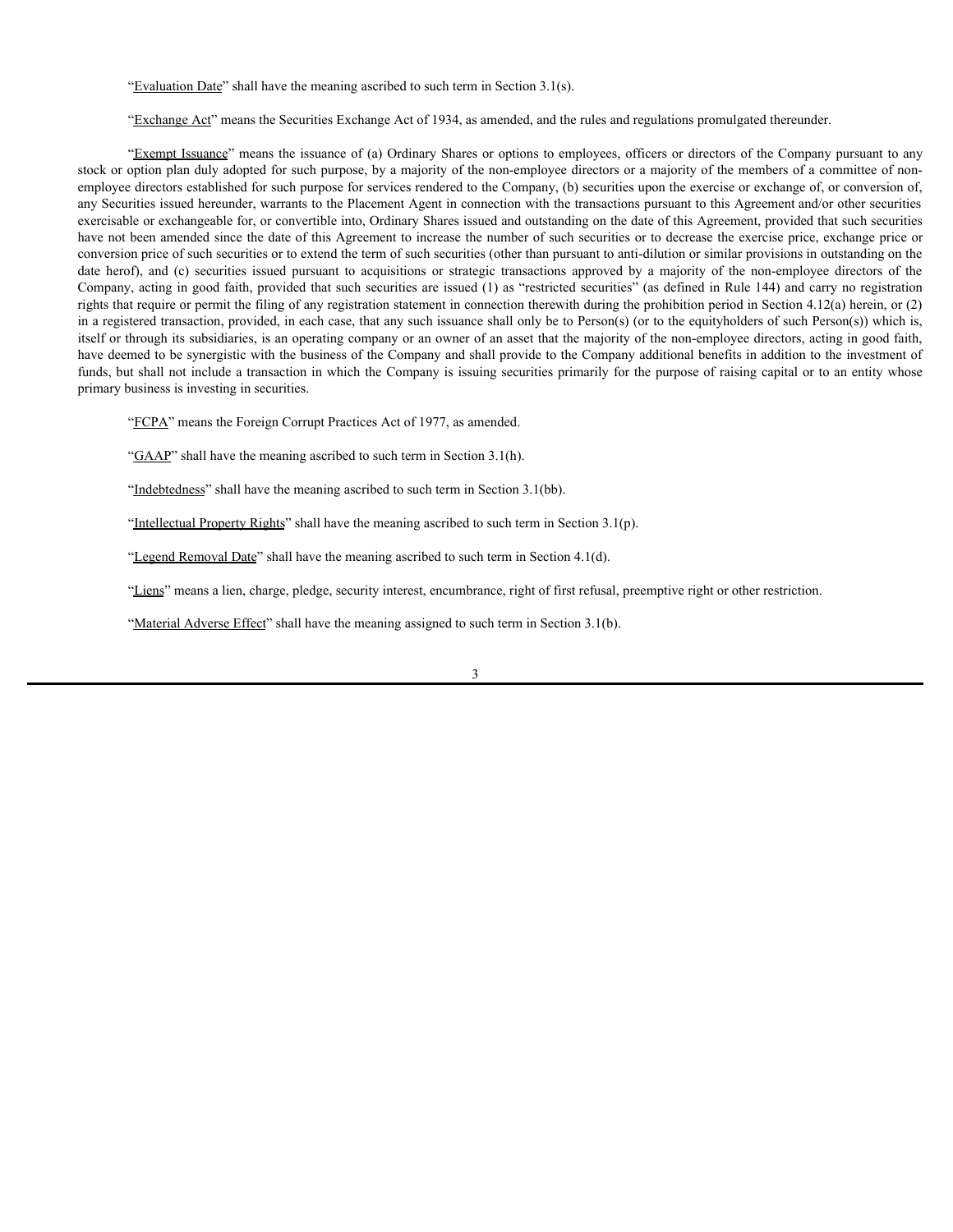"Evaluation Date" shall have the meaning ascribed to such term in Section 3.1(s).

"Exchange Act" means the Securities Exchange Act of 1934, as amended, and the rules and regulations promulgated thereunder.

"Exempt Issuance" means the issuance of (a) Ordinary Shares or options to employees, officers or directors of the Company pursuant to any stock or option plan duly adopted for such purpose, by a majority of the non-employee directors or a majority of the members of a committee of non-employee directors established for such purpose for services rendered to the Company, (b) securities upon the exercise or exchange of, or conversion of, any Securities issued hereunder, warrants to the Placement Agent in connection with the transactions pursuant to this Agreement and/or other securities exercisable or exchangeable for, or convertible into, Ordinary Shares issued and outstanding on the date of this Agreement, provided that such securities have not been amended since the date of this Agreement to increase the number of such securities or to decrease the exercise price, exchange price or conversion price of such securities or to extend the term of such securities (other than pursuant to anti-dilution or similar provisions in outstanding on the date herof), and (c) securities issued pursuant to acquisitions or strategic transactions approved by a majority of the non-employee directors of the Company, acting in good faith, provided that such securities are issued (1) as "restricted securities" (as defined in Rule 144) and carry no registration rights that require or permit the filing of any registration statement in connection therewith during the prohibition period in Section 4.12(a) herein, or (2) in a registered transaction, provided, in each case, that any such issuance shall only be to Person(s) (or to the equityholders of such Person(s)) which is, itself or through its subsidiaries, is an operating company or an owner of an asset that the majority of the non-employee directors, acting in good faith, have deemed to be synergistic with the business of the Company and shall provide to the Company additional benefits in addition to the investment of funds, but shall not include a transaction in which the Company is issuing securities primarily for the purpose of raising capital or to an entity whose primary business is investing in securities.

"FCPA" means the Foreign Corrupt Practices Act of 1977, as amended.

"GAAP" shall have the meaning ascribed to such term in Section 3.1(h).

"Indebtedness" shall have the meaning ascribed to such term in Section 3.1(bb).

"Intellectual Property Rights" shall have the meaning ascribed to such term in Section 3.1(p).

"Legend Removal Date" shall have the meaning ascribed to such term in Section 4.1(d).

"Liens" means a lien, charge, pledge, security interest, encumbrance, right of first refusal, preemptive right or other restriction.

"Material Adverse Effect" shall have the meaning assigned to such term in Section 3.1(b).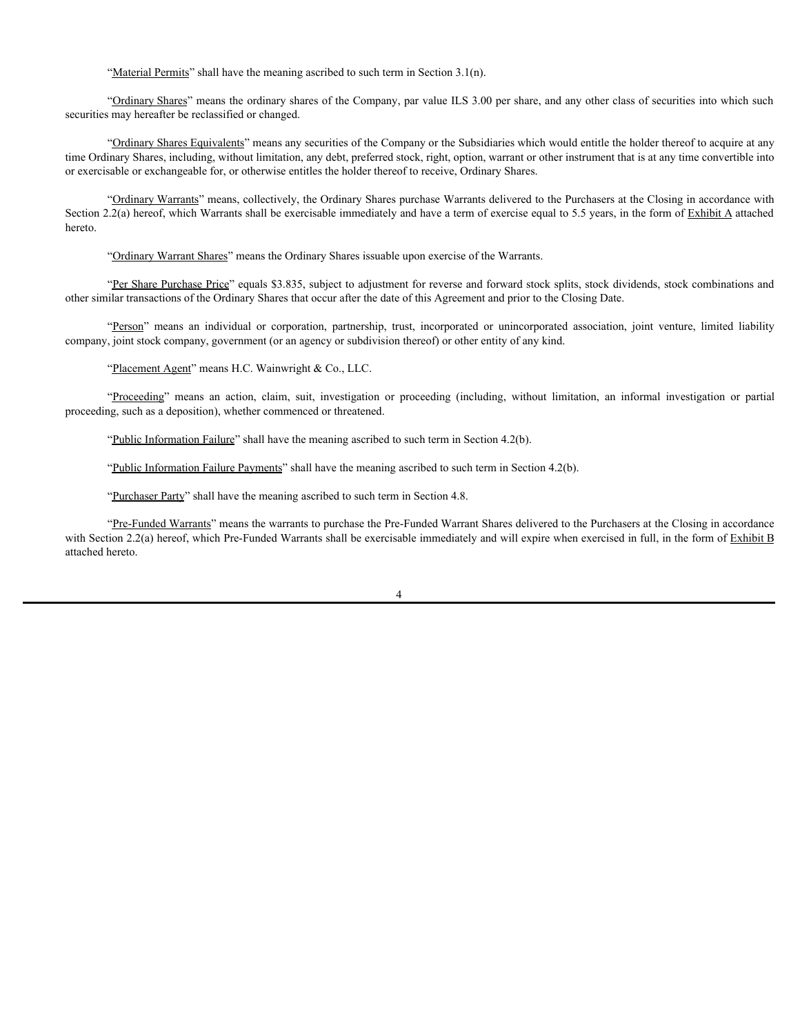"Material Permits" shall have the meaning ascribed to such term in Section 3.1(n).

"Ordinary Shares" means the ordinary shares of the Company, par value ILS 3.00 per share, and any other class of securities into which such securities may hereafter be reclassified or changed.

"Ordinary Shares Equivalents" means any securities of the Company or the Subsidiaries which would entitle the holder thereof to acquire at any time Ordinary Shares, including, without limitation, any debt, preferred stock, right, option, warrant or other instrument that is at any time convertible into or exercisable or exchangeable for, or otherwise entitles the holder thereof to receive, Ordinary Shares.

"Ordinary Warrants" means, collectively, the Ordinary Shares purchase Warrants delivered to the Purchasers at the Closing in accordance with Section 2.2(a) hereof, which Warrants shall be exercisable immediately and have a term of exercise equal to 5.5 years, in the form of Exhibit A attached hereto.

"Ordinary Warrant Shares" means the Ordinary Shares issuable upon exercise of the Warrants.

"Per Share Purchase Price" equals $3.835, subject to adjustment for reverse and forward stock splits, stock dividends, stock combinations and other similar transactions of the Ordinary Shares that occur after the date of this Agreement and prior to the Closing Date.

"Person" means an individual or corporation, partnership, trust, incorporated or unincorporated association, joint venture, limited liability company, joint stock company, government (or an agency or subdivision thereof) or other entity of any kind.

"Placement Agent" means H.C. Wainwright & Co., LLC.

"Proceeding" means an action, claim, suit, investigation or proceeding (including, without limitation, an informal investigation or partial proceeding, such as a deposition), whether commenced or threatened.

"Public Information Failure" shall have the meaning ascribed to such term in Section 4.2(b).

"Public Information Failure Payments" shall have the meaning ascribed to such term in Section 4.2(b).

"Purchaser Party" shall have the meaning ascribed to such term in Section 4.8.

"Pre-Funded Warrants" means the warrants to purchase the Pre-Funded Warrant Shares delivered to the Purchasers at the Closing in accordance with Section 2.2(a) hereof, which Pre-Funded Warrants shall be exercisable immediately and will expire when exercised in full, in the form of Exhibit B attached hereto.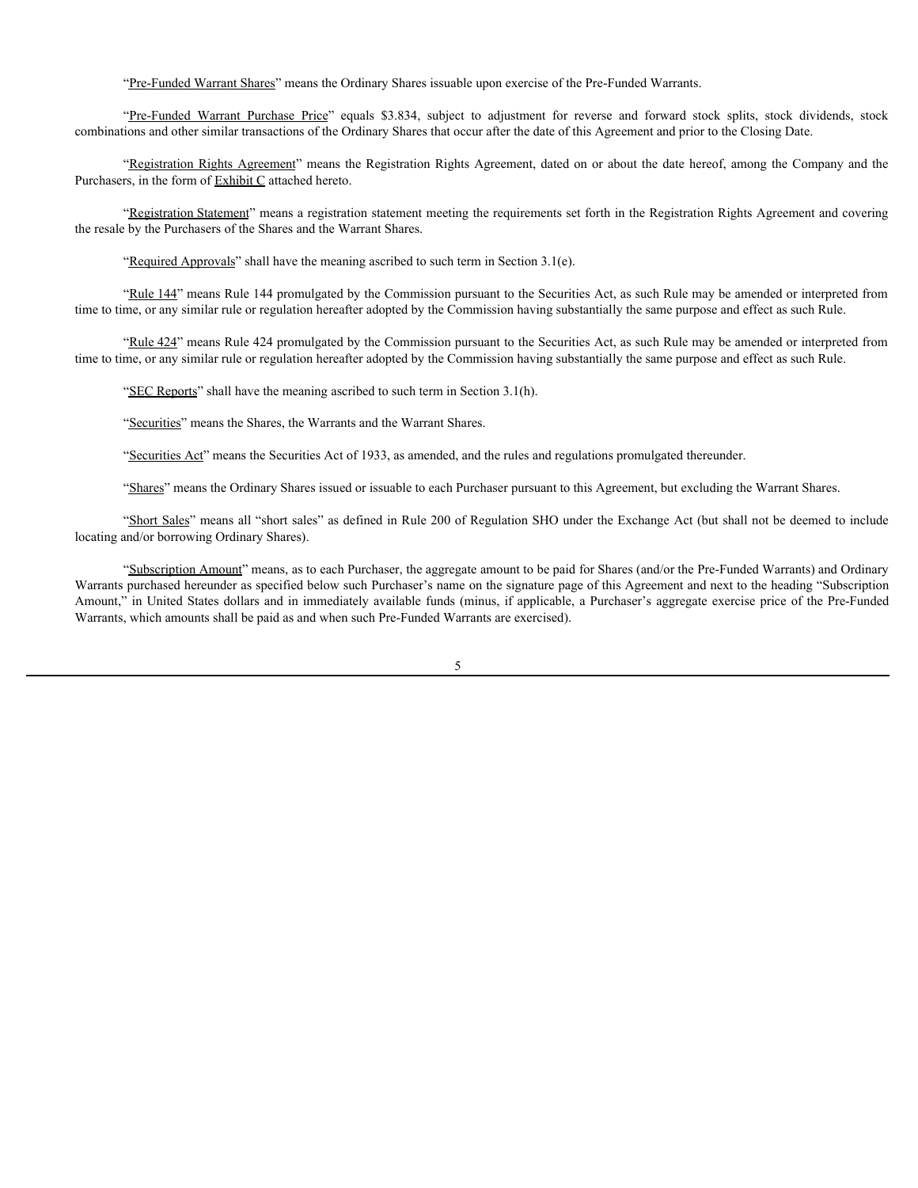"Pre-Funded Warrant Shares" means the Ordinary Shares issuable upon exercise of the Pre-Funded Warrants.

"Pre-Funded Warrant Purchase Price" equals $3.834, subject to adjustment for reverse and forward stock splits, stock dividends, stock combinations and other similar transactions of the Ordinary Shares that occur after the date of this Agreement and prior to the Closing Date.

"Registration Rights Agreement" means the Registration Rights Agreement, dated on or about the date hereof, among the Company and the Purchasers, in the form of Exhibit C attached hereto.

"Registration Statement" means a registration statement meeting the requirements set forth in the Registration Rights Agreement and covering the resale by the Purchasers of the Shares and the Warrant Shares.

"Required Approvals" shall have the meaning ascribed to such term in Section 3.1(e).

"Rule 144" means Rule 144 promulgated by the Commission pursuant to the Securities Act, as such Rule may be amended or interpreted from time to time, or any similar rule or regulation hereafter adopted by the Commission having substantially the same purpose and effect as such Rule.

"Rule 424" means Rule 424 promulgated by the Commission pursuant to the Securities Act, as such Rule may be amended or interpreted from time to time, or any similar rule or regulation hereafter adopted by the Commission having substantially the same purpose and effect as such Rule.

"SEC Reports" shall have the meaning ascribed to such term in Section 3.1(h).

"Securities" means the Shares, the Warrants and the Warrant Shares.

"Securities Act" means the Securities Act of 1933, as amended, and the rules and regulations promulgated thereunder.

"Shares" means the Ordinary Shares issued or issuable to each Purchaser pursuant to this Agreement, but excluding the Warrant Shares.

"Short Sales" means all "short sales" as defined in Rule 200 of Regulation SHO under the Exchange Act (but shall not be deemed to include locating and/or borrowing Ordinary Shares).

"Subscription Amount" means, as to each Purchaser, the aggregate amount to be paid for Shares (and/or the Pre-Funded Warrants) and Ordinary Warrants purchased hereunder as specified below such Purchaser's name on the signature page of this Agreement and next to the heading "Subscription Amount," in United States dollars and in immediately available funds (minus, if applicable, a Purchaser's aggregate exercise price of the Pre-Funded Warrants, which amounts shall be paid as and when such Pre-Funded Warrants are exercised).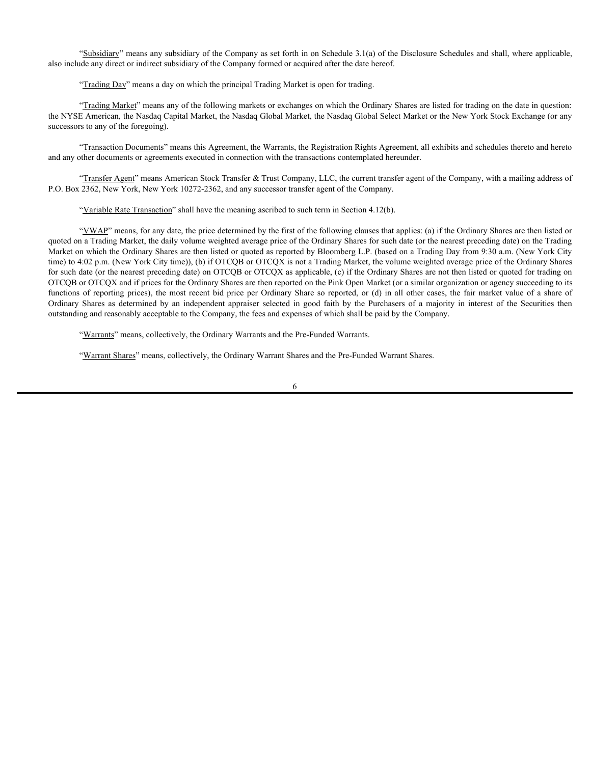"Subsidiary" means any subsidiary of the Company as set forth in on Schedule 3.1(a) of the Disclosure Schedules and shall, where applicable, also include any direct or indirect subsidiary of the Company formed or acquired after the date hereof.

"Trading Day" means a day on which the principal Trading Market is open for trading.

"Trading Market" means any of the following markets or exchanges on which the Ordinary Shares are listed for trading on the date in question: the NYSE American, the Nasdaq Capital Market, the Nasdaq Global Market, the Nasdaq Global Select Market or the New York Stock Exchange (or any successors to any of the foregoing).

"Transaction Documents" means this Agreement, the Warrants, the Registration Rights Agreement, all exhibits and schedules thereto and hereto and any other documents or agreements executed in connection with the transactions contemplated hereunder.

"Transfer Agent" means American Stock Transfer & Trust Company, LLC, the current transfer agent of the Company, with a mailing address of P.O. Box 2362, New York, New York 10272-2362, and any successor transfer agent of the Company.

"Variable Rate Transaction" shall have the meaning ascribed to such term in Section 4.12(b).

"VWAP" means, for any date, the price determined by the first of the following clauses that applies: (a) if the Ordinary Shares are then listed or quoted on a Trading Market, the daily volume weighted average price of the Ordinary Shares for such date (or the nearest preceding date) on the Trading Market on which the Ordinary Shares are then listed or quoted as reported by Bloomberg L.P. (based on a Trading Day from 9:30 a.m. (New York City time) to 4:02 p.m. (New York City time)), (b) if OTCQB or OTCQX is not a Trading Market, the volume weighted average price of the Ordinary Shares for such date (or the nearest preceding date) on OTCQB or OTCQX as applicable, (c) if the Ordinary Shares are not then listed or quoted for trading on OTCQB or OTCQX and if prices for the Ordinary Shares are then reported on the Pink Open Market (or a similar organization or agency succeeding to its functions of reporting prices), the most recent bid price per Ordinary Share so reported, or (d) in all other cases, the fair market value of a share of Ordinary Shares as determined by an independent appraiser selected in good faith by the Purchasers of a majority in interest of the Securities then outstanding and reasonably acceptable to the Company, the fees and expenses of which shall be paid by the Company.

"Warrants" means, collectively, the Ordinary Warrants and the Pre-Funded Warrants.

"Warrant Shares" means, collectively, the Ordinary Warrant Shares and the Pre-Funded Warrant Shares.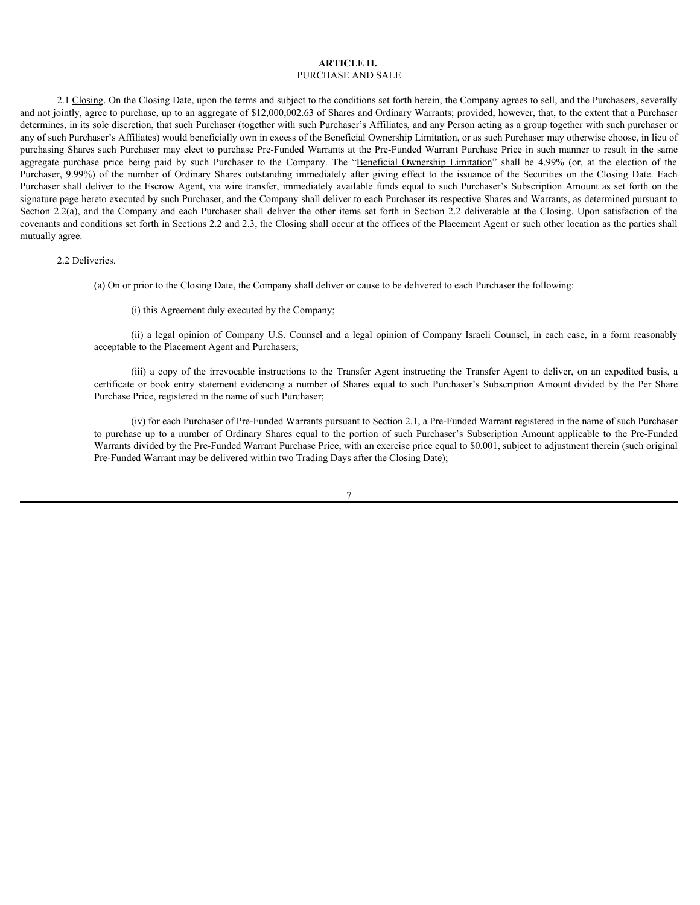## ARTICLE II.
## PURCHASE AND SALE

2.1 Closing. On the Closing Date, upon the terms and subject to the conditions set forth herein, the Company agrees to sell, and the Purchasers, severally and not jointly, agree to purchase, up to an aggregate of $12,000,002.63 of Shares and Ordinary Warrants; provided, however, that, to the extent that a Purchaser determines, in its sole discretion, that such Purchaser (together with such Purchaser's Affiliates, and any Person acting as a group together with such purchaser or any of such Purchaser's Affiliates) would beneficially own in excess of the Beneficial Ownership Limitation, or as such Purchaser may otherwise choose, in lieu of purchasing Shares such Purchaser may elect to purchase Pre-Funded Warrants at the Pre-Funded Warrant Purchase Price in such manner to result in the same aggregate purchase price being paid by such Purchaser to the Company. The "Beneficial Ownership Limitation" shall be 4.99% (or, at the election of the Purchaser, 9.99%) of the number of Ordinary Shares outstanding immediately after giving effect to the issuance of the Securities on the Closing Date. Each Purchaser shall deliver to the Escrow Agent, via wire transfer, immediately available funds equal to such Purchaser's Subscription Amount as set forth on the signature page hereto executed by such Purchaser, and the Company shall deliver to each Purchaser its respective Shares and Warrants, as determined pursuant to Section 2.2(a), and the Company and each Purchaser shall deliver the other items set forth in Section 2.2 deliverable at the Closing. Upon satisfaction of the covenants and conditions set forth in Sections 2.2 and 2.3, the Closing shall occur at the offices of the Placement Agent or such other location as the parties shall mutually agree.

2.2 Deliveries.

(a) On or prior to the Closing Date, the Company shall deliver or cause to be delivered to each Purchaser the following:

(i) this Agreement duly executed by the Company;

(ii) a legal opinion of Company U.S. Counsel and a legal opinion of Company Israeli Counsel, in each case, in a form reasonably acceptable to the Placement Agent and Purchasers;

(iii) a copy of the irrevocable instructions to the Transfer Agent instructing the Transfer Agent to deliver, on an expedited basis, a certificate or book entry statement evidencing a number of Shares equal to such Purchaser's Subscription Amount divided by the Per Share Purchase Price, registered in the name of such Purchaser;

(iv) for each Purchaser of Pre-Funded Warrants pursuant to Section 2.1, a Pre-Funded Warrant registered in the name of such Purchaser to purchase up to a number of Ordinary Shares equal to the portion of such Purchaser's Subscription Amount applicable to the Pre-Funded Warrants divided by the Pre-Funded Warrant Purchase Price, with an exercise price equal to $0.001, subject to adjustment therein (such original Pre-Funded Warrant may be delivered within two Trading Days after the Closing Date);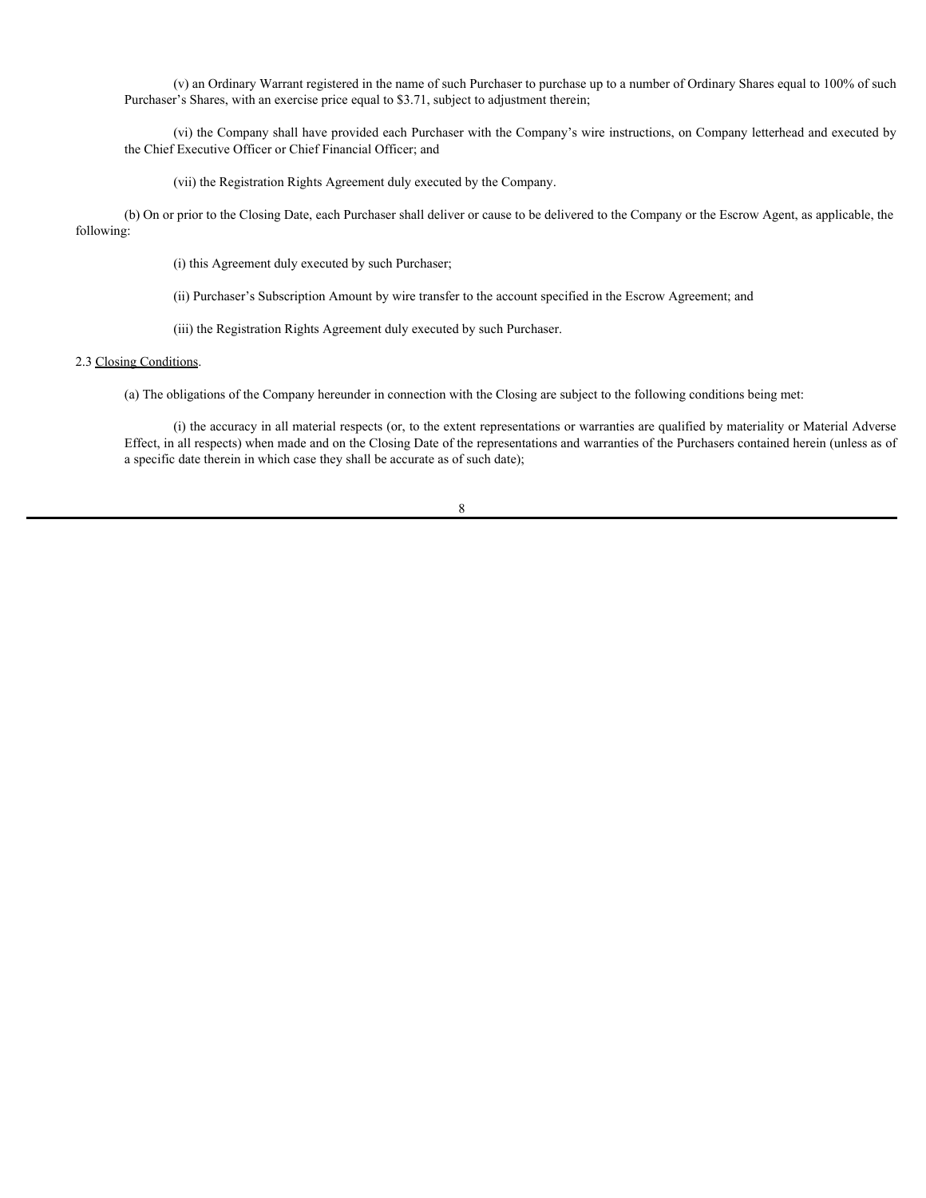(v) an Ordinary Warrant registered in the name of such Purchaser to purchase up to a number of Ordinary Shares equal to 100% of such Purchaser's Shares, with an exercise price equal to $3.71, subject to adjustment therein;

(vi) the Company shall have provided each Purchaser with the Company's wire instructions, on Company letterhead and executed by the Chief Executive Officer or Chief Financial Officer; and

(vii) the Registration Rights Agreement duly executed by the Company.

(b) On or prior to the Closing Date, each Purchaser shall deliver or cause to be delivered to the Company or the Escrow Agent, as applicable, the following:

(i) this Agreement duly executed by such Purchaser;

(ii) Purchaser's Subscription Amount by wire transfer to the account specified in the Escrow Agreement; and

(iii) the Registration Rights Agreement duly executed by such Purchaser.

2.3 Closing Conditions.

(a) The obligations of the Company hereunder in connection with the Closing are subject to the following conditions being met:

(i) the accuracy in all material respects (or, to the extent representations or warranties are qualified by materiality or Material Adverse Effect, in all respects) when made and on the Closing Date of the representations and warranties of the Purchasers contained herein (unless as of a specific date therein in which case they shall be accurate as of such date);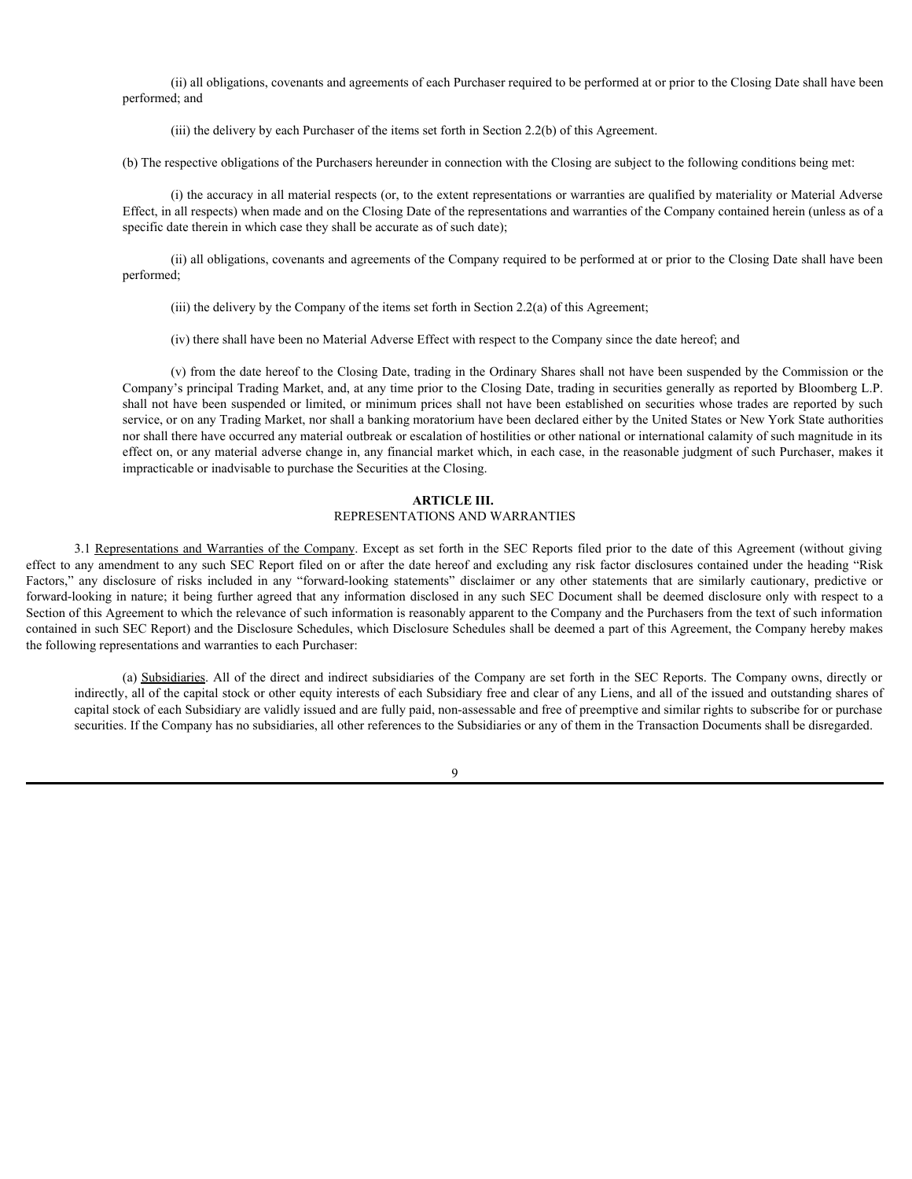(ii) all obligations, covenants and agreements of each Purchaser required to be performed at or prior to the Closing Date shall have been performed; and

(iii) the delivery by each Purchaser of the items set forth in Section 2.2(b) of this Agreement.

(b) The respective obligations of the Purchasers hereunder in connection with the Closing are subject to the following conditions being met:

(i) the accuracy in all material respects (or, to the extent representations or warranties are qualified by materiality or Material Adverse Effect, in all respects) when made and on the Closing Date of the representations and warranties of the Company contained herein (unless as of a specific date therein in which case they shall be accurate as of such date);

(ii) all obligations, covenants and agreements of the Company required to be performed at or prior to the Closing Date shall have been performed;

(iii) the delivery by the Company of the items set forth in Section 2.2(a) of this Agreement;

(iv) there shall have been no Material Adverse Effect with respect to the Company since the date hereof; and

(v) from the date hereof to the Closing Date, trading in the Ordinary Shares shall not have been suspended by the Commission or the Company's principal Trading Market, and, at any time prior to the Closing Date, trading in securities generally as reported by Bloomberg L.P. shall not have been suspended or limited, or minimum prices shall not have been established on securities whose trades are reported by such service, or on any Trading Market, nor shall a banking moratorium have been declared either by the United States or New York State authorities nor shall there have occurred any material outbreak or escalation of hostilities or other national or international calamity of such magnitude in its effect on, or any material adverse change in, any financial market which, in each case, in the reasonable judgment of such Purchaser, makes it impracticable or inadvisable to purchase the Securities at the Closing.

## ARTICLE III.
## REPRESENTATIONS AND WARRANTIES

3.1 Representations and Warranties of the Company. Except as set forth in the SEC Reports filed prior to the date of this Agreement (without giving effect to any amendment to any such SEC Report filed on or after the date hereof and excluding any risk factor disclosures contained under the heading "Risk Factors," any disclosure of risks included in any "forward-looking statements" disclaimer or any other statements that are similarly cautionary, predictive or forward-looking in nature; it being further agreed that any information disclosed in any such SEC Document shall be deemed disclosure only with respect to a Section of this Agreement to which the relevance of such information is reasonably apparent to the Company and the Purchasers from the text of such information contained in such SEC Report) and the Disclosure Schedules, which Disclosure Schedules shall be deemed a part of this Agreement, the Company hereby makes the following representations and warranties to each Purchaser:

(a) Subsidiaries. All of the direct and indirect subsidiaries of the Company are set forth in the SEC Reports. The Company owns, directly or indirectly, all of the capital stock or other equity interests of each Subsidiary free and clear of any Liens, and all of the issued and outstanding shares of capital stock of each Subsidiary are validly issued and are fully paid, non-assessable and free of preemptive and similar rights to subscribe for or purchase securities. If the Company has no subsidiaries, all other references to the Subsidiaries or any of them in the Transaction Documents shall be disregarded.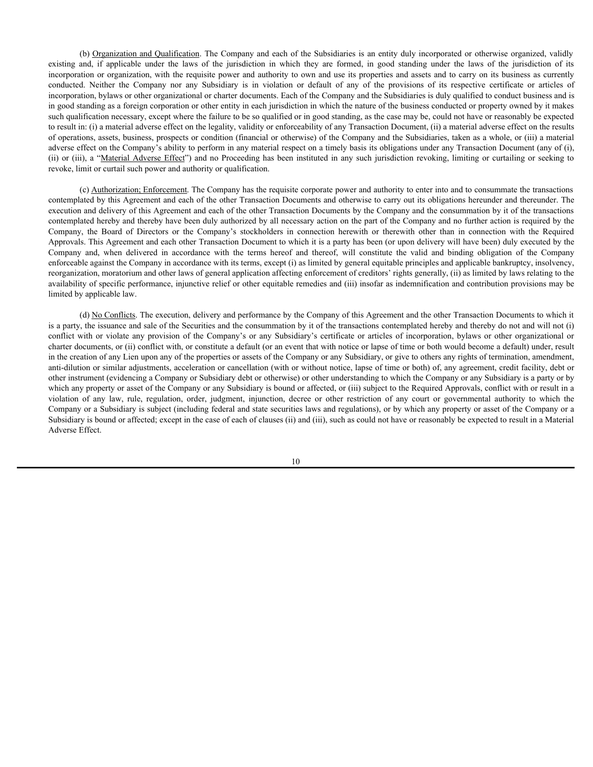(b) Organization and Qualification. The Company and each of the Subsidiaries is an entity duly incorporated or otherwise organized, validly existing and, if applicable under the laws of the jurisdiction in which they are formed, in good standing under the laws of the jurisdiction of its incorporation or organization, with the requisite power and authority to own and use its properties and assets and to carry on its business as currently conducted. Neither the Company nor any Subsidiary is in violation or default of any of the provisions of its respective certificate or articles of incorporation, bylaws or other organizational or charter documents. Each of the Company and the Subsidiaries is duly qualified to conduct business and is in good standing as a foreign corporation or other entity in each jurisdiction in which the nature of the business conducted or property owned by it makes such qualification necessary, except where the failure to be so qualified or in good standing, as the case may be, could not have or reasonably be expected to result in: (i) a material adverse effect on the legality, validity or enforceability of any Transaction Document, (ii) a material adverse effect on the results of operations, assets, business, prospects or condition (financial or otherwise) of the Company and the Subsidiaries, taken as a whole, or (iii) a material adverse effect on the Company's ability to perform in any material respect on a timely basis its obligations under any Transaction Document (any of (i), (ii) or (iii), a "Material Adverse Effect") and no Proceeding has been instituted in any such jurisdiction revoking, limiting or curtailing or seeking to revoke, limit or curtail such power and authority or qualification.

(c) Authorization; Enforcement. The Company has the requisite corporate power and authority to enter into and to consummate the transactions contemplated by this Agreement and each of the other Transaction Documents and otherwise to carry out its obligations hereunder and thereunder. The execution and delivery of this Agreement and each of the other Transaction Documents by the Company and the consummation by it of the transactions contemplated hereby and thereby have been duly authorized by all necessary action on the part of the Company and no further action is required by the Company, the Board of Directors or the Company's stockholders in connection herewith or therewith other than in connection with the Required Approvals. This Agreement and each other Transaction Document to which it is a party has been (or upon delivery will have been) duly executed by the Company and, when delivered in accordance with the terms hereof and thereof, will constitute the valid and binding obligation of the Company enforceable against the Company in accordance with its terms, except (i) as limited by general equitable principles and applicable bankruptcy, insolvency, reorganization, moratorium and other laws of general application affecting enforcement of creditors' rights generally, (ii) as limited by laws relating to the availability of specific performance, injunctive relief or other equitable remedies and (iii) insofar as indemnification and contribution provisions may be limited by applicable law.

(d) No Conflicts. The execution, delivery and performance by the Company of this Agreement and the other Transaction Documents to which it is a party, the issuance and sale of the Securities and the consummation by it of the transactions contemplated hereby and thereby do not and will not (i) conflict with or violate any provision of the Company's or any Subsidiary's certificate or articles of incorporation, bylaws or other organizational or charter documents, or (ii) conflict with, or constitute a default (or an event that with notice or lapse of time or both would become a default) under, result in the creation of any Lien upon any of the properties or assets of the Company or any Subsidiary, or give to others any rights of termination, amendment, anti-dilution or similar adjustments, acceleration or cancellation (with or without notice, lapse of time or both) of, any agreement, credit facility, debt or other instrument (evidencing a Company or Subsidiary debt or otherwise) or other understanding to which the Company or any Subsidiary is a party or by which any property or asset of the Company or any Subsidiary is bound or affected, or (iii) subject to the Required Approvals, conflict with or result in a violation of any law, rule, regulation, order, judgment, injunction, decree or other restriction of any court or governmental authority to which the Company or a Subsidiary is subject (including federal and state securities laws and regulations), or by which any property or asset of the Company or a Subsidiary is bound or affected; except in the case of each of clauses (ii) and (iii), such as could not have or reasonably be expected to result in a Material Adverse Effect.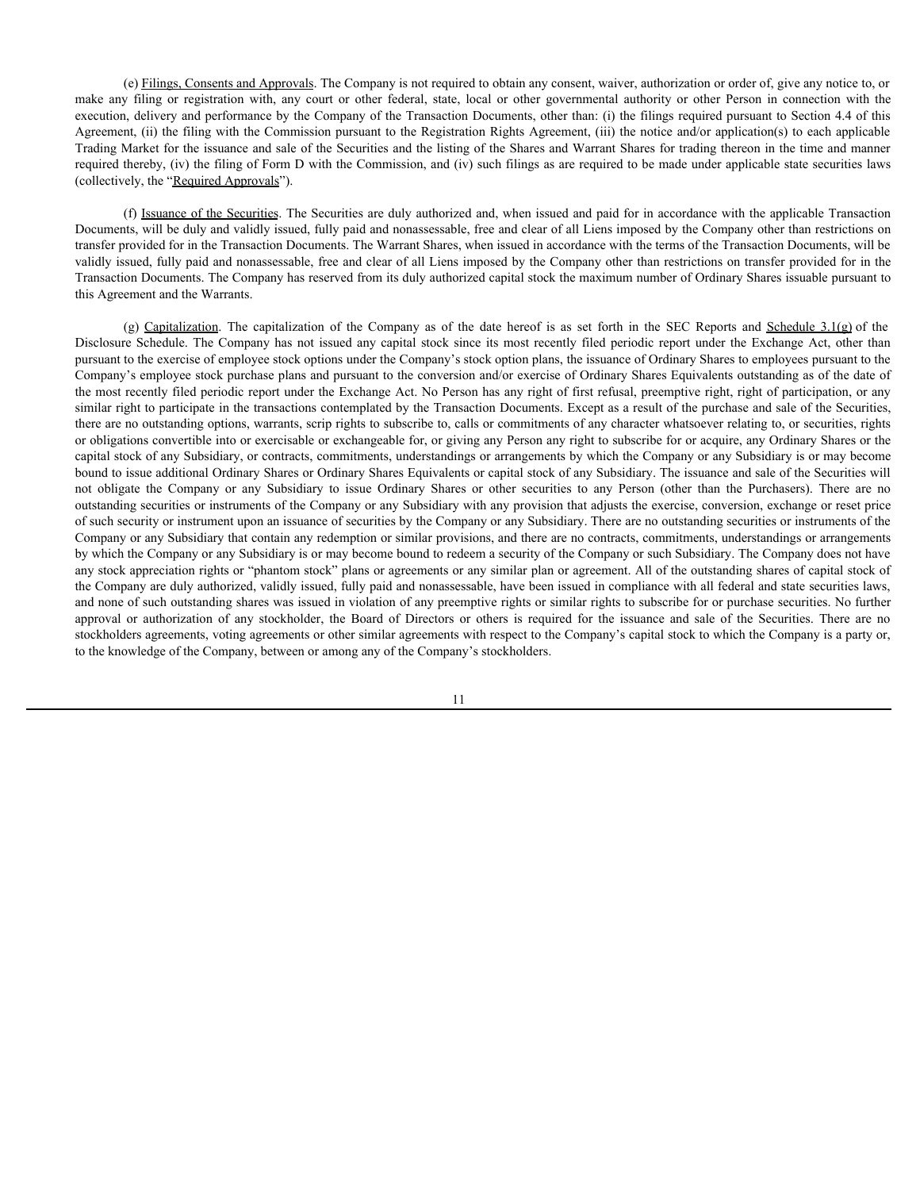(e) Filings, Consents and Approvals. The Company is not required to obtain any consent, waiver, authorization or order of, give any notice to, or make any filing or registration with, any court or other federal, state, local or other governmental authority or other Person in connection with the execution, delivery and performance by the Company of the Transaction Documents, other than: (i) the filings required pursuant to Section 4.4 of this Agreement, (ii) the filing with the Commission pursuant to the Registration Rights Agreement, (iii) the notice and/or application(s) to each applicable Trading Market for the issuance and sale of the Securities and the listing of the Shares and Warrant Shares for trading thereon in the time and manner required thereby, (iv) the filing of Form D with the Commission, and (iv) such filings as are required to be made under applicable state securities laws (collectively, the "Required Approvals").

(f) Issuance of the Securities. The Securities are duly authorized and, when issued and paid for in accordance with the applicable Transaction Documents, will be duly and validly issued, fully paid and nonassessable, free and clear of all Liens imposed by the Company other than restrictions on transfer provided for in the Transaction Documents. The Warrant Shares, when issued in accordance with the terms of the Transaction Documents, will be validly issued, fully paid and nonassessable, free and clear of all Liens imposed by the Company other than restrictions on transfer provided for in the Transaction Documents. The Company has reserved from its duly authorized capital stock the maximum number of Ordinary Shares issuable pursuant to this Agreement and the Warrants.

(g) Capitalization. The capitalization of the Company as of the date hereof is as set forth in the SEC Reports and Schedule 3.1(g) of the Disclosure Schedule. The Company has not issued any capital stock since its most recently filed periodic report under the Exchange Act, other than pursuant to the exercise of employee stock options under the Company's stock option plans, the issuance of Ordinary Shares to employees pursuant to the Company's employee stock purchase plans and pursuant to the conversion and/or exercise of Ordinary Shares Equivalents outstanding as of the date of the most recently filed periodic report under the Exchange Act. No Person has any right of first refusal, preemptive right, right of participation, or any similar right to participate in the transactions contemplated by the Transaction Documents. Except as a result of the purchase and sale of the Securities, there are no outstanding options, warrants, scrip rights to subscribe to, calls or commitments of any character whatsoever relating to, or securities, rights or obligations convertible into or exercisable or exchangeable for, or giving any Person any right to subscribe for or acquire, any Ordinary Shares or the capital stock of any Subsidiary, or contracts, commitments, understandings or arrangements by which the Company or any Subsidiary is or may become bound to issue additional Ordinary Shares or Ordinary Shares Equivalents or capital stock of any Subsidiary. The issuance and sale of the Securities will not obligate the Company or any Subsidiary to issue Ordinary Shares or other securities to any Person (other than the Purchasers). There are no outstanding securities or instruments of the Company or any Subsidiary with any provision that adjusts the exercise, conversion, exchange or reset price of such security or instrument upon an issuance of securities by the Company or any Subsidiary. There are no outstanding securities or instruments of the Company or any Subsidiary that contain any redemption or similar provisions, and there are no contracts, commitments, understandings or arrangements by which the Company or any Subsidiary is or may become bound to redeem a security of the Company or such Subsidiary. The Company does not have any stock appreciation rights or "phantom stock" plans or agreements or any similar plan or agreement. All of the outstanding shares of capital stock of the Company are duly authorized, validly issued, fully paid and nonassessable, have been issued in compliance with all federal and state securities laws, and none of such outstanding shares was issued in violation of any preemptive rights or similar rights to subscribe for or purchase securities. No further approval or authorization of any stockholder, the Board of Directors or others is required for the issuance and sale of the Securities. There are no stockholders agreements, voting agreements or other similar agreements with respect to the Company's capital stock to which the Company is a party or, to the knowledge of the Company, between or among any of the Company's stockholders.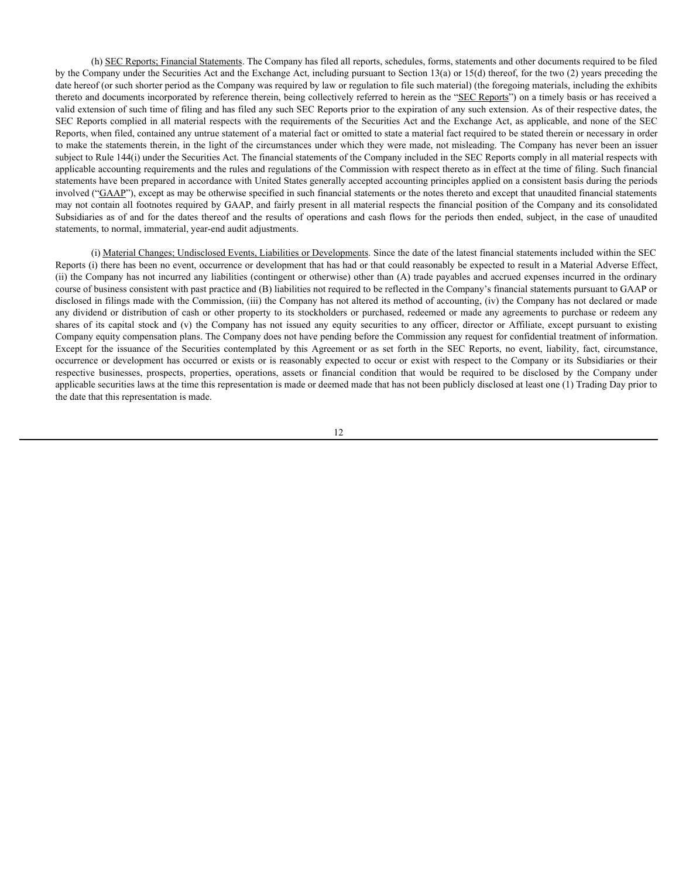(h) <u>SEC Reports; Financial Statements</u>. The Company has filed all reports, schedules, forms, statements and other documents required to be filed by the Company under the Securities Act and the Exchange Act, including pursuant to Section 13(a) or 15(d) thereof, for the two (2) years preceding the date hereof (or such shorter period as the Company was required by law or regulation to file such material) (the foregoing materials, including the exhibits thereto and documents incorporated by reference therein, being collectively referred to herein as the "<u>SEC Reports</u>") on a timely basis or has received a valid extension of such time of filing and has filed any such SEC Reports prior to the expiration of any such extension. As of their respective dates, the SEC Reports complied in all material respects with the requirements of the Securities Act and the Exchange Act, as applicable, and none of the SEC Reports, when filed, contained any untrue statement of a material fact or omitted to state a material fact required to be stated therein or necessary in order to make the statements therein, in the light of the circumstances under which they were made, not misleading. The Company has never been an issuer subject to Rule 144(i) under the Securities Act. The financial statements of the Company included in the SEC Reports comply in all material respects with applicable accounting requirements and the rules and regulations of the Commission with respect thereto as in effect at the time of filing. Such financial statements have been prepared in accordance with United States generally accepted accounting principles applied on a consistent basis during the periods involved ("<u>GAAP</u>"), except as may be otherwise specified in such financial statements or the notes thereto and except that unaudited financial statements may not contain all footnotes required by GAAP, and fairly present in all material respects the financial position of the Company and its consolidated Subsidiaries as of and for the dates thereof and the results of operations and cash flows for the periods then ended, subject, in the case of unaudited statements, to normal, immaterial, year-end audit adjustments.

(i) <u>Material Changes; Undisclosed Events, Liabilities or Developments</u>. Since the date of the latest financial statements included within the SEC Reports (i) there has been no event, occurrence or development that has had or that could reasonably be expected to result in a Material Adverse Effect, (ii) the Company has not incurred any liabilities (contingent or otherwise) other than (A) trade payables and accrued expenses incurred in the ordinary course of business consistent with past practice and (B) liabilities not required to be reflected in the Company's financial statements pursuant to GAAP or disclosed in filings made with the Commission, (iii) the Company has not altered its method of accounting, (iv) the Company has not declared or made any dividend or distribution of cash or other property to its stockholders or purchased, redeemed or made any agreements to purchase or redeem any shares of its capital stock and (v) the Company has not issued any equity securities to any officer, director or Affiliate, except pursuant to existing Company equity compensation plans. The Company does not have pending before the Commission any request for confidential treatment of information. Except for the issuance of the Securities contemplated by this Agreement or as set forth in the SEC Reports, no event, liability, fact, circumstance, occurrence or development has occurred or exists or is reasonably expected to occur or exist with respect to the Company or its Subsidiaries or their respective businesses, prospects, properties, operations, assets or financial condition that would be required to be disclosed by the Company under applicable securities laws at the time this representation is made or deemed made that has not been publicly disclosed at least one (1) Trading Day prior to the date that this representation is made.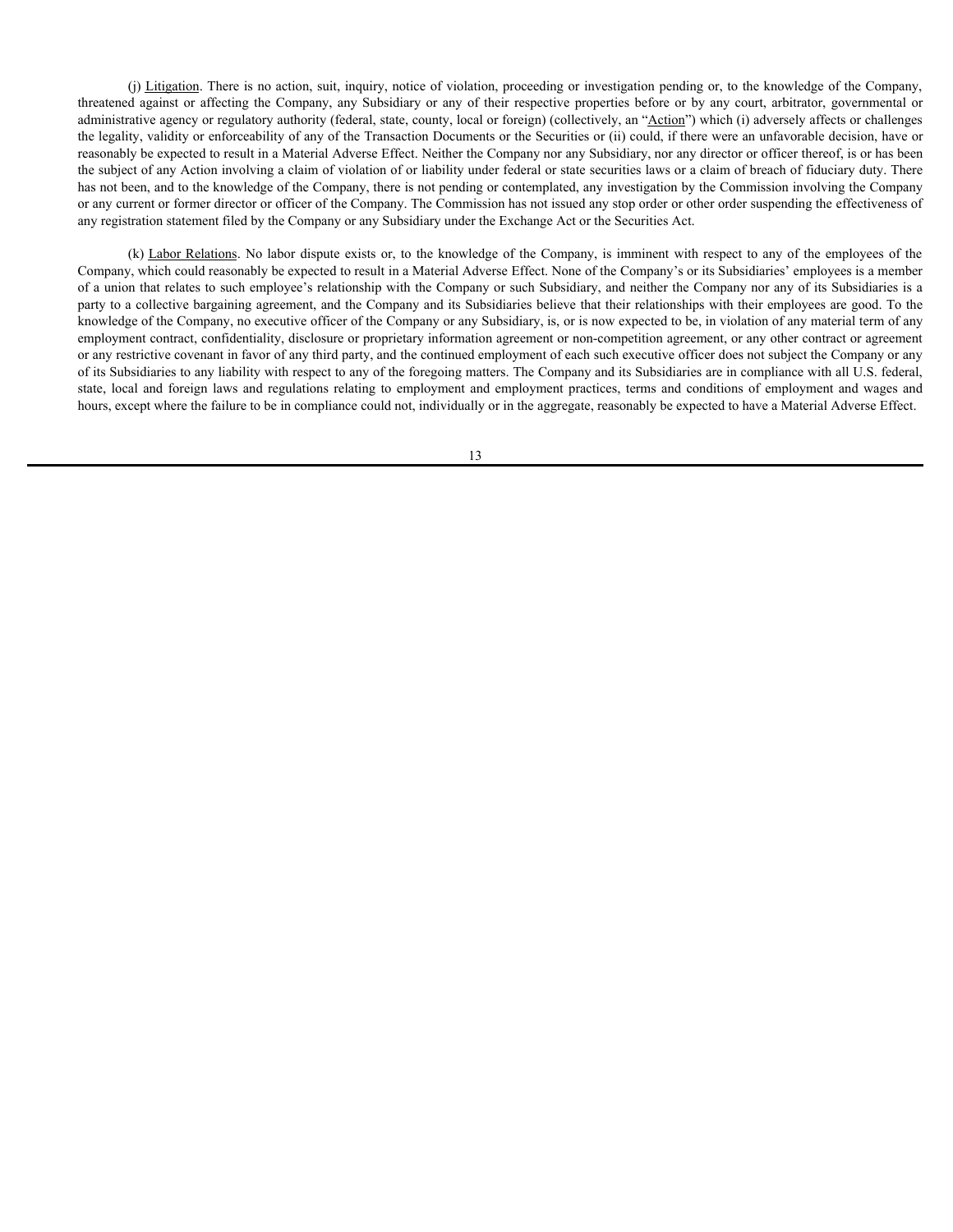(j) Litigation. There is no action, suit, inquiry, notice of violation, proceeding or investigation pending or, to the knowledge of the Company, threatened against or affecting the Company, any Subsidiary or any of their respective properties before or by any court, arbitrator, governmental or administrative agency or regulatory authority (federal, state, county, local or foreign) (collectively, an "Action") which (i) adversely affects or challenges the legality, validity or enforceability of any of the Transaction Documents or the Securities or (ii) could, if there were an unfavorable decision, have or reasonably be expected to result in a Material Adverse Effect. Neither the Company nor any Subsidiary, nor any director or officer thereof, is or has been the subject of any Action involving a claim of violation of or liability under federal or state securities laws or a claim of breach of fiduciary duty. There has not been, and to the knowledge of the Company, there is not pending or contemplated, any investigation by the Commission involving the Company or any current or former director or officer of the Company. The Commission has not issued any stop order or other order suspending the effectiveness of any registration statement filed by the Company or any Subsidiary under the Exchange Act or the Securities Act.

(k) Labor Relations. No labor dispute exists or, to the knowledge of the Company, is imminent with respect to any of the employees of the Company, which could reasonably be expected to result in a Material Adverse Effect. None of the Company's or its Subsidiaries' employees is a member of a union that relates to such employee's relationship with the Company or such Subsidiary, and neither the Company nor any of its Subsidiaries is a party to a collective bargaining agreement, and the Company and its Subsidiaries believe that their relationships with their employees are good. To the knowledge of the Company, no executive officer of the Company or any Subsidiary, is, or is now expected to be, in violation of any material term of any employment contract, confidentiality, disclosure or proprietary information agreement or non-competition agreement, or any other contract or agreement or any restrictive covenant in favor of any third party, and the continued employment of each such executive officer does not subject the Company or any of its Subsidiaries to any liability with respect to any of the foregoing matters. The Company and its Subsidiaries are in compliance with all U.S. federal, state, local and foreign laws and regulations relating to employment and employment practices, terms and conditions of employment and wages and hours, except where the failure to be in compliance could not, individually or in the aggregate, reasonably be expected to have a Material Adverse Effect.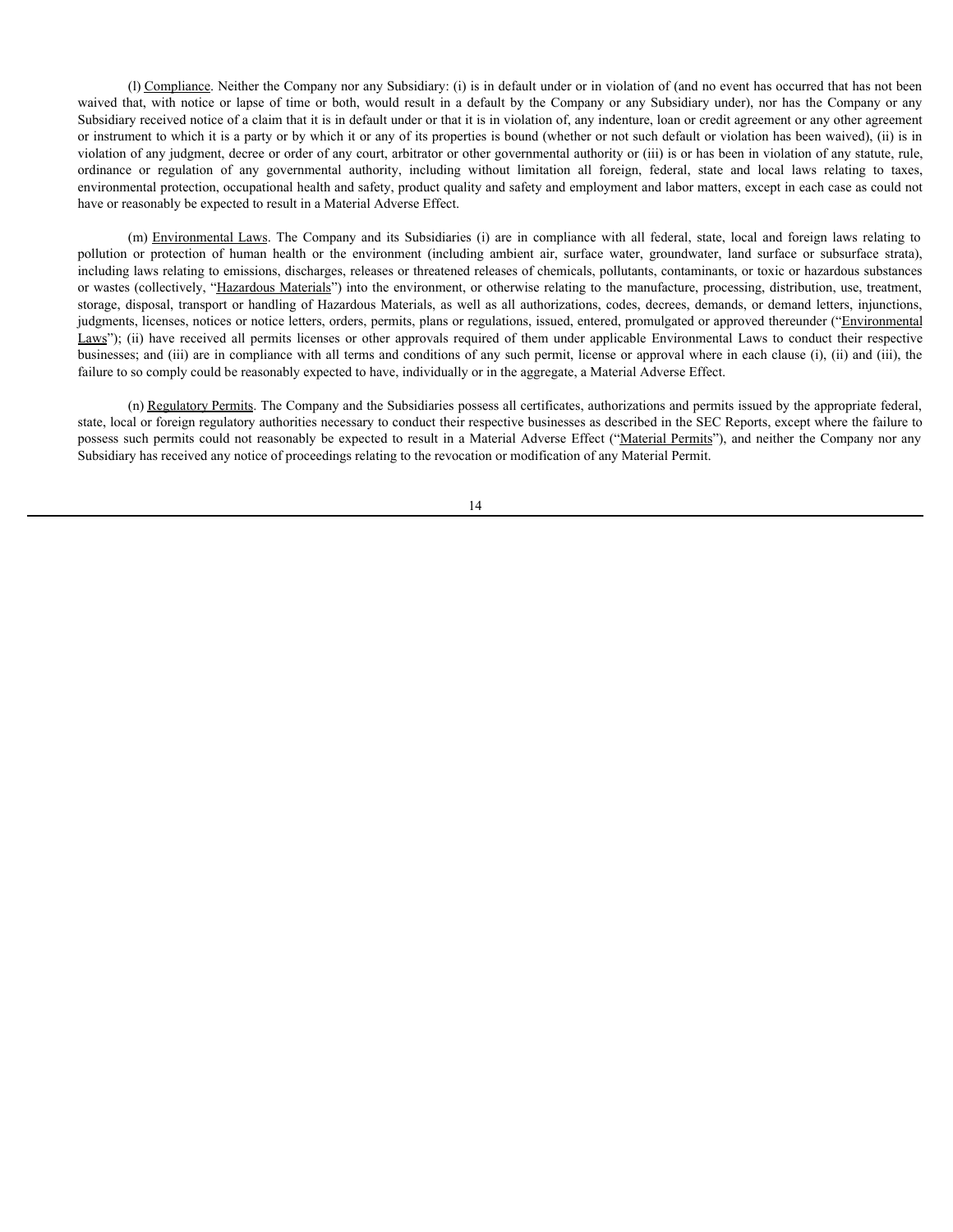(l) Compliance. Neither the Company nor any Subsidiary: (i) is in default under or in violation of (and no event has occurred that has not been waived that, with notice or lapse of time or both, would result in a default by the Company or any Subsidiary under), nor has the Company or any Subsidiary received notice of a claim that it is in default under or that it is in violation of, any indenture, loan or credit agreement or any other agreement or instrument to which it is a party or by which it or any of its properties is bound (whether or not such default or violation has been waived), (ii) is in violation of any judgment, decree or order of any court, arbitrator or other governmental authority or (iii) is or has been in violation of any statute, rule, ordinance or regulation of any governmental authority, including without limitation all foreign, federal, state and local laws relating to taxes, environmental protection, occupational health and safety, product quality and safety and employment and labor matters, except in each case as could not have or reasonably be expected to result in a Material Adverse Effect.

(m) Environmental Laws. The Company and its Subsidiaries (i) are in compliance with all federal, state, local and foreign laws relating to pollution or protection of human health or the environment (including ambient air, surface water, groundwater, land surface or subsurface strata), including laws relating to emissions, discharges, releases or threatened releases of chemicals, pollutants, contaminants, or toxic or hazardous substances or wastes (collectively, "Hazardous Materials") into the environment, or otherwise relating to the manufacture, processing, distribution, use, treatment, storage, disposal, transport or handling of Hazardous Materials, as well as all authorizations, codes, decrees, demands, or demand letters, injunctions, judgments, licenses, notices or notice letters, orders, permits, plans or regulations, issued, entered, promulgated or approved thereunder ("Environmental Laws"); (ii) have received all permits licenses or other approvals required of them under applicable Environmental Laws to conduct their respective businesses; and (iii) are in compliance with all terms and conditions of any such permit, license or approval where in each clause (i), (ii) and (iii), the failure to so comply could be reasonably expected to have, individually or in the aggregate, a Material Adverse Effect.

(n) Regulatory Permits. The Company and the Subsidiaries possess all certificates, authorizations and permits issued by the appropriate federal, state, local or foreign regulatory authorities necessary to conduct their respective businesses as described in the SEC Reports, except where the failure to possess such permits could not reasonably be expected to result in a Material Adverse Effect ("Material Permits"), and neither the Company nor any Subsidiary has received any notice of proceedings relating to the revocation or modification of any Material Permit.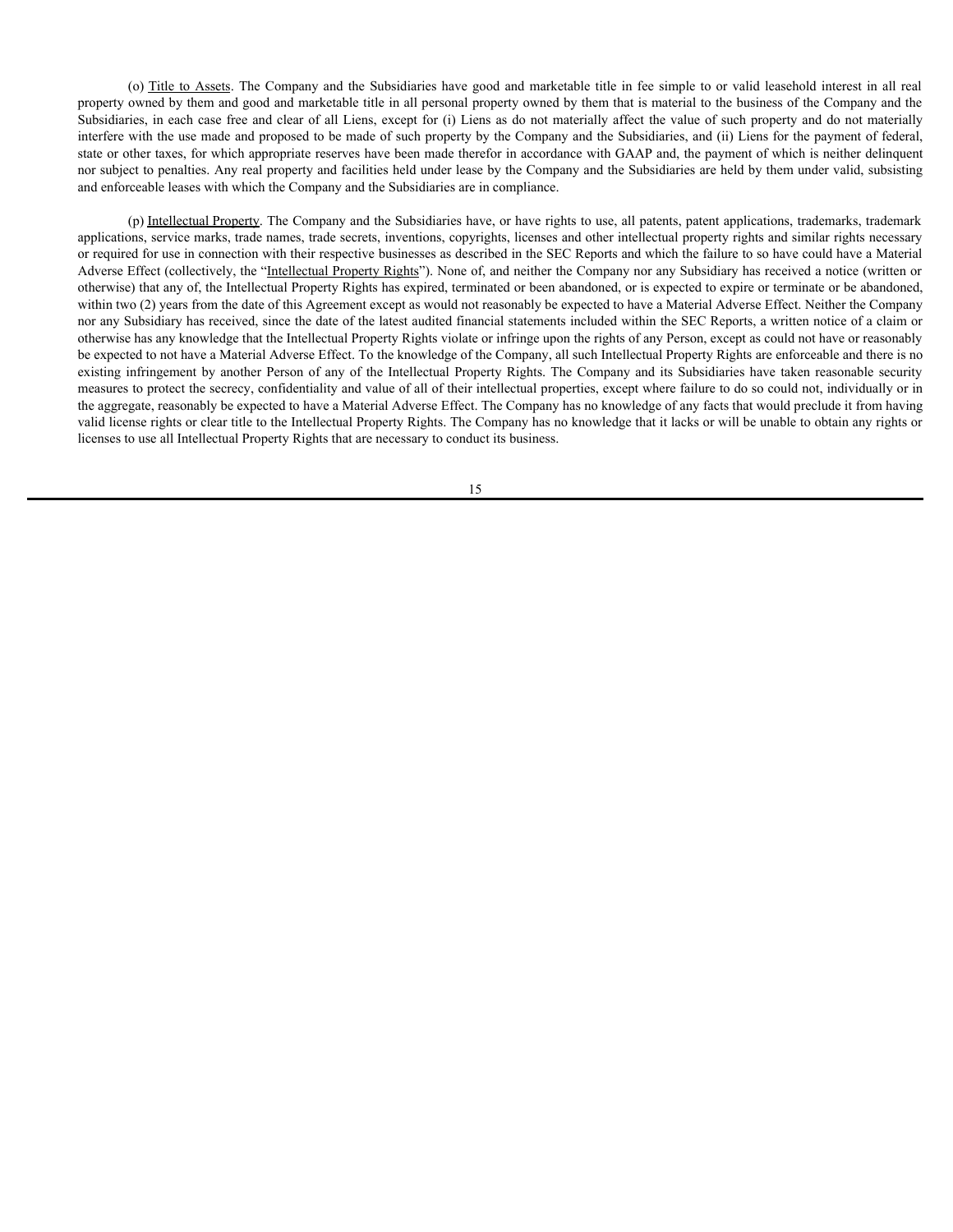(o) Title to Assets. The Company and the Subsidiaries have good and marketable title in fee simple to or valid leasehold interest in all real property owned by them and good and marketable title in all personal property owned by them that is material to the business of the Company and the Subsidiaries, in each case free and clear of all Liens, except for (i) Liens as do not materially affect the value of such property and do not materially interfere with the use made and proposed to be made of such property by the Company and the Subsidiaries, and (ii) Liens for the payment of federal, state or other taxes, for which appropriate reserves have been made therefor in accordance with GAAP and, the payment of which is neither delinquent nor subject to penalties. Any real property and facilities held under lease by the Company and the Subsidiaries are held by them under valid, subsisting and enforceable leases with which the Company and the Subsidiaries are in compliance.

(p) Intellectual Property. The Company and the Subsidiaries have, or have rights to use, all patents, patent applications, trademarks, trademark applications, service marks, trade names, trade secrets, inventions, copyrights, licenses and other intellectual property rights and similar rights necessary or required for use in connection with their respective businesses as described in the SEC Reports and which the failure to so have could have a Material Adverse Effect (collectively, the "Intellectual Property Rights"). None of, and neither the Company nor any Subsidiary has received a notice (written or otherwise) that any of, the Intellectual Property Rights has expired, terminated or been abandoned, or is expected to expire or terminate or be abandoned, within two (2) years from the date of this Agreement except as would not reasonably be expected to have a Material Adverse Effect. Neither the Company nor any Subsidiary has received, since the date of the latest audited financial statements included within the SEC Reports, a written notice of a claim or otherwise has any knowledge that the Intellectual Property Rights violate or infringe upon the rights of any Person, except as could not have or reasonably be expected to not have a Material Adverse Effect. To the knowledge of the Company, all such Intellectual Property Rights are enforceable and there is no existing infringement by another Person of any of the Intellectual Property Rights. The Company and its Subsidiaries have taken reasonable security measures to protect the secrecy, confidentiality and value of all of their intellectual properties, except where failure to do so could not, individually or in the aggregate, reasonably be expected to have a Material Adverse Effect. The Company has no knowledge of any facts that would preclude it from having valid license rights or clear title to the Intellectual Property Rights. The Company has no knowledge that it lacks or will be unable to obtain any rights or licenses to use all Intellectual Property Rights that are necessary to conduct its business.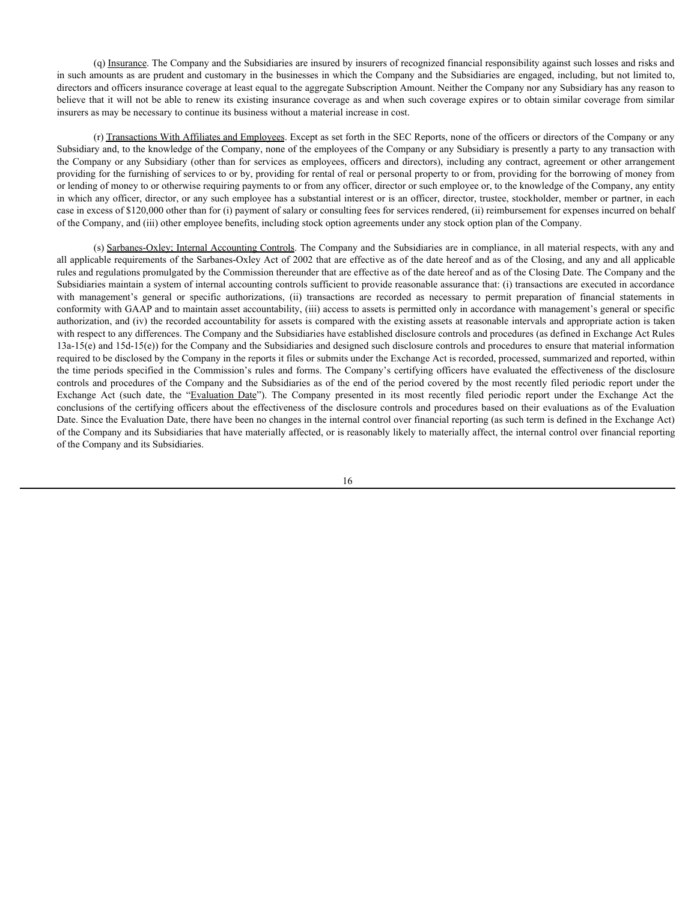(q) Insurance. The Company and the Subsidiaries are insured by insurers of recognized financial responsibility against such losses and risks and in such amounts as are prudent and customary in the businesses in which the Company and the Subsidiaries are engaged, including, but not limited to, directors and officers insurance coverage at least equal to the aggregate Subscription Amount. Neither the Company nor any Subsidiary has any reason to believe that it will not be able to renew its existing insurance coverage as and when such coverage expires or to obtain similar coverage from similar insurers as may be necessary to continue its business without a material increase in cost.

(r) Transactions With Affiliates and Employees. Except as set forth in the SEC Reports, none of the officers or directors of the Company or any Subsidiary and, to the knowledge of the Company, none of the employees of the Company or any Subsidiary is presently a party to any transaction with the Company or any Subsidiary (other than for services as employees, officers and directors), including any contract, agreement or other arrangement providing for the furnishing of services to or by, providing for rental of real or personal property to or from, providing for the borrowing of money from or lending of money to or otherwise requiring payments to or from any officer, director or such employee or, to the knowledge of the Company, any entity in which any officer, director, or any such employee has a substantial interest or is an officer, director, trustee, stockholder, member or partner, in each case in excess of $120,000 other than for (i) payment of salary or consulting fees for services rendered, (ii) reimbursement for expenses incurred on behalf of the Company, and (iii) other employee benefits, including stock option agreements under any stock option plan of the Company.

(s) Sarbanes-Oxley; Internal Accounting Controls. The Company and the Subsidiaries are in compliance, in all material respects, with any and all applicable requirements of the Sarbanes-Oxley Act of 2002 that are effective as of the date hereof and as of the Closing, and any and all applicable rules and regulations promulgated by the Commission thereunder that are effective as of the date hereof and as of the Closing Date. The Company and the Subsidiaries maintain a system of internal accounting controls sufficient to provide reasonable assurance that: (i) transactions are executed in accordance with management's general or specific authorizations, (ii) transactions are recorded as necessary to permit preparation of financial statements in conformity with GAAP and to maintain asset accountability, (iii) access to assets is permitted only in accordance with management's general or specific authorization, and (iv) the recorded accountability for assets is compared with the existing assets at reasonable intervals and appropriate action is taken with respect to any differences. The Company and the Subsidiaries have established disclosure controls and procedures (as defined in Exchange Act Rules 13a-15(e) and 15d-15(e)) for the Company and the Subsidiaries and designed such disclosure controls and procedures to ensure that material information required to be disclosed by the Company in the reports it files or submits under the Exchange Act is recorded, processed, summarized and reported, within the time periods specified in the Commission's rules and forms. The Company's certifying officers have evaluated the effectiveness of the disclosure controls and procedures of the Company and the Subsidiaries as of the end of the period covered by the most recently filed periodic report under the Exchange Act (such date, the "Evaluation Date"). The Company presented in its most recently filed periodic report under the Exchange Act the conclusions of the certifying officers about the effectiveness of the disclosure controls and procedures based on their evaluations as of the Evaluation Date. Since the Evaluation Date, there have been no changes in the internal control over financial reporting (as such term is defined in the Exchange Act) of the Company and its Subsidiaries that have materially affected, or is reasonably likely to materially affect, the internal control over financial reporting of the Company and its Subsidiaries.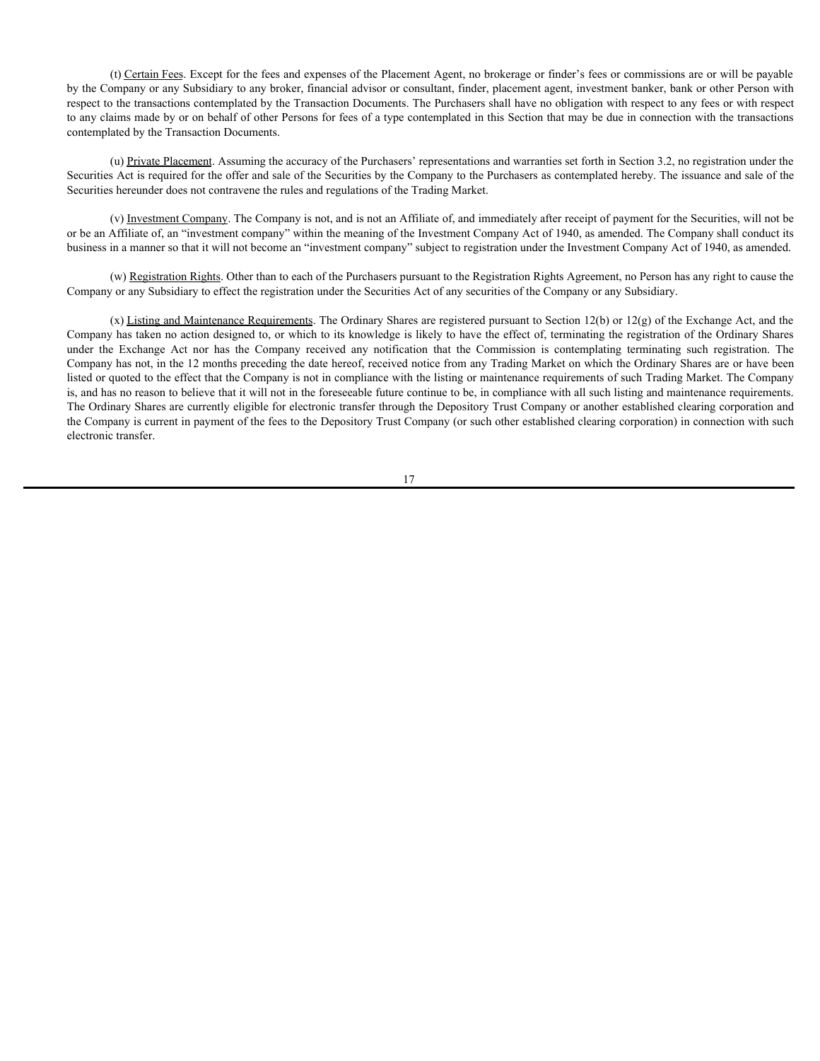(t) Certain Fees. Except for the fees and expenses of the Placement Agent, no brokerage or finder's fees or commissions are or will be payable by the Company or any Subsidiary to any broker, financial advisor or consultant, finder, placement agent, investment banker, bank or other Person with respect to the transactions contemplated by the Transaction Documents. The Purchasers shall have no obligation with respect to any fees or with respect to any claims made by or on behalf of other Persons for fees of a type contemplated in this Section that may be due in connection with the transactions contemplated by the Transaction Documents.

(u) Private Placement. Assuming the accuracy of the Purchasers' representations and warranties set forth in Section 3.2, no registration under the Securities Act is required for the offer and sale of the Securities by the Company to the Purchasers as contemplated hereby. The issuance and sale of the Securities hereunder does not contravene the rules and regulations of the Trading Market.

(v) Investment Company. The Company is not, and is not an Affiliate of, and immediately after receipt of payment for the Securities, will not be or be an Affiliate of, an "investment company" within the meaning of the Investment Company Act of 1940, as amended. The Company shall conduct its business in a manner so that it will not become an "investment company" subject to registration under the Investment Company Act of 1940, as amended.

(w) Registration Rights. Other than to each of the Purchasers pursuant to the Registration Rights Agreement, no Person has any right to cause the Company or any Subsidiary to effect the registration under the Securities Act of any securities of the Company or any Subsidiary.

(x) Listing and Maintenance Requirements. The Ordinary Shares are registered pursuant to Section 12(b) or 12(g) of the Exchange Act, and the Company has taken no action designed to, or which to its knowledge is likely to have the effect of, terminating the registration of the Ordinary Shares under the Exchange Act nor has the Company received any notification that the Commission is contemplating terminating such registration. The Company has not, in the 12 months preceding the date hereof, received notice from any Trading Market on which the Ordinary Shares are or have been listed or quoted to the effect that the Company is not in compliance with the listing or maintenance requirements of such Trading Market. The Company is, and has no reason to believe that it will not in the foreseeable future continue to be, in compliance with all such listing and maintenance requirements. The Ordinary Shares are currently eligible for electronic transfer through the Depository Trust Company or another established clearing corporation and the Company is current in payment of the fees to the Depository Trust Company (or such other established clearing corporation) in connection with such electronic transfer.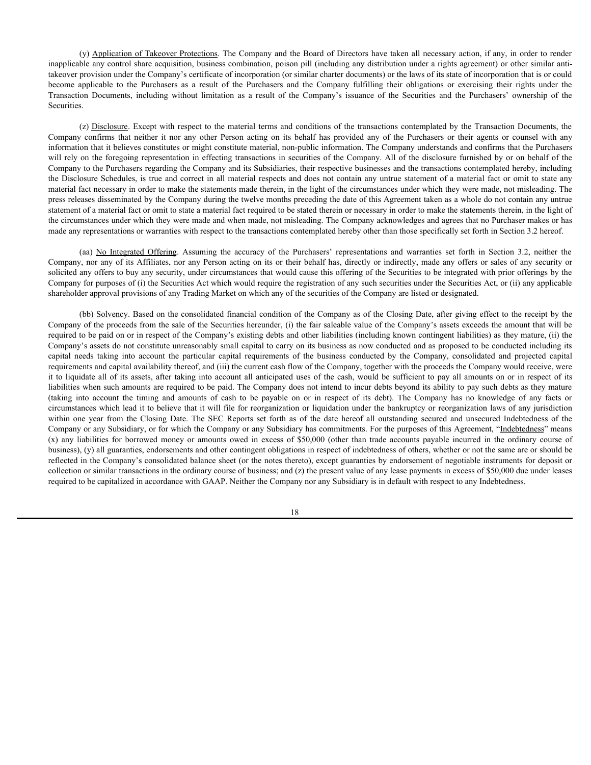(y) Application of Takeover Protections. The Company and the Board of Directors have taken all necessary action, if any, in order to render inapplicable any control share acquisition, business combination, poison pill (including any distribution under a rights agreement) or other similar anti-takeover provision under the Company's certificate of incorporation (or similar charter documents) or the laws of its state of incorporation that is or could become applicable to the Purchasers as a result of the Purchasers and the Company fulfilling their obligations or exercising their rights under the Transaction Documents, including without limitation as a result of the Company's issuance of the Securities and the Purchasers' ownership of the Securities.

(z) Disclosure. Except with respect to the material terms and conditions of the transactions contemplated by the Transaction Documents, the Company confirms that neither it nor any other Person acting on its behalf has provided any of the Purchasers or their agents or counsel with any information that it believes constitutes or might constitute material, non-public information. The Company understands and confirms that the Purchasers will rely on the foregoing representation in effecting transactions in securities of the Company. All of the disclosure furnished by or on behalf of the Company to the Purchasers regarding the Company and its Subsidiaries, their respective businesses and the transactions contemplated hereby, including the Disclosure Schedules, is true and correct in all material respects and does not contain any untrue statement of a material fact or omit to state any material fact necessary in order to make the statements made therein, in the light of the circumstances under which they were made, not misleading. The press releases disseminated by the Company during the twelve months preceding the date of this Agreement taken as a whole do not contain any untrue statement of a material fact or omit to state a material fact required to be stated therein or necessary in order to make the statements therein, in the light of the circumstances under which they were made and when made, not misleading. The Company acknowledges and agrees that no Purchaser makes or has made any representations or warranties with respect to the transactions contemplated hereby other than those specifically set forth in Section 3.2 hereof.

(aa) No Integrated Offering. Assuming the accuracy of the Purchasers' representations and warranties set forth in Section 3.2, neither the Company, nor any of its Affiliates, nor any Person acting on its or their behalf has, directly or indirectly, made any offers or sales of any security or solicited any offers to buy any security, under circumstances that would cause this offering of the Securities to be integrated with prior offerings by the Company for purposes of (i) the Securities Act which would require the registration of any such securities under the Securities Act, or (ii) any applicable shareholder approval provisions of any Trading Market on which any of the securities of the Company are listed or designated.

(bb) Solvency. Based on the consolidated financial condition of the Company as of the Closing Date, after giving effect to the receipt by the Company of the proceeds from the sale of the Securities hereunder, (i) the fair saleable value of the Company's assets exceeds the amount that will be required to be paid on or in respect of the Company's existing debts and other liabilities (including known contingent liabilities) as they mature, (ii) the Company's assets do not constitute unreasonably small capital to carry on its business as now conducted and as proposed to be conducted including its capital needs taking into account the particular capital requirements of the business conducted by the Company, consolidated and projected capital requirements and capital availability thereof, and (iii) the current cash flow of the Company, together with the proceeds the Company would receive, were it to liquidate all of its assets, after taking into account all anticipated uses of the cash, would be sufficient to pay all amounts on or in respect of its liabilities when such amounts are required to be paid. The Company does not intend to incur debts beyond its ability to pay such debts as they mature (taking into account the timing and amounts of cash to be payable on or in respect of its debt). The Company has no knowledge of any facts or circumstances which lead it to believe that it will file for reorganization or liquidation under the bankruptcy or reorganization laws of any jurisdiction within one year from the Closing Date. The SEC Reports set forth as of the date hereof all outstanding secured and unsecured Indebtedness of the Company or any Subsidiary, or for which the Company or any Subsidiary has commitments. For the purposes of this Agreement, "Indebtedness" means (x) any liabilities for borrowed money or amounts owed in excess of $50,000 (other than trade accounts payable incurred in the ordinary course of business), (y) all guaranties, endorsements and other contingent obligations in respect of indebtedness of others, whether or not the same are or should be reflected in the Company's consolidated balance sheet (or the notes thereto), except guaranties by endorsement of negotiable instruments for deposit or collection or similar transactions in the ordinary course of business; and (z) the present value of any lease payments in excess of $50,000 due under leases required to be capitalized in accordance with GAAP. Neither the Company nor any Subsidiary is in default with respect to any Indebtedness.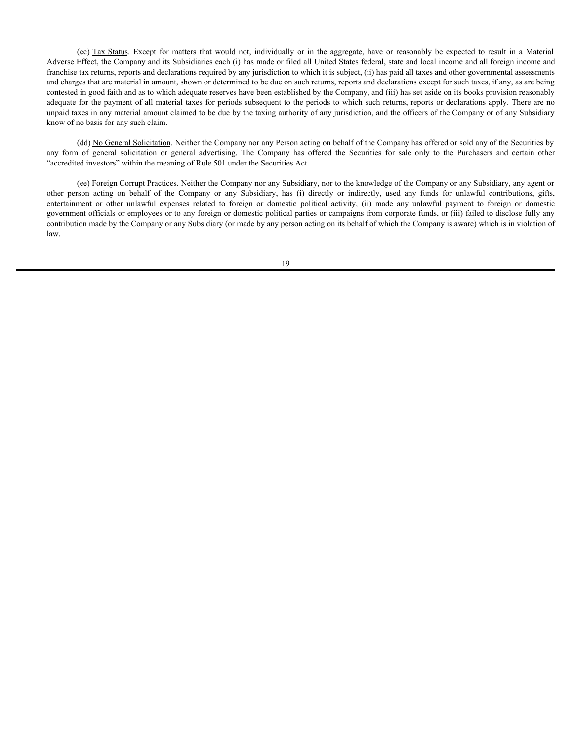(cc) Tax Status. Except for matters that would not, individually or in the aggregate, have or reasonably be expected to result in a Material Adverse Effect, the Company and its Subsidiaries each (i) has made or filed all United States federal, state and local income and all foreign income and franchise tax returns, reports and declarations required by any jurisdiction to which it is subject, (ii) has paid all taxes and other governmental assessments and charges that are material in amount, shown or determined to be due on such returns, reports and declarations except for such taxes, if any, as are being contested in good faith and as to which adequate reserves have been established by the Company, and (iii) has set aside on its books provision reasonably adequate for the payment of all material taxes for periods subsequent to the periods to which such returns, reports or declarations apply. There are no unpaid taxes in any material amount claimed to be due by the taxing authority of any jurisdiction, and the officers of the Company or of any Subsidiary know of no basis for any such claim.

(dd) No General Solicitation. Neither the Company nor any Person acting on behalf of the Company has offered or sold any of the Securities by any form of general solicitation or general advertising. The Company has offered the Securities for sale only to the Purchasers and certain other "accredited investors" within the meaning of Rule 501 under the Securities Act.

(ee) Foreign Corrupt Practices. Neither the Company nor any Subsidiary, nor to the knowledge of the Company or any Subsidiary, any agent or other person acting on behalf of the Company or any Subsidiary, has (i) directly or indirectly, used any funds for unlawful contributions, gifts, entertainment or other unlawful expenses related to foreign or domestic political activity, (ii) made any unlawful payment to foreign or domestic government officials or employees or to any foreign or domestic political parties or campaigns from corporate funds, or (iii) failed to disclose fully any contribution made by the Company or any Subsidiary (or made by any person acting on its behalf of which the Company is aware) which is in violation of law.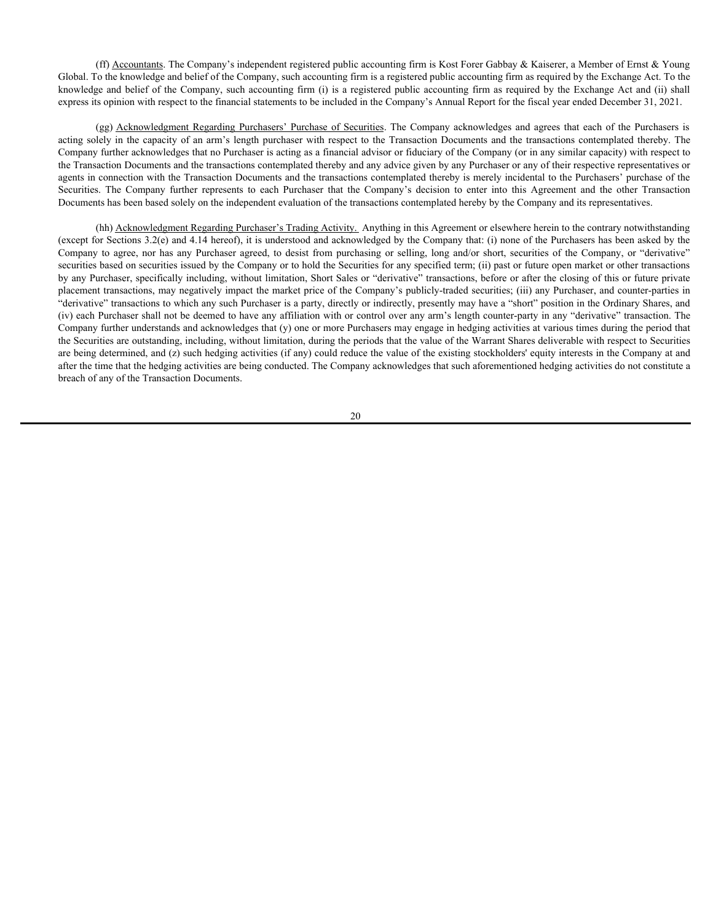(ff) Accountants. The Company's independent registered public accounting firm is Kost Forer Gabbay & Kaiserer, a Member of Ernst & Young Global. To the knowledge and belief of the Company, such accounting firm is a registered public accounting firm as required by the Exchange Act. To the knowledge and belief of the Company, such accounting firm (i) is a registered public accounting firm as required by the Exchange Act and (ii) shall express its opinion with respect to the financial statements to be included in the Company's Annual Report for the fiscal year ended December 31, 2021.

(gg) Acknowledgment Regarding Purchasers' Purchase of Securities. The Company acknowledges and agrees that each of the Purchasers is acting solely in the capacity of an arm's length purchaser with respect to the Transaction Documents and the transactions contemplated thereby. The Company further acknowledges that no Purchaser is acting as a financial advisor or fiduciary of the Company (or in any similar capacity) with respect to the Transaction Documents and the transactions contemplated thereby and any advice given by any Purchaser or any of their respective representatives or agents in connection with the Transaction Documents and the transactions contemplated thereby is merely incidental to the Purchasers' purchase of the Securities. The Company further represents to each Purchaser that the Company's decision to enter into this Agreement and the other Transaction Documents has been based solely on the independent evaluation of the transactions contemplated hereby by the Company and its representatives.

(hh) Acknowledgment Regarding Purchaser's Trading Activity. Anything in this Agreement or elsewhere herein to the contrary notwithstanding (except for Sections 3.2(e) and 4.14 hereof), it is understood and acknowledged by the Company that: (i) none of the Purchasers has been asked by the Company to agree, nor has any Purchaser agreed, to desist from purchasing or selling, long and/or short, securities of the Company, or "derivative" securities based on securities issued by the Company or to hold the Securities for any specified term; (ii) past or future open market or other transactions by any Purchaser, specifically including, without limitation, Short Sales or "derivative" transactions, before or after the closing of this or future private placement transactions, may negatively impact the market price of the Company's publicly-traded securities; (iii) any Purchaser, and counter-parties in "derivative" transactions to which any such Purchaser is a party, directly or indirectly, presently may have a "short" position in the Ordinary Shares, and (iv) each Purchaser shall not be deemed to have any affiliation with or control over any arm's length counter-party in any "derivative" transaction. The Company further understands and acknowledges that (y) one or more Purchasers may engage in hedging activities at various times during the period that the Securities are outstanding, including, without limitation, during the periods that the value of the Warrant Shares deliverable with respect to Securities are being determined, and (z) such hedging activities (if any) could reduce the value of the existing stockholders' equity interests in the Company at and after the time that the hedging activities are being conducted. The Company acknowledges that such aforementioned hedging activities do not constitute a breach of any of the Transaction Documents.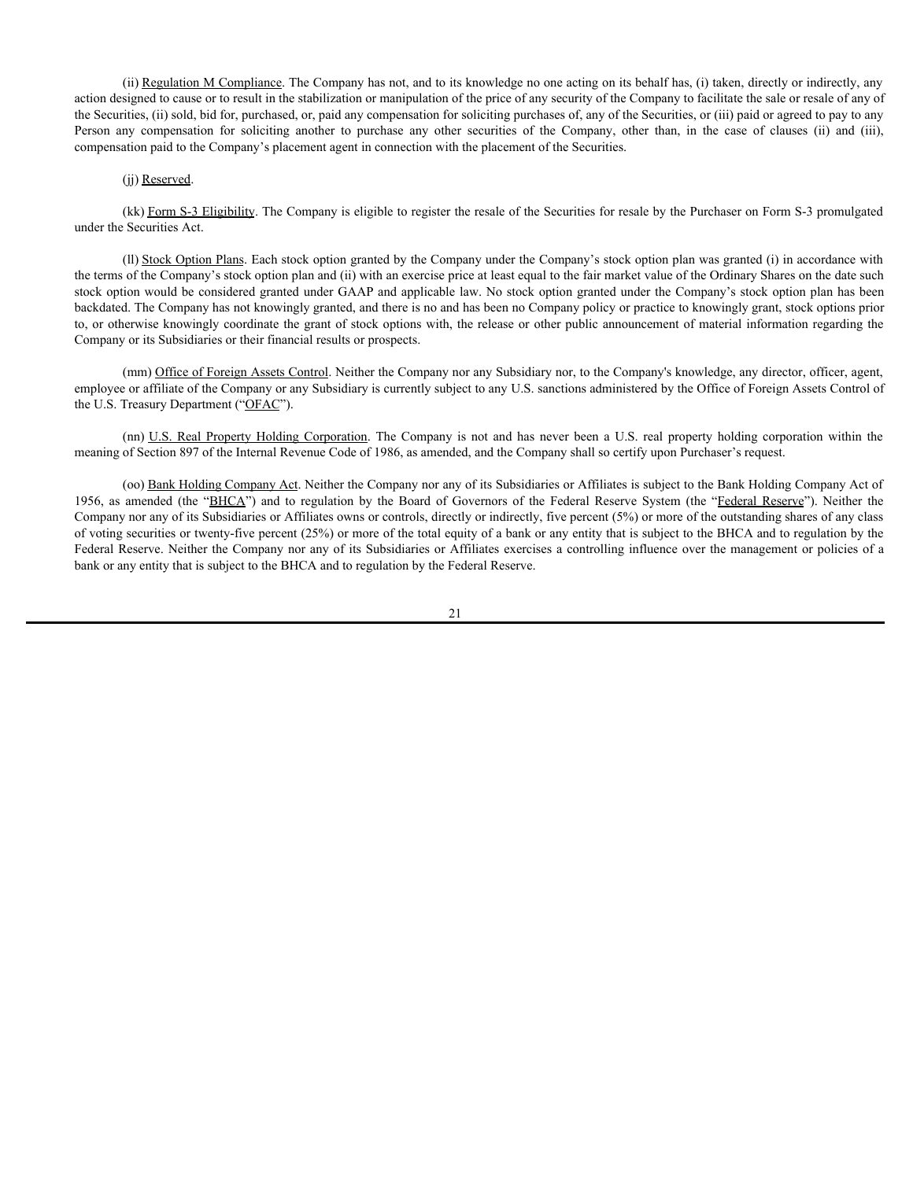(ii) <u>Regulation M Compliance</u>. The Company has not, and to its knowledge no one acting on its behalf has, (i) taken, directly or indirectly, any action designed to cause or to result in the stabilization or manipulation of the price of any security of the Company to facilitate the sale or resale of any of the Securities, (ii) sold, bid for, purchased, or, paid any compensation for soliciting purchases of, any of the Securities, or (iii) paid or agreed to pay to any Person any compensation for soliciting another to purchase any other securities of the Company, other than, in the case of clauses (ii) and (iii), compensation paid to the Company's placement agent in connection with the placement of the Securities.

(jj) <u>Reserved</u>.

(kk) <u>Form S-3 Eligibility</u>. The Company is eligible to register the resale of the Securities for resale by the Purchaser on Form S-3 promulgated under the Securities Act.

(ll) <u>Stock Option Plans</u>. Each stock option granted by the Company under the Company's stock option plan was granted (i) in accordance with the terms of the Company's stock option plan and (ii) with an exercise price at least equal to the fair market value of the Ordinary Shares on the date such stock option would be considered granted under GAAP and applicable law. No stock option granted under the Company's stock option plan has been backdated. The Company has not knowingly granted, and there is no and has been no Company policy or practice to knowingly grant, stock options prior to, or otherwise knowingly coordinate the grant of stock options with, the release or other public announcement of material information regarding the Company or its Subsidiaries or their financial results or prospects.

(mm) <u>Office of Foreign Assets Control</u>. Neither the Company nor any Subsidiary nor, to the Company's knowledge, any director, officer, agent, employee or affiliate of the Company or any Subsidiary is currently subject to any U.S. sanctions administered by the Office of Foreign Assets Control of the U.S. Treasury Department ("<u>OFAC</u>").

(nn) <u>U.S. Real Property Holding Corporation</u>. The Company is not and has never been a U.S. real property holding corporation within the meaning of Section 897 of the Internal Revenue Code of 1986, as amended, and the Company shall so certify upon Purchaser's request.

(oo) <u>Bank Holding Company Act</u>. Neither the Company nor any of its Subsidiaries or Affiliates is subject to the Bank Holding Company Act of 1956, as amended (the "<u>BHCA</u>") and to regulation by the Board of Governors of the Federal Reserve System (the "<u>Federal Reserve</u>"). Neither the Company nor any of its Subsidiaries or Affiliates owns or controls, directly or indirectly, five percent (5%) or more of the outstanding shares of any class of voting securities or twenty-five percent (25%) or more of the total equity of a bank or any entity that is subject to the BHCA and to regulation by the Federal Reserve. Neither the Company nor any of its Subsidiaries or Affiliates exercises a controlling influence over the management or policies of a bank or any entity that is subject to the BHCA and to regulation by the Federal Reserve.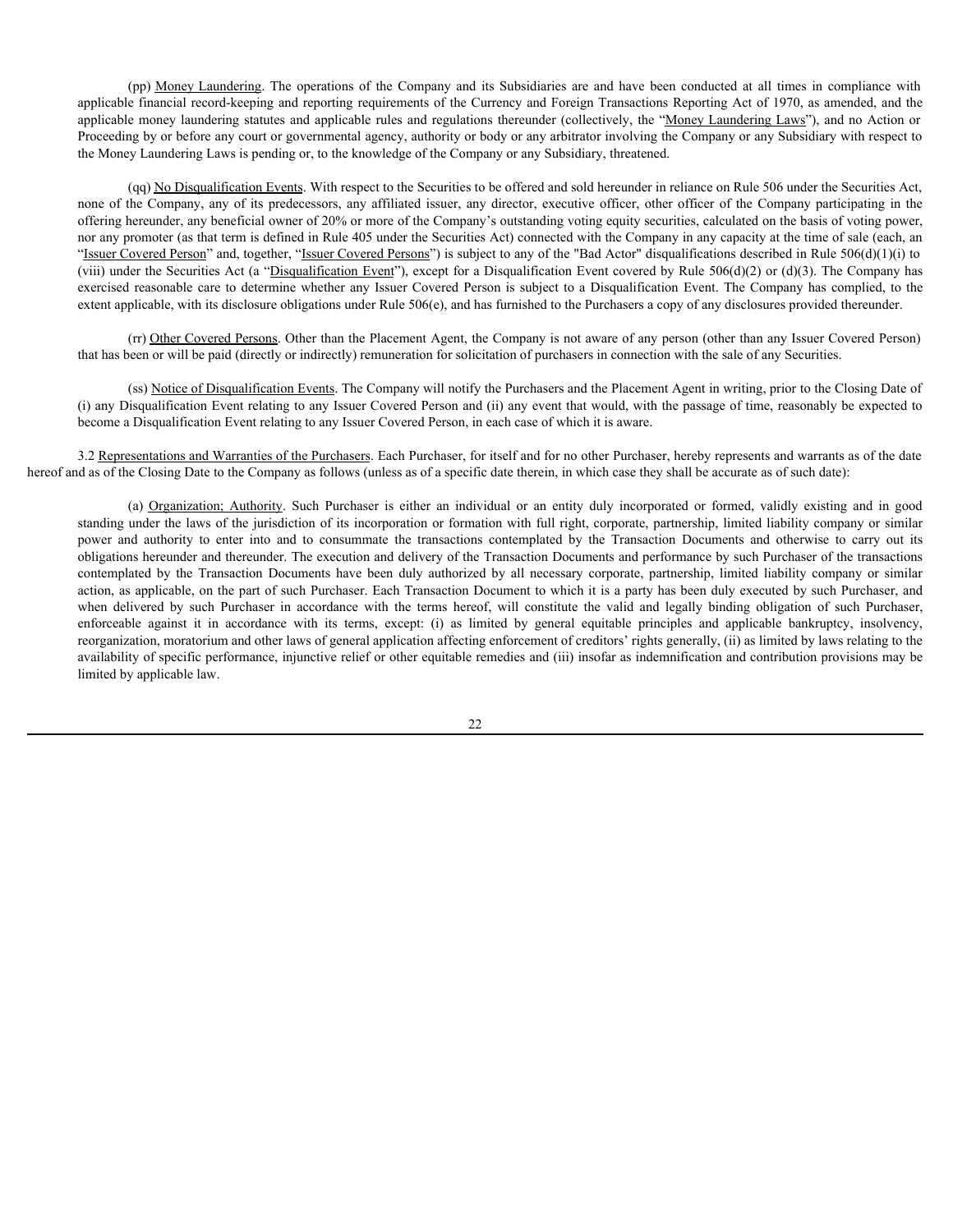(pp) Money Laundering. The operations of the Company and its Subsidiaries are and have been conducted at all times in compliance with applicable financial record-keeping and reporting requirements of the Currency and Foreign Transactions Reporting Act of 1970, as amended, and the applicable money laundering statutes and applicable rules and regulations thereunder (collectively, the "Money Laundering Laws"), and no Action or Proceeding by or before any court or governmental agency, authority or body or any arbitrator involving the Company or any Subsidiary with respect to the Money Laundering Laws is pending or, to the knowledge of the Company or any Subsidiary, threatened.

(qq) No Disqualification Events. With respect to the Securities to be offered and sold hereunder in reliance on Rule 506 under the Securities Act, none of the Company, any of its predecessors, any affiliated issuer, any director, executive officer, other officer of the Company participating in the offering hereunder, any beneficial owner of 20% or more of the Company's outstanding voting equity securities, calculated on the basis of voting power, nor any promoter (as that term is defined in Rule 405 under the Securities Act) connected with the Company in any capacity at the time of sale (each, an "Issuer Covered Person" and, together, "Issuer Covered Persons") is subject to any of the "Bad Actor" disqualifications described in Rule 506(d)(1)(i) to (viii) under the Securities Act (a "Disqualification Event"), except for a Disqualification Event covered by Rule 506(d)(2) or (d)(3). The Company has exercised reasonable care to determine whether any Issuer Covered Person is subject to a Disqualification Event. The Company has complied, to the extent applicable, with its disclosure obligations under Rule 506(e), and has furnished to the Purchasers a copy of any disclosures provided thereunder.

(rr) Other Covered Persons. Other than the Placement Agent, the Company is not aware of any person (other than any Issuer Covered Person) that has been or will be paid (directly or indirectly) remuneration for solicitation of purchasers in connection with the sale of any Securities.

(ss) Notice of Disqualification Events. The Company will notify the Purchasers and the Placement Agent in writing, prior to the Closing Date of (i) any Disqualification Event relating to any Issuer Covered Person and (ii) any event that would, with the passage of time, reasonably be expected to become a Disqualification Event relating to any Issuer Covered Person, in each case of which it is aware.

3.2 Representations and Warranties of the Purchasers. Each Purchaser, for itself and for no other Purchaser, hereby represents and warrants as of the date hereof and as of the Closing Date to the Company as follows (unless as of a specific date therein, in which case they shall be accurate as of such date):

(a) Organization; Authority. Such Purchaser is either an individual or an entity duly incorporated or formed, validly existing and in good standing under the laws of the jurisdiction of its incorporation or formation with full right, corporate, partnership, limited liability company or similar power and authority to enter into and to consummate the transactions contemplated by the Transaction Documents and otherwise to carry out its obligations hereunder and thereunder. The execution and delivery of the Transaction Documents and performance by such Purchaser of the transactions contemplated by the Transaction Documents have been duly authorized by all necessary corporate, partnership, limited liability company or similar action, as applicable, on the part of such Purchaser. Each Transaction Document to which it is a party has been duly executed by such Purchaser, and when delivered by such Purchaser in accordance with the terms hereof, will constitute the valid and legally binding obligation of such Purchaser, enforceable against it in accordance with its terms, except: (i) as limited by general equitable principles and applicable bankruptcy, insolvency, reorganization, moratorium and other laws of general application affecting enforcement of creditors' rights generally, (ii) as limited by laws relating to the availability of specific performance, injunctive relief or other equitable remedies and (iii) insofar as indemnification and contribution provisions may be limited by applicable law.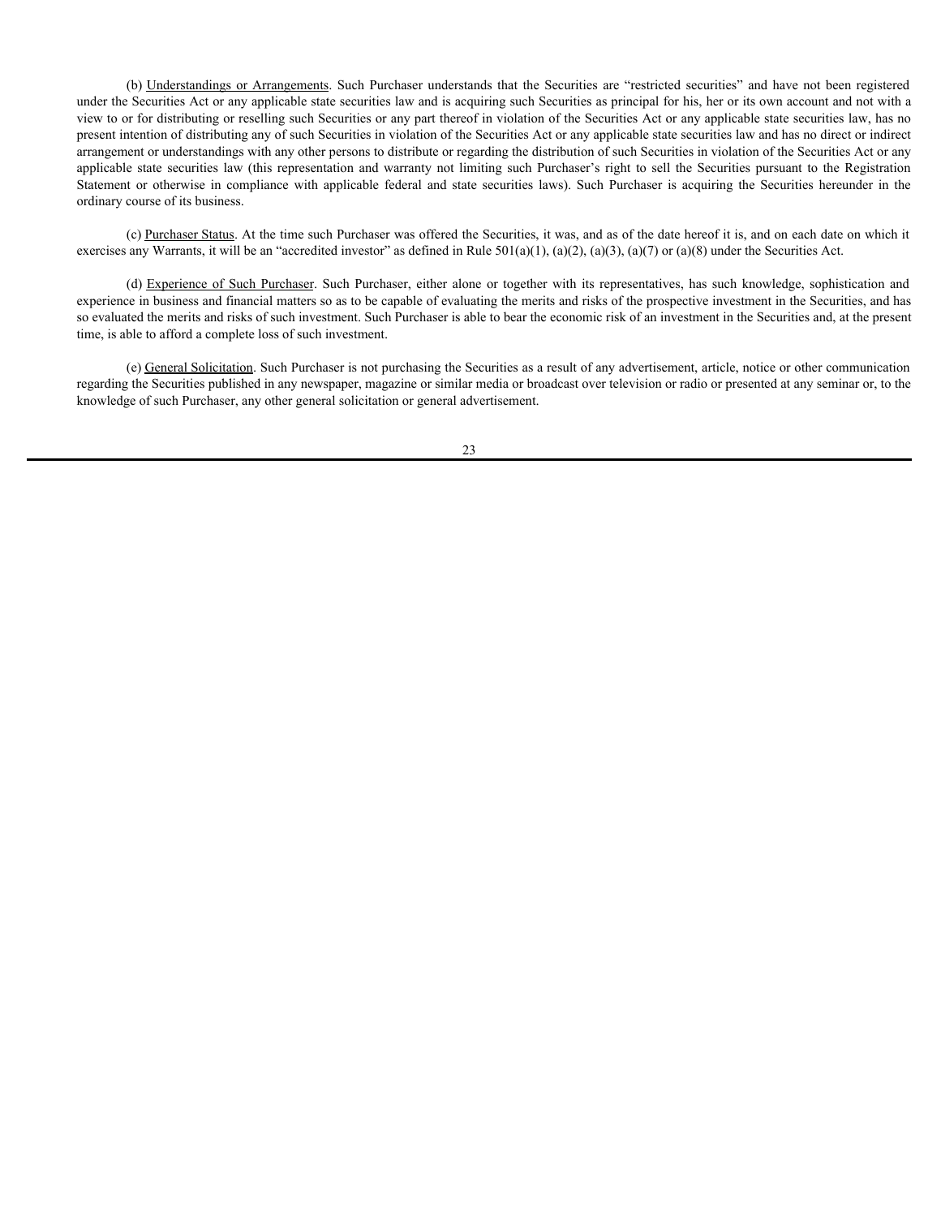(b) Understandings or Arrangements. Such Purchaser understands that the Securities are "restricted securities" and have not been registered under the Securities Act or any applicable state securities law and is acquiring such Securities as principal for his, her or its own account and not with a view to or for distributing or reselling such Securities or any part thereof in violation of the Securities Act or any applicable state securities law, has no present intention of distributing any of such Securities in violation of the Securities Act or any applicable state securities law and has no direct or indirect arrangement or understandings with any other persons to distribute or regarding the distribution of such Securities in violation of the Securities Act or any applicable state securities law (this representation and warranty not limiting such Purchaser's right to sell the Securities pursuant to the Registration Statement or otherwise in compliance with applicable federal and state securities laws). Such Purchaser is acquiring the Securities hereunder in the ordinary course of its business.

(c) Purchaser Status. At the time such Purchaser was offered the Securities, it was, and as of the date hereof it is, and on each date on which it exercises any Warrants, it will be an "accredited investor" as defined in Rule 501(a)(1), (a)(2), (a)(3), (a)(7) or (a)(8) under the Securities Act.

(d) Experience of Such Purchaser. Such Purchaser, either alone or together with its representatives, has such knowledge, sophistication and experience in business and financial matters so as to be capable of evaluating the merits and risks of the prospective investment in the Securities, and has so evaluated the merits and risks of such investment. Such Purchaser is able to bear the economic risk of an investment in the Securities and, at the present time, is able to afford a complete loss of such investment.

(e) General Solicitation. Such Purchaser is not purchasing the Securities as a result of any advertisement, article, notice or other communication regarding the Securities published in any newspaper, magazine or similar media or broadcast over television or radio or presented at any seminar or, to the knowledge of such Purchaser, any other general solicitation or general advertisement.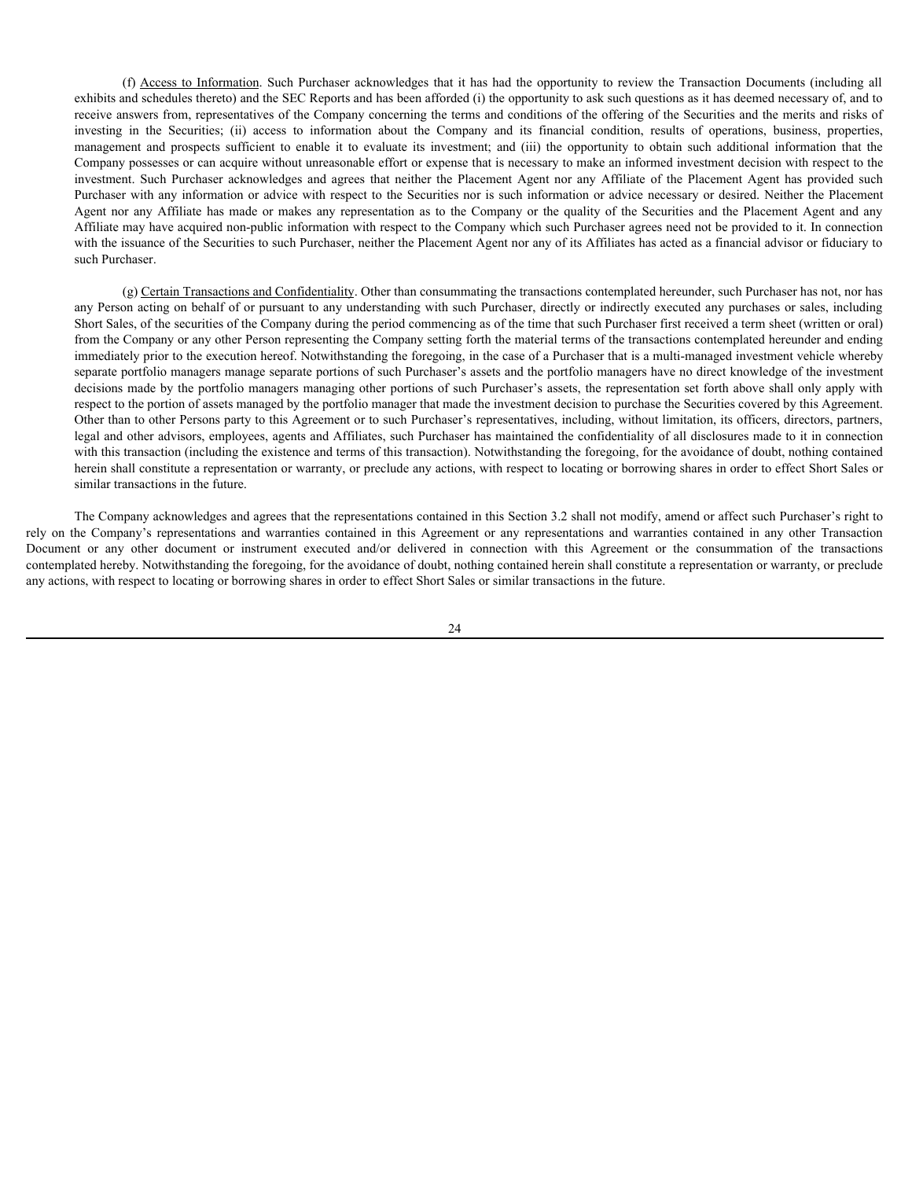(f) Access to Information. Such Purchaser acknowledges that it has had the opportunity to review the Transaction Documents (including all exhibits and schedules thereto) and the SEC Reports and has been afforded (i) the opportunity to ask such questions as it has deemed necessary of, and to receive answers from, representatives of the Company concerning the terms and conditions of the offering of the Securities and the merits and risks of investing in the Securities; (ii) access to information about the Company and its financial condition, results of operations, business, properties, management and prospects sufficient to enable it to evaluate its investment; and (iii) the opportunity to obtain such additional information that the Company possesses or can acquire without unreasonable effort or expense that is necessary to make an informed investment decision with respect to the investment. Such Purchaser acknowledges and agrees that neither the Placement Agent nor any Affiliate of the Placement Agent has provided such Purchaser with any information or advice with respect to the Securities nor is such information or advice necessary or desired. Neither the Placement Agent nor any Affiliate has made or makes any representation as to the Company or the quality of the Securities and the Placement Agent and any Affiliate may have acquired non-public information with respect to the Company which such Purchaser agrees need not be provided to it. In connection with the issuance of the Securities to such Purchaser, neither the Placement Agent nor any of its Affiliates has acted as a financial advisor or fiduciary to such Purchaser.

(g) Certain Transactions and Confidentiality. Other than consummating the transactions contemplated hereunder, such Purchaser has not, nor has any Person acting on behalf of or pursuant to any understanding with such Purchaser, directly or indirectly executed any purchases or sales, including Short Sales, of the securities of the Company during the period commencing as of the time that such Purchaser first received a term sheet (written or oral) from the Company or any other Person representing the Company setting forth the material terms of the transactions contemplated hereunder and ending immediately prior to the execution hereof. Notwithstanding the foregoing, in the case of a Purchaser that is a multi-managed investment vehicle whereby separate portfolio managers manage separate portions of such Purchaser's assets and the portfolio managers have no direct knowledge of the investment decisions made by the portfolio managers managing other portions of such Purchaser's assets, the representation set forth above shall only apply with respect to the portion of assets managed by the portfolio manager that made the investment decision to purchase the Securities covered by this Agreement. Other than to other Persons party to this Agreement or to such Purchaser's representatives, including, without limitation, its officers, directors, partners, legal and other advisors, employees, agents and Affiliates, such Purchaser has maintained the confidentiality of all disclosures made to it in connection with this transaction (including the existence and terms of this transaction). Notwithstanding the foregoing, for the avoidance of doubt, nothing contained herein shall constitute a representation or warranty, or preclude any actions, with respect to locating or borrowing shares in order to effect Short Sales or similar transactions in the future.

The Company acknowledges and agrees that the representations contained in this Section 3.2 shall not modify, amend or affect such Purchaser's right to rely on the Company's representations and warranties contained in this Agreement or any representations and warranties contained in any other Transaction Document or any other document or instrument executed and/or delivered in connection with this Agreement or the consummation of the transactions contemplated hereby. Notwithstanding the foregoing, for the avoidance of doubt, nothing contained herein shall constitute a representation or warranty, or preclude any actions, with respect to locating or borrowing shares in order to effect Short Sales or similar transactions in the future.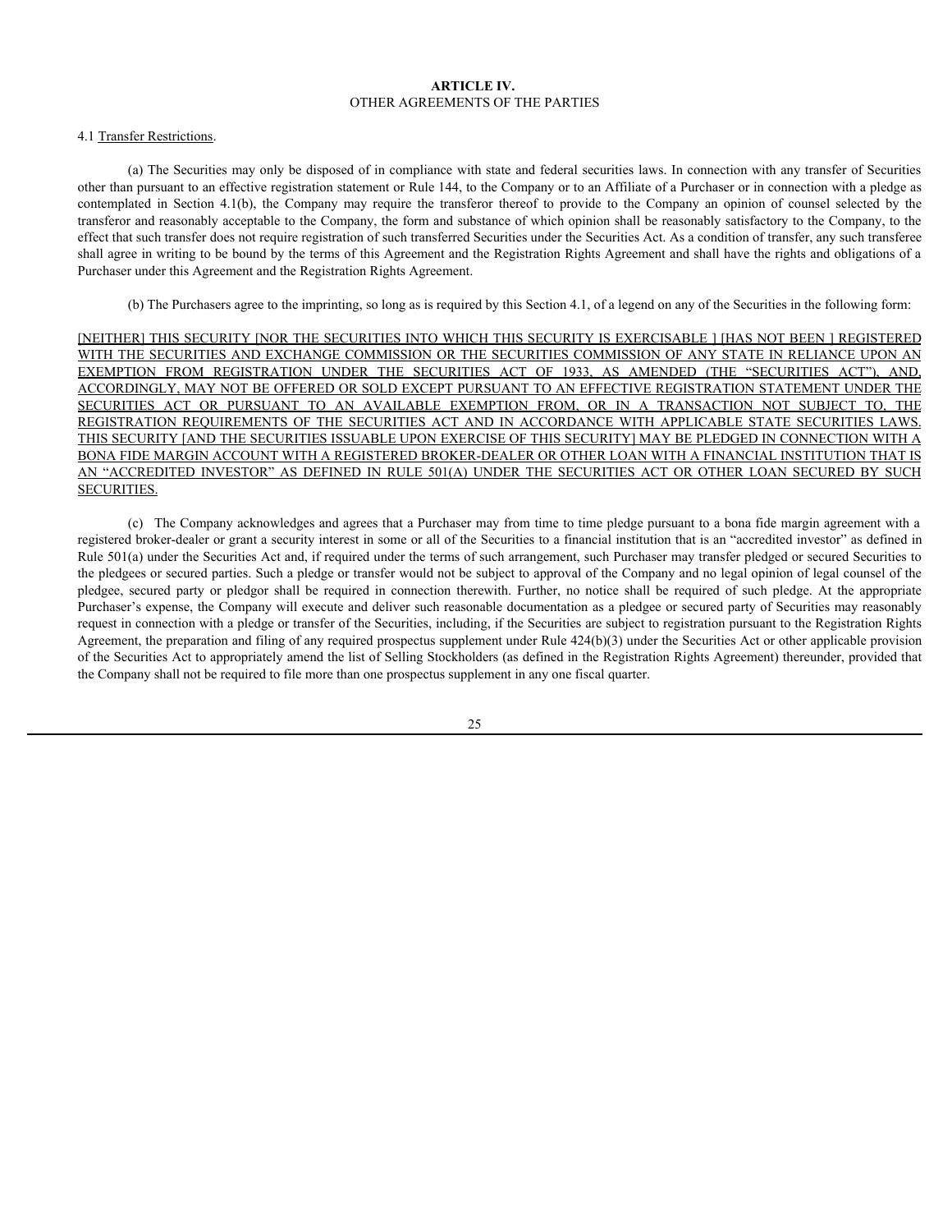# ARTICLE IV.
## OTHER AGREEMENTS OF THE PARTIES

4.1 Transfer Restrictions.

(a) The Securities may only be disposed of in compliance with state and federal securities laws. In connection with any transfer of Securities other than pursuant to an effective registration statement or Rule 144, to the Company or to an Affiliate of a Purchaser or in connection with a pledge as contemplated in Section 4.1(b), the Company may require the transferor thereof to provide to the Company an opinion of counsel selected by the transferor and reasonably acceptable to the Company, the form and substance of which opinion shall be reasonably satisfactory to the Company, to the effect that such transfer does not require registration of such transferred Securities under the Securities Act. As a condition of transfer, any such transferee shall agree in writing to be bound by the terms of this Agreement and the Registration Rights Agreement and shall have the rights and obligations of a Purchaser under this Agreement and the Registration Rights Agreement.

(b) The Purchasers agree to the imprinting, so long as is required by this Section 4.1, of a legend on any of the Securities in the following form:

[NEITHER] THIS SECURITY [NOR THE SECURITIES INTO WHICH THIS SECURITY IS EXERCISABLE ] [HAS NOT BEEN ] REGISTERED WITH THE SECURITIES AND EXCHANGE COMMISSION OR THE SECURITIES COMMISSION OF ANY STATE IN RELIANCE UPON AN EXEMPTION FROM REGISTRATION UNDER THE SECURITIES ACT OF 1933, AS AMENDED (THE "SECURITIES ACT"), AND, ACCORDINGLY, MAY NOT BE OFFERED OR SOLD EXCEPT PURSUANT TO AN EFFECTIVE REGISTRATION STATEMENT UNDER THE SECURITIES ACT OR PURSUANT TO AN AVAILABLE EXEMPTION FROM, OR IN A TRANSACTION NOT SUBJECT TO, THE REGISTRATION REQUIREMENTS OF THE SECURITIES ACT AND IN ACCORDANCE WITH APPLICABLE STATE SECURITIES LAWS. THIS SECURITY [AND THE SECURITIES ISSUABLE UPON EXERCISE OF THIS SECURITY] MAY BE PLEDGED IN CONNECTION WITH A BONA FIDE MARGIN ACCOUNT WITH A REGISTERED BROKER-DEALER OR OTHER LOAN WITH A FINANCIAL INSTITUTION THAT IS AN "ACCREDITED INVESTOR" AS DEFINED IN RULE 501(A) UNDER THE SECURITIES ACT OR OTHER LOAN SECURED BY SUCH SECURITIES.

(c) The Company acknowledges and agrees that a Purchaser may from time to time pledge pursuant to a bona fide margin agreement with a registered broker-dealer or grant a security interest in some or all of the Securities to a financial institution that is an "accredited investor" as defined in Rule 501(a) under the Securities Act and, if required under the terms of such arrangement, such Purchaser may transfer pledged or secured Securities to the pledgees or secured parties. Such a pledge or transfer would not be subject to approval of the Company and no legal opinion of legal counsel of the pledgee, secured party or pledgor shall be required in connection therewith. Further, no notice shall be required of such pledge. At the appropriate Purchaser's expense, the Company will execute and deliver such reasonable documentation as a pledgee or secured party of Securities may reasonably request in connection with a pledge or transfer of the Securities, including, if the Securities are subject to registration pursuant to the Registration Rights Agreement, the preparation and filing of any required prospectus supplement under Rule 424(b)(3) under the Securities Act or other applicable provision of the Securities Act to appropriately amend the list of Selling Stockholders (as defined in the Registration Rights Agreement) thereunder, provided that the Company shall not be required to file more than one prospectus supplement in any one fiscal quarter.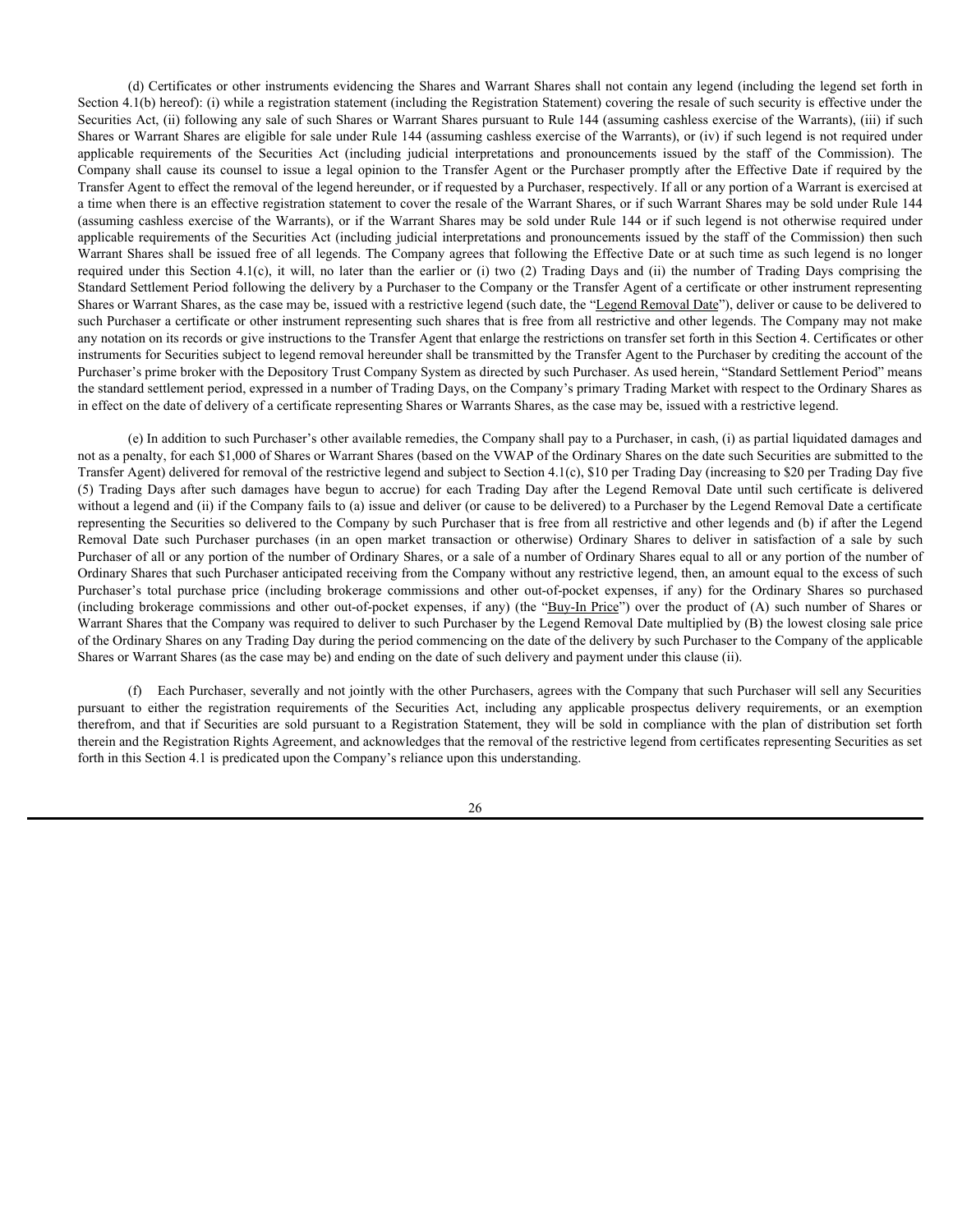(d) Certificates or other instruments evidencing the Shares and Warrant Shares shall not contain any legend (including the legend set forth in Section 4.1(b) hereof): (i) while a registration statement (including the Registration Statement) covering the resale of such security is effective under the Securities Act, (ii) following any sale of such Shares or Warrant Shares pursuant to Rule 144 (assuming cashless exercise of the Warrants), (iii) if such Shares or Warrant Shares are eligible for sale under Rule 144 (assuming cashless exercise of the Warrants), or (iv) if such legend is not required under applicable requirements of the Securities Act (including judicial interpretations and pronouncements issued by the staff of the Commission). The Company shall cause its counsel to issue a legal opinion to the Transfer Agent or the Purchaser promptly after the Effective Date if required by the Transfer Agent to effect the removal of the legend hereunder, or if requested by a Purchaser, respectively. If all or any portion of a Warrant is exercised at a time when there is an effective registration statement to cover the resale of the Warrant Shares, or if such Warrant Shares may be sold under Rule 144 (assuming cashless exercise of the Warrants), or if the Warrant Shares may be sold under Rule 144 or if such legend is not otherwise required under applicable requirements of the Securities Act (including judicial interpretations and pronouncements issued by the staff of the Commission) then such Warrant Shares shall be issued free of all legends. The Company agrees that following the Effective Date or at such time as such legend is no longer required under this Section 4.1(c), it will, no later than the earlier or (i) two (2) Trading Days and (ii) the number of Trading Days comprising the Standard Settlement Period following the delivery by a Purchaser to the Company or the Transfer Agent of a certificate or other instrument representing Shares or Warrant Shares, as the case may be, issued with a restrictive legend (such date, the "<u>Legend Removal Date</u>"), deliver or cause to be delivered to such Purchaser a certificate or other instrument representing such shares that is free from all restrictive and other legends. The Company may not make any notation on its records or give instructions to the Transfer Agent that enlarge the restrictions on transfer set forth in this Section 4. Certificates or other instruments for Securities subject to legend removal hereunder shall be transmitted by the Transfer Agent to the Purchaser by crediting the account of the Purchaser's prime broker with the Depository Trust Company System as directed by such Purchaser. As used herein, "Standard Settlement Period" means the standard settlement period, expressed in a number of Trading Days, on the Company's primary Trading Market with respect to the Ordinary Shares as in effect on the date of delivery of a certificate representing Shares or Warrants Shares, as the case may be, issued with a restrictive legend.

(e) In addition to such Purchaser's other available remedies, the Company shall pay to a Purchaser, in cash, (i) as partial liquidated damages and not as a penalty, for each $1,000 of Shares or Warrant Shares (based on the VWAP of the Ordinary Shares on the date such Securities are submitted to the Transfer Agent) delivered for removal of the restrictive legend and subject to Section 4.1(c), $10 per Trading Day (increasing to $20 per Trading Day five (5) Trading Days after such damages have begun to accrue) for each Trading Day after the Legend Removal Date until such certificate is delivered without a legend and (ii) if the Company fails to (a) issue and deliver (or cause to be delivered) to a Purchaser by the Legend Removal Date a certificate representing the Securities so delivered to the Company by such Purchaser that is free from all restrictive and other legends and (b) if after the Legend Removal Date such Purchaser purchases (in an open market transaction or otherwise) Ordinary Shares to deliver in satisfaction of a sale by such Purchaser of all or any portion of the number of Ordinary Shares, or a sale of a number of Ordinary Shares equal to all or any portion of the number of Ordinary Shares that such Purchaser anticipated receiving from the Company without any restrictive legend, then, an amount equal to the excess of such Purchaser's total purchase price (including brokerage commissions and other out-of-pocket expenses, if any) for the Ordinary Shares so purchased (including brokerage commissions and other out-of-pocket expenses, if any) (the "<u>Buy-In Price</u>") over the product of (A) such number of Shares or Warrant Shares that the Company was required to deliver to such Purchaser by the Legend Removal Date multiplied by (B) the lowest closing sale price of the Ordinary Shares on any Trading Day during the period commencing on the date of the delivery by such Purchaser to the Company of the applicable Shares or Warrant Shares (as the case may be) and ending on the date of such delivery and payment under this clause (ii).

(f) Each Purchaser, severally and not jointly with the other Purchasers, agrees with the Company that such Purchaser will sell any Securities pursuant to either the registration requirements of the Securities Act, including any applicable prospectus delivery requirements, or an exemption therefrom, and that if Securities are sold pursuant to a Registration Statement, they will be sold in compliance with the plan of distribution set forth therein and the Registration Rights Agreement, and acknowledges that the removal of the restrictive legend from certificates representing Securities as set forth in this Section 4.1 is predicated upon the Company's reliance upon this understanding.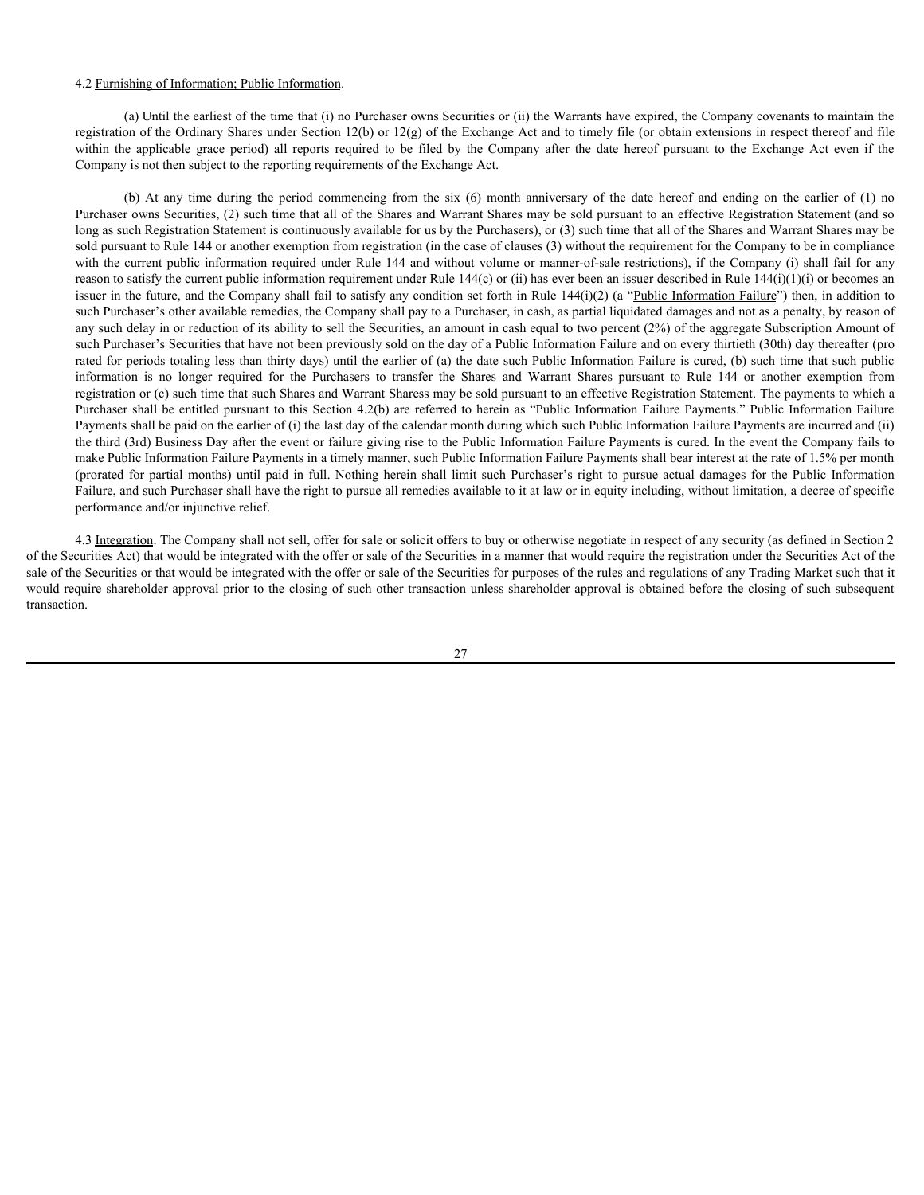4.2 Furnishing of Information; Public Information.

(a) Until the earliest of the time that (i) no Purchaser owns Securities or (ii) the Warrants have expired, the Company covenants to maintain the registration of the Ordinary Shares under Section 12(b) or 12(g) of the Exchange Act and to timely file (or obtain extensions in respect thereof and file within the applicable grace period) all reports required to be filed by the Company after the date hereof pursuant to the Exchange Act even if the Company is not then subject to the reporting requirements of the Exchange Act.

(b) At any time during the period commencing from the six (6) month anniversary of the date hereof and ending on the earlier of (1) no Purchaser owns Securities, (2) such time that all of the Shares and Warrant Shares may be sold pursuant to an effective Registration Statement (and so long as such Registration Statement is continuously available for us by the Purchasers), or (3) such time that all of the Shares and Warrant Shares may be sold pursuant to Rule 144 or another exemption from registration (in the case of clauses (3) without the requirement for the Company to be in compliance with the current public information required under Rule 144 and without volume or manner-of-sale restrictions), if the Company (i) shall fail for any reason to satisfy the current public information requirement under Rule 144(c) or (ii) has ever been an issuer described in Rule 144(i)(1)(i) or becomes an issuer in the future, and the Company shall fail to satisfy any condition set forth in Rule 144(i)(2) (a "Public Information Failure") then, in addition to such Purchaser's other available remedies, the Company shall pay to a Purchaser, in cash, as partial liquidated damages and not as a penalty, by reason of any such delay in or reduction of its ability to sell the Securities, an amount in cash equal to two percent (2%) of the aggregate Subscription Amount of such Purchaser's Securities that have not been previously sold on the day of a Public Information Failure and on every thirtieth (30th) day thereafter (pro rated for periods totaling less than thirty days) until the earlier of (a) the date such Public Information Failure is cured, (b) such time that such public information is no longer required for the Purchasers to transfer the Shares and Warrant Shares pursuant to Rule 144 or another exemption from registration or (c) such time that such Shares and Warrant Sharess may be sold pursuant to an effective Registration Statement. The payments to which a Purchaser shall be entitled pursuant to this Section 4.2(b) are referred to herein as "Public Information Failure Payments." Public Information Failure Payments shall be paid on the earlier of (i) the last day of the calendar month during which such Public Information Failure Payments are incurred and (ii) the third (3rd) Business Day after the event or failure giving rise to the Public Information Failure Payments is cured. In the event the Company fails to make Public Information Failure Payments in a timely manner, such Public Information Failure Payments shall bear interest at the rate of 1.5% per month (prorated for partial months) until paid in full. Nothing herein shall limit such Purchaser's right to pursue actual damages for the Public Information Failure, and such Purchaser shall have the right to pursue all remedies available to it at law or in equity including, without limitation, a decree of specific performance and/or injunctive relief.

4.3 Integration. The Company shall not sell, offer for sale or solicit offers to buy or otherwise negotiate in respect of any security (as defined in Section 2 of the Securities Act) that would be integrated with the offer or sale of the Securities in a manner that would require the registration under the Securities Act of the sale of the Securities or that would be integrated with the offer or sale of the Securities for purposes of the rules and regulations of any Trading Market such that it would require shareholder approval prior to the closing of such other transaction unless shareholder approval is obtained before the closing of such subsequent transaction.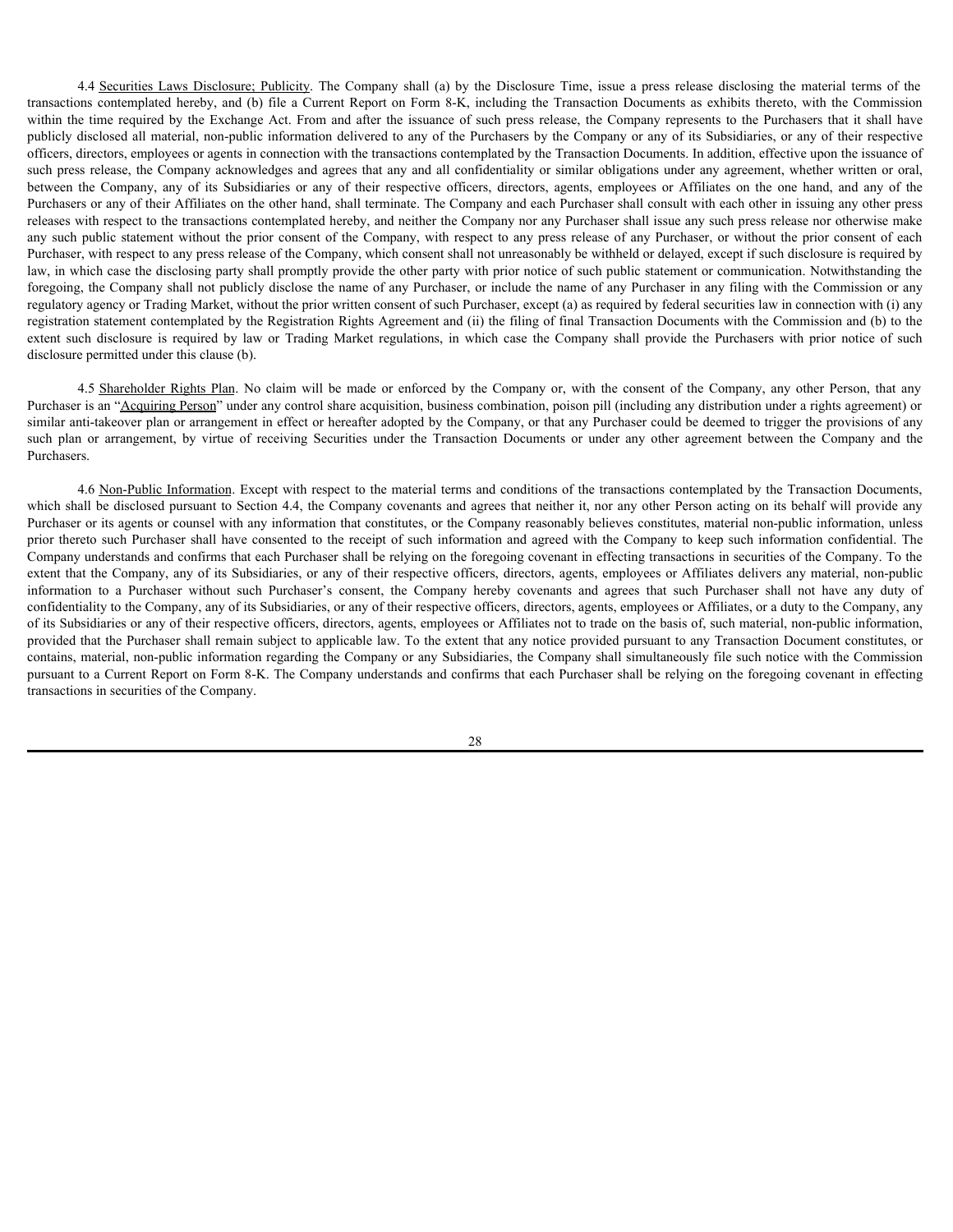4.4 Securities Laws Disclosure; Publicity. The Company shall (a) by the Disclosure Time, issue a press release disclosing the material terms of the transactions contemplated hereby, and (b) file a Current Report on Form 8-K, including the Transaction Documents as exhibits thereto, with the Commission within the time required by the Exchange Act. From and after the issuance of such press release, the Company represents to the Purchasers that it shall have publicly disclosed all material, non-public information delivered to any of the Purchasers by the Company or any of its Subsidiaries, or any of their respective officers, directors, employees or agents in connection with the transactions contemplated by the Transaction Documents. In addition, effective upon the issuance of such press release, the Company acknowledges and agrees that any and all confidentiality or similar obligations under any agreement, whether written or oral, between the Company, any of its Subsidiaries or any of their respective officers, directors, agents, employees or Affiliates on the one hand, and any of the Purchasers or any of their Affiliates on the other hand, shall terminate. The Company and each Purchaser shall consult with each other in issuing any other press releases with respect to the transactions contemplated hereby, and neither the Company nor any Purchaser shall issue any such press release nor otherwise make any such public statement without the prior consent of the Company, with respect to any press release of any Purchaser, or without the prior consent of each Purchaser, with respect to any press release of the Company, which consent shall not unreasonably be withheld or delayed, except if such disclosure is required by law, in which case the disclosing party shall promptly provide the other party with prior notice of such public statement or communication. Notwithstanding the foregoing, the Company shall not publicly disclose the name of any Purchaser, or include the name of any Purchaser in any filing with the Commission or any regulatory agency or Trading Market, without the prior written consent of such Purchaser, except (a) as required by federal securities law in connection with (i) any registration statement contemplated by the Registration Rights Agreement and (ii) the filing of final Transaction Documents with the Commission and (b) to the extent such disclosure is required by law or Trading Market regulations, in which case the Company shall provide the Purchasers with prior notice of such disclosure permitted under this clause (b).

4.5 Shareholder Rights Plan. No claim will be made or enforced by the Company or, with the consent of the Company, any other Person, that any Purchaser is an "Acquiring Person" under any control share acquisition, business combination, poison pill (including any distribution under a rights agreement) or similar anti-takeover plan or arrangement in effect or hereafter adopted by the Company, or that any Purchaser could be deemed to trigger the provisions of any such plan or arrangement, by virtue of receiving Securities under the Transaction Documents or under any other agreement between the Company and the Purchasers.

4.6 Non-Public Information. Except with respect to the material terms and conditions of the transactions contemplated by the Transaction Documents, which shall be disclosed pursuant to Section 4.4, the Company covenants and agrees that neither it, nor any other Person acting on its behalf will provide any Purchaser or its agents or counsel with any information that constitutes, or the Company reasonably believes constitutes, material non-public information, unless prior thereto such Purchaser shall have consented to the receipt of such information and agreed with the Company to keep such information confidential. The Company understands and confirms that each Purchaser shall be relying on the foregoing covenant in effecting transactions in securities of the Company. To the extent that the Company, any of its Subsidiaries, or any of their respective officers, directors, agents, employees or Affiliates delivers any material, non-public information to a Purchaser without such Purchaser's consent, the Company hereby covenants and agrees that such Purchaser shall not have any duty of confidentiality to the Company, any of its Subsidiaries, or any of their respective officers, directors, agents, employees or Affiliates, or a duty to the Company, any of its Subsidiaries or any of their respective officers, directors, agents, employees or Affiliates not to trade on the basis of, such material, non-public information, provided that the Purchaser shall remain subject to applicable law. To the extent that any notice provided pursuant to any Transaction Document constitutes, or contains, material, non-public information regarding the Company or any Subsidiaries, the Company shall simultaneously file such notice with the Commission pursuant to a Current Report on Form 8-K. The Company understands and confirms that each Purchaser shall be relying on the foregoing covenant in effecting transactions in securities of the Company.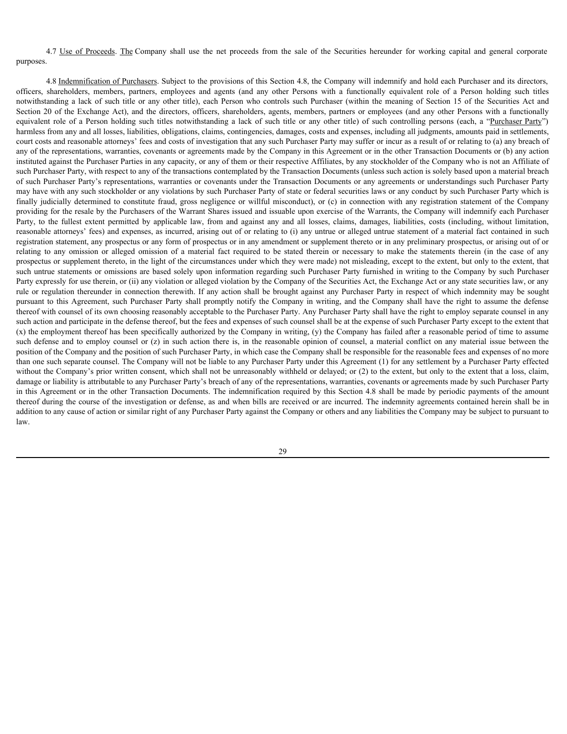4.7 Use of Proceeds. The Company shall use the net proceeds from the sale of the Securities hereunder for working capital and general corporate purposes.

4.8 Indemnification of Purchasers. Subject to the provisions of this Section 4.8, the Company will indemnify and hold each Purchaser and its directors, officers, shareholders, members, partners, employees and agents (and any other Persons with a functionally equivalent role of a Person holding such titles notwithstanding a lack of such title or any other title), each Person who controls such Purchaser (within the meaning of Section 15 of the Securities Act and Section 20 of the Exchange Act), and the directors, officers, shareholders, agents, members, partners or employees (and any other Persons with a functionally equivalent role of a Person holding such titles notwithstanding a lack of such title or any other title) of such controlling persons (each, a "Purchaser Party") harmless from any and all losses, liabilities, obligations, claims, contingencies, damages, costs and expenses, including all judgments, amounts paid in settlements, court costs and reasonable attorneys' fees and costs of investigation that any such Purchaser Party may suffer or incur as a result of or relating to (a) any breach of any of the representations, warranties, covenants or agreements made by the Company in this Agreement or in the other Transaction Documents or (b) any action instituted against the Purchaser Parties in any capacity, or any of them or their respective Affiliates, by any stockholder of the Company who is not an Affiliate of such Purchaser Party, with respect to any of the transactions contemplated by the Transaction Documents (unless such action is solely based upon a material breach of such Purchaser Party's representations, warranties or covenants under the Transaction Documents or any agreements or understandings such Purchaser Party may have with any such stockholder or any violations by such Purchaser Party of state or federal securities laws or any conduct by such Purchaser Party which is finally judicially determined to constitute fraud, gross negligence or willful misconduct), or (c) in connection with any registration statement of the Company providing for the resale by the Purchasers of the Warrant Shares issued and issuable upon exercise of the Warrants, the Company will indemnify each Purchaser Party, to the fullest extent permitted by applicable law, from and against any and all losses, claims, damages, liabilities, costs (including, without limitation, reasonable attorneys' fees) and expenses, as incurred, arising out of or relating to (i) any untrue or alleged untrue statement of a material fact contained in such registration statement, any prospectus or any form of prospectus or in any amendment or supplement thereto or in any preliminary prospectus, or arising out of or relating to any omission or alleged omission of a material fact required to be stated therein or necessary to make the statements therein (in the case of any prospectus or supplement thereto, in the light of the circumstances under which they were made) not misleading, except to the extent, but only to the extent, that such untrue statements or omissions are based solely upon information regarding such Purchaser Party furnished in writing to the Company by such Purchaser Party expressly for use therein, or (ii) any violation or alleged violation by the Company of the Securities Act, the Exchange Act or any state securities law, or any rule or regulation thereunder in connection therewith. If any action shall be brought against any Purchaser Party in respect of which indemnity may be sought pursuant to this Agreement, such Purchaser Party shall promptly notify the Company in writing, and the Company shall have the right to assume the defense thereof with counsel of its own choosing reasonably acceptable to the Purchaser Party. Any Purchaser Party shall have the right to employ separate counsel in any such action and participate in the defense thereof, but the fees and expenses of such counsel shall be at the expense of such Purchaser Party except to the extent that (x) the employment thereof has been specifically authorized by the Company in writing, (y) the Company has failed after a reasonable period of time to assume such defense and to employ counsel or (z) in such action there is, in the reasonable opinion of counsel, a material conflict on any material issue between the position of the Company and the position of such Purchaser Party, in which case the Company shall be responsible for the reasonable fees and expenses of no more than one such separate counsel. The Company will not be liable to any Purchaser Party under this Agreement (1) for any settlement by a Purchaser Party effected without the Company's prior written consent, which shall not be unreasonably withheld or delayed; or (2) to the extent, but only to the extent that a loss, claim, damage or liability is attributable to any Purchaser Party's breach of any of the representations, warranties, covenants or agreements made by such Purchaser Party in this Agreement or in the other Transaction Documents. The indemnification required by this Section 4.8 shall be made by periodic payments of the amount thereof during the course of the investigation or defense, as and when bills are received or are incurred. The indemnity agreements contained herein shall be in addition to any cause of action or similar right of any Purchaser Party against the Company or others and any liabilities the Company may be subject to pursuant to law.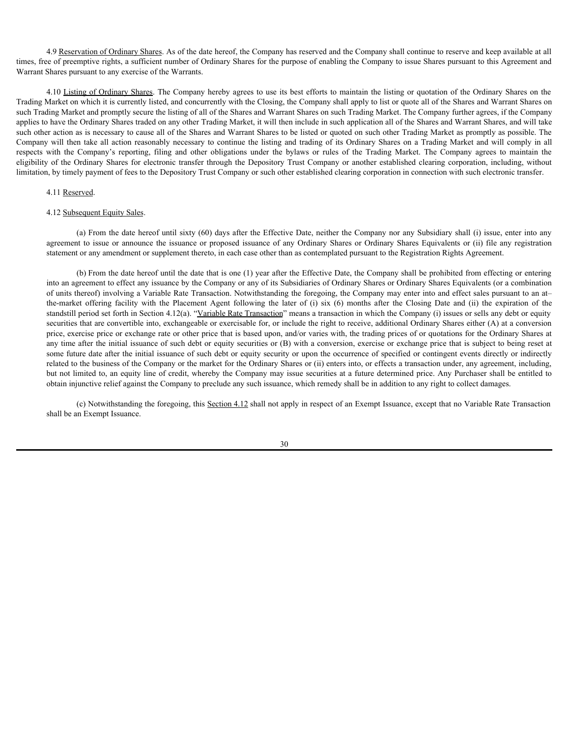4.9 Reservation of Ordinary Shares. As of the date hereof, the Company has reserved and the Company shall continue to reserve and keep available at all times, free of preemptive rights, a sufficient number of Ordinary Shares for the purpose of enabling the Company to issue Shares pursuant to this Agreement and Warrant Shares pursuant to any exercise of the Warrants.

4.10 Listing of Ordinary Shares. The Company hereby agrees to use its best efforts to maintain the listing or quotation of the Ordinary Shares on the Trading Market on which it is currently listed, and concurrently with the Closing, the Company shall apply to list or quote all of the Shares and Warrant Shares on such Trading Market and promptly secure the listing of all of the Shares and Warrant Shares on such Trading Market. The Company further agrees, if the Company applies to have the Ordinary Shares traded on any other Trading Market, it will then include in such application all of the Shares and Warrant Shares, and will take such other action as is necessary to cause all of the Shares and Warrant Shares to be listed or quoted on such other Trading Market as promptly as possible. The Company will then take all action reasonably necessary to continue the listing and trading of its Ordinary Shares on a Trading Market and will comply in all respects with the Company's reporting, filing and other obligations under the bylaws or rules of the Trading Market. The Company agrees to maintain the eligibility of the Ordinary Shares for electronic transfer through the Depository Trust Company or another established clearing corporation, including, without limitation, by timely payment of fees to the Depository Trust Company or such other established clearing corporation in connection with such electronic transfer.

4.11 Reserved.

4.12 Subsequent Equity Sales.

(a) From the date hereof until sixty (60) days after the Effective Date, neither the Company nor any Subsidiary shall (i) issue, enter into any agreement to issue or announce the issuance or proposed issuance of any Ordinary Shares or Ordinary Shares Equivalents or (ii) file any registration statement or any amendment or supplement thereto, in each case other than as contemplated pursuant to the Registration Rights Agreement.

(b) From the date hereof until the date that is one (1) year after the Effective Date, the Company shall be prohibited from effecting or entering into an agreement to effect any issuance by the Company or any of its Subsidiaries of Ordinary Shares or Ordinary Shares Equivalents (or a combination of units thereof) involving a Variable Rate Transaction. Notwithstanding the foregoing, the Company may enter into and effect sales pursuant to an at–the-market offering facility with the Placement Agent following the later of (i) six (6) months after the Closing Date and (ii) the expiration of the standstill period set forth in Section 4.12(a). "Variable Rate Transaction" means a transaction in which the Company (i) issues or sells any debt or equity securities that are convertible into, exchangeable or exercisable for, or include the right to receive, additional Ordinary Shares either (A) at a conversion price, exercise price or exchange rate or other price that is based upon, and/or varies with, the trading prices of or quotations for the Ordinary Shares at any time after the initial issuance of such debt or equity securities or (B) with a conversion, exercise or exchange price that is subject to being reset at some future date after the initial issuance of such debt or equity security or upon the occurrence of specified or contingent events directly or indirectly related to the business of the Company or the market for the Ordinary Shares or (ii) enters into, or effects a transaction under, any agreement, including, but not limited to, an equity line of credit, whereby the Company may issue securities at a future determined price. Any Purchaser shall be entitled to obtain injunctive relief against the Company to preclude any such issuance, which remedy shall be in addition to any right to collect damages.

(c) Notwithstanding the foregoing, this Section 4.12 shall not apply in respect of an Exempt Issuance, except that no Variable Rate Transaction shall be an Exempt Issuance.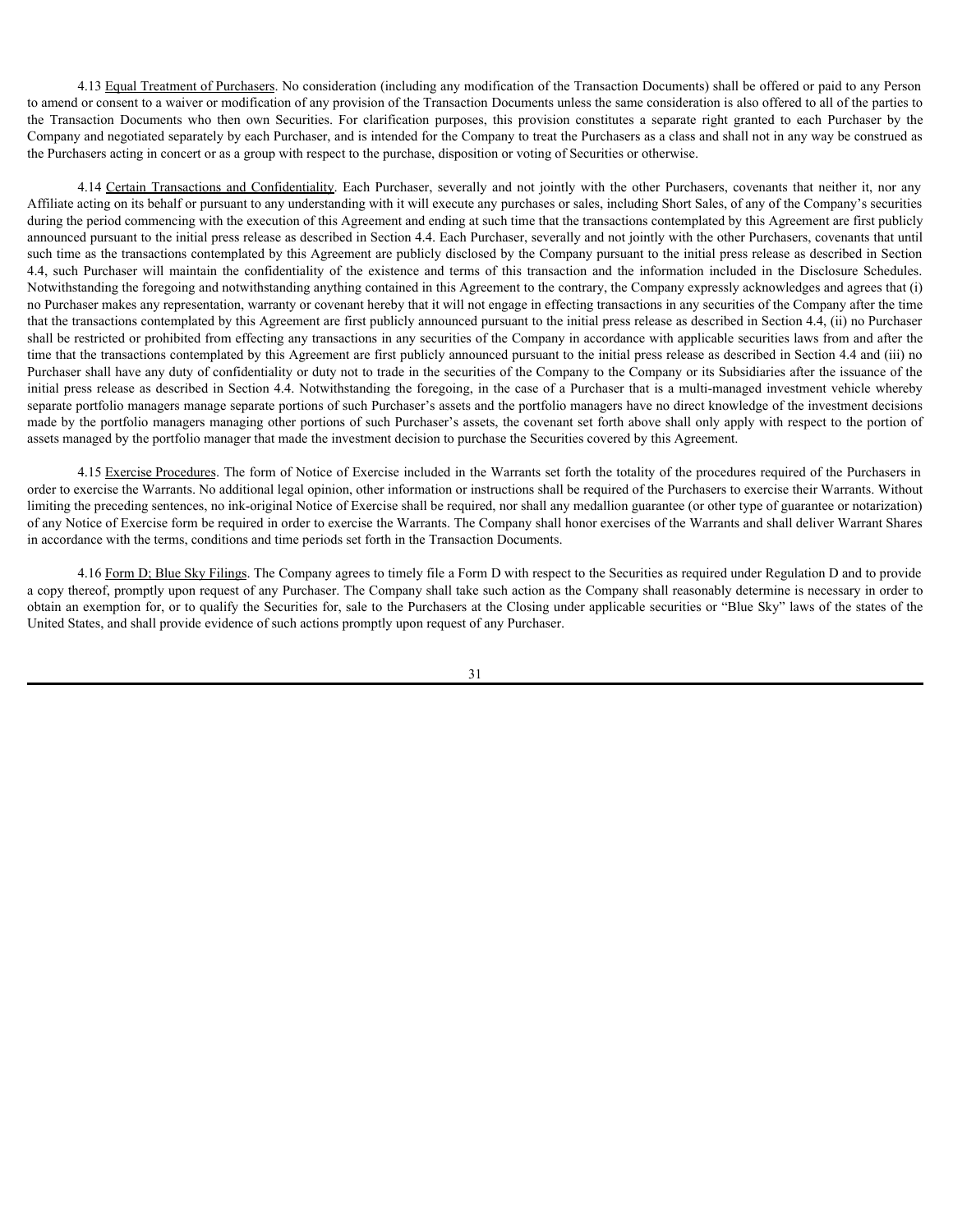4.13 Equal Treatment of Purchasers. No consideration (including any modification of the Transaction Documents) shall be offered or paid to any Person to amend or consent to a waiver or modification of any provision of the Transaction Documents unless the same consideration is also offered to all of the parties to the Transaction Documents who then own Securities. For clarification purposes, this provision constitutes a separate right granted to each Purchaser by the Company and negotiated separately by each Purchaser, and is intended for the Company to treat the Purchasers as a class and shall not in any way be construed as the Purchasers acting in concert or as a group with respect to the purchase, disposition or voting of Securities or otherwise.

4.14 Certain Transactions and Confidentiality. Each Purchaser, severally and not jointly with the other Purchasers, covenants that neither it, nor any Affiliate acting on its behalf or pursuant to any understanding with it will execute any purchases or sales, including Short Sales, of any of the Company's securities during the period commencing with the execution of this Agreement and ending at such time that the transactions contemplated by this Agreement are first publicly announced pursuant to the initial press release as described in Section 4.4. Each Purchaser, severally and not jointly with the other Purchasers, covenants that until such time as the transactions contemplated by this Agreement are publicly disclosed by the Company pursuant to the initial press release as described in Section 4.4, such Purchaser will maintain the confidentiality of the existence and terms of this transaction and the information included in the Disclosure Schedules. Notwithstanding the foregoing and notwithstanding anything contained in this Agreement to the contrary, the Company expressly acknowledges and agrees that (i) no Purchaser makes any representation, warranty or covenant hereby that it will not engage in effecting transactions in any securities of the Company after the time that the transactions contemplated by this Agreement are first publicly announced pursuant to the initial press release as described in Section 4.4, (ii) no Purchaser shall be restricted or prohibited from effecting any transactions in any securities of the Company in accordance with applicable securities laws from and after the time that the transactions contemplated by this Agreement are first publicly announced pursuant to the initial press release as described in Section 4.4 and (iii) no Purchaser shall have any duty of confidentiality or duty not to trade in the securities of the Company to the Company or its Subsidiaries after the issuance of the initial press release as described in Section 4.4. Notwithstanding the foregoing, in the case of a Purchaser that is a multi-managed investment vehicle whereby separate portfolio managers manage separate portions of such Purchaser's assets and the portfolio managers have no direct knowledge of the investment decisions made by the portfolio managers managing other portions of such Purchaser's assets, the covenant set forth above shall only apply with respect to the portion of assets managed by the portfolio manager that made the investment decision to purchase the Securities covered by this Agreement.

4.15 Exercise Procedures. The form of Notice of Exercise included in the Warrants set forth the totality of the procedures required of the Purchasers in order to exercise the Warrants. No additional legal opinion, other information or instructions shall be required of the Purchasers to exercise their Warrants. Without limiting the preceding sentences, no ink-original Notice of Exercise shall be required, nor shall any medallion guarantee (or other type of guarantee or notarization) of any Notice of Exercise form be required in order to exercise the Warrants. The Company shall honor exercises of the Warrants and shall deliver Warrant Shares in accordance with the terms, conditions and time periods set forth in the Transaction Documents.

4.16 Form D; Blue Sky Filings. The Company agrees to timely file a Form D with respect to the Securities as required under Regulation D and to provide a copy thereof, promptly upon request of any Purchaser. The Company shall take such action as the Company shall reasonably determine is necessary in order to obtain an exemption for, or to qualify the Securities for, sale to the Purchasers at the Closing under applicable securities or "Blue Sky" laws of the states of the United States, and shall provide evidence of such actions promptly upon request of any Purchaser.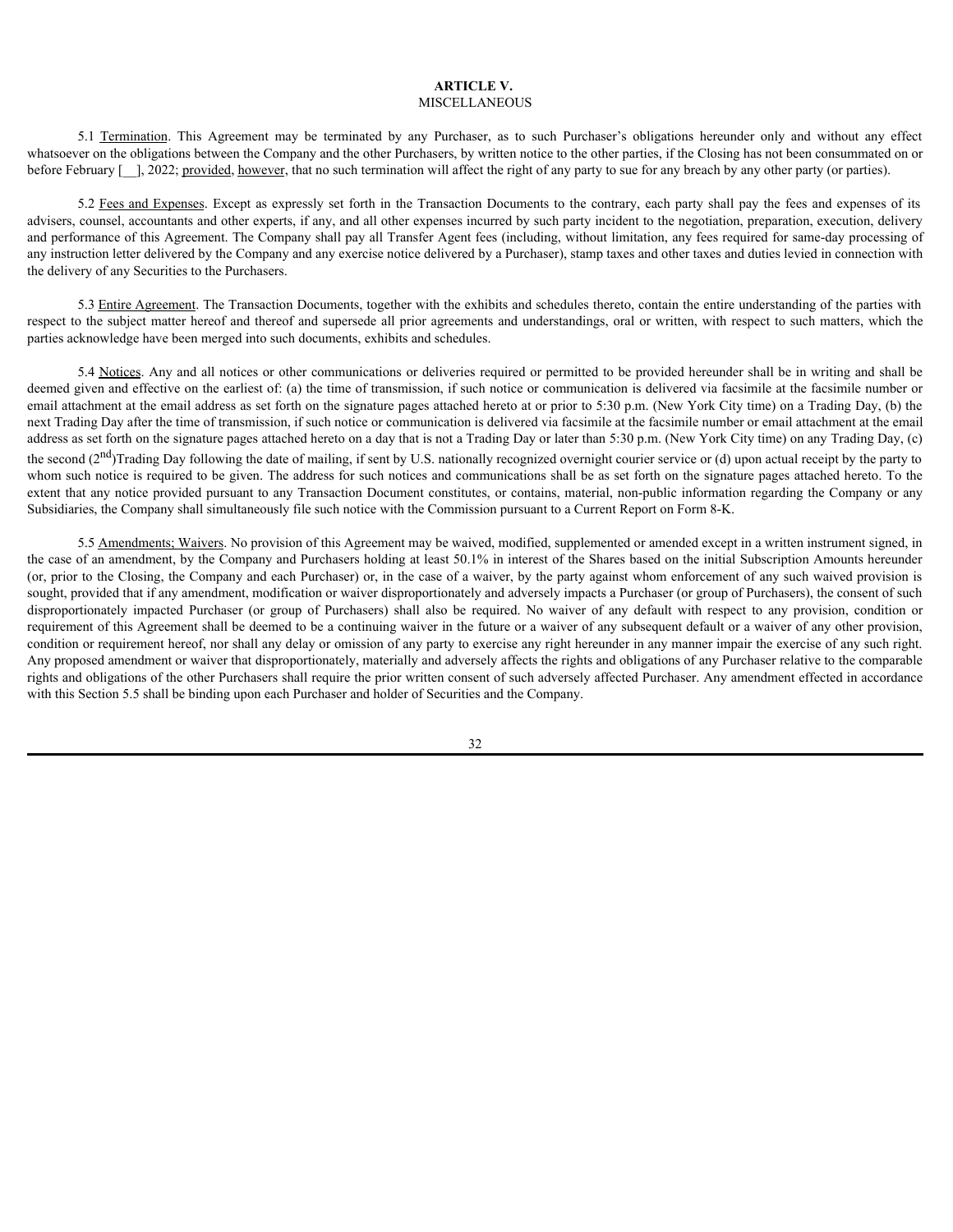# ARTICLE V.
## MISCELLANEOUS

5.1 Termination. This Agreement may be terminated by any Purchaser, as to such Purchaser's obligations hereunder only and without any effect whatsoever on the obligations between the Company and the other Purchasers, by written notice to the other parties, if the Closing has not been consummated on or before February [__], 2022; provided, however, that no such termination will affect the right of any party to sue for any breach by any other party (or parties).

5.2 Fees and Expenses. Except as expressly set forth in the Transaction Documents to the contrary, each party shall pay the fees and expenses of its advisers, counsel, accountants and other experts, if any, and all other expenses incurred by such party incident to the negotiation, preparation, execution, delivery and performance of this Agreement. The Company shall pay all Transfer Agent fees (including, without limitation, any fees required for same-day processing of any instruction letter delivered by the Company and any exercise notice delivered by a Purchaser), stamp taxes and other taxes and duties levied in connection with the delivery of any Securities to the Purchasers.

5.3 Entire Agreement. The Transaction Documents, together with the exhibits and schedules thereto, contain the entire understanding of the parties with respect to the subject matter hereof and thereof and supersede all prior agreements and understandings, oral or written, with respect to such matters, which the parties acknowledge have been merged into such documents, exhibits and schedules.

5.4 Notices. Any and all notices or other communications or deliveries required or permitted to be provided hereunder shall be in writing and shall be deemed given and effective on the earliest of: (a) the time of transmission, if such notice or communication is delivered via facsimile at the facsimile number or email attachment at the email address as set forth on the signature pages attached hereto at or prior to 5:30 p.m. (New York City time) on a Trading Day, (b) the next Trading Day after the time of transmission, if such notice or communication is delivered via facsimile at the facsimile number or email attachment at the email address as set forth on the signature pages attached hereto on a day that is not a Trading Day or later than 5:30 p.m. (New York City time) on any Trading Day, (c) the second (2nd)Trading Day following the date of mailing, if sent by U.S. nationally recognized overnight courier service or (d) upon actual receipt by the party to whom such notice is required to be given. The address for such notices and communications shall be as set forth on the signature pages attached hereto. To the extent that any notice provided pursuant to any Transaction Document constitutes, or contains, material, non-public information regarding the Company or any Subsidiaries, the Company shall simultaneously file such notice with the Commission pursuant to a Current Report on Form 8-K.

5.5 Amendments; Waivers. No provision of this Agreement may be waived, modified, supplemented or amended except in a written instrument signed, in the case of an amendment, by the Company and Purchasers holding at least 50.1% in interest of the Shares based on the initial Subscription Amounts hereunder (or, prior to the Closing, the Company and each Purchaser) or, in the case of a waiver, by the party against whom enforcement of any such waived provision is sought, provided that if any amendment, modification or waiver disproportionately and adversely impacts a Purchaser (or group of Purchasers), the consent of such disproportionately impacted Purchaser (or group of Purchasers) shall also be required. No waiver of any default with respect to any provision, condition or requirement of this Agreement shall be deemed to be a continuing waiver in the future or a waiver of any subsequent default or a waiver of any other provision, condition or requirement hereof, nor shall any delay or omission of any party to exercise any right hereunder in any manner impair the exercise of any such right. Any proposed amendment or waiver that disproportionately, materially and adversely affects the rights and obligations of any Purchaser relative to the comparable rights and obligations of the other Purchasers shall require the prior written consent of such adversely affected Purchaser. Any amendment effected in accordance with this Section 5.5 shall be binding upon each Purchaser and holder of Securities and the Company.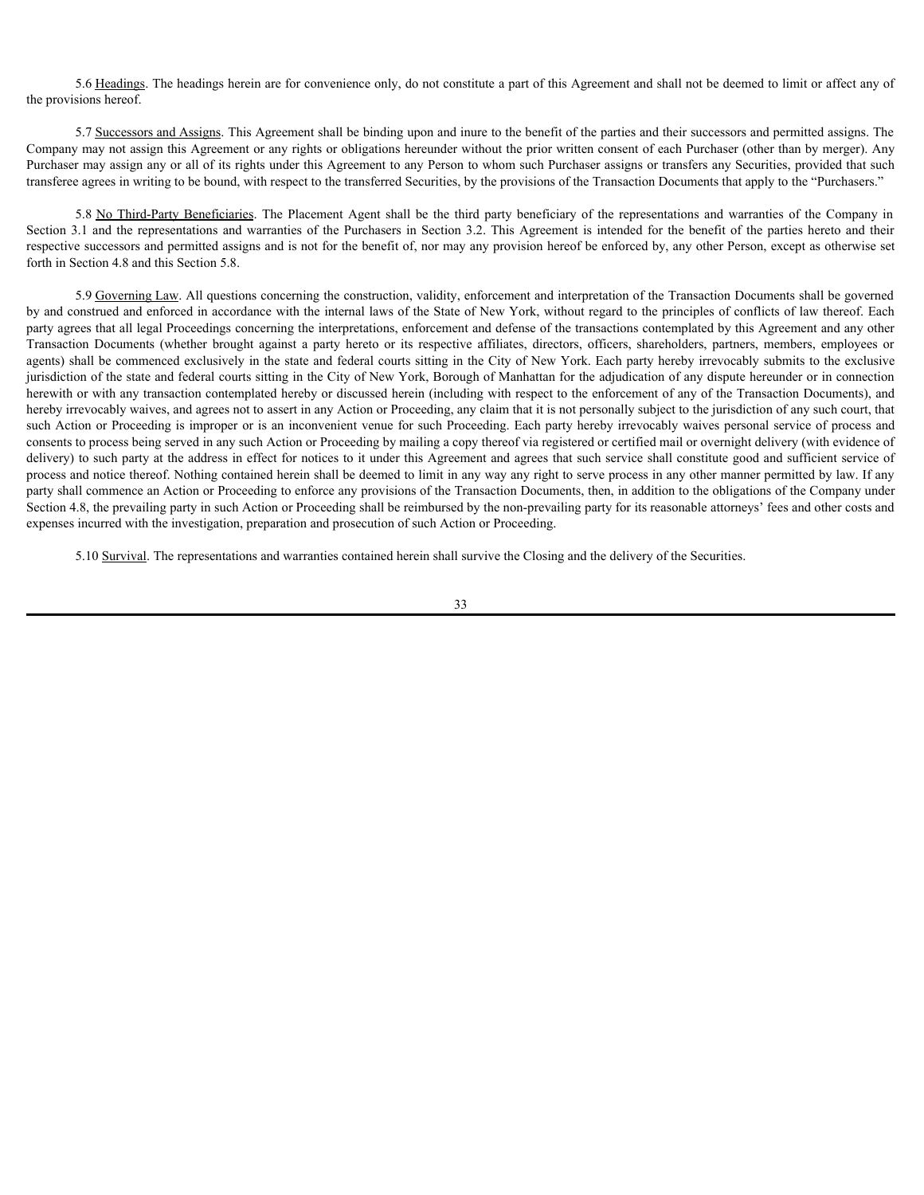5.6 Headings. The headings herein are for convenience only, do not constitute a part of this Agreement and shall not be deemed to limit or affect any of the provisions hereof.

5.7 Successors and Assigns. This Agreement shall be binding upon and inure to the benefit of the parties and their successors and permitted assigns. The Company may not assign this Agreement or any rights or obligations hereunder without the prior written consent of each Purchaser (other than by merger). Any Purchaser may assign any or all of its rights under this Agreement to any Person to whom such Purchaser assigns or transfers any Securities, provided that such transferee agrees in writing to be bound, with respect to the transferred Securities, by the provisions of the Transaction Documents that apply to the "Purchasers."

5.8 No Third-Party Beneficiaries. The Placement Agent shall be the third party beneficiary of the representations and warranties of the Company in Section 3.1 and the representations and warranties of the Purchasers in Section 3.2. This Agreement is intended for the benefit of the parties hereto and their respective successors and permitted assigns and is not for the benefit of, nor may any provision hereof be enforced by, any other Person, except as otherwise set forth in Section 4.8 and this Section 5.8.

5.9 Governing Law. All questions concerning the construction, validity, enforcement and interpretation of the Transaction Documents shall be governed by and construed and enforced in accordance with the internal laws of the State of New York, without regard to the principles of conflicts of law thereof. Each party agrees that all legal Proceedings concerning the interpretations, enforcement and defense of the transactions contemplated by this Agreement and any other Transaction Documents (whether brought against a party hereto or its respective affiliates, directors, officers, shareholders, partners, members, employees or agents) shall be commenced exclusively in the state and federal courts sitting in the City of New York. Each party hereby irrevocably submits to the exclusive jurisdiction of the state and federal courts sitting in the City of New York, Borough of Manhattan for the adjudication of any dispute hereunder or in connection herewith or with any transaction contemplated hereby or discussed herein (including with respect to the enforcement of any of the Transaction Documents), and hereby irrevocably waives, and agrees not to assert in any Action or Proceeding, any claim that it is not personally subject to the jurisdiction of any such court, that such Action or Proceeding is improper or is an inconvenient venue for such Proceeding. Each party hereby irrevocably waives personal service of process and consents to process being served in any such Action or Proceeding by mailing a copy thereof via registered or certified mail or overnight delivery (with evidence of delivery) to such party at the address in effect for notices to it under this Agreement and agrees that such service shall constitute good and sufficient service of process and notice thereof. Nothing contained herein shall be deemed to limit in any way any right to serve process in any other manner permitted by law. If any party shall commence an Action or Proceeding to enforce any provisions of the Transaction Documents, then, in addition to the obligations of the Company under Section 4.8, the prevailing party in such Action or Proceeding shall be reimbursed by the non-prevailing party for its reasonable attorneys' fees and other costs and expenses incurred with the investigation, preparation and prosecution of such Action or Proceeding.

5.10 Survival. The representations and warranties contained herein shall survive the Closing and the delivery of the Securities.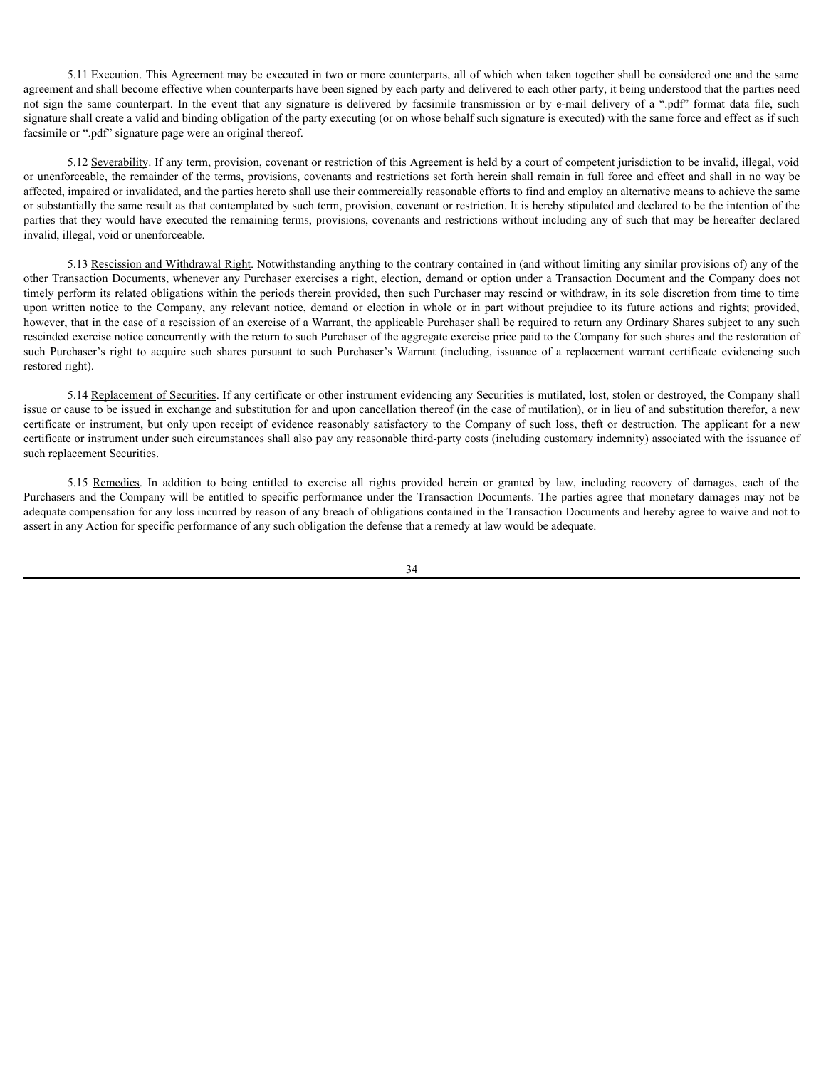5.11 Execution. This Agreement may be executed in two or more counterparts, all of which when taken together shall be considered one and the same agreement and shall become effective when counterparts have been signed by each party and delivered to each other party, it being understood that the parties need not sign the same counterpart. In the event that any signature is delivered by facsimile transmission or by e-mail delivery of a ".pdf" format data file, such signature shall create a valid and binding obligation of the party executing (or on whose behalf such signature is executed) with the same force and effect as if such facsimile or ".pdf" signature page were an original thereof.

5.12 Severability. If any term, provision, covenant or restriction of this Agreement is held by a court of competent jurisdiction to be invalid, illegal, void or unenforceable, the remainder of the terms, provisions, covenants and restrictions set forth herein shall remain in full force and effect and shall in no way be affected, impaired or invalidated, and the parties hereto shall use their commercially reasonable efforts to find and employ an alternative means to achieve the same or substantially the same result as that contemplated by such term, provision, covenant or restriction. It is hereby stipulated and declared to be the intention of the parties that they would have executed the remaining terms, provisions, covenants and restrictions without including any of such that may be hereafter declared invalid, illegal, void or unenforceable.

5.13 Rescission and Withdrawal Right. Notwithstanding anything to the contrary contained in (and without limiting any similar provisions of) any of the other Transaction Documents, whenever any Purchaser exercises a right, election, demand or option under a Transaction Document and the Company does not timely perform its related obligations within the periods therein provided, then such Purchaser may rescind or withdraw, in its sole discretion from time to time upon written notice to the Company, any relevant notice, demand or election in whole or in part without prejudice to its future actions and rights; provided, however, that in the case of a rescission of an exercise of a Warrant, the applicable Purchaser shall be required to return any Ordinary Shares subject to any such rescinded exercise notice concurrently with the return to such Purchaser of the aggregate exercise price paid to the Company for such shares and the restoration of such Purchaser's right to acquire such shares pursuant to such Purchaser's Warrant (including, issuance of a replacement warrant certificate evidencing such restored right).

5.14 Replacement of Securities. If any certificate or other instrument evidencing any Securities is mutilated, lost, stolen or destroyed, the Company shall issue or cause to be issued in exchange and substitution for and upon cancellation thereof (in the case of mutilation), or in lieu of and substitution therefor, a new certificate or instrument, but only upon receipt of evidence reasonably satisfactory to the Company of such loss, theft or destruction. The applicant for a new certificate or instrument under such circumstances shall also pay any reasonable third-party costs (including customary indemnity) associated with the issuance of such replacement Securities.

5.15 Remedies. In addition to being entitled to exercise all rights provided herein or granted by law, including recovery of damages, each of the Purchasers and the Company will be entitled to specific performance under the Transaction Documents. The parties agree that monetary damages may not be adequate compensation for any loss incurred by reason of any breach of obligations contained in the Transaction Documents and hereby agree to waive and not to assert in any Action for specific performance of any such obligation the defense that a remedy at law would be adequate.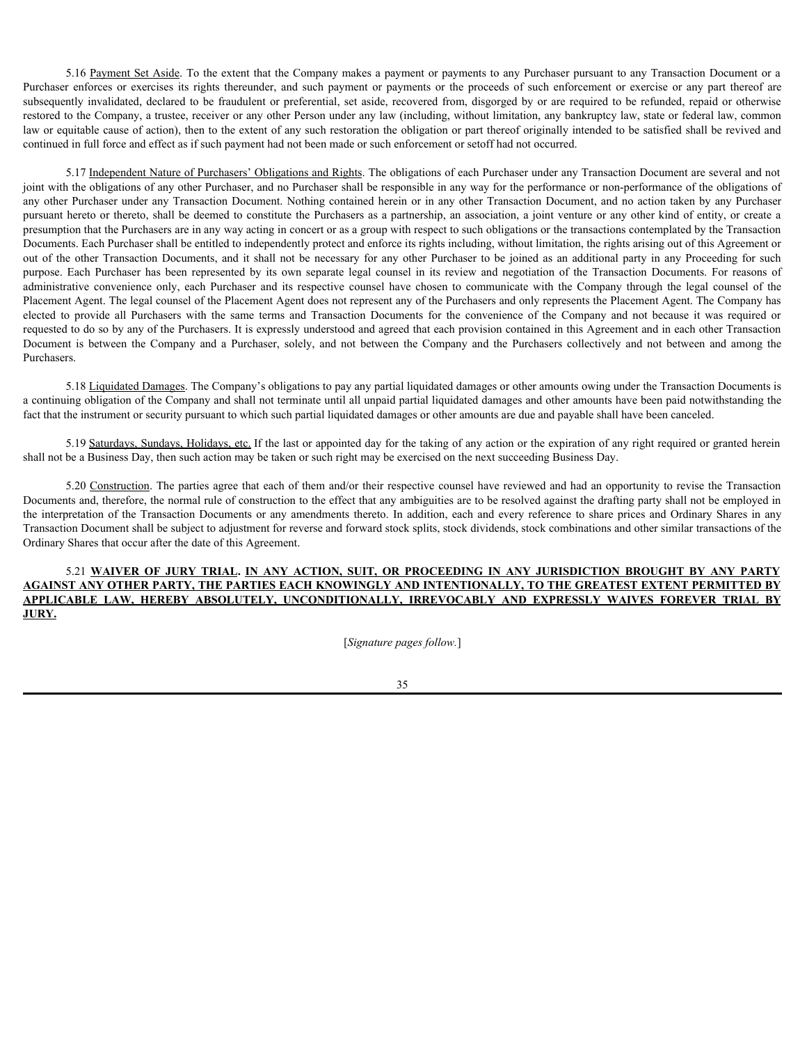5.16 Payment Set Aside. To the extent that the Company makes a payment or payments to any Purchaser pursuant to any Transaction Document or a Purchaser enforces or exercises its rights thereunder, and such payment or payments or the proceeds of such enforcement or exercise or any part thereof are subsequently invalidated, declared to be fraudulent or preferential, set aside, recovered from, disgorged by or are required to be refunded, repaid or otherwise restored to the Company, a trustee, receiver or any other Person under any law (including, without limitation, any bankruptcy law, state or federal law, common law or equitable cause of action), then to the extent of any such restoration the obligation or part thereof originally intended to be satisfied shall be revived and continued in full force and effect as if such payment had not been made or such enforcement or setoff had not occurred.

5.17 Independent Nature of Purchasers' Obligations and Rights. The obligations of each Purchaser under any Transaction Document are several and not joint with the obligations of any other Purchaser, and no Purchaser shall be responsible in any way for the performance or non-performance of the obligations of any other Purchaser under any Transaction Document. Nothing contained herein or in any other Transaction Document, and no action taken by any Purchaser pursuant hereto or thereto, shall be deemed to constitute the Purchasers as a partnership, an association, a joint venture or any other kind of entity, or create a presumption that the Purchasers are in any way acting in concert or as a group with respect to such obligations or the transactions contemplated by the Transaction Documents. Each Purchaser shall be entitled to independently protect and enforce its rights including, without limitation, the rights arising out of this Agreement or out of the other Transaction Documents, and it shall not be necessary for any other Purchaser to be joined as an additional party in any Proceeding for such purpose. Each Purchaser has been represented by its own separate legal counsel in its review and negotiation of the Transaction Documents. For reasons of administrative convenience only, each Purchaser and its respective counsel have chosen to communicate with the Company through the legal counsel of the Placement Agent. The legal counsel of the Placement Agent does not represent any of the Purchasers and only represents the Placement Agent. The Company has elected to provide all Purchasers with the same terms and Transaction Documents for the convenience of the Company and not because it was required or requested to do so by any of the Purchasers. It is expressly understood and agreed that each provision contained in this Agreement and in each other Transaction Document is between the Company and a Purchaser, solely, and not between the Company and the Purchasers collectively and not between and among the Purchasers.

5.18 Liquidated Damages. The Company's obligations to pay any partial liquidated damages or other amounts owing under the Transaction Documents is a continuing obligation of the Company and shall not terminate until all unpaid partial liquidated damages and other amounts have been paid notwithstanding the fact that the instrument or security pursuant to which such partial liquidated damages or other amounts are due and payable shall have been canceled.

5.19 Saturdays, Sundays, Holidays, etc. If the last or appointed day for the taking of any action or the expiration of any right required or granted herein shall not be a Business Day, then such action may be taken or such right may be exercised on the next succeeding Business Day.

5.20 Construction. The parties agree that each of them and/or their respective counsel have reviewed and had an opportunity to revise the Transaction Documents and, therefore, the normal rule of construction to the effect that any ambiguities are to be resolved against the drafting party shall not be employed in the interpretation of the Transaction Documents or any amendments thereto. In addition, each and every reference to share prices and Ordinary Shares in any Transaction Document shall be subject to adjustment for reverse and forward stock splits, stock dividends, stock combinations and other similar transactions of the Ordinary Shares that occur after the date of this Agreement.

5.21 **WAIVER OF JURY TRIAL. IN ANY ACTION, SUIT, OR PROCEEDING IN ANY JURISDICTION BROUGHT BY ANY PARTY AGAINST ANY OTHER PARTY, THE PARTIES EACH KNOWINGLY AND INTENTIONALLY, TO THE GREATEST EXTENT PERMITTED BY APPLICABLE LAW, HEREBY ABSOLUTELY, UNCONDITIONALLY, IRREVOCABLY AND EXPRESSLY WAIVES FOREVER TRIAL BY JURY.**

[*Signature pages follow.*]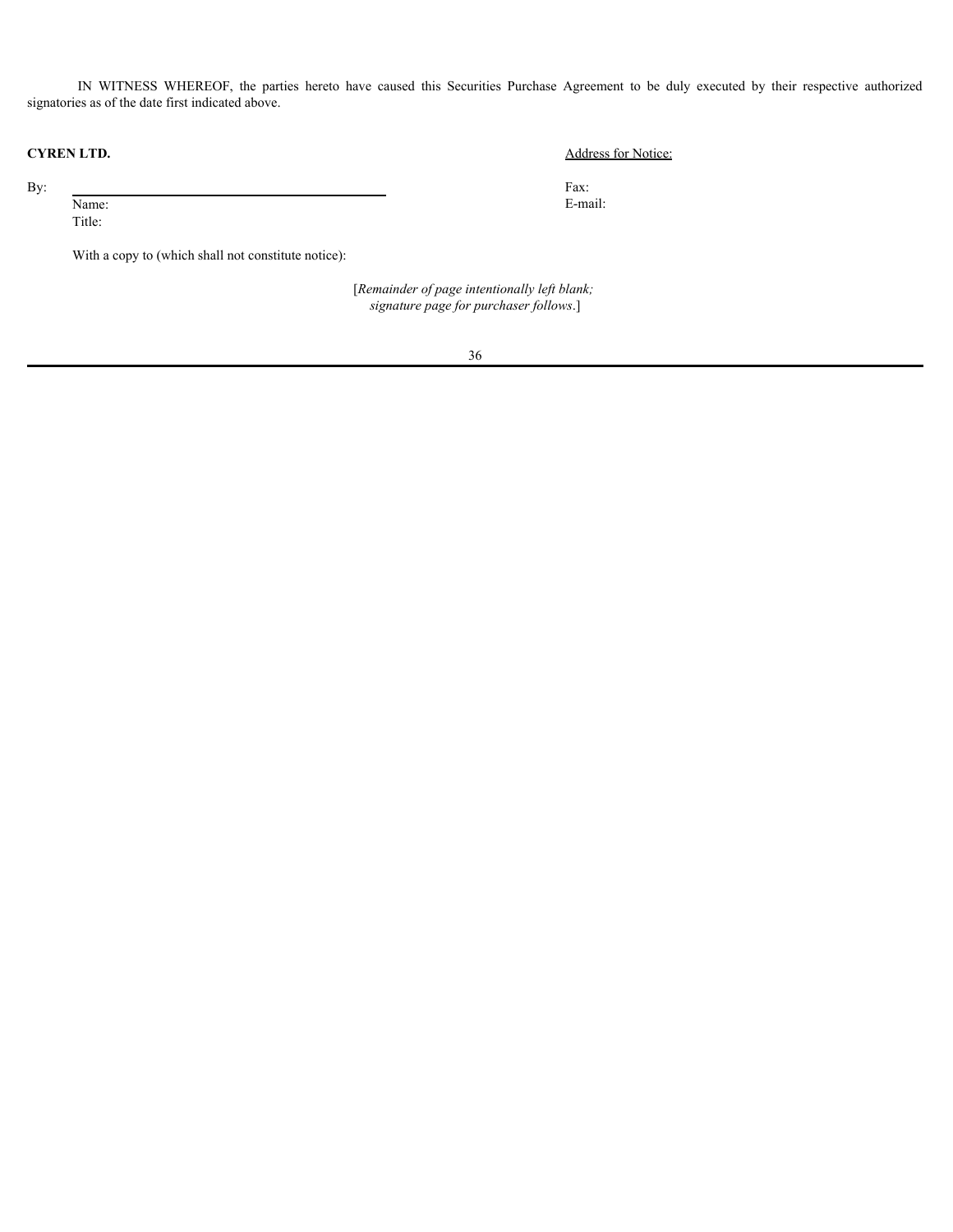IN WITNESS WHEREOF, the parties hereto have caused this Securities Purchase Agreement to be duly executed by their respective authorized signatories as of the date first indicated above.

**CYREN LTD.**

By: \_\_\_\_\_\_\_\_\_\_\_\_\_\_\_\_\_\_\_\_\_\_\_\_\_\_\_\_\_\_\_\_\_\_\_\_

Name:

Title:

With a copy to (which shall not constitute notice):

Address for Notice:

Fax:

E-mail:

[*Remainder of page intentionally left blank; signature page for purchaser follows*.]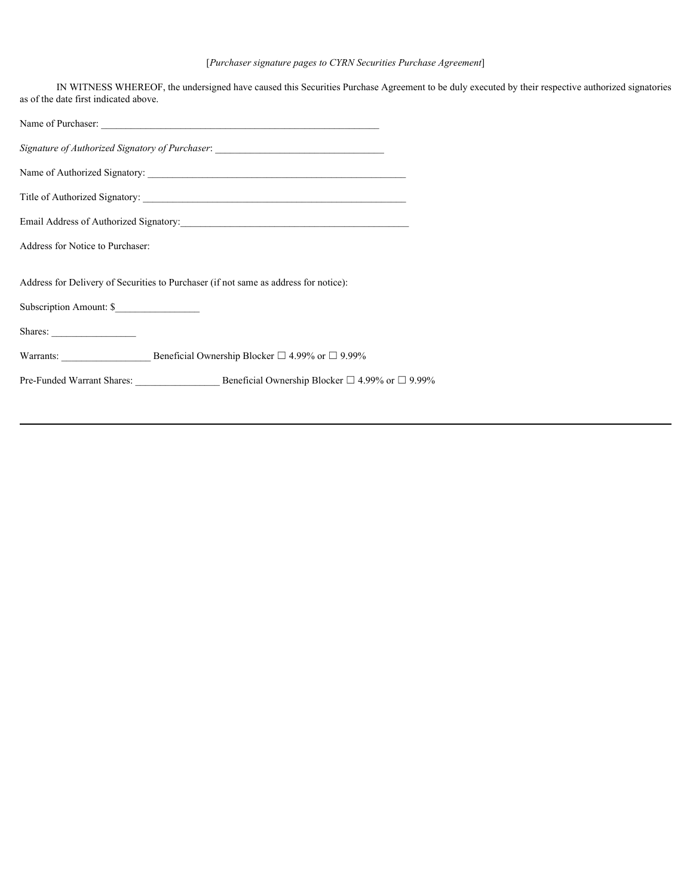[*Purchaser signature pages to CYRN Securities Purchase Agreement*]

IN WITNESS WHEREOF, the undersigned have caused this Securities Purchase Agreement to be duly executed by their respective authorized signatories as of the date first indicated above.

Name of Purchaser: ________________________________________________________

*Signature of Authorized Signatory of Purchaser*: __________________________________

Name of Authorized Signatory: _____________________________________________________

Title of Authorized Signatory: ______________________________________________________

Email Address of Authorized Signatory:_______________________________________________

Address for Notice to Purchaser:

Address for Delivery of Securities to Purchaser (if not same as address for notice):

Subscription Amount: $_________________

Shares: _________________

Warrants: __________________ Beneficial Ownership Blocker ☐ 4.99% or ☐ 9.99%

Pre-Funded Warrant Shares: _________________ Beneficial Ownership Blocker ☐ 4.99% or ☐ 9.99%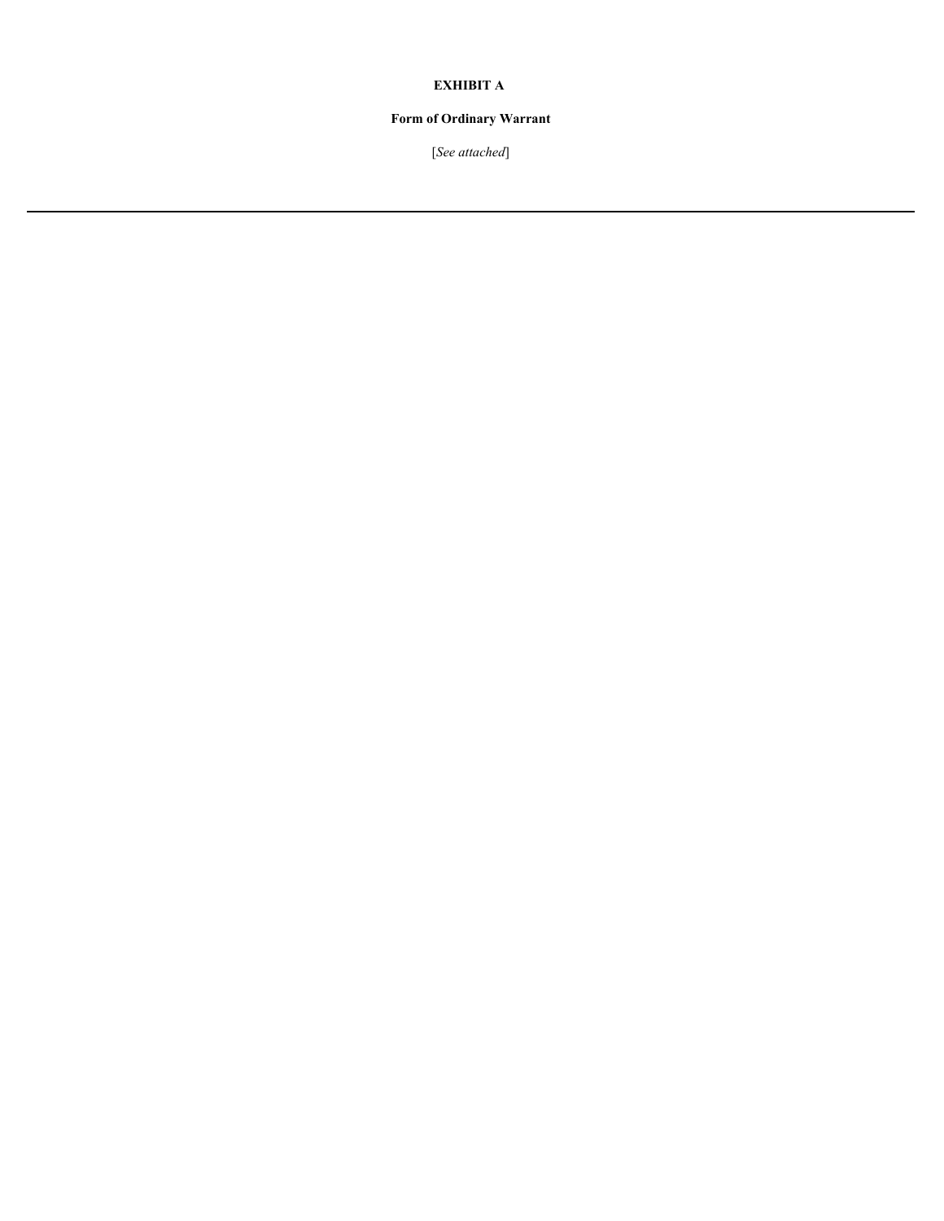**EXHIBIT A**

**Form of Ordinary Warrant**

[*See attached*]

---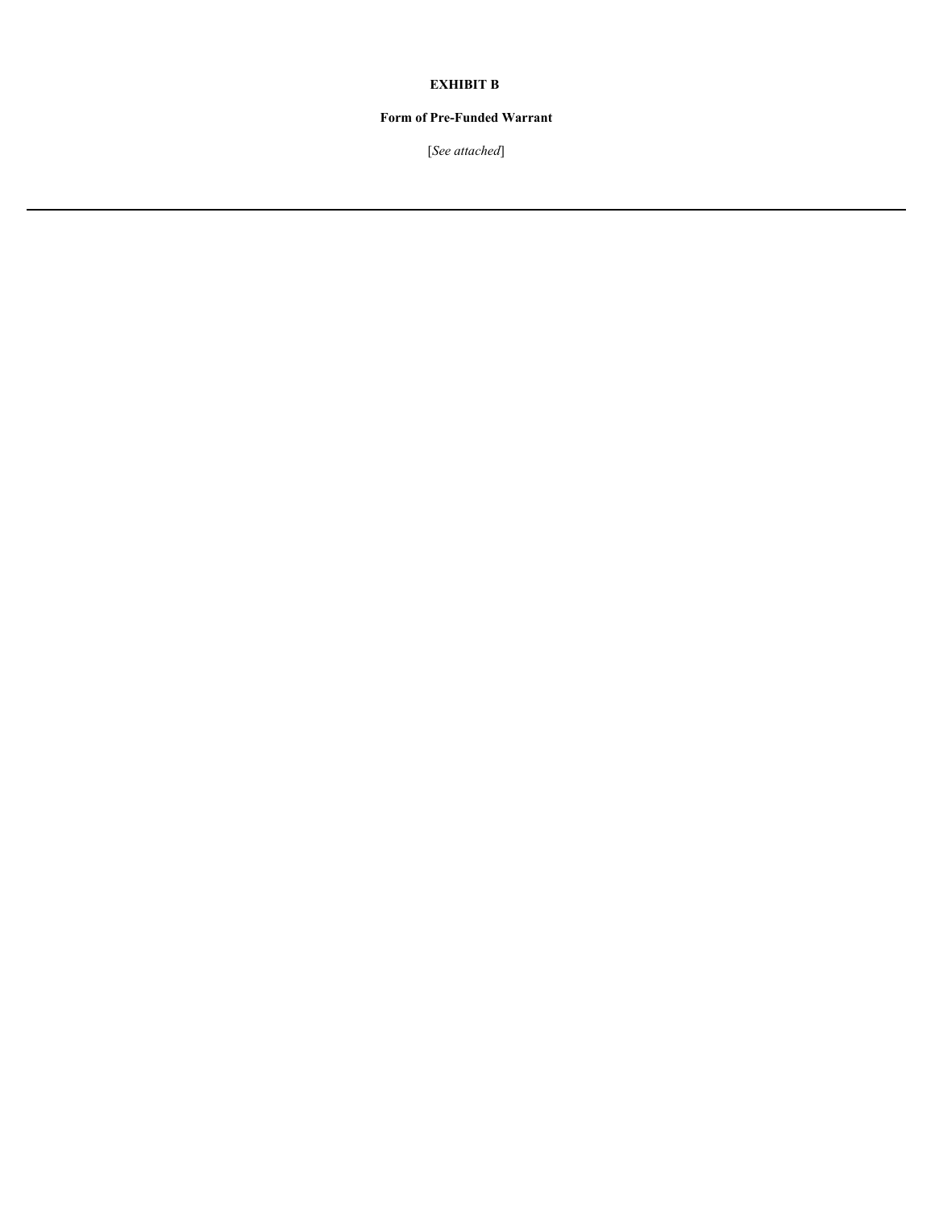**EXHIBIT B**

**Form of Pre-Funded Warrant**

[*See attached*]

---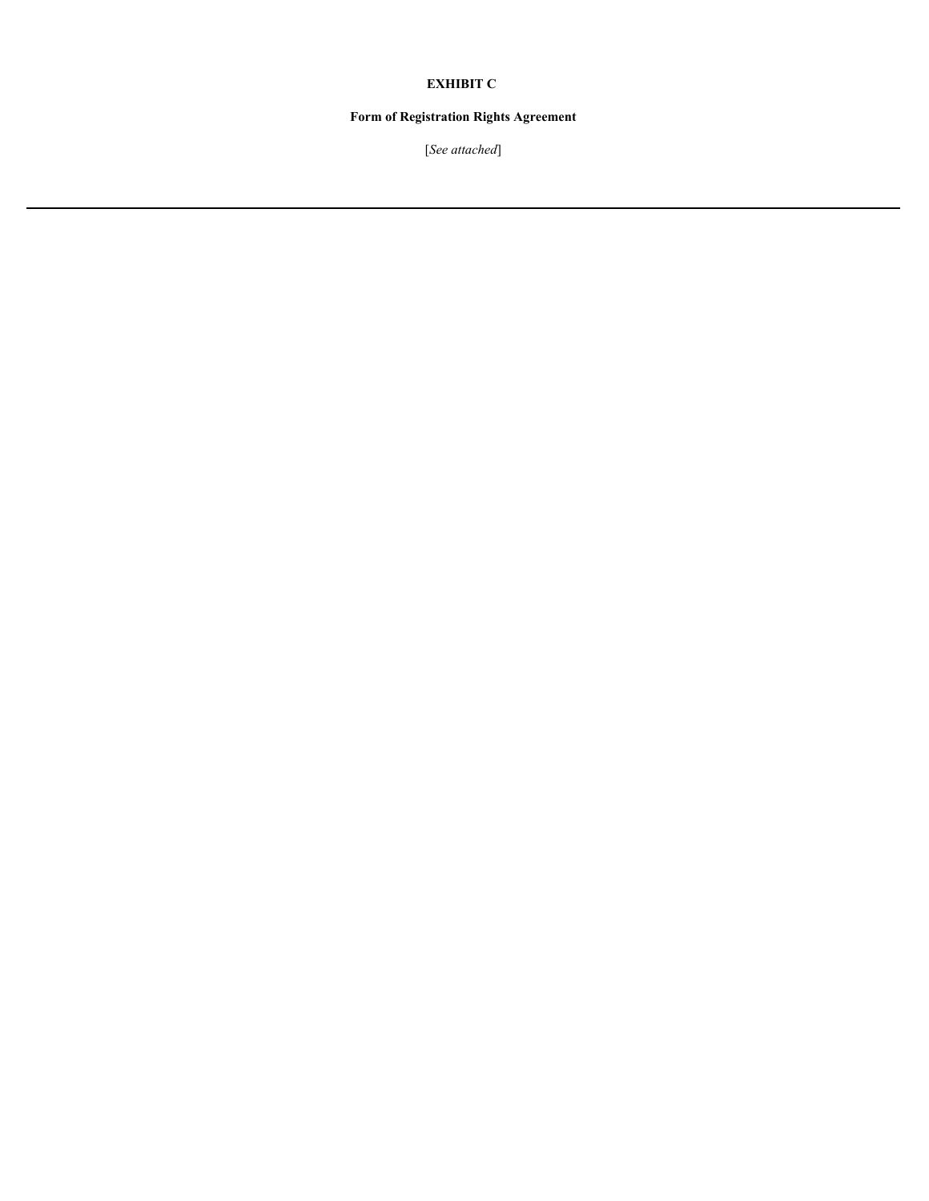**EXHIBIT C**

**Form of Registration Rights Agreement**

[*See attached*]

---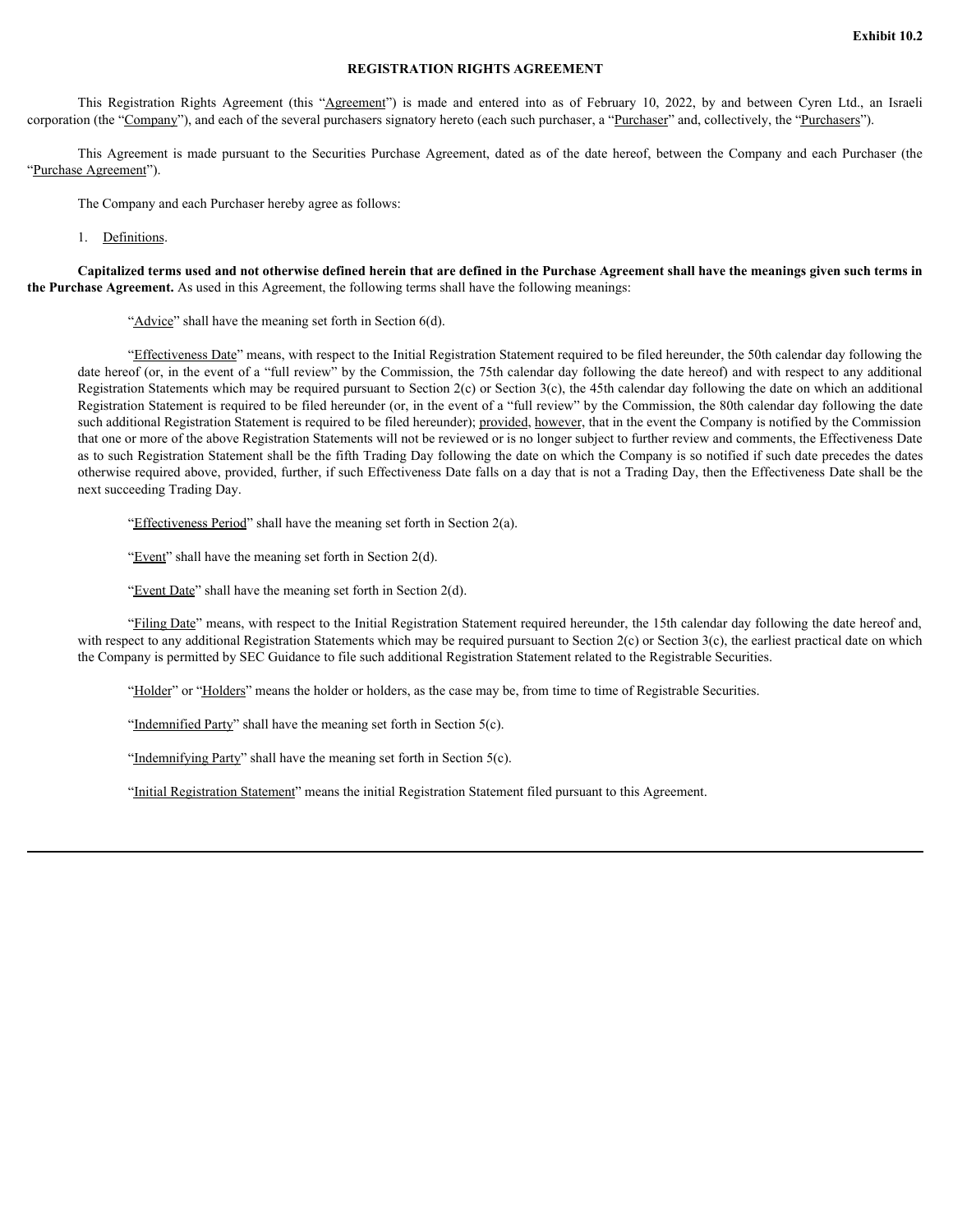**Exhibit 10.2**

# REGISTRATION RIGHTS AGREEMENT

This Registration Rights Agreement (this "Agreement") is made and entered into as of February 10, 2022, by and between Cyren Ltd., an Israeli corporation (the "Company"), and each of the several purchasers signatory hereto (each such purchaser, a "Purchaser" and, collectively, the "Purchasers").

This Agreement is made pursuant to the Securities Purchase Agreement, dated as of the date hereof, between the Company and each Purchaser (the "Purchase Agreement").

The Company and each Purchaser hereby agree as follows:

1. Definitions.

**Capitalized terms used and not otherwise defined herein that are defined in the Purchase Agreement shall have the meanings given such terms in the Purchase Agreement.** As used in this Agreement, the following terms shall have the following meanings:

"Advice" shall have the meaning set forth in Section 6(d).

"Effectiveness Date" means, with respect to the Initial Registration Statement required to be filed hereunder, the 50th calendar day following the date hereof (or, in the event of a "full review" by the Commission, the 75th calendar day following the date hereof) and with respect to any additional Registration Statements which may be required pursuant to Section 2(c) or Section 3(c), the 45th calendar day following the date on which an additional Registration Statement is required to be filed hereunder (or, in the event of a "full review" by the Commission, the 80th calendar day following the date such additional Registration Statement is required to be filed hereunder); provided, however, that in the event the Company is notified by the Commission that one or more of the above Registration Statements will not be reviewed or is no longer subject to further review and comments, the Effectiveness Date as to such Registration Statement shall be the fifth Trading Day following the date on which the Company is so notified if such date precedes the dates otherwise required above, provided, further, if such Effectiveness Date falls on a day that is not a Trading Day, then the Effectiveness Date shall be the next succeeding Trading Day.

"Effectiveness Period" shall have the meaning set forth in Section 2(a).

"Event" shall have the meaning set forth in Section 2(d).

"Event Date" shall have the meaning set forth in Section 2(d).

"Filing Date" means, with respect to the Initial Registration Statement required hereunder, the 15th calendar day following the date hereof and, with respect to any additional Registration Statements which may be required pursuant to Section 2(c) or Section 3(c), the earliest practical date on which the Company is permitted by SEC Guidance to file such additional Registration Statement related to the Registrable Securities.

"Holder" or "Holders" means the holder or holders, as the case may be, from time to time of Registrable Securities.

"Indemnified Party" shall have the meaning set forth in Section 5(c).

"Indemnifying Party" shall have the meaning set forth in Section 5(c).

"Initial Registration Statement" means the initial Registration Statement filed pursuant to this Agreement.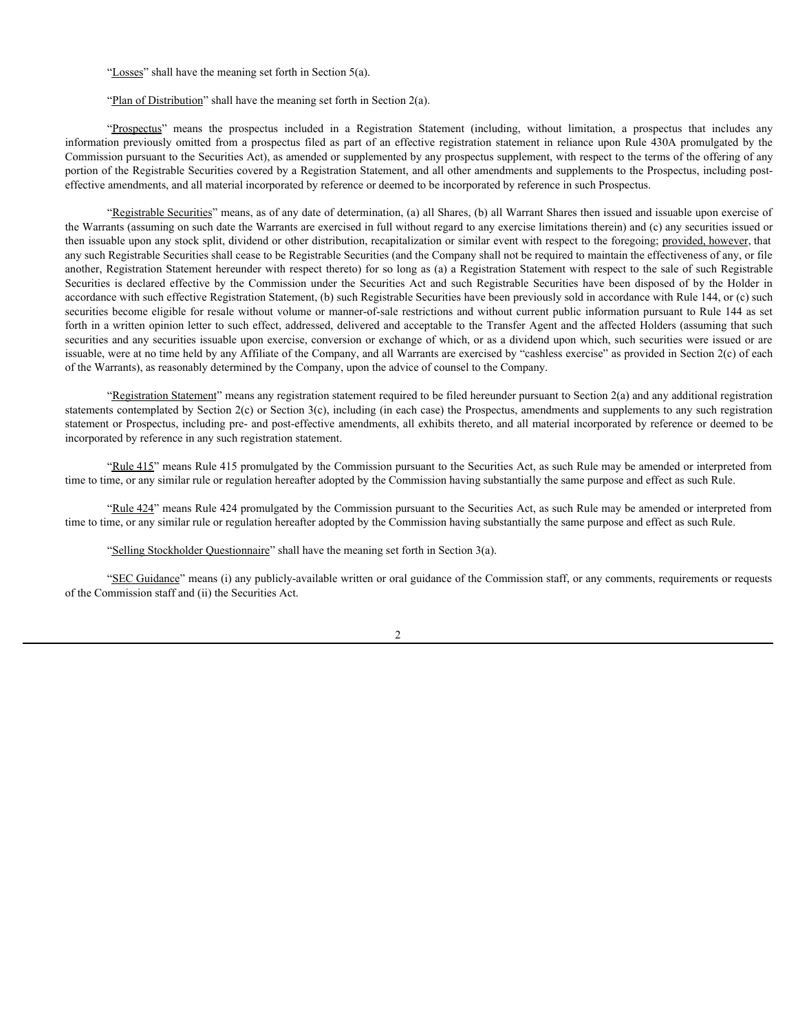"Losses" shall have the meaning set forth in Section 5(a).

"Plan of Distribution" shall have the meaning set forth in Section 2(a).

"Prospectus" means the prospectus included in a Registration Statement (including, without limitation, a prospectus that includes any information previously omitted from a prospectus filed as part of an effective registration statement in reliance upon Rule 430A promulgated by the Commission pursuant to the Securities Act), as amended or supplemented by any prospectus supplement, with respect to the terms of the offering of any portion of the Registrable Securities covered by a Registration Statement, and all other amendments and supplements to the Prospectus, including post-effective amendments, and all material incorporated by reference or deemed to be incorporated by reference in such Prospectus.

"Registrable Securities" means, as of any date of determination, (a) all Shares, (b) all Warrant Shares then issued and issuable upon exercise of the Warrants (assuming on such date the Warrants are exercised in full without regard to any exercise limitations therein) and (c) any securities issued or then issuable upon any stock split, dividend or other distribution, recapitalization or similar event with respect to the foregoing; provided, however, that any such Registrable Securities shall cease to be Registrable Securities (and the Company shall not be required to maintain the effectiveness of any, or file another, Registration Statement hereunder with respect thereto) for so long as (a) a Registration Statement with respect to the sale of such Registrable Securities is declared effective by the Commission under the Securities Act and such Registrable Securities have been disposed of by the Holder in accordance with such effective Registration Statement, (b) such Registrable Securities have been previously sold in accordance with Rule 144, or (c) such securities become eligible for resale without volume or manner-of-sale restrictions and without current public information pursuant to Rule 144 as set forth in a written opinion letter to such effect, addressed, delivered and acceptable to the Transfer Agent and the affected Holders (assuming that such securities and any securities issuable upon exercise, conversion or exchange of which, or as a dividend upon which, such securities were issued or are issuable, were at no time held by any Affiliate of the Company, and all Warrants are exercised by "cashless exercise" as provided in Section 2(c) of each of the Warrants), as reasonably determined by the Company, upon the advice of counsel to the Company.

"Registration Statement" means any registration statement required to be filed hereunder pursuant to Section 2(a) and any additional registration statements contemplated by Section 2(c) or Section 3(c), including (in each case) the Prospectus, amendments and supplements to any such registration statement or Prospectus, including pre- and post-effective amendments, all exhibits thereto, and all material incorporated by reference or deemed to be incorporated by reference in any such registration statement.

"Rule 415" means Rule 415 promulgated by the Commission pursuant to the Securities Act, as such Rule may be amended or interpreted from time to time, or any similar rule or regulation hereafter adopted by the Commission having substantially the same purpose and effect as such Rule.

"Rule 424" means Rule 424 promulgated by the Commission pursuant to the Securities Act, as such Rule may be amended or interpreted from time to time, or any similar rule or regulation hereafter adopted by the Commission having substantially the same purpose and effect as such Rule.

"Selling Stockholder Questionnaire" shall have the meaning set forth in Section 3(a).

"SEC Guidance" means (i) any publicly-available written or oral guidance of the Commission staff, or any comments, requirements or requests of the Commission staff and (ii) the Securities Act.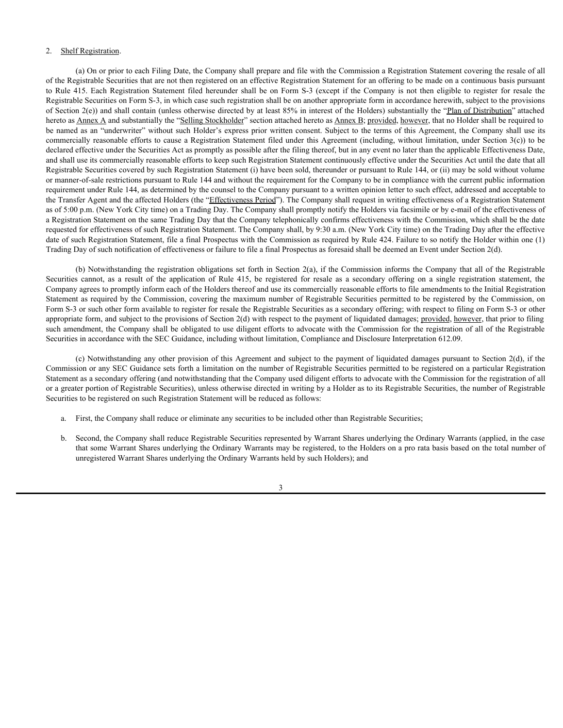2. Shelf Registration.

(a) On or prior to each Filing Date, the Company shall prepare and file with the Commission a Registration Statement covering the resale of all of the Registrable Securities that are not then registered on an effective Registration Statement for an offering to be made on a continuous basis pursuant to Rule 415. Each Registration Statement filed hereunder shall be on Form S-3 (except if the Company is not then eligible to register for resale the Registrable Securities on Form S-3, in which case such registration shall be on another appropriate form in accordance herewith, subject to the provisions of Section 2(e)) and shall contain (unless otherwise directed by at least 85% in interest of the Holders) substantially the "Plan of Distribution" attached hereto as Annex A and substantially the "Selling Stockholder" section attached hereto as Annex B; provided, however, that no Holder shall be required to be named as an "underwriter" without such Holder's express prior written consent. Subject to the terms of this Agreement, the Company shall use its commercially reasonable efforts to cause a Registration Statement filed under this Agreement (including, without limitation, under Section 3(c)) to be declared effective under the Securities Act as promptly as possible after the filing thereof, but in any event no later than the applicable Effectiveness Date, and shall use its commercially reasonable efforts to keep such Registration Statement continuously effective under the Securities Act until the date that all Registrable Securities covered by such Registration Statement (i) have been sold, thereunder or pursuant to Rule 144, or (ii) may be sold without volume or manner-of-sale restrictions pursuant to Rule 144 and without the requirement for the Company to be in compliance with the current public information requirement under Rule 144, as determined by the counsel to the Company pursuant to a written opinion letter to such effect, addressed and acceptable to the Transfer Agent and the affected Holders (the "Effectiveness Period"). The Company shall request in writing effectiveness of a Registration Statement as of 5:00 p.m. (New York City time) on a Trading Day. The Company shall promptly notify the Holders via facsimile or by e-mail of the effectiveness of a Registration Statement on the same Trading Day that the Company telephonically confirms effectiveness with the Commission, which shall be the date requested for effectiveness of such Registration Statement. The Company shall, by 9:30 a.m. (New York City time) on the Trading Day after the effective date of such Registration Statement, file a final Prospectus with the Commission as required by Rule 424. Failure to so notify the Holder within one (1) Trading Day of such notification of effectiveness or failure to file a final Prospectus as foresaid shall be deemed an Event under Section 2(d).

(b) Notwithstanding the registration obligations set forth in Section 2(a), if the Commission informs the Company that all of the Registrable Securities cannot, as a result of the application of Rule 415, be registered for resale as a secondary offering on a single registration statement, the Company agrees to promptly inform each of the Holders thereof and use its commercially reasonable efforts to file amendments to the Initial Registration Statement as required by the Commission, covering the maximum number of Registrable Securities permitted to be registered by the Commission, on Form S-3 or such other form available to register for resale the Registrable Securities as a secondary offering; with respect to filing on Form S-3 or other appropriate form, and subject to the provisions of Section 2(d) with respect to the payment of liquidated damages; provided, however, that prior to filing such amendment, the Company shall be obligated to use diligent efforts to advocate with the Commission for the registration of all of the Registrable Securities in accordance with the SEC Guidance, including without limitation, Compliance and Disclosure Interpretation 612.09.

(c) Notwithstanding any other provision of this Agreement and subject to the payment of liquidated damages pursuant to Section 2(d), if the Commission or any SEC Guidance sets forth a limitation on the number of Registrable Securities permitted to be registered on a particular Registration Statement as a secondary offering (and notwithstanding that the Company used diligent efforts to advocate with the Commission for the registration of all or a greater portion of Registrable Securities), unless otherwise directed in writing by a Holder as to its Registrable Securities, the number of Registrable Securities to be registered on such Registration Statement will be reduced as follows:

a. First, the Company shall reduce or eliminate any securities to be included other than Registrable Securities;

b. Second, the Company shall reduce Registrable Securities represented by Warrant Shares underlying the Ordinary Warrants (applied, in the case that some Warrant Shares underlying the Ordinary Warrants may be registered, to the Holders on a pro rata basis based on the total number of unregistered Warrant Shares underlying the Ordinary Warrants held by such Holders); and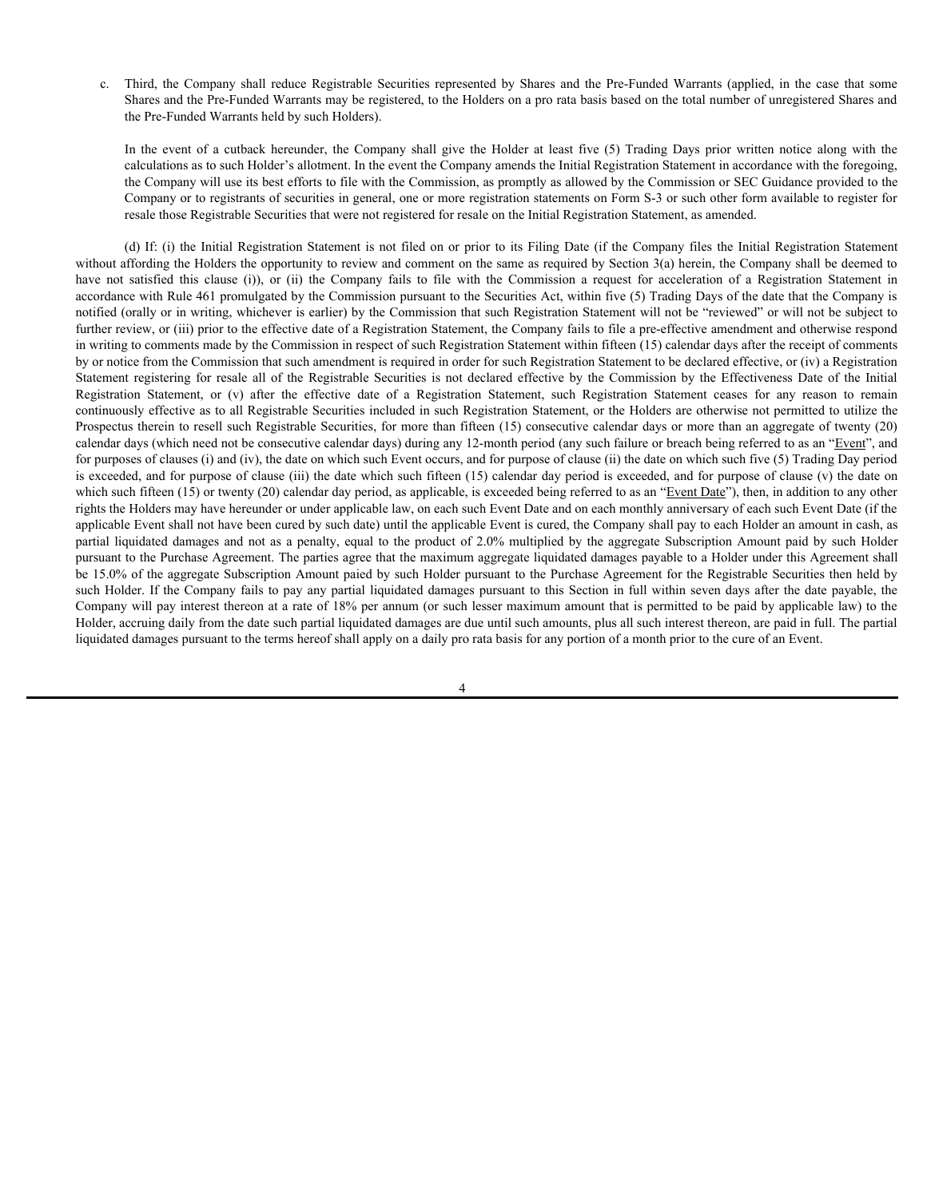c. Third, the Company shall reduce Registrable Securities represented by Shares and the Pre-Funded Warrants (applied, in the case that some Shares and the Pre-Funded Warrants may be registered, to the Holders on a pro rata basis based on the total number of unregistered Shares and the Pre-Funded Warrants held by such Holders).

In the event of a cutback hereunder, the Company shall give the Holder at least five (5) Trading Days prior written notice along with the calculations as to such Holder's allotment. In the event the Company amends the Initial Registration Statement in accordance with the foregoing, the Company will use its best efforts to file with the Commission, as promptly as allowed by the Commission or SEC Guidance provided to the Company or to registrants of securities in general, one or more registration statements on Form S-3 or such other form available to register for resale those Registrable Securities that were not registered for resale on the Initial Registration Statement, as amended.

(d) If: (i) the Initial Registration Statement is not filed on or prior to its Filing Date (if the Company files the Initial Registration Statement without affording the Holders the opportunity to review and comment on the same as required by Section 3(a) herein, the Company shall be deemed to have not satisfied this clause (i)), or (ii) the Company fails to file with the Commission a request for acceleration of a Registration Statement in accordance with Rule 461 promulgated by the Commission pursuant to the Securities Act, within five (5) Trading Days of the date that the Company is notified (orally or in writing, whichever is earlier) by the Commission that such Registration Statement will not be "reviewed" or will not be subject to further review, or (iii) prior to the effective date of a Registration Statement, the Company fails to file a pre-effective amendment and otherwise respond in writing to comments made by the Commission in respect of such Registration Statement within fifteen (15) calendar days after the receipt of comments by or notice from the Commission that such amendment is required in order for such Registration Statement to be declared effective, or (iv) a Registration Statement registering for resale all of the Registrable Securities is not declared effective by the Commission by the Effectiveness Date of the Initial Registration Statement, or (v) after the effective date of a Registration Statement, such Registration Statement ceases for any reason to remain continuously effective as to all Registrable Securities included in such Registration Statement, or the Holders are otherwise not permitted to utilize the Prospectus therein to resell such Registrable Securities, for more than fifteen (15) consecutive calendar days or more than an aggregate of twenty (20) calendar days (which need not be consecutive calendar days) during any 12-month period (any such failure or breach being referred to as an "Event", and for purposes of clauses (i) and (iv), the date on which such Event occurs, and for purpose of clause (ii) the date on which such five (5) Trading Day period is exceeded, and for purpose of clause (iii) the date which such fifteen (15) calendar day period is exceeded, and for purpose of clause (v) the date on which such fifteen (15) or twenty (20) calendar day period, as applicable, is exceeded being referred to as an "Event Date"), then, in addition to any other rights the Holders may have hereunder or under applicable law, on each such Event Date and on each monthly anniversary of each such Event Date (if the applicable Event shall not have been cured by such date) until the applicable Event is cured, the Company shall pay to each Holder an amount in cash, as partial liquidated damages and not as a penalty, equal to the product of 2.0% multiplied by the aggregate Subscription Amount paid by such Holder pursuant to the Purchase Agreement. The parties agree that the maximum aggregate liquidated damages payable to a Holder under this Agreement shall be 15.0% of the aggregate Subscription Amount paied by such Holder pursuant to the Purchase Agreement for the Registrable Securities then held by such Holder. If the Company fails to pay any partial liquidated damages pursuant to this Section in full within seven days after the date payable, the Company will pay interest thereon at a rate of 18% per annum (or such lesser maximum amount that is permitted to be paid by applicable law) to the Holder, accruing daily from the date such partial liquidated damages are due until such amounts, plus all such interest thereon, are paid in full. The partial liquidated damages pursuant to the terms hereof shall apply on a daily pro rata basis for any portion of a month prior to the cure of an Event.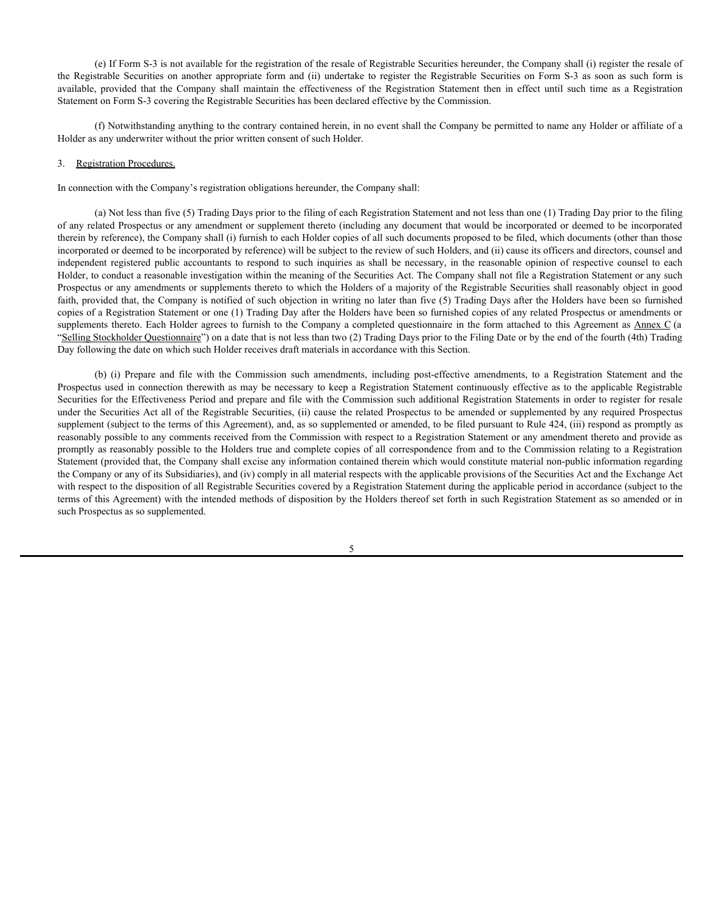(e) If Form S-3 is not available for the registration of the resale of Registrable Securities hereunder, the Company shall (i) register the resale of the Registrable Securities on another appropriate form and (ii) undertake to register the Registrable Securities on Form S-3 as soon as such form is available, provided that the Company shall maintain the effectiveness of the Registration Statement then in effect until such time as a Registration Statement on Form S-3 covering the Registrable Securities has been declared effective by the Commission.

(f) Notwithstanding anything to the contrary contained herein, in no event shall the Company be permitted to name any Holder or affiliate of a Holder as any underwriter without the prior written consent of such Holder.

3. Registration Procedures.

In connection with the Company's registration obligations hereunder, the Company shall:

(a) Not less than five (5) Trading Days prior to the filing of each Registration Statement and not less than one (1) Trading Day prior to the filing of any related Prospectus or any amendment or supplement thereto (including any document that would be incorporated or deemed to be incorporated therein by reference), the Company shall (i) furnish to each Holder copies of all such documents proposed to be filed, which documents (other than those incorporated or deemed to be incorporated by reference) will be subject to the review of such Holders, and (ii) cause its officers and directors, counsel and independent registered public accountants to respond to such inquiries as shall be necessary, in the reasonable opinion of respective counsel to each Holder, to conduct a reasonable investigation within the meaning of the Securities Act. The Company shall not file a Registration Statement or any such Prospectus or any amendments or supplements thereto to which the Holders of a majority of the Registrable Securities shall reasonably object in good faith, provided that, the Company is notified of such objection in writing no later than five (5) Trading Days after the Holders have been so furnished copies of a Registration Statement or one (1) Trading Day after the Holders have been so furnished copies of any related Prospectus or amendments or supplements thereto. Each Holder agrees to furnish to the Company a completed questionnaire in the form attached to this Agreement as Annex C (a "Selling Stockholder Questionnaire") on a date that is not less than two (2) Trading Days prior to the Filing Date or by the end of the fourth (4th) Trading Day following the date on which such Holder receives draft materials in accordance with this Section.

(b) (i) Prepare and file with the Commission such amendments, including post-effective amendments, to a Registration Statement and the Prospectus used in connection therewith as may be necessary to keep a Registration Statement continuously effective as to the applicable Registrable Securities for the Effectiveness Period and prepare and file with the Commission such additional Registration Statements in order to register for resale under the Securities Act all of the Registrable Securities, (ii) cause the related Prospectus to be amended or supplemented by any required Prospectus supplement (subject to the terms of this Agreement), and, as so supplemented or amended, to be filed pursuant to Rule 424, (iii) respond as promptly as reasonably possible to any comments received from the Commission with respect to a Registration Statement or any amendment thereto and provide as promptly as reasonably possible to the Holders true and complete copies of all correspondence from and to the Commission relating to a Registration Statement (provided that, the Company shall excise any information contained therein which would constitute material non-public information regarding the Company or any of its Subsidiaries), and (iv) comply in all material respects with the applicable provisions of the Securities Act and the Exchange Act with respect to the disposition of all Registrable Securities covered by a Registration Statement during the applicable period in accordance (subject to the terms of this Agreement) with the intended methods of disposition by the Holders thereof set forth in such Registration Statement as so amended or in such Prospectus as so supplemented.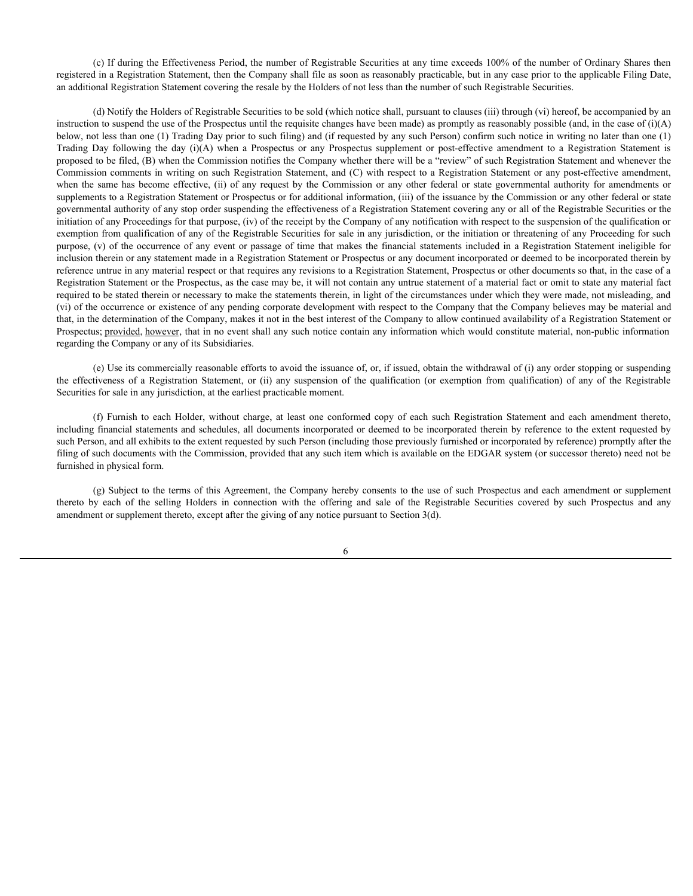(c) If during the Effectiveness Period, the number of Registrable Securities at any time exceeds 100% of the number of Ordinary Shares then registered in a Registration Statement, then the Company shall file as soon as reasonably practicable, but in any case prior to the applicable Filing Date, an additional Registration Statement covering the resale by the Holders of not less than the number of such Registrable Securities.

(d) Notify the Holders of Registrable Securities to be sold (which notice shall, pursuant to clauses (iii) through (vi) hereof, be accompanied by an instruction to suspend the use of the Prospectus until the requisite changes have been made) as promptly as reasonably possible (and, in the case of (i)(A) below, not less than one (1) Trading Day prior to such filing) and (if requested by any such Person) confirm such notice in writing no later than one (1) Trading Day following the day (i)(A) when a Prospectus or any Prospectus supplement or post-effective amendment to a Registration Statement is proposed to be filed, (B) when the Commission notifies the Company whether there will be a "review" of such Registration Statement and whenever the Commission comments in writing on such Registration Statement, and (C) with respect to a Registration Statement or any post-effective amendment, when the same has become effective, (ii) of any request by the Commission or any other federal or state governmental authority for amendments or supplements to a Registration Statement or Prospectus or for additional information, (iii) of the issuance by the Commission or any other federal or state governmental authority of any stop order suspending the effectiveness of a Registration Statement covering any or all of the Registrable Securities or the initiation of any Proceedings for that purpose, (iv) of the receipt by the Company of any notification with respect to the suspension of the qualification or exemption from qualification of any of the Registrable Securities for sale in any jurisdiction, or the initiation or threatening of any Proceeding for such purpose, (v) of the occurrence of any event or passage of time that makes the financial statements included in a Registration Statement ineligible for inclusion therein or any statement made in a Registration Statement or Prospectus or any document incorporated or deemed to be incorporated therein by reference untrue in any material respect or that requires any revisions to a Registration Statement, Prospectus or other documents so that, in the case of a Registration Statement or the Prospectus, as the case may be, it will not contain any untrue statement of a material fact or omit to state any material fact required to be stated therein or necessary to make the statements therein, in light of the circumstances under which they were made, not misleading, and (vi) of the occurrence or existence of any pending corporate development with respect to the Company that the Company believes may be material and that, in the determination of the Company, makes it not in the best interest of the Company to allow continued availability of a Registration Statement or Prospectus; provided, however, that in no event shall any such notice contain any information which would constitute material, non-public information regarding the Company or any of its Subsidiaries.

(e) Use its commercially reasonable efforts to avoid the issuance of, or, if issued, obtain the withdrawal of (i) any order stopping or suspending the effectiveness of a Registration Statement, or (ii) any suspension of the qualification (or exemption from qualification) of any of the Registrable Securities for sale in any jurisdiction, at the earliest practicable moment.

(f) Furnish to each Holder, without charge, at least one conformed copy of each such Registration Statement and each amendment thereto, including financial statements and schedules, all documents incorporated or deemed to be incorporated therein by reference to the extent requested by such Person, and all exhibits to the extent requested by such Person (including those previously furnished or incorporated by reference) promptly after the filing of such documents with the Commission, provided that any such item which is available on the EDGAR system (or successor thereto) need not be furnished in physical form.

(g) Subject to the terms of this Agreement, the Company hereby consents to the use of such Prospectus and each amendment or supplement thereto by each of the selling Holders in connection with the offering and sale of the Registrable Securities covered by such Prospectus and any amendment or supplement thereto, except after the giving of any notice pursuant to Section 3(d).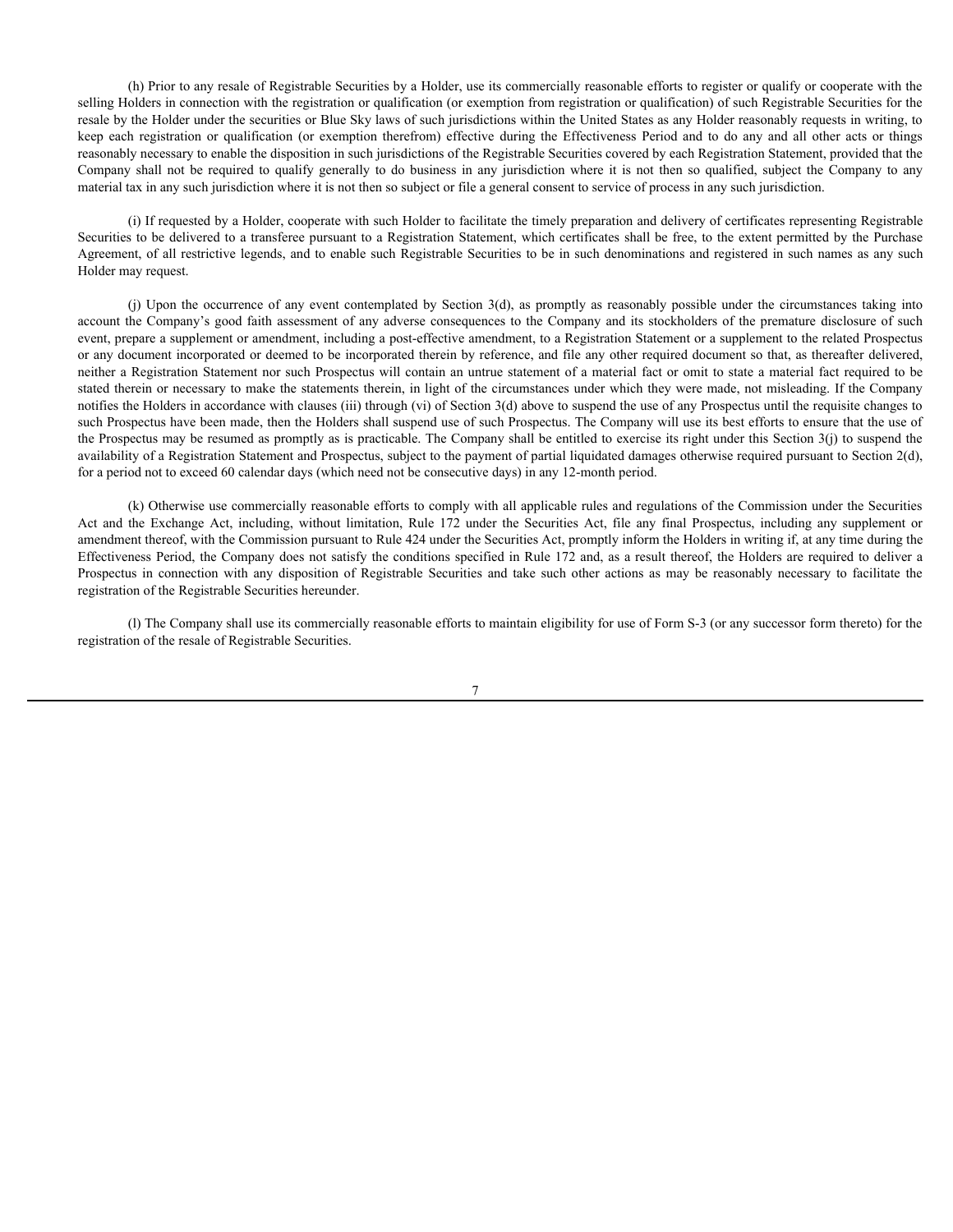(h) Prior to any resale of Registrable Securities by a Holder, use its commercially reasonable efforts to register or qualify or cooperate with the selling Holders in connection with the registration or qualification (or exemption from registration or qualification) of such Registrable Securities for the resale by the Holder under the securities or Blue Sky laws of such jurisdictions within the United States as any Holder reasonably requests in writing, to keep each registration or qualification (or exemption therefrom) effective during the Effectiveness Period and to do any and all other acts or things reasonably necessary to enable the disposition in such jurisdictions of the Registrable Securities covered by each Registration Statement, provided that the Company shall not be required to qualify generally to do business in any jurisdiction where it is not then so qualified, subject the Company to any material tax in any such jurisdiction where it is not then so subject or file a general consent to service of process in any such jurisdiction.

(i) If requested by a Holder, cooperate with such Holder to facilitate the timely preparation and delivery of certificates representing Registrable Securities to be delivered to a transferee pursuant to a Registration Statement, which certificates shall be free, to the extent permitted by the Purchase Agreement, of all restrictive legends, and to enable such Registrable Securities to be in such denominations and registered in such names as any such Holder may request.

(j) Upon the occurrence of any event contemplated by Section 3(d), as promptly as reasonably possible under the circumstances taking into account the Company's good faith assessment of any adverse consequences to the Company and its stockholders of the premature disclosure of such event, prepare a supplement or amendment, including a post-effective amendment, to a Registration Statement or a supplement to the related Prospectus or any document incorporated or deemed to be incorporated therein by reference, and file any other required document so that, as thereafter delivered, neither a Registration Statement nor such Prospectus will contain an untrue statement of a material fact or omit to state a material fact required to be stated therein or necessary to make the statements therein, in light of the circumstances under which they were made, not misleading. If the Company notifies the Holders in accordance with clauses (iii) through (vi) of Section 3(d) above to suspend the use of any Prospectus until the requisite changes to such Prospectus have been made, then the Holders shall suspend use of such Prospectus. The Company will use its best efforts to ensure that the use of the Prospectus may be resumed as promptly as is practicable. The Company shall be entitled to exercise its right under this Section 3(j) to suspend the availability of a Registration Statement and Prospectus, subject to the payment of partial liquidated damages otherwise required pursuant to Section 2(d), for a period not to exceed 60 calendar days (which need not be consecutive days) in any 12-month period.

(k) Otherwise use commercially reasonable efforts to comply with all applicable rules and regulations of the Commission under the Securities Act and the Exchange Act, including, without limitation, Rule 172 under the Securities Act, file any final Prospectus, including any supplement or amendment thereof, with the Commission pursuant to Rule 424 under the Securities Act, promptly inform the Holders in writing if, at any time during the Effectiveness Period, the Company does not satisfy the conditions specified in Rule 172 and, as a result thereof, the Holders are required to deliver a Prospectus in connection with any disposition of Registrable Securities and take such other actions as may be reasonably necessary to facilitate the registration of the Registrable Securities hereunder.

(l) The Company shall use its commercially reasonable efforts to maintain eligibility for use of Form S-3 (or any successor form thereto) for the registration of the resale of Registrable Securities.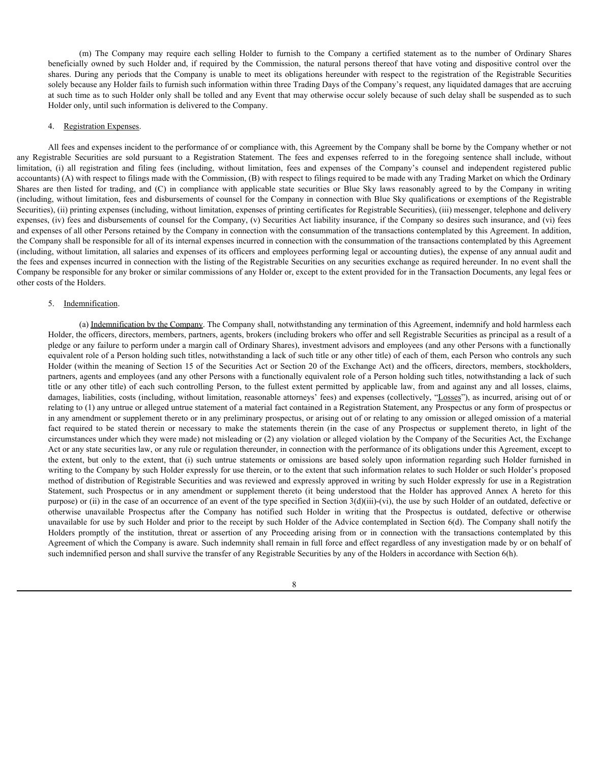(m) The Company may require each selling Holder to furnish to the Company a certified statement as to the number of Ordinary Shares beneficially owned by such Holder and, if required by the Commission, the natural persons thereof that have voting and dispositive control over the shares. During any periods that the Company is unable to meet its obligations hereunder with respect to the registration of the Registrable Securities solely because any Holder fails to furnish such information within three Trading Days of the Company's request, any liquidated damages that are accruing at such time as to such Holder only shall be tolled and any Event that may otherwise occur solely because of such delay shall be suspended as to such Holder only, until such information is delivered to the Company.

4. Registration Expenses.

All fees and expenses incident to the performance of or compliance with, this Agreement by the Company shall be borne by the Company whether or not any Registrable Securities are sold pursuant to a Registration Statement. The fees and expenses referred to in the foregoing sentence shall include, without limitation, (i) all registration and filing fees (including, without limitation, fees and expenses of the Company's counsel and independent registered public accountants) (A) with respect to filings made with the Commission, (B) with respect to filings required to be made with any Trading Market on which the Ordinary Shares are then listed for trading, and (C) in compliance with applicable state securities or Blue Sky laws reasonably agreed to by the Company in writing (including, without limitation, fees and disbursements of counsel for the Company in connection with Blue Sky qualifications or exemptions of the Registrable Securities), (ii) printing expenses (including, without limitation, expenses of printing certificates for Registrable Securities), (iii) messenger, telephone and delivery expenses, (iv) fees and disbursements of counsel for the Company, (v) Securities Act liability insurance, if the Company so desires such insurance, and (vi) fees and expenses of all other Persons retained by the Company in connection with the consummation of the transactions contemplated by this Agreement. In addition, the Company shall be responsible for all of its internal expenses incurred in connection with the consummation of the transactions contemplated by this Agreement (including, without limitation, all salaries and expenses of its officers and employees performing legal or accounting duties), the expense of any annual audit and the fees and expenses incurred in connection with the listing of the Registrable Securities on any securities exchange as required hereunder. In no event shall the Company be responsible for any broker or similar commissions of any Holder or, except to the extent provided for in the Transaction Documents, any legal fees or other costs of the Holders.

5. Indemnification.

(a) Indemnification by the Company. The Company shall, notwithstanding any termination of this Agreement, indemnify and hold harmless each Holder, the officers, directors, members, partners, agents, brokers (including brokers who offer and sell Registrable Securities as principal as a result of a pledge or any failure to perform under a margin call of Ordinary Shares), investment advisors and employees (and any other Persons with a functionally equivalent role of a Person holding such titles, notwithstanding a lack of such title or any other title) of each of them, each Person who controls any such Holder (within the meaning of Section 15 of the Securities Act or Section 20 of the Exchange Act) and the officers, directors, members, stockholders, partners, agents and employees (and any other Persons with a functionally equivalent role of a Person holding such titles, notwithstanding a lack of such title or any other title) of each such controlling Person, to the fullest extent permitted by applicable law, from and against any and all losses, claims, damages, liabilities, costs (including, without limitation, reasonable attorneys' fees) and expenses (collectively, "Losses"), as incurred, arising out of or relating to (1) any untrue or alleged untrue statement of a material fact contained in a Registration Statement, any Prospectus or any form of prospectus or in any amendment or supplement thereto or in any preliminary prospectus, or arising out of or relating to any omission or alleged omission of a material fact required to be stated therein or necessary to make the statements therein (in the case of any Prospectus or supplement thereto, in light of the circumstances under which they were made) not misleading or (2) any violation or alleged violation by the Company of the Securities Act, the Exchange Act or any state securities law, or any rule or regulation thereunder, in connection with the performance of its obligations under this Agreement, except to the extent, but only to the extent, that (i) such untrue statements or omissions are based solely upon information regarding such Holder furnished in writing to the Company by such Holder expressly for use therein, or to the extent that such information relates to such Holder or such Holder's proposed method of distribution of Registrable Securities and was reviewed and expressly approved in writing by such Holder expressly for use in a Registration Statement, such Prospectus or in any amendment or supplement thereto (it being understood that the Holder has approved Annex A hereto for this purpose) or (ii) in the case of an occurrence of an event of the type specified in Section 3(d)(iii)-(vi), the use by such Holder of an outdated, defective or otherwise unavailable Prospectus after the Company has notified such Holder in writing that the Prospectus is outdated, defective or otherwise unavailable for use by such Holder and prior to the receipt by such Holder of the Advice contemplated in Section 6(d). The Company shall notify the Holders promptly of the institution, threat or assertion of any Proceeding arising from or in connection with the transactions contemplated by this Agreement of which the Company is aware. Such indemnity shall remain in full force and effect regardless of any investigation made by or on behalf of such indemnified person and shall survive the transfer of any Registrable Securities by any of the Holders in accordance with Section 6(h).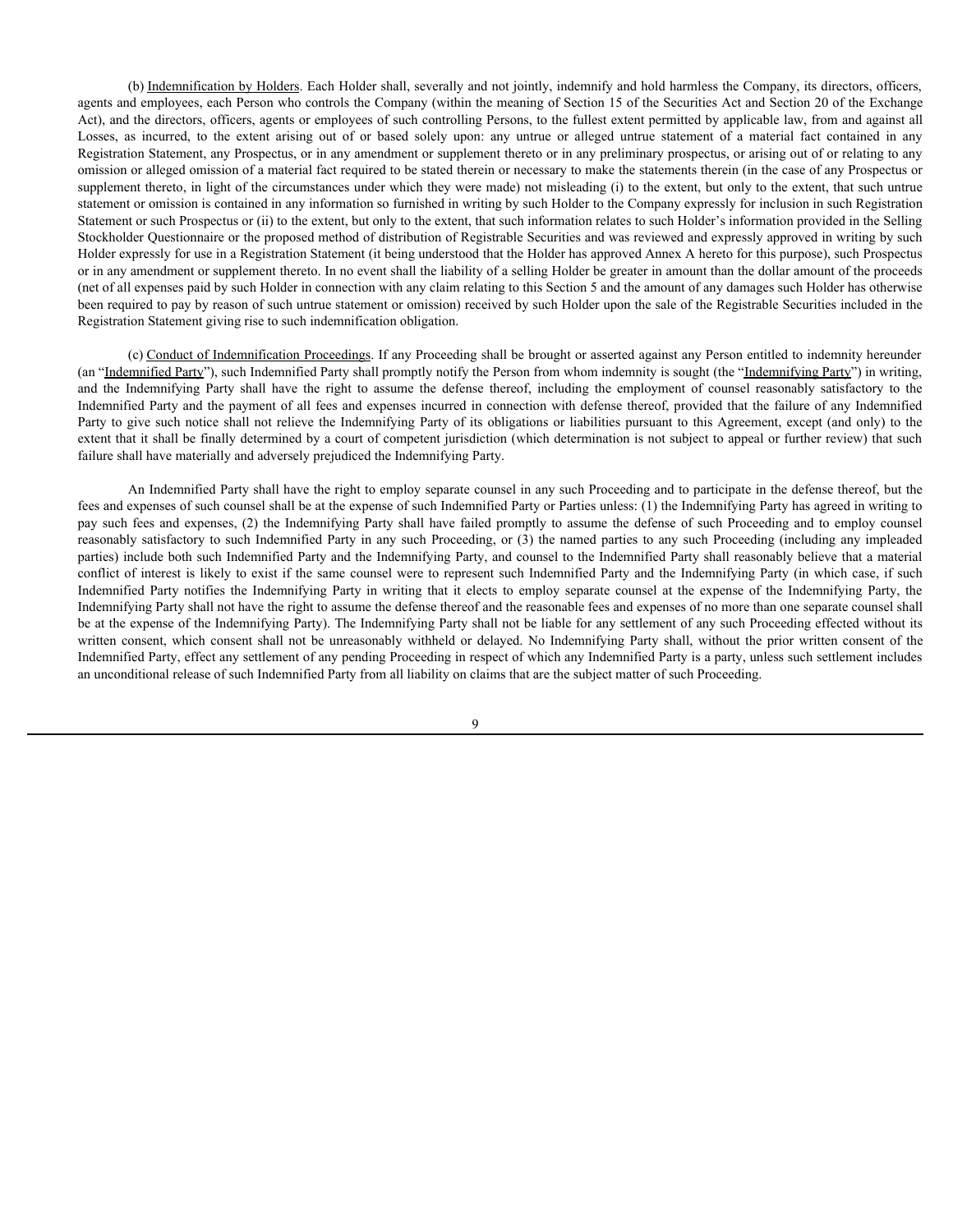(b) Indemnification by Holders. Each Holder shall, severally and not jointly, indemnify and hold harmless the Company, its directors, officers, agents and employees, each Person who controls the Company (within the meaning of Section 15 of the Securities Act and Section 20 of the Exchange Act), and the directors, officers, agents or employees of such controlling Persons, to the fullest extent permitted by applicable law, from and against all Losses, as incurred, to the extent arising out of or based solely upon: any untrue or alleged untrue statement of a material fact contained in any Registration Statement, any Prospectus, or in any amendment or supplement thereto or in any preliminary prospectus, or arising out of or relating to any omission or alleged omission of a material fact required to be stated therein or necessary to make the statements therein (in the case of any Prospectus or supplement thereto, in light of the circumstances under which they were made) not misleading (i) to the extent, but only to the extent, that such untrue statement or omission is contained in any information so furnished in writing by such Holder to the Company expressly for inclusion in such Registration Statement or such Prospectus or (ii) to the extent, but only to the extent, that such information relates to such Holder's information provided in the Selling Stockholder Questionnaire or the proposed method of distribution of Registrable Securities and was reviewed and expressly approved in writing by such Holder expressly for use in a Registration Statement (it being understood that the Holder has approved Annex A hereto for this purpose), such Prospectus or in any amendment or supplement thereto. In no event shall the liability of a selling Holder be greater in amount than the dollar amount of the proceeds (net of all expenses paid by such Holder in connection with any claim relating to this Section 5 and the amount of any damages such Holder has otherwise been required to pay by reason of such untrue statement or omission) received by such Holder upon the sale of the Registrable Securities included in the Registration Statement giving rise to such indemnification obligation.

(c) Conduct of Indemnification Proceedings. If any Proceeding shall be brought or asserted against any Person entitled to indemnity hereunder (an "Indemnified Party"), such Indemnified Party shall promptly notify the Person from whom indemnity is sought (the "Indemnifying Party") in writing, and the Indemnifying Party shall have the right to assume the defense thereof, including the employment of counsel reasonably satisfactory to the Indemnified Party and the payment of all fees and expenses incurred in connection with defense thereof, provided that the failure of any Indemnified Party to give such notice shall not relieve the Indemnifying Party of its obligations or liabilities pursuant to this Agreement, except (and only) to the extent that it shall be finally determined by a court of competent jurisdiction (which determination is not subject to appeal or further review) that such failure shall have materially and adversely prejudiced the Indemnifying Party.

An Indemnified Party shall have the right to employ separate counsel in any such Proceeding and to participate in the defense thereof, but the fees and expenses of such counsel shall be at the expense of such Indemnified Party or Parties unless: (1) the Indemnifying Party has agreed in writing to pay such fees and expenses, (2) the Indemnifying Party shall have failed promptly to assume the defense of such Proceeding and to employ counsel reasonably satisfactory to such Indemnified Party in any such Proceeding, or (3) the named parties to any such Proceeding (including any impleaded parties) include both such Indemnified Party and the Indemnifying Party, and counsel to the Indemnified Party shall reasonably believe that a material conflict of interest is likely to exist if the same counsel were to represent such Indemnified Party and the Indemnifying Party (in which case, if such Indemnified Party notifies the Indemnifying Party in writing that it elects to employ separate counsel at the expense of the Indemnifying Party, the Indemnifying Party shall not have the right to assume the defense thereof and the reasonable fees and expenses of no more than one separate counsel shall be at the expense of the Indemnifying Party). The Indemnifying Party shall not be liable for any settlement of any such Proceeding effected without its written consent, which consent shall not be unreasonably withheld or delayed. No Indemnifying Party shall, without the prior written consent of the Indemnified Party, effect any settlement of any pending Proceeding in respect of which any Indemnified Party is a party, unless such settlement includes an unconditional release of such Indemnified Party from all liability on claims that are the subject matter of such Proceeding.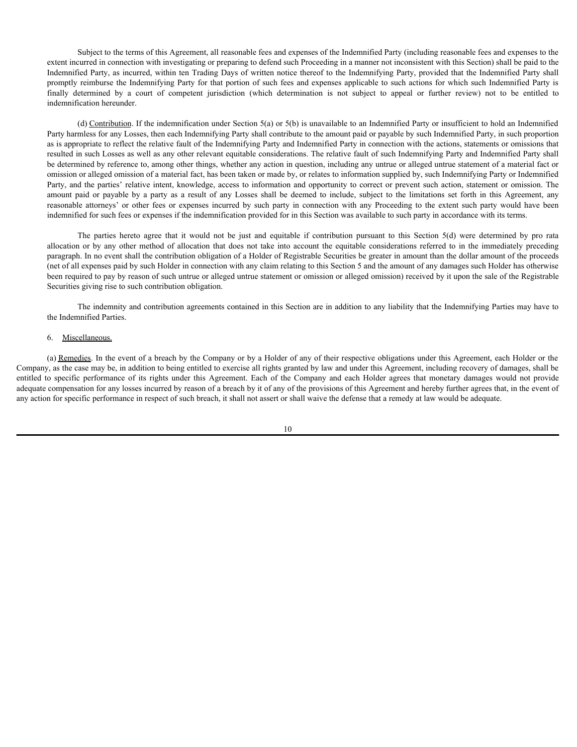Subject to the terms of this Agreement, all reasonable fees and expenses of the Indemnified Party (including reasonable fees and expenses to the extent incurred in connection with investigating or preparing to defend such Proceeding in a manner not inconsistent with this Section) shall be paid to the Indemnified Party, as incurred, within ten Trading Days of written notice thereof to the Indemnifying Party, provided that the Indemnified Party shall promptly reimburse the Indemnifying Party for that portion of such fees and expenses applicable to such actions for which such Indemnified Party is finally determined by a court of competent jurisdiction (which determination is not subject to appeal or further review) not to be entitled to indemnification hereunder.

(d) Contribution. If the indemnification under Section 5(a) or 5(b) is unavailable to an Indemnified Party or insufficient to hold an Indemnified Party harmless for any Losses, then each Indemnifying Party shall contribute to the amount paid or payable by such Indemnified Party, in such proportion as is appropriate to reflect the relative fault of the Indemnifying Party and Indemnified Party in connection with the actions, statements or omissions that resulted in such Losses as well as any other relevant equitable considerations. The relative fault of such Indemnifying Party and Indemnified Party shall be determined by reference to, among other things, whether any action in question, including any untrue or alleged untrue statement of a material fact or omission or alleged omission of a material fact, has been taken or made by, or relates to information supplied by, such Indemnifying Party or Indemnified Party, and the parties' relative intent, knowledge, access to information and opportunity to correct or prevent such action, statement or omission. The amount paid or payable by a party as a result of any Losses shall be deemed to include, subject to the limitations set forth in this Agreement, any reasonable attorneys' or other fees or expenses incurred by such party in connection with any Proceeding to the extent such party would have been indemnified for such fees or expenses if the indemnification provided for in this Section was available to such party in accordance with its terms.

The parties hereto agree that it would not be just and equitable if contribution pursuant to this Section 5(d) were determined by pro rata allocation or by any other method of allocation that does not take into account the equitable considerations referred to in the immediately preceding paragraph. In no event shall the contribution obligation of a Holder of Registrable Securities be greater in amount than the dollar amount of the proceeds (net of all expenses paid by such Holder in connection with any claim relating to this Section 5 and the amount of any damages such Holder has otherwise been required to pay by reason of such untrue or alleged untrue statement or omission or alleged omission) received by it upon the sale of the Registrable Securities giving rise to such contribution obligation.

The indemnity and contribution agreements contained in this Section are in addition to any liability that the Indemnifying Parties may have to the Indemnified Parties.

6. Miscellaneous.

(a) Remedies. In the event of a breach by the Company or by a Holder of any of their respective obligations under this Agreement, each Holder or the Company, as the case may be, in addition to being entitled to exercise all rights granted by law and under this Agreement, including recovery of damages, shall be entitled to specific performance of its rights under this Agreement. Each of the Company and each Holder agrees that monetary damages would not provide adequate compensation for any losses incurred by reason of a breach by it of any of the provisions of this Agreement and hereby further agrees that, in the event of any action for specific performance in respect of such breach, it shall not assert or shall waive the defense that a remedy at law would be adequate.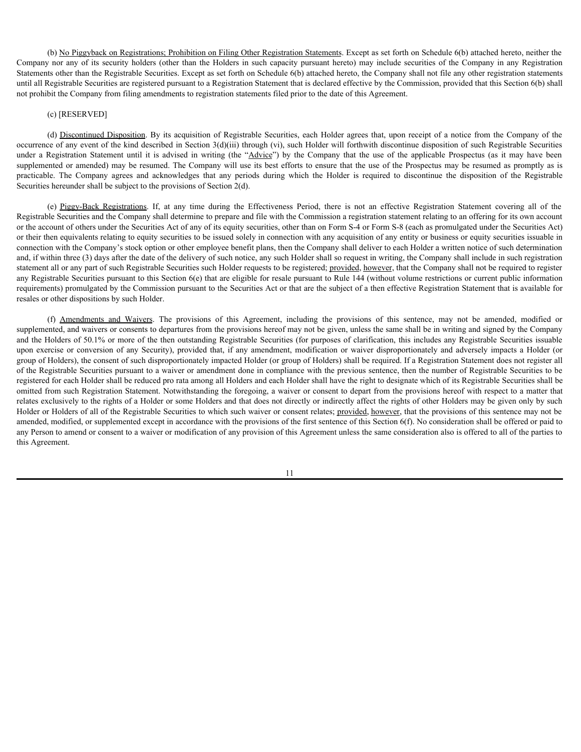(b) No Piggyback on Registrations; Prohibition on Filing Other Registration Statements. Except as set forth on Schedule 6(b) attached hereto, neither the Company nor any of its security holders (other than the Holders in such capacity pursuant hereto) may include securities of the Company in any Registration Statements other than the Registrable Securities. Except as set forth on Schedule 6(b) attached hereto, the Company shall not file any other registration statements until all Registrable Securities are registered pursuant to a Registration Statement that is declared effective by the Commission, provided that this Section 6(b) shall not prohibit the Company from filing amendments to registration statements filed prior to the date of this Agreement.

(c) [RESERVED]

(d) Discontinued Disposition. By its acquisition of Registrable Securities, each Holder agrees that, upon receipt of a notice from the Company of the occurrence of any event of the kind described in Section 3(d)(iii) through (vi), such Holder will forthwith discontinue disposition of such Registrable Securities under a Registration Statement until it is advised in writing (the "Advice") by the Company that the use of the applicable Prospectus (as it may have been supplemented or amended) may be resumed. The Company will use its best efforts to ensure that the use of the Prospectus may be resumed as promptly as is practicable. The Company agrees and acknowledges that any periods during which the Holder is required to discontinue the disposition of the Registrable Securities hereunder shall be subject to the provisions of Section 2(d).

(e) Piggy-Back Registrations. If, at any time during the Effectiveness Period, there is not an effective Registration Statement covering all of the Registrable Securities and the Company shall determine to prepare and file with the Commission a registration statement relating to an offering for its own account or the account of others under the Securities Act of any of its equity securities, other than on Form S-4 or Form S-8 (each as promulgated under the Securities Act) or their then equivalents relating to equity securities to be issued solely in connection with any acquisition of any entity or business or equity securities issuable in connection with the Company's stock option or other employee benefit plans, then the Company shall deliver to each Holder a written notice of such determination and, if within three (3) days after the date of the delivery of such notice, any such Holder shall so request in writing, the Company shall include in such registration statement all or any part of such Registrable Securities such Holder requests to be registered; provided, however, that the Company shall not be required to register any Registrable Securities pursuant to this Section 6(e) that are eligible for resale pursuant to Rule 144 (without volume restrictions or current public information requirements) promulgated by the Commission pursuant to the Securities Act or that are the subject of a then effective Registration Statement that is available for resales or other dispositions by such Holder.

(f) Amendments and Waivers. The provisions of this Agreement, including the provisions of this sentence, may not be amended, modified or supplemented, and waivers or consents to departures from the provisions hereof may not be given, unless the same shall be in writing and signed by the Company and the Holders of 50.1% or more of the then outstanding Registrable Securities (for purposes of clarification, this includes any Registrable Securities issuable upon exercise or conversion of any Security), provided that, if any amendment, modification or waiver disproportionately and adversely impacts a Holder (or group of Holders), the consent of such disproportionately impacted Holder (or group of Holders) shall be required. If a Registration Statement does not register all of the Registrable Securities pursuant to a waiver or amendment done in compliance with the previous sentence, then the number of Registrable Securities to be registered for each Holder shall be reduced pro rata among all Holders and each Holder shall have the right to designate which of its Registrable Securities shall be omitted from such Registration Statement. Notwithstanding the foregoing, a waiver or consent to depart from the provisions hereof with respect to a matter that relates exclusively to the rights of a Holder or some Holders and that does not directly or indirectly affect the rights of other Holders may be given only by such Holder or Holders of all of the Registrable Securities to which such waiver or consent relates; provided, however, that the provisions of this sentence may not be amended, modified, or supplemented except in accordance with the provisions of the first sentence of this Section 6(f). No consideration shall be offered or paid to any Person to amend or consent to a waiver or modification of any provision of this Agreement unless the same consideration also is offered to all of the parties to this Agreement.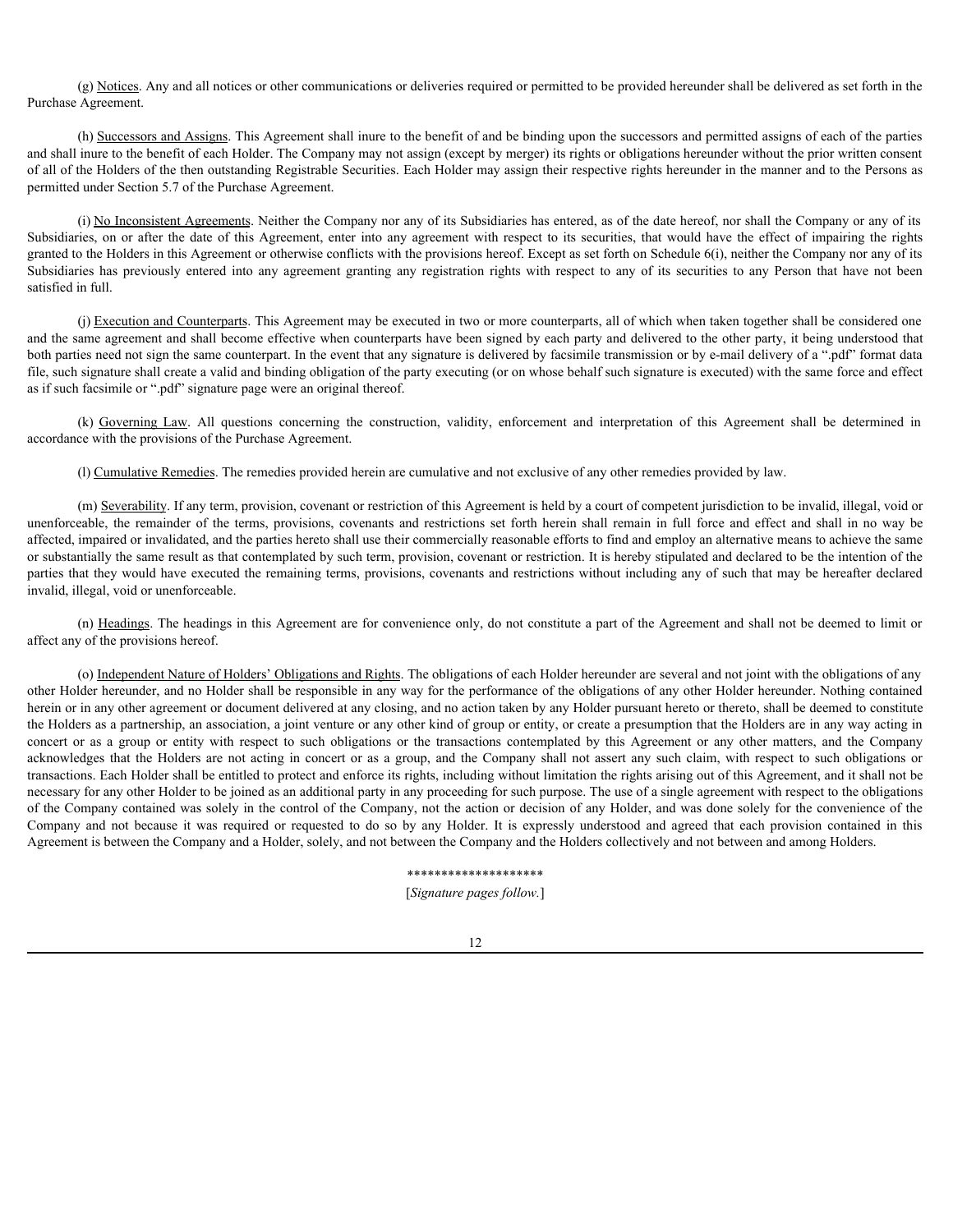(g) Notices. Any and all notices or other communications or deliveries required or permitted to be provided hereunder shall be delivered as set forth in the Purchase Agreement.

(h) Successors and Assigns. This Agreement shall inure to the benefit of and be binding upon the successors and permitted assigns of each of the parties and shall inure to the benefit of each Holder. The Company may not assign (except by merger) its rights or obligations hereunder without the prior written consent of all of the Holders of the then outstanding Registrable Securities. Each Holder may assign their respective rights hereunder in the manner and to the Persons as permitted under Section 5.7 of the Purchase Agreement.

(i) No Inconsistent Agreements. Neither the Company nor any of its Subsidiaries has entered, as of the date hereof, nor shall the Company or any of its Subsidiaries, on or after the date of this Agreement, enter into any agreement with respect to its securities, that would have the effect of impairing the rights granted to the Holders in this Agreement or otherwise conflicts with the provisions hereof. Except as set forth on Schedule 6(i), neither the Company nor any of its Subsidiaries has previously entered into any agreement granting any registration rights with respect to any of its securities to any Person that have not been satisfied in full.

(j) Execution and Counterparts. This Agreement may be executed in two or more counterparts, all of which when taken together shall be considered one and the same agreement and shall become effective when counterparts have been signed by each party and delivered to the other party, it being understood that both parties need not sign the same counterpart. In the event that any signature is delivered by facsimile transmission or by e-mail delivery of a ".pdf" format data file, such signature shall create a valid and binding obligation of the party executing (or on whose behalf such signature is executed) with the same force and effect as if such facsimile or ".pdf" signature page were an original thereof.

(k) Governing Law. All questions concerning the construction, validity, enforcement and interpretation of this Agreement shall be determined in accordance with the provisions of the Purchase Agreement.

(l) Cumulative Remedies. The remedies provided herein are cumulative and not exclusive of any other remedies provided by law.

(m) Severability. If any term, provision, covenant or restriction of this Agreement is held by a court of competent jurisdiction to be invalid, illegal, void or unenforceable, the remainder of the terms, provisions, covenants and restrictions set forth herein shall remain in full force and effect and shall in no way be affected, impaired or invalidated, and the parties hereto shall use their commercially reasonable efforts to find and employ an alternative means to achieve the same or substantially the same result as that contemplated by such term, provision, covenant or restriction. It is hereby stipulated and declared to be the intention of the parties that they would have executed the remaining terms, provisions, covenants and restrictions without including any of such that may be hereafter declared invalid, illegal, void or unenforceable.

(n) Headings. The headings in this Agreement are for convenience only, do not constitute a part of the Agreement and shall not be deemed to limit or affect any of the provisions hereof.

(o) Independent Nature of Holders' Obligations and Rights. The obligations of each Holder hereunder are several and not joint with the obligations of any other Holder hereunder, and no Holder shall be responsible in any way for the performance of the obligations of any other Holder hereunder. Nothing contained herein or in any other agreement or document delivered at any closing, and no action taken by any Holder pursuant hereto or thereto, shall be deemed to constitute the Holders as a partnership, an association, a joint venture or any other kind of group or entity, or create a presumption that the Holders are in any way acting in concert or as a group or entity with respect to such obligations or the transactions contemplated by this Agreement or any other matters, and the Company acknowledges that the Holders are not acting in concert or as a group, and the Company shall not assert any such claim, with respect to such obligations or transactions. Each Holder shall be entitled to protect and enforce its rights, including without limitation the rights arising out of this Agreement, and it shall not be necessary for any other Holder to be joined as an additional party in any proceeding for such purpose. The use of a single agreement with respect to the obligations of the Company contained was solely in the control of the Company, not the action or decision of any Holder, and was done solely for the convenience of the Company and not because it was required or requested to do so by any Holder. It is expressly understood and agreed that each provision contained in this Agreement is between the Company and a Holder, solely, and not between the Company and the Holders collectively and not between and among Holders.

********************

[*Signature pages follow.*]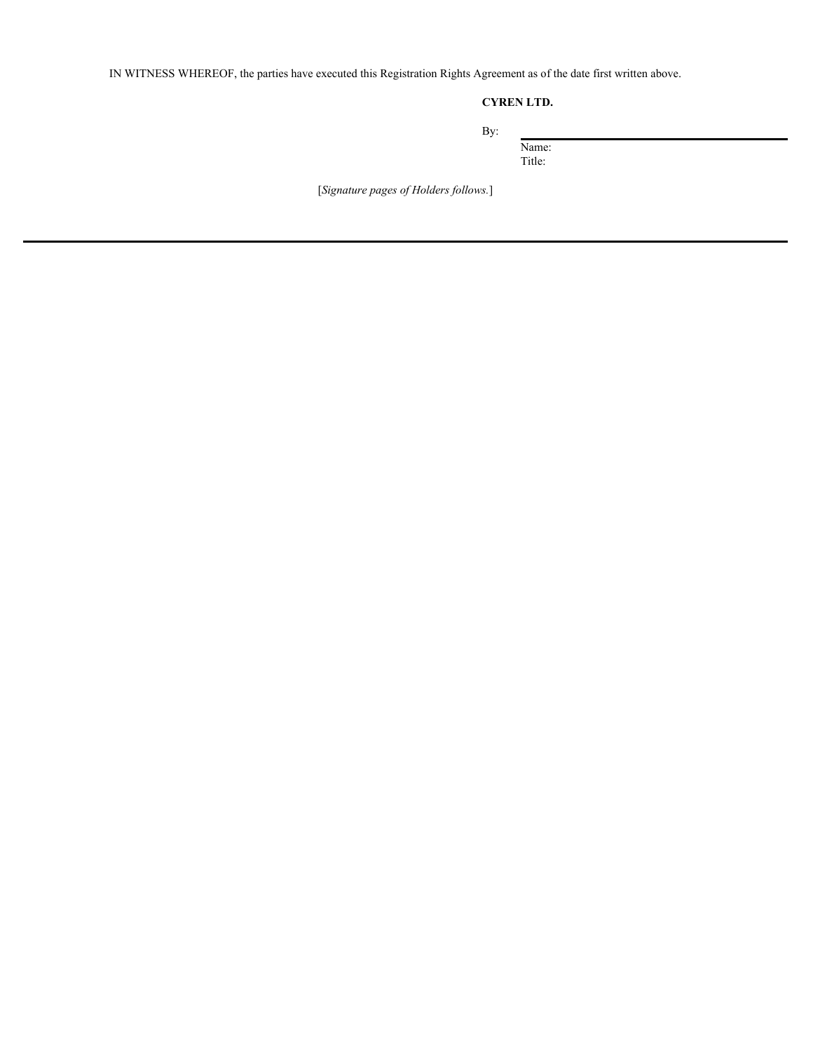IN WITNESS WHEREOF, the parties have executed this Registration Rights Agreement as of the date first written above.

**CYREN LTD.**

By: \_\_\_\_\_\_\_\_\_\_\_\_\_\_\_\_\_\_\_\_\_\_\_\_\_\_\_\_\_\_

Name:

Title:

[*Signature pages of Holders follows.*]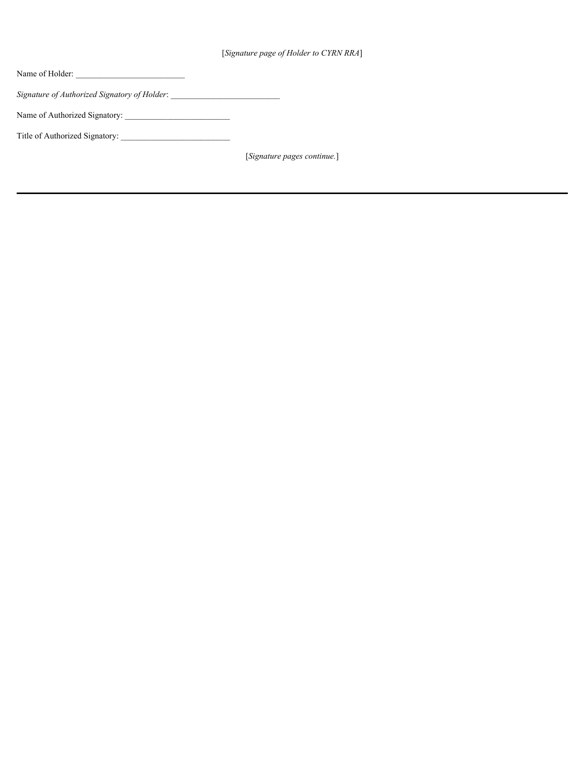[*Signature page of Holder to CYRN RRA*]

Name of Holder: ___________________________

*Signature of Authorized Signatory of Holder*: ___________________________

Name of Authorized Signatory: ___________________________

Title of Authorized Signatory: ___________________________

[*Signature pages continue.*]

---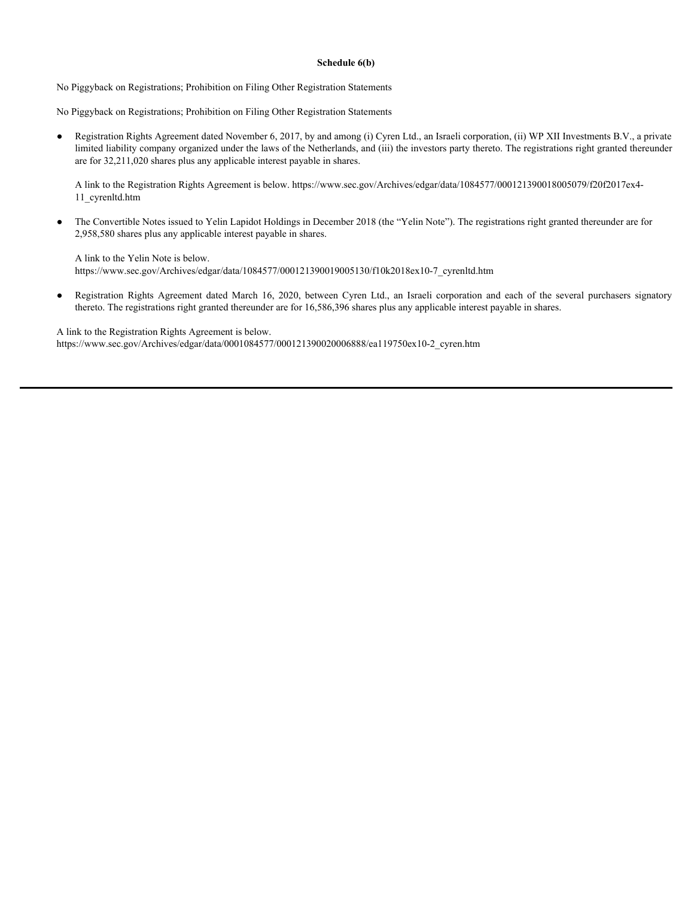**Schedule 6(b)**

No Piggyback on Registrations; Prohibition on Filing Other Registration Statements

No Piggyback on Registrations; Prohibition on Filing Other Registration Statements

- Registration Rights Agreement dated November 6, 2017, by and among (i) Cyren Ltd., an Israeli corporation, (ii) WP XII Investments B.V., a private limited liability company organized under the laws of the Netherlands, and (iii) the investors party thereto. The registrations right granted thereunder are for 32,211,020 shares plus any applicable interest payable in shares.

  A link to the Registration Rights Agreement is below. https://www.sec.gov/Archives/edgar/data/1084577/000121390018005079/f20f2017ex4-11_cyrenltd.htm

- The Convertible Notes issued to Yelin Lapidot Holdings in December 2018 (the "Yelin Note"). The registrations right granted thereunder are for 2,958,580 shares plus any applicable interest payable in shares.

  A link to the Yelin Note is below.
  https://www.sec.gov/Archives/edgar/data/1084577/000121390019005130/f10k2018ex10-7_cyrenltd.htm

- Registration Rights Agreement dated March 16, 2020, between Cyren Ltd., an Israeli corporation and each of the several purchasers signatory thereto. The registrations right granted thereunder are for 16,586,396 shares plus any applicable interest payable in shares.

A link to the Registration Rights Agreement is below.
https://www.sec.gov/Archives/edgar/data/0001084577/000121390020006888/ea119750ex10-2_cyren.htm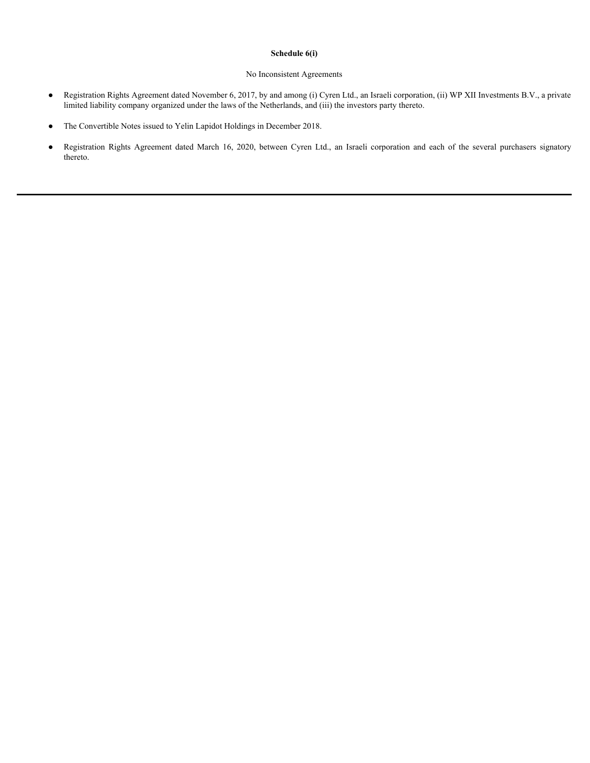**Schedule 6(i)**

No Inconsistent Agreements

- Registration Rights Agreement dated November 6, 2017, by and among (i) Cyren Ltd., an Israeli corporation, (ii) WP XII Investments B.V., a private limited liability company organized under the laws of the Netherlands, and (iii) the investors party thereto.
- The Convertible Notes issued to Yelin Lapidot Holdings in December 2018.
- Registration Rights Agreement dated March 16, 2020, between Cyren Ltd., an Israeli corporation and each of the several purchasers signatory thereto.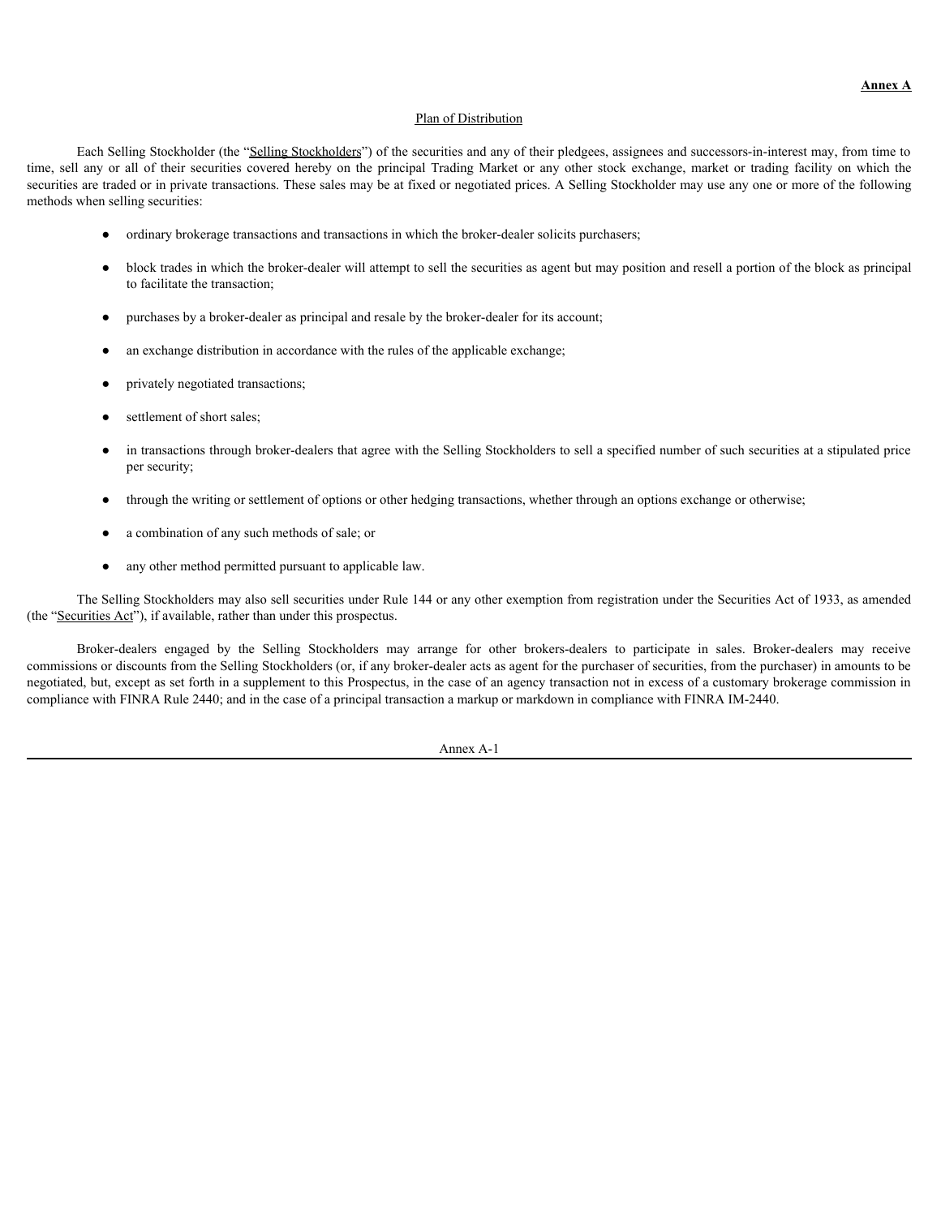**Annex A**

Plan of Distribution

Each Selling Stockholder (the "Selling Stockholders") of the securities and any of their pledgees, assignees and successors-in-interest may, from time to time, sell any or all of their securities covered hereby on the principal Trading Market or any other stock exchange, market or trading facility on which the securities are traded or in private transactions. These sales may be at fixed or negotiated prices. A Selling Stockholder may use any one or more of the following methods when selling securities:

- ordinary brokerage transactions and transactions in which the broker-dealer solicits purchasers;
- block trades in which the broker-dealer will attempt to sell the securities as agent but may position and resell a portion of the block as principal to facilitate the transaction;
- purchases by a broker-dealer as principal and resale by the broker-dealer for its account;
- an exchange distribution in accordance with the rules of the applicable exchange;
- privately negotiated transactions;
- settlement of short sales;
- in transactions through broker-dealers that agree with the Selling Stockholders to sell a specified number of such securities at a stipulated price per security;
- through the writing or settlement of options or other hedging transactions, whether through an options exchange or otherwise;
- a combination of any such methods of sale; or
- any other method permitted pursuant to applicable law.

The Selling Stockholders may also sell securities under Rule 144 or any other exemption from registration under the Securities Act of 1933, as amended (the "Securities Act"), if available, rather than under this prospectus.

Broker-dealers engaged by the Selling Stockholders may arrange for other brokers-dealers to participate in sales. Broker-dealers may receive commissions or discounts from the Selling Stockholders (or, if any broker-dealer acts as agent for the purchaser of securities, from the purchaser) in amounts to be negotiated, but, except as set forth in a supplement to this Prospectus, in the case of an agency transaction not in excess of a customary brokerage commission in compliance with FINRA Rule 2440; and in the case of a principal transaction a markup or markdown in compliance with FINRA IM-2440.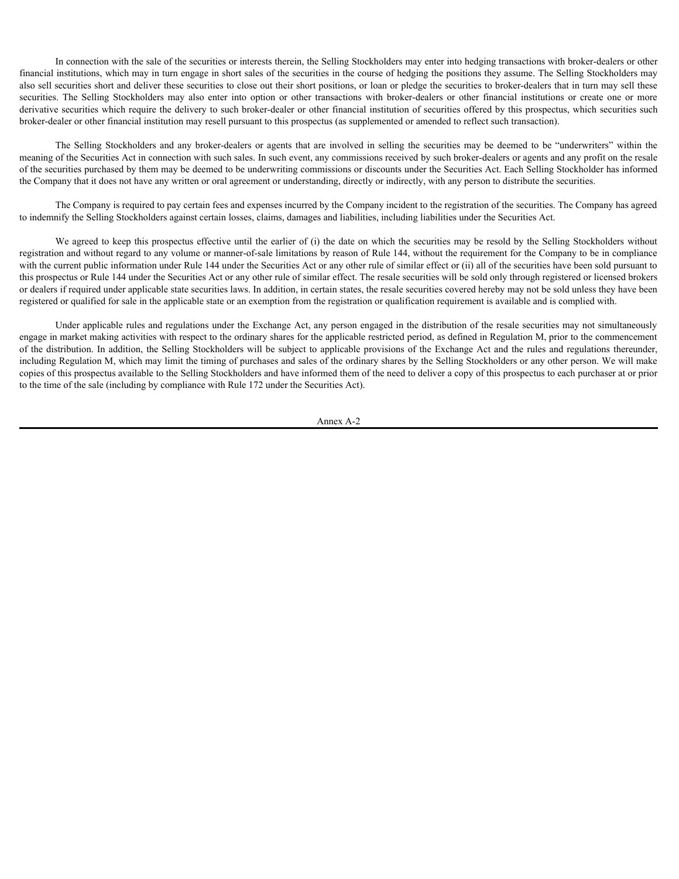In connection with the sale of the securities or interests therein, the Selling Stockholders may enter into hedging transactions with broker-dealers or other financial institutions, which may in turn engage in short sales of the securities in the course of hedging the positions they assume. The Selling Stockholders may also sell securities short and deliver these securities to close out their short positions, or loan or pledge the securities to broker-dealers that in turn may sell these securities. The Selling Stockholders may also enter into option or other transactions with broker-dealers or other financial institutions or create one or more derivative securities which require the delivery to such broker-dealer or other financial institution of securities offered by this prospectus, which securities such broker-dealer or other financial institution may resell pursuant to this prospectus (as supplemented or amended to reflect such transaction).

The Selling Stockholders and any broker-dealers or agents that are involved in selling the securities may be deemed to be "underwriters" within the meaning of the Securities Act in connection with such sales. In such event, any commissions received by such broker-dealers or agents and any profit on the resale of the securities purchased by them may be deemed to be underwriting commissions or discounts under the Securities Act. Each Selling Stockholder has informed the Company that it does not have any written or oral agreement or understanding, directly or indirectly, with any person to distribute the securities.

The Company is required to pay certain fees and expenses incurred by the Company incident to the registration of the securities. The Company has agreed to indemnify the Selling Stockholders against certain losses, claims, damages and liabilities, including liabilities under the Securities Act.

We agreed to keep this prospectus effective until the earlier of (i) the date on which the securities may be resold by the Selling Stockholders without registration and without regard to any volume or manner-of-sale limitations by reason of Rule 144, without the requirement for the Company to be in compliance with the current public information under Rule 144 under the Securities Act or any other rule of similar effect or (ii) all of the securities have been sold pursuant to this prospectus or Rule 144 under the Securities Act or any other rule of similar effect. The resale securities will be sold only through registered or licensed brokers or dealers if required under applicable state securities laws. In addition, in certain states, the resale securities covered hereby may not be sold unless they have been registered or qualified for sale in the applicable state or an exemption from the registration or qualification requirement is available and is complied with.

Under applicable rules and regulations under the Exchange Act, any person engaged in the distribution of the resale securities may not simultaneously engage in market making activities with respect to the ordinary shares for the applicable restricted period, as defined in Regulation M, prior to the commencement of the distribution. In addition, the Selling Stockholders will be subject to applicable provisions of the Exchange Act and the rules and regulations thereunder, including Regulation M, which may limit the timing of purchases and sales of the ordinary shares by the Selling Stockholders or any other person. We will make copies of this prospectus available to the Selling Stockholders and have informed them of the need to deliver a copy of this prospectus to each purchaser at or prior to the time of the sale (including by compliance with Rule 172 under the Securities Act).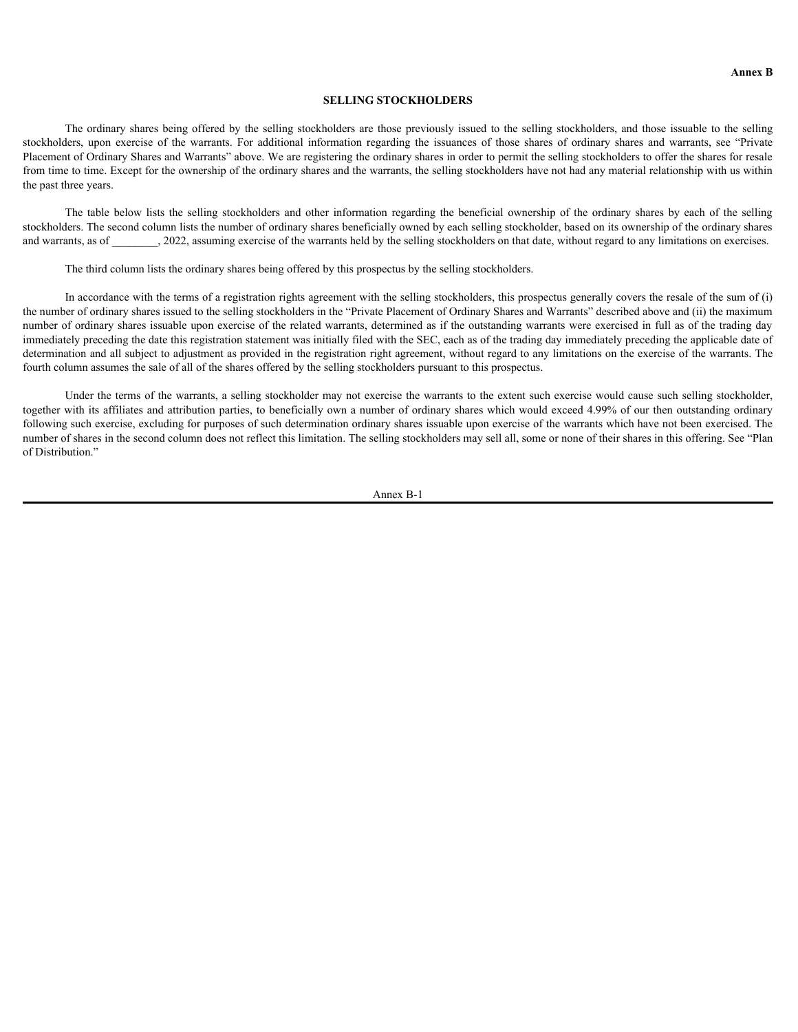**Annex B**

## SELLING STOCKHOLDERS

The ordinary shares being offered by the selling stockholders are those previously issued to the selling stockholders, and those issuable to the selling stockholders, upon exercise of the warrants. For additional information regarding the issuances of those shares of ordinary shares and warrants, see "Private Placement of Ordinary Shares and Warrants" above. We are registering the ordinary shares in order to permit the selling stockholders to offer the shares for resale from time to time. Except for the ownership of the ordinary shares and the warrants, the selling stockholders have not had any material relationship with us within the past three years.

The table below lists the selling stockholders and other information regarding the beneficial ownership of the ordinary shares by each of the selling stockholders. The second column lists the number of ordinary shares beneficially owned by each selling stockholder, based on its ownership of the ordinary shares and warrants, as of ________, 2022, assuming exercise of the warrants held by the selling stockholders on that date, without regard to any limitations on exercises.

The third column lists the ordinary shares being offered by this prospectus by the selling stockholders.

In accordance with the terms of a registration rights agreement with the selling stockholders, this prospectus generally covers the resale of the sum of (i) the number of ordinary shares issued to the selling stockholders in the "Private Placement of Ordinary Shares and Warrants" described above and (ii) the maximum number of ordinary shares issuable upon exercise of the related warrants, determined as if the outstanding warrants were exercised in full as of the trading day immediately preceding the date this registration statement was initially filed with the SEC, each as of the trading day immediately preceding the applicable date of determination and all subject to adjustment as provided in the registration right agreement, without regard to any limitations on the exercise of the warrants. The fourth column assumes the sale of all of the shares offered by the selling stockholders pursuant to this prospectus.

Under the terms of the warrants, a selling stockholder may not exercise the warrants to the extent such exercise would cause such selling stockholder, together with its affiliates and attribution parties, to beneficially own a number of ordinary shares which would exceed 4.99% of our then outstanding ordinary following such exercise, excluding for purposes of such determination ordinary shares issuable upon exercise of the warrants which have not been exercised. The number of shares in the second column does not reflect this limitation. The selling stockholders may sell all, some or none of their shares in this offering. See "Plan of Distribution."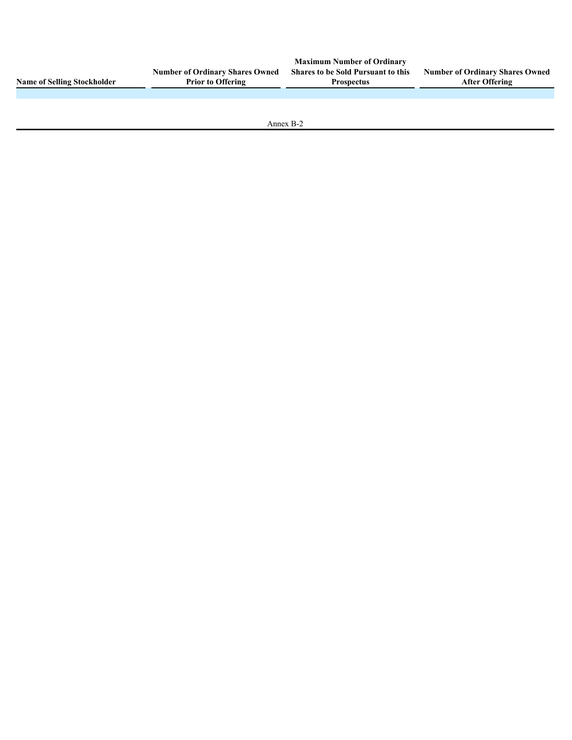| Name of Selling Stockholder | Number of Ordinary Shares Owned Prior to Offering | Maximum Number of Ordinary Shares to be Sold Pursuant to this Prospectus | Number of Ordinary Shares Owned After Offering |
| --- | --- | --- | --- |
| | | | |

Annex B-2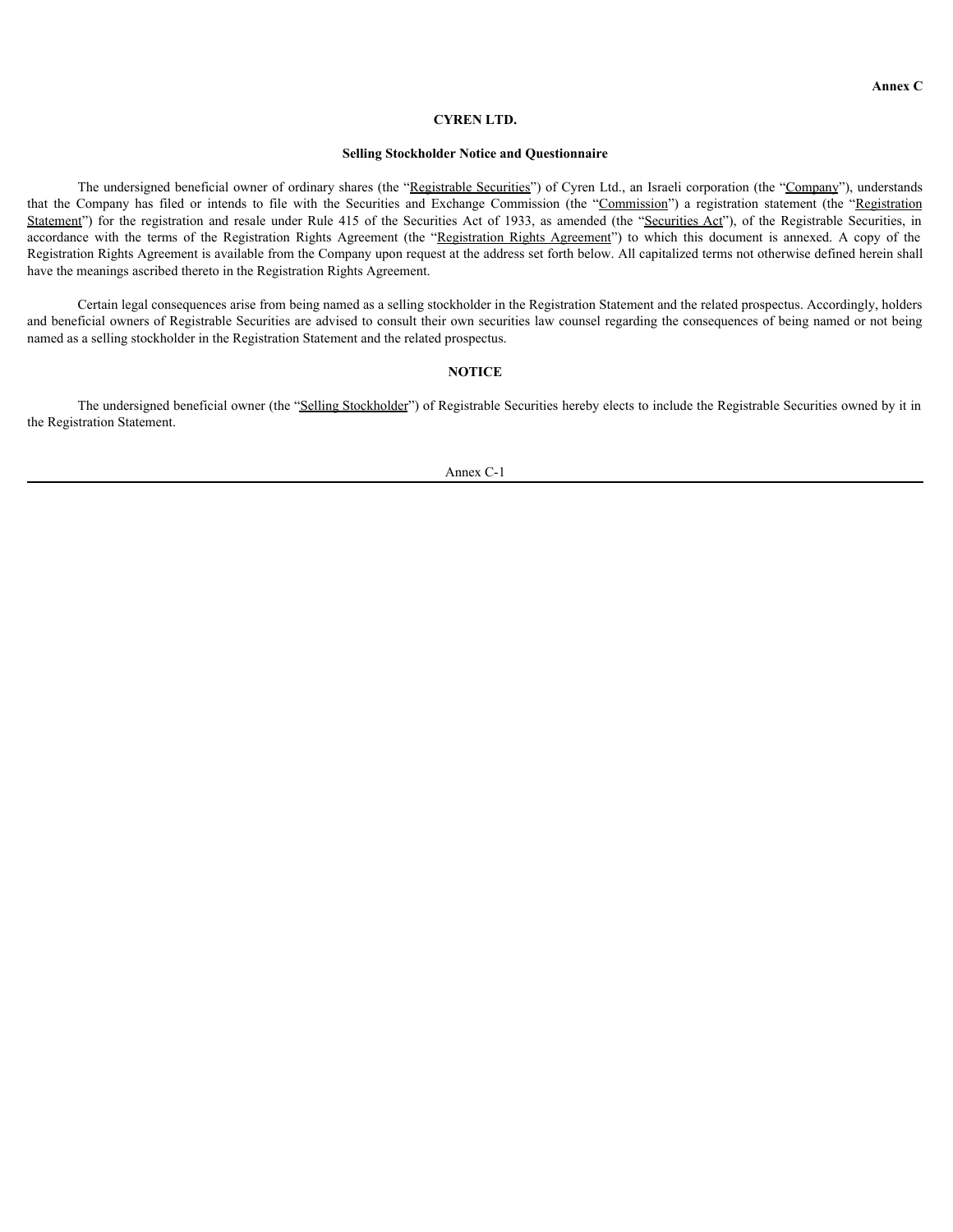**Annex C**

# CYREN LTD.

## Selling Stockholder Notice and Questionnaire

The undersigned beneficial owner of ordinary shares (the "Registrable Securities") of Cyren Ltd., an Israeli corporation (the "Company"), understands that the Company has filed or intends to file with the Securities and Exchange Commission (the "Commission") a registration statement (the "Registration Statement") for the registration and resale under Rule 415 of the Securities Act of 1933, as amended (the "Securities Act"), of the Registrable Securities, in accordance with the terms of the Registration Rights Agreement (the "Registration Rights Agreement") to which this document is annexed. A copy of the Registration Rights Agreement is available from the Company upon request at the address set forth below. All capitalized terms not otherwise defined herein shall have the meanings ascribed thereto in the Registration Rights Agreement.

Certain legal consequences arise from being named as a selling stockholder in the Registration Statement and the related prospectus. Accordingly, holders and beneficial owners of Registrable Securities are advised to consult their own securities law counsel regarding the consequences of being named or not being named as a selling stockholder in the Registration Statement and the related prospectus.

## NOTICE

The undersigned beneficial owner (the "Selling Stockholder") of Registrable Securities hereby elects to include the Registrable Securities owned by it in the Registration Statement.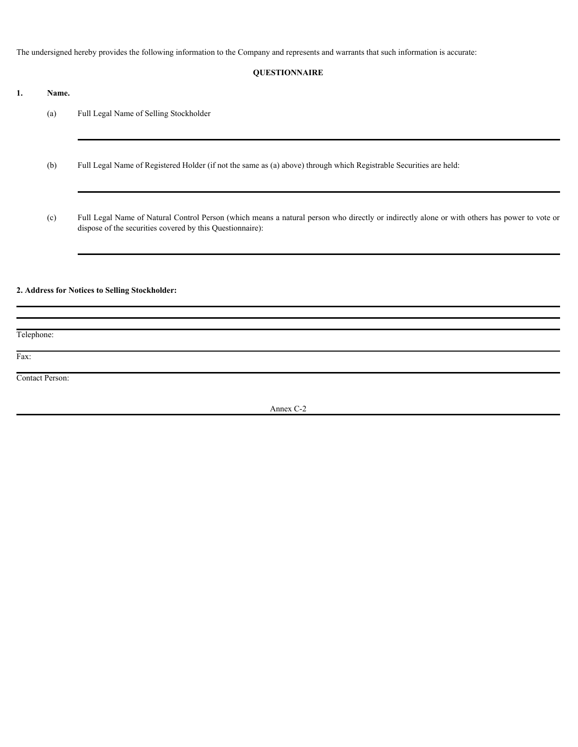The undersigned hereby provides the following information to the Company and represents and warrants that such information is accurate:

**QUESTIONNAIRE**

**1. Name.**

(a) Full Legal Name of Selling Stockholder

---

(b) Full Legal Name of Registered Holder (if not the same as (a) above) through which Registrable Securities are held:

---

(c) Full Legal Name of Natural Control Person (which means a natural person who directly or indirectly alone or with others has power to vote or dispose of the securities covered by this Questionnaire):

---

**2. Address for Notices to Selling Stockholder:**

---

---

---

Telephone:

---

Fax:

---

Contact Person: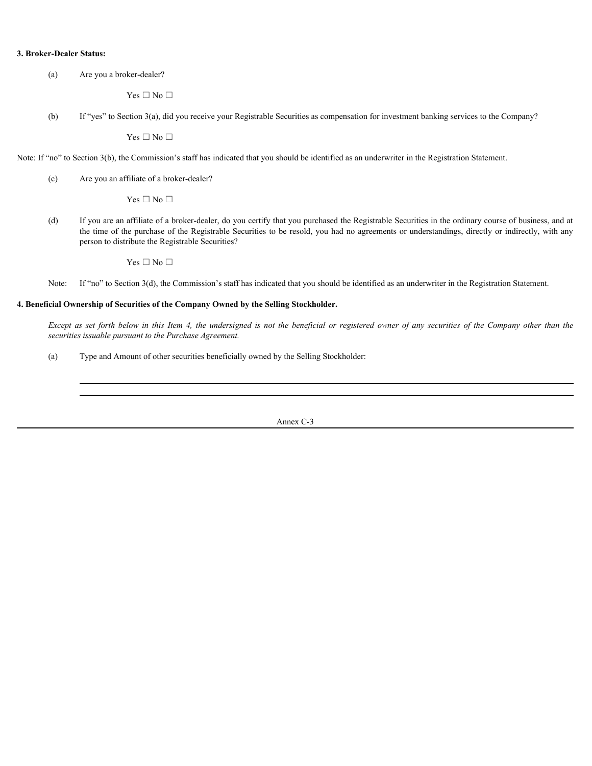**3. Broker-Dealer Status:**

(a) Are you a broker-dealer?

Yes ☐ No ☐

(b) If "yes" to Section 3(a), did you receive your Registrable Securities as compensation for investment banking services to the Company?

Yes ☐ No ☐

Note: If "no" to Section 3(b), the Commission's staff has indicated that you should be identified as an underwriter in the Registration Statement.

(c) Are you an affiliate of a broker-dealer?

Yes ☐ No ☐

(d) If you are an affiliate of a broker-dealer, do you certify that you purchased the Registrable Securities in the ordinary course of business, and at the time of the purchase of the Registrable Securities to be resold, you had no agreements or understandings, directly or indirectly, with any person to distribute the Registrable Securities?

Yes ☐ No ☐

Note: If "no" to Section 3(d), the Commission's staff has indicated that you should be identified as an underwriter in the Registration Statement.

**4. Beneficial Ownership of Securities of the Company Owned by the Selling Stockholder.**

*Except as set forth below in this Item 4, the undersigned is not the beneficial or registered owner of any securities of the Company other than the securities issuable pursuant to the Purchase Agreement.*

(a) Type and Amount of other securities beneficially owned by the Selling Stockholder:

\_\_\_\_\_\_\_\_\_\_\_\_\_\_\_\_\_\_\_\_\_\_\_\_\_\_\_\_\_\_\_\_\_\_\_\_\_\_\_\_\_\_\_\_

\_\_\_\_\_\_\_\_\_\_\_\_\_\_\_\_\_\_\_\_\_\_\_\_\_\_\_\_\_\_\_\_\_\_\_\_\_\_\_\_\_\_\_\_

Annex C-3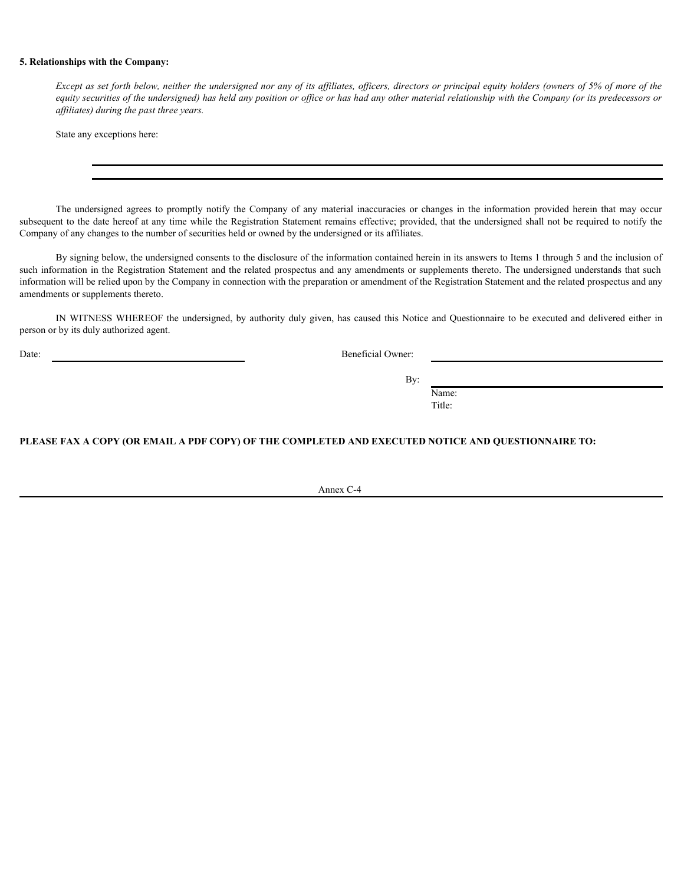**5. Relationships with the Company:**

*Except as set forth below, neither the undersigned nor any of its affiliates, officers, directors or principal equity holders (owners of 5% of more of the equity securities of the undersigned) has held any position or office or has had any other material relationship with the Company (or its predecessors or affiliates) during the past three years.*

State any exceptions here:

\_\_\_\_\_\_\_\_\_\_\_\_\_\_\_\_\_\_\_\_\_\_\_\_\_\_\_\_\_\_\_\_\_\_\_\_\_\_\_\_\_\_\_\_\_\_\_\_\_\_\_\_\_\_\_\_\_\_\_\_

\_\_\_\_\_\_\_\_\_\_\_\_\_\_\_\_\_\_\_\_\_\_\_\_\_\_\_\_\_\_\_\_\_\_\_\_\_\_\_\_\_\_\_\_\_\_\_\_\_\_\_\_\_\_\_\_\_\_\_\_

The undersigned agrees to promptly notify the Company of any material inaccuracies or changes in the information provided herein that may occur subsequent to the date hereof at any time while the Registration Statement remains effective; provided, that the undersigned shall not be required to notify the Company of any changes to the number of securities held or owned by the undersigned or its affiliates.

By signing below, the undersigned consents to the disclosure of the information contained herein in its answers to Items 1 through 5 and the inclusion of such information in the Registration Statement and the related prospectus and any amendments or supplements thereto. The undersigned understands that such information will be relied upon by the Company in connection with the preparation or amendment of the Registration Statement and the related prospectus and any amendments or supplements thereto.

IN WITNESS WHEREOF the undersigned, by authority duly given, has caused this Notice and Questionnaire to be executed and delivered either in person or by its duly authorized agent.

Date: \_\_\_\_\_\_\_\_\_\_\_\_\_\_\_\_\_\_\_\_\_\_\_\_ Beneficial Owner: \_\_\_\_\_\_\_\_\_\_\_\_\_\_\_\_\_\_\_\_\_\_\_\_

By: \_\_\_\_\_\_\_\_\_\_\_\_\_\_\_\_\_\_\_\_\_\_\_\_
Name:
Title:

**PLEASE FAX A COPY (OR EMAIL A PDF COPY) OF THE COMPLETED AND EXECUTED NOTICE AND QUESTIONNAIRE TO:**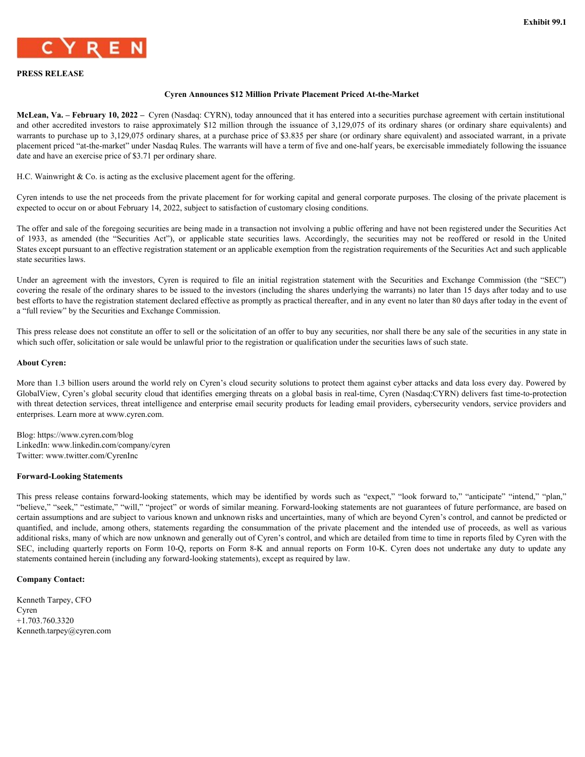Exhibit 99.1

CYREN

**PRESS RELEASE**

**Cyren Announces $12 Million Private Placement Priced At-the-Market**

**McLean, Va. – February 10, 2022 –** Cyren (Nasdaq: CYRN), today announced that it has entered into a securities purchase agreement with certain institutional and other accredited investors to raise approximately $12 million through the issuance of 3,129,075 of its ordinary shares (or ordinary share equivalents) and warrants to purchase up to 3,129,075 ordinary shares, at a purchase price of $3.835 per share (or ordinary share equivalent) and associated warrant, in a private placement priced "at-the-market" under Nasdaq Rules. The warrants will have a term of five and one-half years, be exercisable immediately following the issuance date and have an exercise price of $3.71 per ordinary share.

H.C. Wainwright & Co. is acting as the exclusive placement agent for the offering.

Cyren intends to use the net proceeds from the private placement for for working capital and general corporate purposes. The closing of the private placement is expected to occur on or about February 14, 2022, subject to satisfaction of customary closing conditions.

The offer and sale of the foregoing securities are being made in a transaction not involving a public offering and have not been registered under the Securities Act of 1933, as amended (the "Securities Act"), or applicable state securities laws. Accordingly, the securities may not be reoffered or resold in the United States except pursuant to an effective registration statement or an applicable exemption from the registration requirements of the Securities Act and such applicable state securities laws.

Under an agreement with the investors, Cyren is required to file an initial registration statement with the Securities and Exchange Commission (the "SEC") covering the resale of the ordinary shares to be issued to the investors (including the shares underlying the warrants) no later than 15 days after today and to use best efforts to have the registration statement declared effective as promptly as practical thereafter, and in any event no later than 80 days after today in the event of a "full review" by the Securities and Exchange Commission.

This press release does not constitute an offer to sell or the solicitation of an offer to buy any securities, nor shall there be any sale of the securities in any state in which such offer, solicitation or sale would be unlawful prior to the registration or qualification under the securities laws of such state.

**About Cyren:**

More than 1.3 billion users around the world rely on Cyren's cloud security solutions to protect them against cyber attacks and data loss every day. Powered by GlobalView, Cyren's global security cloud that identifies emerging threats on a global basis in real-time, Cyren (Nasdaq:CYRN) delivers fast time-to-protection with threat detection services, threat intelligence and enterprise email security products for leading email providers, cybersecurity vendors, service providers and enterprises. Learn more at www.cyren.com.

Blog: https://www.cyren.com/blog
LinkedIn: www.linkedin.com/company/cyren
Twitter: www.twitter.com/CyrenInc

**Forward-Looking Statements**

This press release contains forward-looking statements, which may be identified by words such as "expect," "look forward to," "anticipate" "intend," "plan," "believe," "seek," "estimate," "will," "project" or words of similar meaning. Forward-looking statements are not guarantees of future performance, are based on certain assumptions and are subject to various known and unknown risks and uncertainties, many of which are beyond Cyren's control, and cannot be predicted or quantified, and include, among others, statements regarding the consummation of the private placement and the intended use of proceeds, as well as various additional risks, many of which are now unknown and generally out of Cyren's control, and which are detailed from time to time in reports filed by Cyren with the SEC, including quarterly reports on Form 10-Q, reports on Form 8-K and annual reports on Form 10-K. Cyren does not undertake any duty to update any statements contained herein (including any forward-looking statements), except as required by law.

**Company Contact:**

Kenneth Tarpey, CFO
Cyren
+1.703.760.3320
Kenneth.tarpey@cyren.com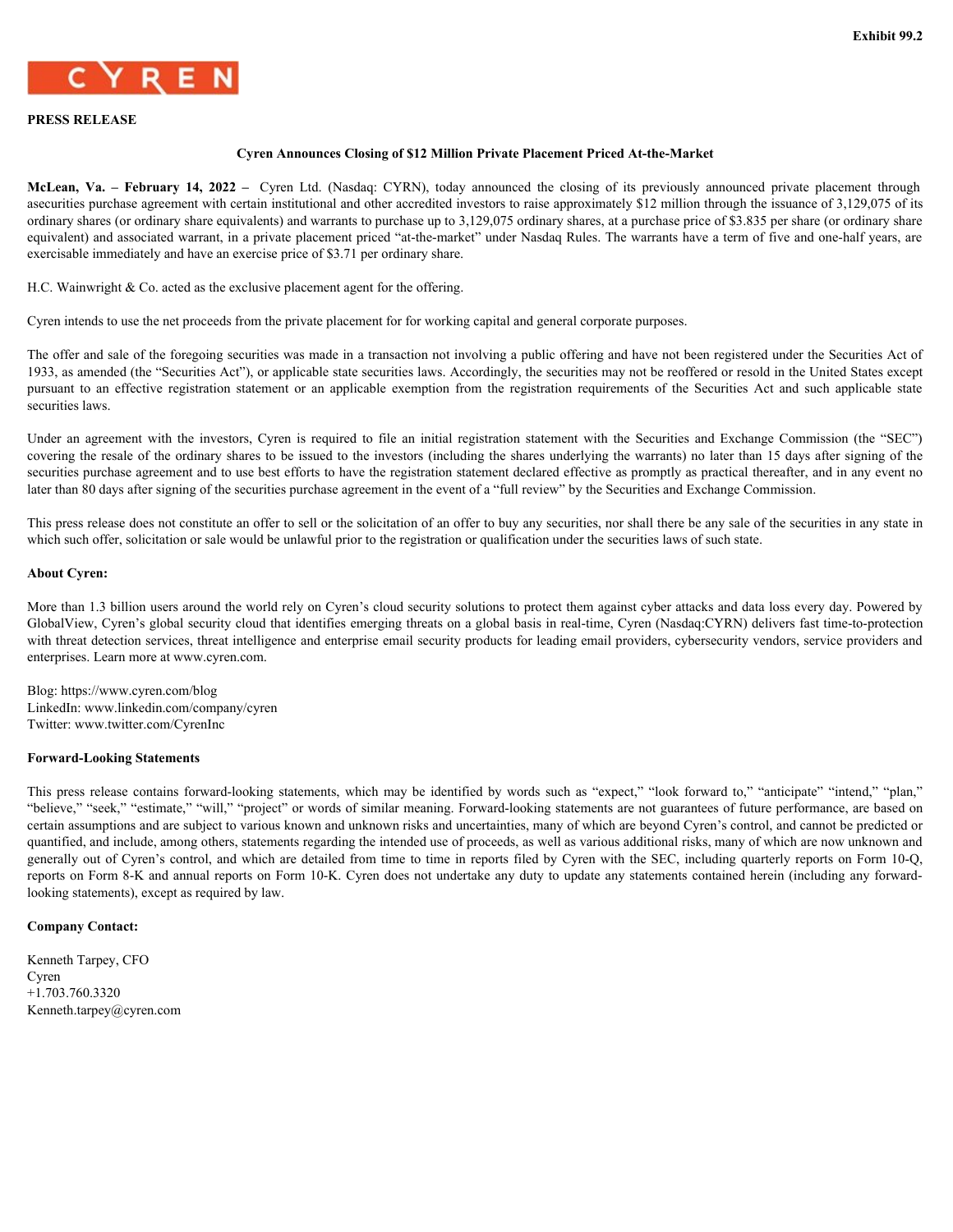Exhibit 99.2

CYREN

**PRESS RELEASE**

**Cyren Announces Closing of $12 Million Private Placement Priced At-the-Market**

**McLean, Va. – February 14, 2022 –** Cyren Ltd. (Nasdaq: CYRN), today announced the closing of its previously announced private placement through asecurities purchase agreement with certain institutional and other accredited investors to raise approximately $12 million through the issuance of 3,129,075 of its ordinary shares (or ordinary share equivalents) and warrants to purchase up to 3,129,075 ordinary shares, at a purchase price of $3.835 per share (or ordinary share equivalent) and associated warrant, in a private placement priced "at-the-market" under Nasdaq Rules. The warrants have a term of five and one-half years, are exercisable immediately and have an exercise price of $3.71 per ordinary share.

H.C. Wainwright & Co. acted as the exclusive placement agent for the offering.

Cyren intends to use the net proceeds from the private placement for for working capital and general corporate purposes.

The offer and sale of the foregoing securities was made in a transaction not involving a public offering and have not been registered under the Securities Act of 1933, as amended (the "Securities Act"), or applicable state securities laws. Accordingly, the securities may not be reoffered or resold in the United States except pursuant to an effective registration statement or an applicable exemption from the registration requirements of the Securities Act and such applicable state securities laws.

Under an agreement with the investors, Cyren is required to file an initial registration statement with the Securities and Exchange Commission (the "SEC") covering the resale of the ordinary shares to be issued to the investors (including the shares underlying the warrants) no later than 15 days after signing of the securities purchase agreement and to use best efforts to have the registration statement declared effective as promptly as practical thereafter, and in any event no later than 80 days after signing of the securities purchase agreement in the event of a "full review" by the Securities and Exchange Commission.

This press release does not constitute an offer to sell or the solicitation of an offer to buy any securities, nor shall there be any sale of the securities in any state in which such offer, solicitation or sale would be unlawful prior to the registration or qualification under the securities laws of such state.

**About Cyren:**

More than 1.3 billion users around the world rely on Cyren's cloud security solutions to protect them against cyber attacks and data loss every day. Powered by GlobalView, Cyren's global security cloud that identifies emerging threats on a global basis in real-time, Cyren (Nasdaq:CYRN) delivers fast time-to-protection with threat detection services, threat intelligence and enterprise email security products for leading email providers, cybersecurity vendors, service providers and enterprises. Learn more at www.cyren.com.

Blog: https://www.cyren.com/blog
LinkedIn: www.linkedin.com/company/cyren
Twitter: www.twitter.com/CyrenInc

**Forward-Looking Statements**

This press release contains forward-looking statements, which may be identified by words such as "expect," "look forward to," "anticipate" "intend," "plan," "believe," "seek," "estimate," "will," "project" or words of similar meaning. Forward-looking statements are not guarantees of future performance, are based on certain assumptions and are subject to various known and unknown risks and uncertainties, many of which are beyond Cyren's control, and cannot be predicted or quantified, and include, among others, statements regarding the intended use of proceeds, as well as various additional risks, many of which are now unknown and generally out of Cyren's control, and which are detailed from time to time in reports filed by Cyren with the SEC, including quarterly reports on Form 10-Q, reports on Form 8-K and annual reports on Form 10-K. Cyren does not undertake any duty to update any statements contained herein (including any forward-looking statements), except as required by law.

**Company Contact:**

Kenneth Tarpey, CFO
Cyren
+1.703.760.3320
Kenneth.tarpey@cyren.com